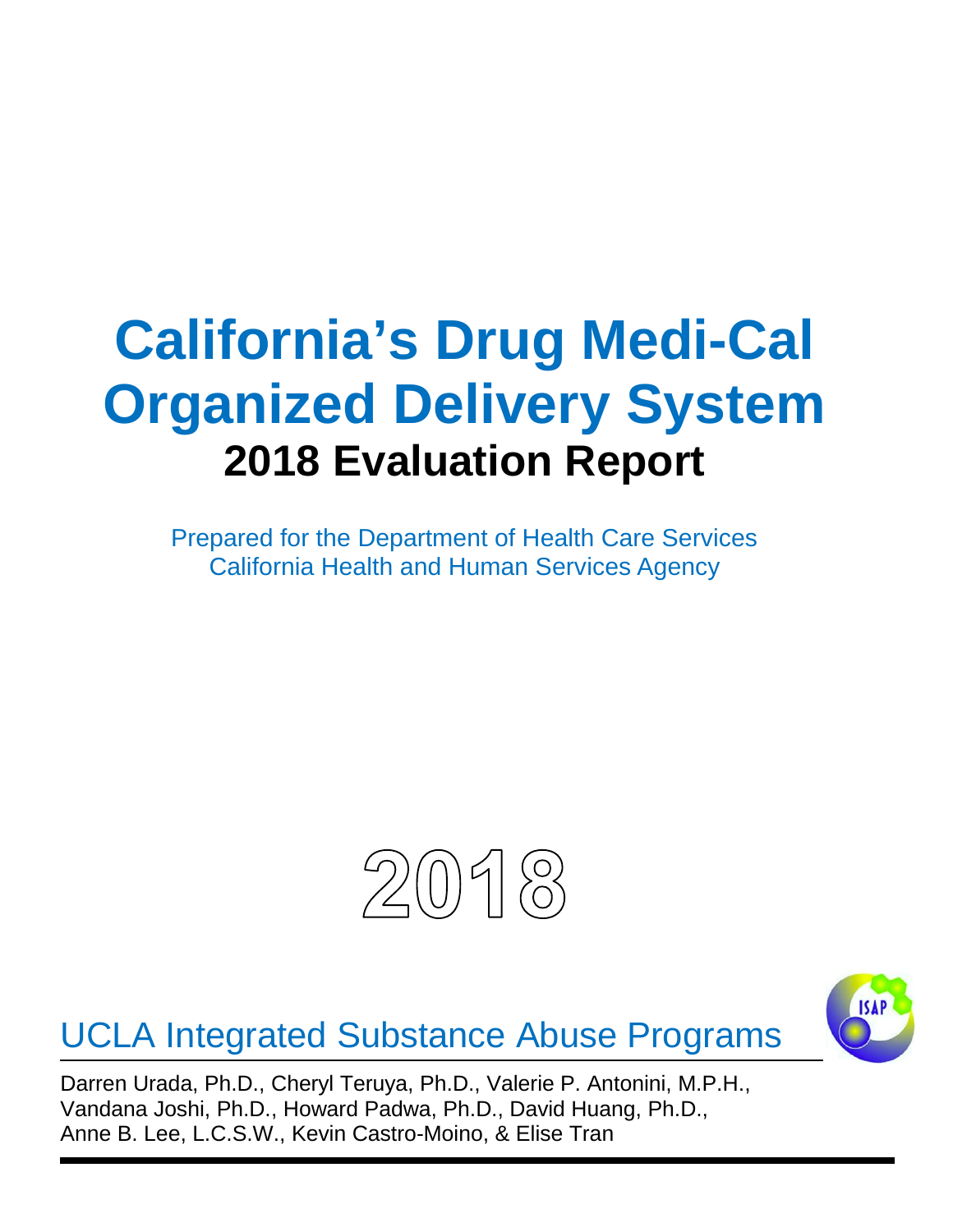# California's Drug Medi-Cal Organized Delivery System

## 2018 Evaluation Report

Prepared for the Department of Health Care Services
California Health and Human Services Agency

2018

UCLA Integrated Substance Abuse Programs

Darren Urada, Ph.D., Cheryl Teruya, Ph.D., Valerie P. Antonini, M.P.H.,
Vandana Joshi, Ph.D., Howard Padwa, Ph.D., David Huang, Ph.D.,
Anne B. Lee, L.C.S.W., Kevin Castro-Moino, & Elise Tran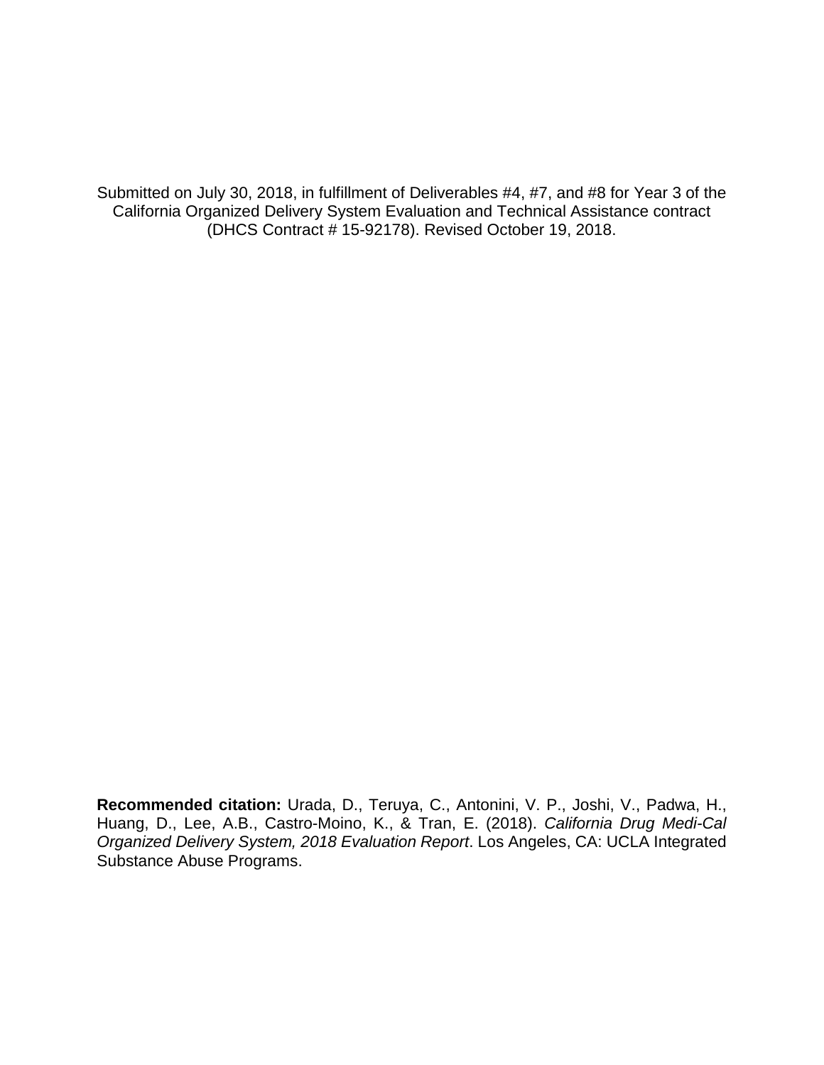Submitted on July 30, 2018, in fulfillment of Deliverables #4, #7, and #8 for Year 3 of the California Organized Delivery System Evaluation and Technical Assistance contract (DHCS Contract # 15-92178). Revised October 19, 2018.

**Recommended citation:** Urada, D., Teruya, C., Antonini, V. P., Joshi, V., Padwa, H., Huang, D., Lee, A.B., Castro-Moino, K., & Tran, E. (2018). *California Drug Medi-Cal Organized Delivery System, 2018 Evaluation Report*. Los Angeles, CA: UCLA Integrated Substance Abuse Programs.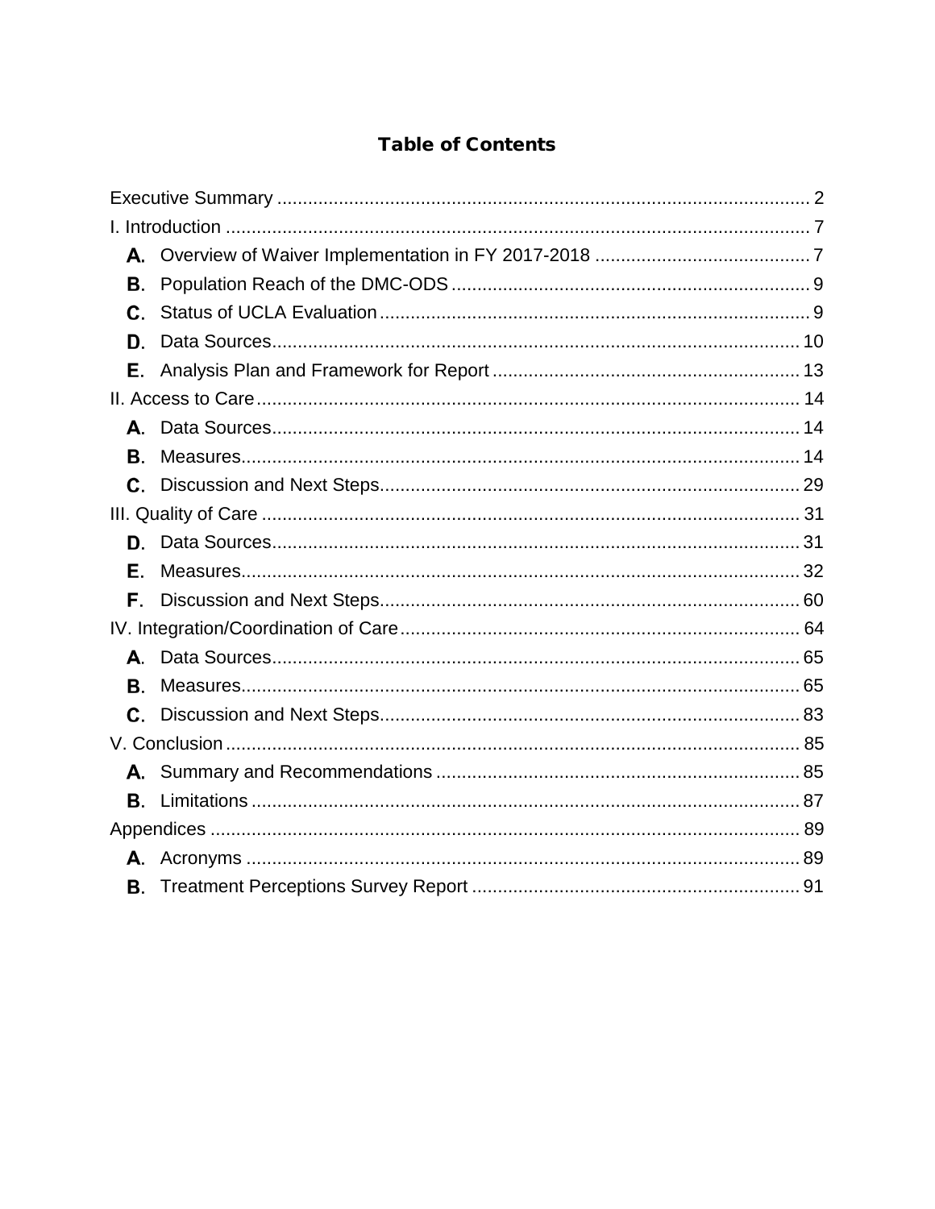# Table of Contents

Executive Summary ........................................................................................................ 2

I. Introduction ................................................................................................................. 7

- **A.** Overview of Waiver Implementation in FY 2017-2018 .......................................... 7
- **B.** Population Reach of the DMC-ODS ..................................................................... 9
- **C.** Status of UCLA Evaluation ................................................................................... 9
- **D.** Data Sources ....................................................................................................... 10
- **E.** Analysis Plan and Framework for Report ........................................................... 13

II. Access to Care .......................................................................................................... 14

- **A.** Data Sources ....................................................................................................... 14
- **B.** Measures ............................................................................................................. 14
- **C.** Discussion and Next Steps .................................................................................. 29

III. Quality of Care ......................................................................................................... 31

- **D.** Data Sources ....................................................................................................... 31
- **E.** Measures ............................................................................................................. 32
- **F.** Discussion and Next Steps .................................................................................. 60

IV. Integration/Coordination of Care .............................................................................. 64

- **A.** Data Sources ....................................................................................................... 65
- **B.** Measures ............................................................................................................. 65
- **C.** Discussion and Next Steps .................................................................................. 83

V. Conclusion ................................................................................................................ 85

- **A.** Summary and Recommendations ....................................................................... 85
- **B.** Limitations ........................................................................................................... 87

Appendices ................................................................................................................... 89

- **A.** Acronyms ............................................................................................................ 89
- **B.** Treatment Perceptions Survey Report ................................................................ 91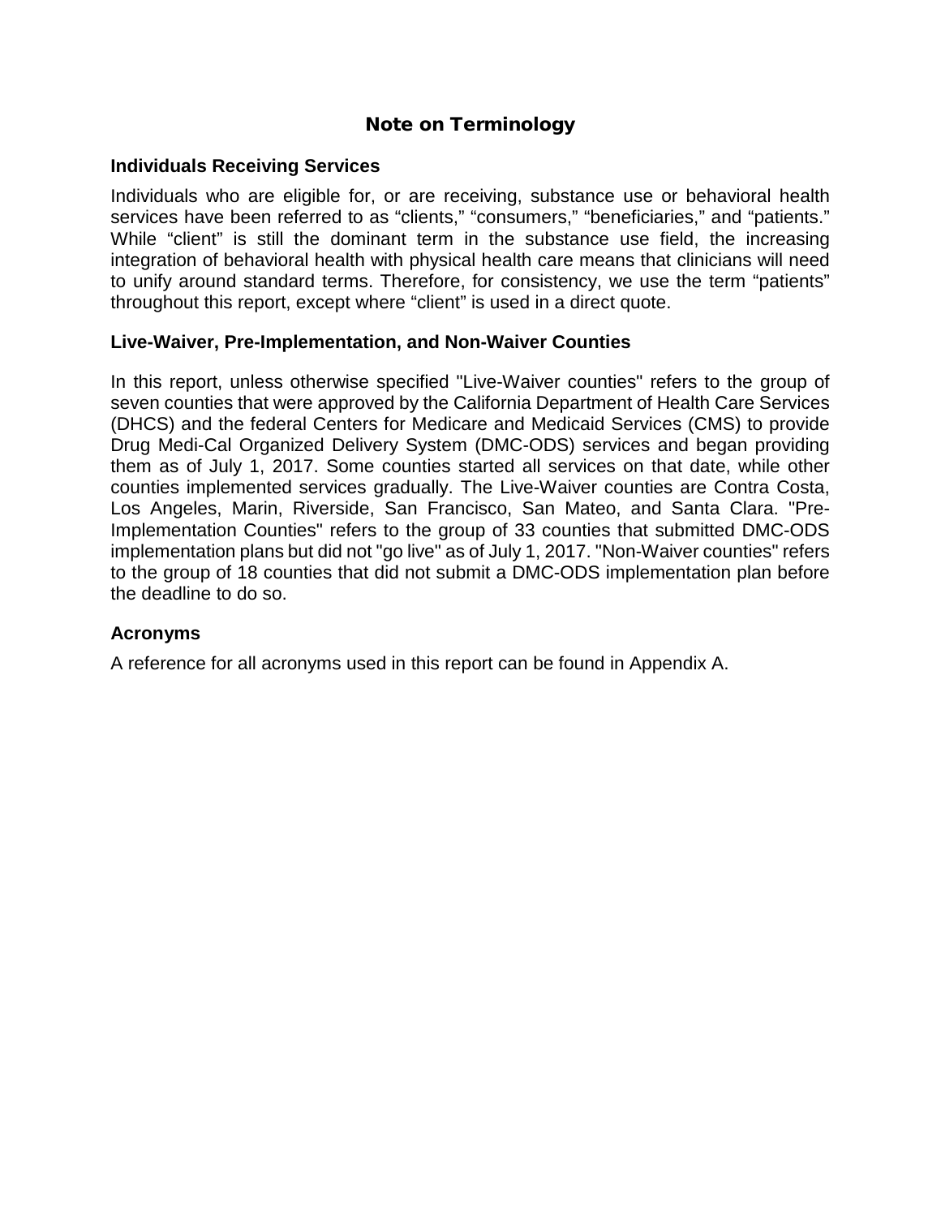# Note on Terminology

### Individuals Receiving Services

Individuals who are eligible for, or are receiving, substance use or behavioral health services have been referred to as "clients," "consumers," "beneficiaries," and "patients." While "client" is still the dominant term in the substance use field, the increasing integration of behavioral health with physical health care means that clinicians will need to unify around standard terms. Therefore, for consistency, we use the term "patients" throughout this report, except where "client" is used in a direct quote.

### Live-Waiver, Pre-Implementation, and Non-Waiver Counties

In this report, unless otherwise specified "Live-Waiver counties" refers to the group of seven counties that were approved by the California Department of Health Care Services (DHCS) and the federal Centers for Medicare and Medicaid Services (CMS) to provide Drug Medi-Cal Organized Delivery System (DMC-ODS) services and began providing them as of July 1, 2017. Some counties started all services on that date, while other counties implemented services gradually. The Live-Waiver counties are Contra Costa, Los Angeles, Marin, Riverside, San Francisco, San Mateo, and Santa Clara. "Pre-Implementation Counties" refers to the group of 33 counties that submitted DMC-ODS implementation plans but did not "go live" as of July 1, 2017. "Non-Waiver counties" refers to the group of 18 counties that did not submit a DMC-ODS implementation plan before the deadline to do so.

### Acronyms

A reference for all acronyms used in this report can be found in Appendix A.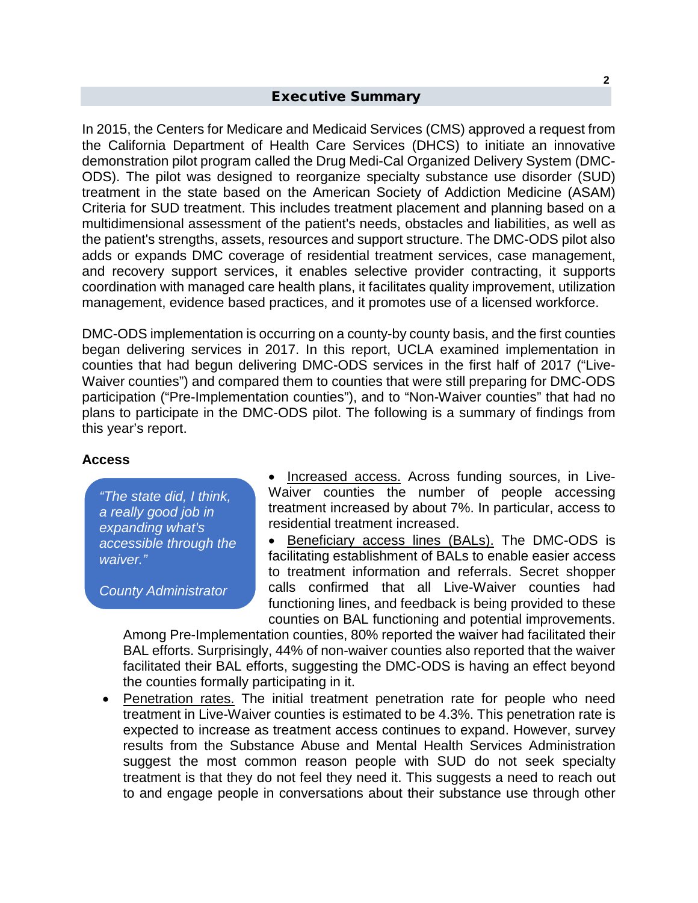## Executive Summary

In 2015, the Centers for Medicare and Medicaid Services (CMS) approved a request from the California Department of Health Care Services (DHCS) to initiate an innovative demonstration pilot program called the Drug Medi-Cal Organized Delivery System (DMC-ODS). The pilot was designed to reorganize specialty substance use disorder (SUD) treatment in the state based on the American Society of Addiction Medicine (ASAM) Criteria for SUD treatment. This includes treatment placement and planning based on a multidimensional assessment of the patient's needs, obstacles and liabilities, as well as the patient's strengths, assets, resources and support structure. The DMC-ODS pilot also adds or expands DMC coverage of residential treatment services, case management, and recovery support services, it enables selective provider contracting, it supports coordination with managed care health plans, it facilitates quality improvement, utilization management, evidence based practices, and it promotes use of a licensed workforce.

DMC-ODS implementation is occurring on a county-by county basis, and the first counties began delivering services in 2017. In this report, UCLA examined implementation in counties that had begun delivering DMC-ODS services in the first half of 2017 ("Live-Waiver counties") and compared them to counties that were still preparing for DMC-ODS participation ("Pre-Implementation counties"), and to "Non-Waiver counties" that had no plans to participate in the DMC-ODS pilot. The following is a summary of findings from this year's report.

**Access**

> *"The state did, I think, a really good job in expanding what's accessible through the waiver."*
>
> *County Administrator*

- Increased access. Across funding sources, in Live-Waiver counties the number of people accessing treatment increased by about 7%. In particular, access to residential treatment increased.
- Beneficiary access lines (BALs). The DMC-ODS is facilitating establishment of BALs to enable easier access to treatment information and referrals. Secret shopper calls confirmed that all Live-Waiver counties had functioning lines, and feedback is being provided to these counties on BAL functioning and potential improvements. Among Pre-Implementation counties, 80% reported the waiver had facilitated their BAL efforts. Surprisingly, 44% of non-waiver counties also reported that the waiver facilitated their BAL efforts, suggesting the DMC-ODS is having an effect beyond the counties formally participating in it.
- Penetration rates. The initial treatment penetration rate for people who need treatment in Live-Waiver counties is estimated to be 4.3%. This penetration rate is expected to increase as treatment access continues to expand. However, survey results from the Substance Abuse and Mental Health Services Administration suggest the most common reason people with SUD do not seek specialty treatment is that they do not feel they need it. This suggests a need to reach out to and engage people in conversations about their substance use through other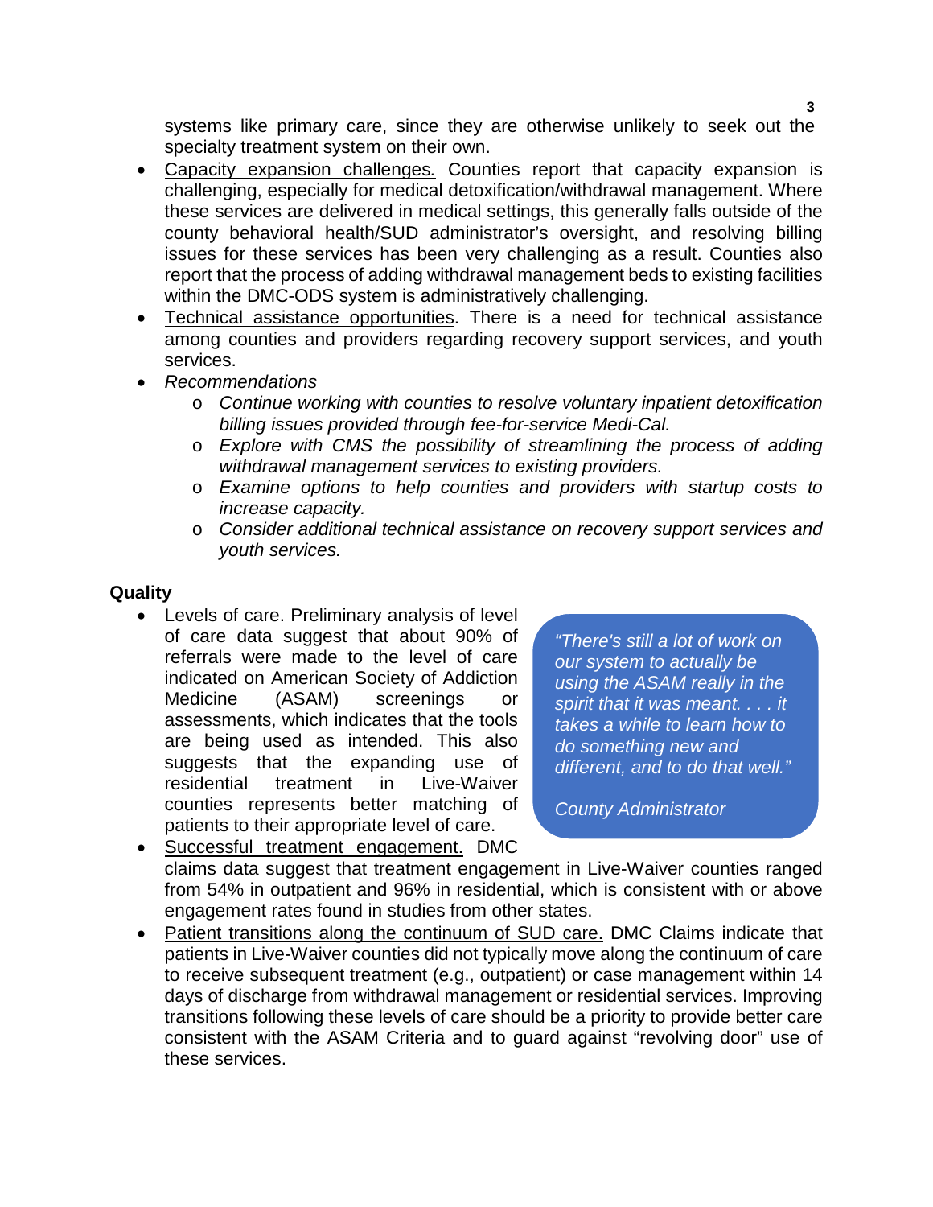systems like primary care, since they are otherwise unlikely to seek out the specialty treatment system on their own.

- Capacity expansion challenges. Counties report that capacity expansion is challenging, especially for medical detoxification/withdrawal management. Where these services are delivered in medical settings, this generally falls outside of the county behavioral health/SUD administrator's oversight, and resolving billing issues for these services has been very challenging as a result. Counties also report that the process of adding withdrawal management beds to existing facilities within the DMC-ODS system is administratively challenging.
- Technical assistance opportunities. There is a need for technical assistance among counties and providers regarding recovery support services, and youth services.
- *Recommendations*
  - *Continue working with counties to resolve voluntary inpatient detoxification billing issues provided through fee-for-service Medi-Cal.*
  - *Explore with CMS the possibility of streamlining the process of adding withdrawal management services to existing providers.*
  - *Examine options to help counties and providers with startup costs to increase capacity.*
  - *Consider additional technical assistance on recovery support services and youth services.*

**Quality**

- Levels of care. Preliminary analysis of level of care data suggest that about 90% of referrals were made to the level of care indicated on American Society of Addiction Medicine (ASAM) screenings or assessments, which indicates that the tools are being used as intended. This also suggests that the expanding use of residential treatment in Live-Waiver counties represents better matching of patients to their appropriate level of care.
- Successful treatment engagement. DMC claims data suggest that treatment engagement in Live-Waiver counties ranged from 54% in outpatient and 96% in residential, which is consistent with or above engagement rates found in studies from other states.
- Patient transitions along the continuum of SUD care. DMC Claims indicate that patients in Live-Waiver counties did not typically move along the continuum of care to receive subsequent treatment (e.g., outpatient) or case management within 14 days of discharge from withdrawal management or residential services. Improving transitions following these levels of care should be a priority to provide better care consistent with the ASAM Criteria and to guard against "revolving door" use of these services.

> *"There's still a lot of work on our system to actually be using the ASAM really in the spirit that it was meant. . . . it takes a while to learn how to do something new and different, and to do that well."*
>
> *County Administrator*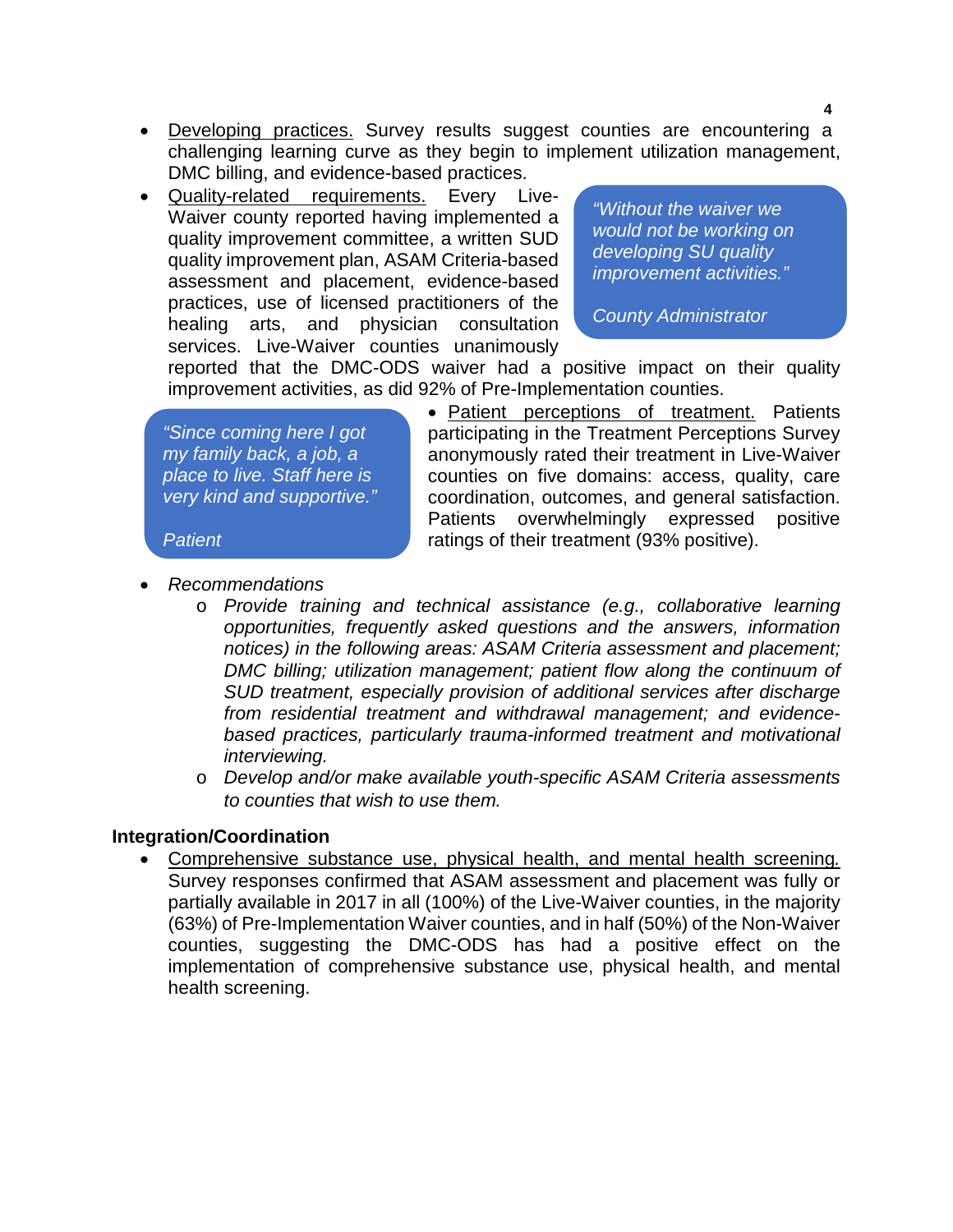- Developing practices. Survey results suggest counties are encountering a challenging learning curve as they begin to implement utilization management, DMC billing, and evidence-based practices.
- Quality-related requirements. Every Live-Waiver county reported having implemented a quality improvement committee, a written SUD quality improvement plan, ASAM Criteria-based assessment and placement, evidence-based practices, use of licensed practitioners of the healing arts, and physician consultation services. Live-Waiver counties unanimously reported that the DMC-ODS waiver had a positive impact on their quality improvement activities, as did 92% of Pre-Implementation counties.

> *"Without the waiver we would not be working on developing SU quality improvement activities."*
>
> *County Administrator*

> *"Since coming here I got my family back, a job, a place to live. Staff here is very kind and supportive."*
>
> *Patient*

- Patient perceptions of treatment. Patients participating in the Treatment Perceptions Survey anonymously rated their treatment in Live-Waiver counties on five domains: access, quality, care coordination, outcomes, and general satisfaction. Patients overwhelmingly expressed positive ratings of their treatment (93% positive).
- *Recommendations*
  - *Provide training and technical assistance (e.g., collaborative learning opportunities, frequently asked questions and the answers, information notices) in the following areas: ASAM Criteria assessment and placement; DMC billing; utilization management; patient flow along the continuum of SUD treatment, especially provision of additional services after discharge from residential treatment and withdrawal management; and evidence-based practices, particularly trauma-informed treatment and motivational interviewing.*
  - *Develop and/or make available youth-specific ASAM Criteria assessments to counties that wish to use them.*

**Integration/Coordination**

- Comprehensive substance use, physical health, and mental health screening. Survey responses confirmed that ASAM assessment and placement was fully or partially available in 2017 in all (100%) of the Live-Waiver counties, in the majority (63%) of Pre-Implementation Waiver counties, and in half (50%) of the Non-Waiver counties, suggesting the DMC-ODS has had a positive effect on the implementation of comprehensive substance use, physical health, and mental health screening.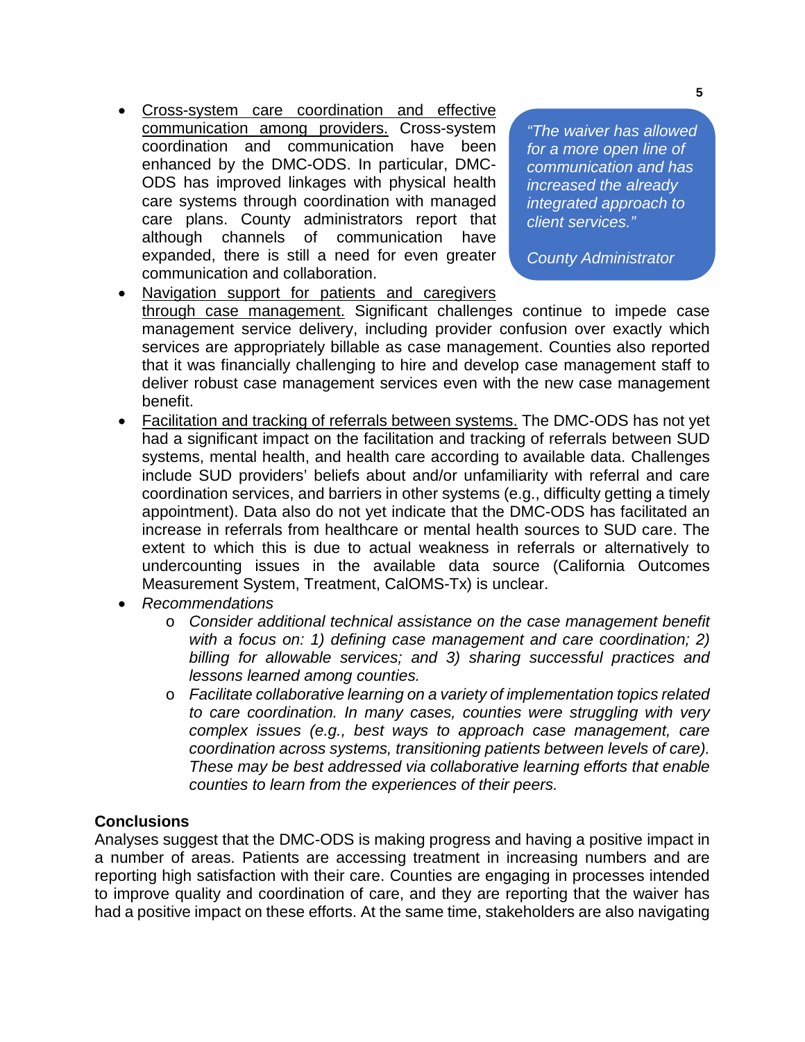- <u>Cross-system care coordination and effective communication among providers.</u> Cross-system coordination and communication have been enhanced by the DMC-ODS. In particular, DMC-ODS has improved linkages with physical health care systems through coordination with managed care plans. County administrators report that although channels of communication have expanded, there is still a need for even greater communication and collaboration.

> *"The waiver has allowed for a more open line of communication and has increased the already integrated approach to client services."*
>
> *County Administrator*

- <u>Navigation support for patients and caregivers through case management.</u> Significant challenges continue to impede case management service delivery, including provider confusion over exactly which services are appropriately billable as case management. Counties also reported that it was financially challenging to hire and develop case management staff to deliver robust case management services even with the new case management benefit.
- <u>Facilitation and tracking of referrals between systems.</u> The DMC-ODS has not yet had a significant impact on the facilitation and tracking of referrals between SUD systems, mental health, and health care according to available data. Challenges include SUD providers' beliefs about and/or unfamiliarity with referral and care coordination services, and barriers in other systems (e.g., difficulty getting a timely appointment). Data also do not yet indicate that the DMC-ODS has facilitated an increase in referrals from healthcare or mental health sources to SUD care. The extent to which this is due to actual weakness in referrals or alternatively to undercounting issues in the available data source (California Outcomes Measurement System, Treatment, CalOMS-Tx) is unclear.
- *Recommendations*
  - *Consider additional technical assistance on the case management benefit with a focus on: 1) defining case management and care coordination; 2) billing for allowable services; and 3) sharing successful practices and lessons learned among counties.*
  - *Facilitate collaborative learning on a variety of implementation topics related to care coordination. In many cases, counties were struggling with very complex issues (e.g., best ways to approach case management, care coordination across systems, transitioning patients between levels of care). These may be best addressed via collaborative learning efforts that enable counties to learn from the experiences of their peers.*

### Conclusions

Analyses suggest that the DMC-ODS is making progress and having a positive impact in a number of areas. Patients are accessing treatment in increasing numbers and are reporting high satisfaction with their care. Counties are engaging in processes intended to improve quality and coordination of care, and they are reporting that the waiver has had a positive impact on these efforts. At the same time, stakeholders are also navigating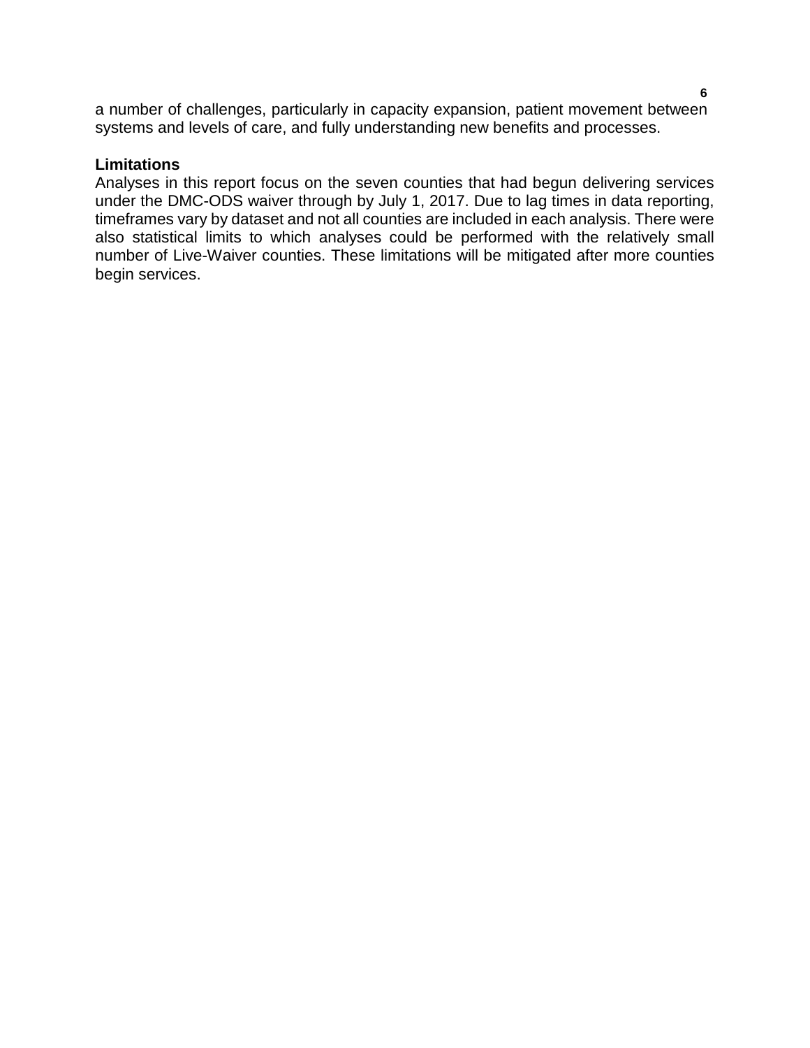a number of challenges, particularly in capacity expansion, patient movement between systems and levels of care, and fully understanding new benefits and processes.

**Limitations**

Analyses in this report focus on the seven counties that had begun delivering services under the DMC-ODS waiver through by July 1, 2017. Due to lag times in data reporting, timeframes vary by dataset and not all counties are included in each analysis. There were also statistical limits to which analyses could be performed with the relatively small number of Live-Waiver counties. These limitations will be mitigated after more counties begin services.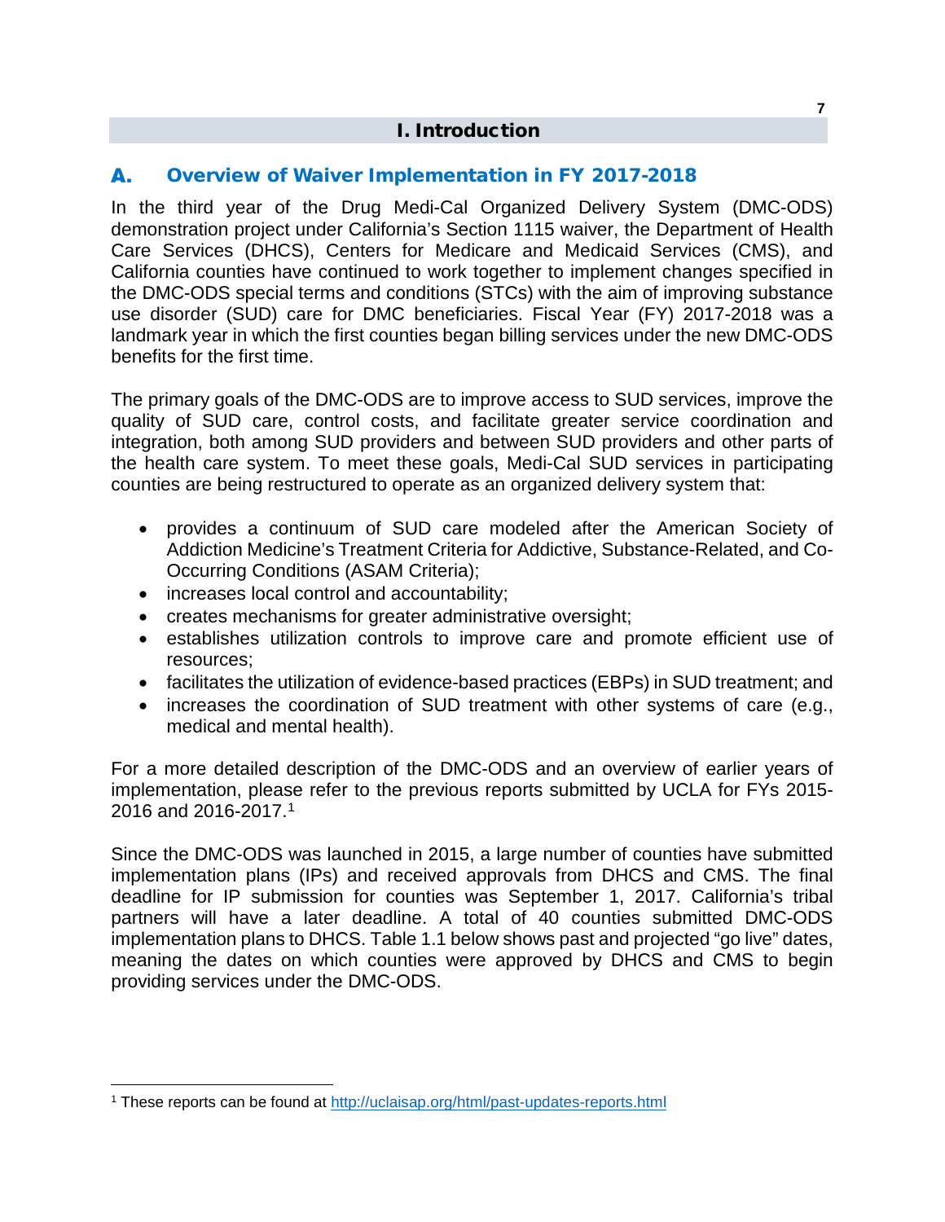# I. Introduction

## A. Overview of Waiver Implementation in FY 2017-2018

In the third year of the Drug Medi-Cal Organized Delivery System (DMC-ODS) demonstration project under California's Section 1115 waiver, the Department of Health Care Services (DHCS), Centers for Medicare and Medicaid Services (CMS), and California counties have continued to work together to implement changes specified in the DMC-ODS special terms and conditions (STCs) with the aim of improving substance use disorder (SUD) care for DMC beneficiaries. Fiscal Year (FY) 2017-2018 was a landmark year in which the first counties began billing services under the new DMC-ODS benefits for the first time.

The primary goals of the DMC-ODS are to improve access to SUD services, improve the quality of SUD care, control costs, and facilitate greater service coordination and integration, both among SUD providers and between SUD providers and other parts of the health care system. To meet these goals, Medi-Cal SUD services in participating counties are being restructured to operate as an organized delivery system that:

- provides a continuum of SUD care modeled after the American Society of Addiction Medicine's Treatment Criteria for Addictive, Substance-Related, and Co-Occurring Conditions (ASAM Criteria);
- increases local control and accountability;
- creates mechanisms for greater administrative oversight;
- establishes utilization controls to improve care and promote efficient use of resources;
- facilitates the utilization of evidence-based practices (EBPs) in SUD treatment; and
- increases the coordination of SUD treatment with other systems of care (e.g., medical and mental health).

For a more detailed description of the DMC-ODS and an overview of earlier years of implementation, please refer to the previous reports submitted by UCLA for FYs 2015-2016 and 2016-2017.[1]

Since the DMC-ODS was launched in 2015, a large number of counties have submitted implementation plans (IPs) and received approvals from DHCS and CMS. The final deadline for IP submission for counties was September 1, 2017. California's tribal partners will have a later deadline. A total of 40 counties submitted DMC-ODS implementation plans to DHCS. Table 1.1 below shows past and projected "go live" dates, meaning the dates on which counties were approved by DHCS and CMS to begin providing services under the DMC-ODS.

---

[1] These reports can be found at http://uclaisap.org/html/past-updates-reports.html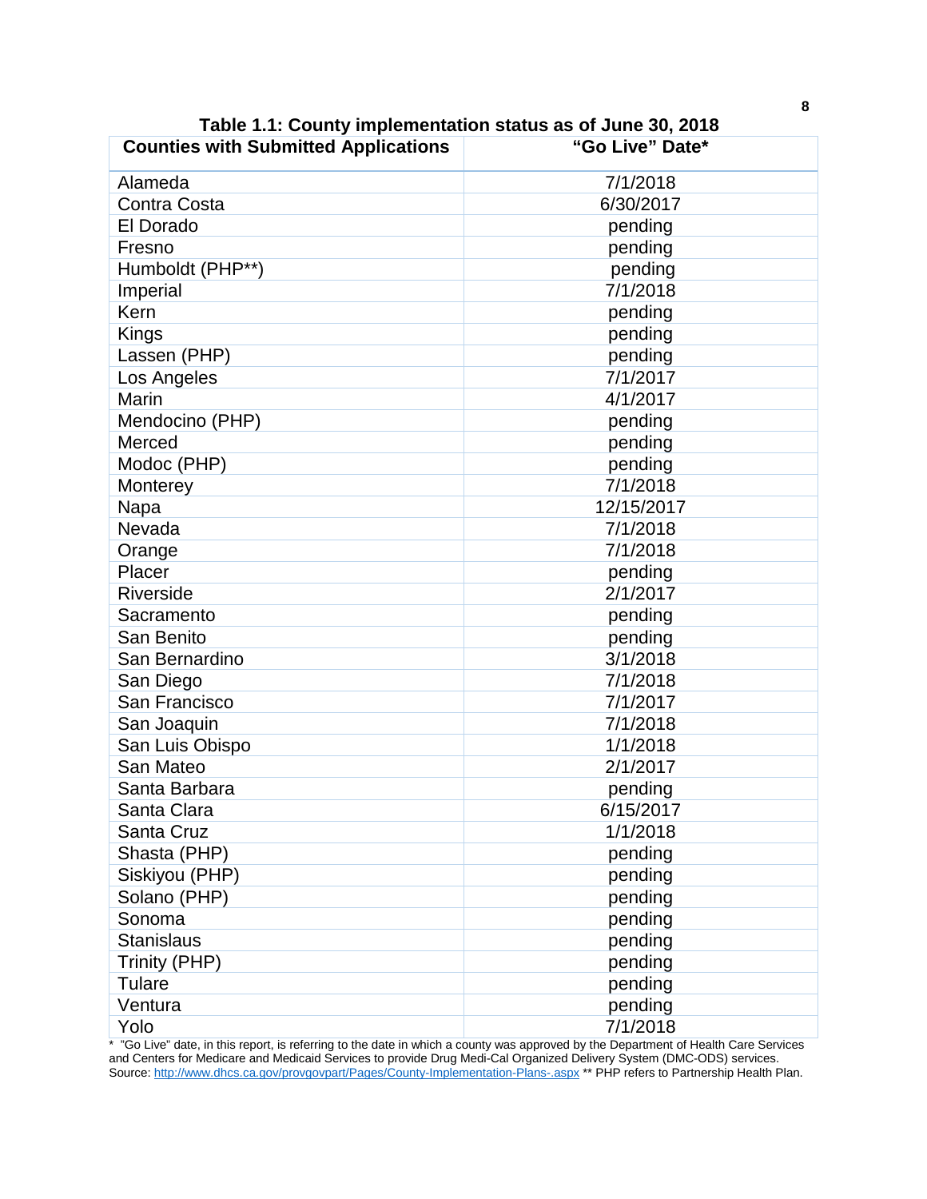**Table 1.1: County implementation status as of June 30, 2018**

| Counties with Submitted Applications | "Go Live" Date* |
|---|---|
| Alameda | 7/1/2018 |
| Contra Costa | 6/30/2017 |
| El Dorado | pending |
| Fresno | pending |
| Humboldt (PHP**) | pending |
| Imperial | 7/1/2018 |
| Kern | pending |
| Kings | pending |
| Lassen (PHP) | pending |
| Los Angeles | 7/1/2017 |
| Marin | 4/1/2017 |
| Mendocino (PHP) | pending |
| Merced | pending |
| Modoc (PHP) | pending |
| Monterey | 7/1/2018 |
| Napa | 12/15/2017 |
| Nevada | 7/1/2018 |
| Orange | 7/1/2018 |
| Placer | pending |
| Riverside | 2/1/2017 |
| Sacramento | pending |
| San Benito | pending |
| San Bernardino | 3/1/2018 |
| San Diego | 7/1/2018 |
| San Francisco | 7/1/2017 |
| San Joaquin | 7/1/2018 |
| San Luis Obispo | 1/1/2018 |
| San Mateo | 2/1/2017 |
| Santa Barbara | pending |
| Santa Clara | 6/15/2017 |
| Santa Cruz | 1/1/2018 |
| Shasta (PHP) | pending |
| Siskiyou (PHP) | pending |
| Solano (PHP) | pending |
| Sonoma | pending |
| Stanislaus | pending |
| Trinity (PHP) | pending |
| Tulare | pending |
| Ventura | pending |
| Yolo | 7/1/2018 |

* "Go Live" date, in this report, is referring to the date in which a county was approved by the Department of Health Care Services and Centers for Medicare and Medicaid Services to provide Drug Medi-Cal Organized Delivery System (DMC-ODS) services.
Source: http://www.dhcs.ca.gov/provgovpart/Pages/County-Implementation-Plans-.aspx ** PHP refers to Partnership Health Plan.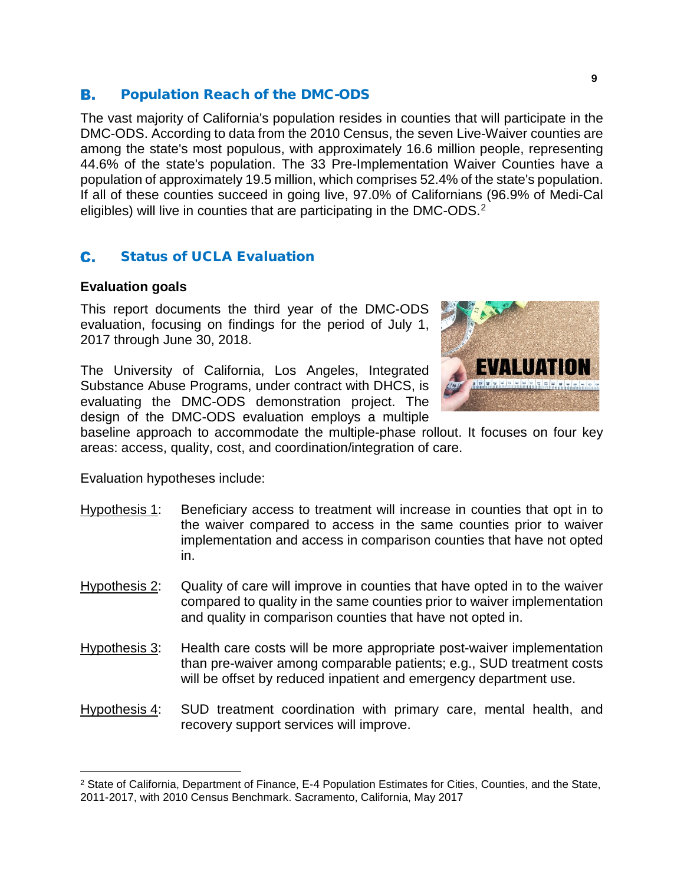## B. Population Reach of the DMC-ODS

The vast majority of California's population resides in counties that will participate in the DMC-ODS. According to data from the 2010 Census, the seven Live-Waiver counties are among the state's most populous, with approximately 16.6 million people, representing 44.6% of the state's population. The 33 Pre-Implementation Waiver Counties have a population of approximately 19.5 million, which comprises 52.4% of the state's population. If all of these counties succeed in going live, 97.0% of Californians (96.9% of Medi-Cal eligibles) will live in counties that are participating in the DMC-ODS.[2]

## C. Status of UCLA Evaluation

### Evaluation goals

This report documents the third year of the DMC-ODS evaluation, focusing on findings for the period of July 1, 2017 through June 30, 2018.

The University of California, Los Angeles, Integrated Substance Abuse Programs, under contract with DHCS, is evaluating the DMC-ODS demonstration project. The design of the DMC-ODS evaluation employs a multiple baseline approach to accommodate the multiple-phase rollout. It focuses on four key areas: access, quality, cost, and coordination/integration of care.

Evaluation hypotheses include:

Hypothesis 1: Beneficiary access to treatment will increase in counties that opt in to the waiver compared to access in the same counties prior to waiver implementation and access in comparison counties that have not opted in.

Hypothesis 2: Quality of care will improve in counties that have opted in to the waiver compared to quality in the same counties prior to waiver implementation and quality in comparison counties that have not opted in.

Hypothesis 3: Health care costs will be more appropriate post-waiver implementation than pre-waiver among comparable patients; e.g., SUD treatment costs will be offset by reduced inpatient and emergency department use.

Hypothesis 4: SUD treatment coordination with primary care, mental health, and recovery support services will improve.

[2] State of California, Department of Finance, E-4 Population Estimates for Cities, Counties, and the State, 2011-2017, with 2010 Census Benchmark. Sacramento, California, May 2017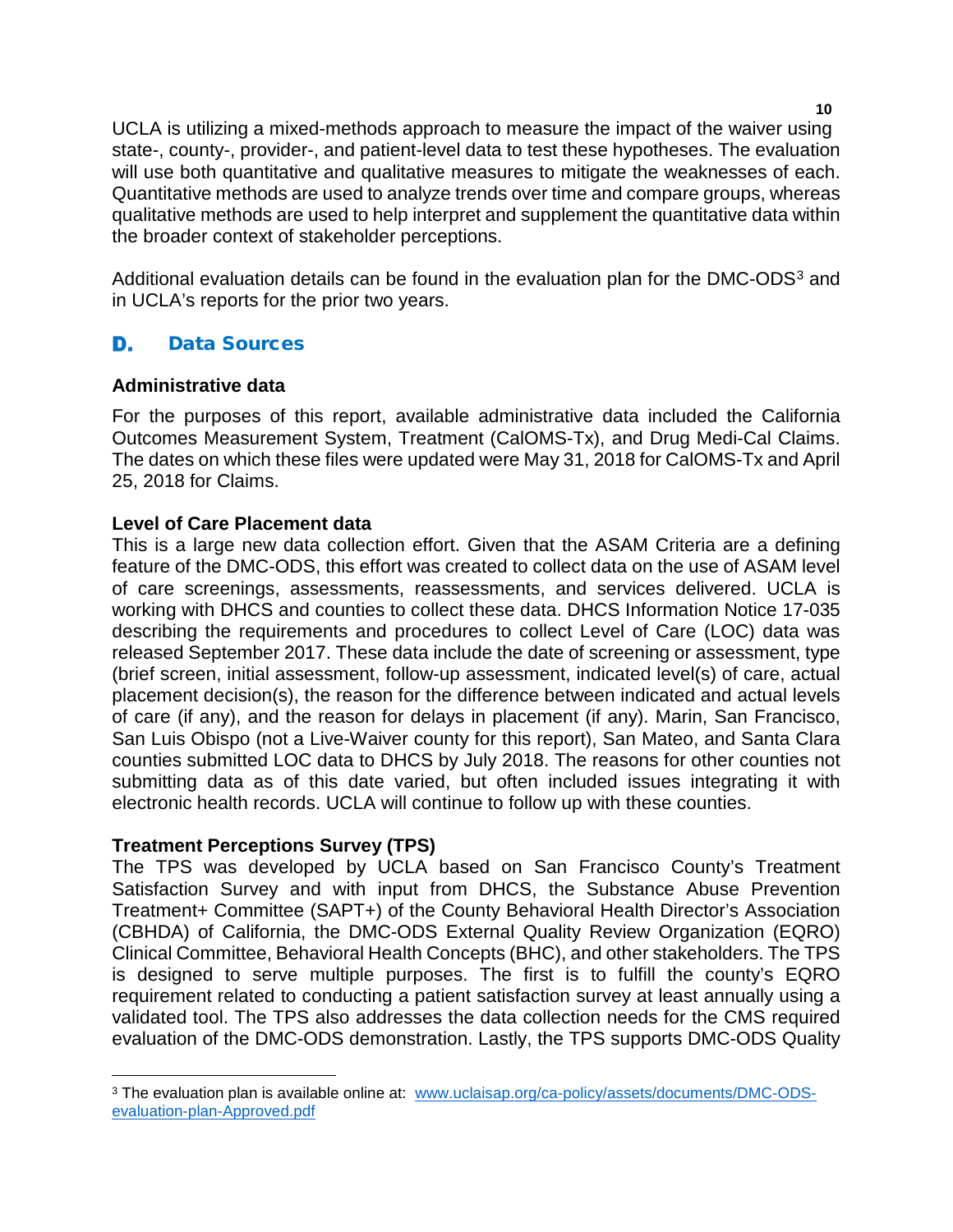UCLA is utilizing a mixed-methods approach to measure the impact of the waiver using state-, county-, provider-, and patient-level data to test these hypotheses. The evaluation will use both quantitative and qualitative measures to mitigate the weaknesses of each. Quantitative methods are used to analyze trends over time and compare groups, whereas qualitative methods are used to help interpret and supplement the quantitative data within the broader context of stakeholder perceptions.

Additional evaluation details can be found in the evaluation plan for the DMC-ODS[3] and in UCLA's reports for the prior two years.

## D. Data Sources

**Administrative data**

For the purposes of this report, available administrative data included the California Outcomes Measurement System, Treatment (CalOMS-Tx), and Drug Medi-Cal Claims. The dates on which these files were updated were May 31, 2018 for CalOMS-Tx and April 25, 2018 for Claims.

**Level of Care Placement data**

This is a large new data collection effort. Given that the ASAM Criteria are a defining feature of the DMC-ODS, this effort was created to collect data on the use of ASAM level of care screenings, assessments, reassessments, and services delivered. UCLA is working with DHCS and counties to collect these data. DHCS Information Notice 17-035 describing the requirements and procedures to collect Level of Care (LOC) data was released September 2017. These data include the date of screening or assessment, type (brief screen, initial assessment, follow-up assessment, indicated level(s) of care, actual placement decision(s), the reason for the difference between indicated and actual levels of care (if any), and the reason for delays in placement (if any). Marin, San Francisco, San Luis Obispo (not a Live-Waiver county for this report), San Mateo, and Santa Clara counties submitted LOC data to DHCS by July 2018. The reasons for other counties not submitting data as of this date varied, but often included issues integrating it with electronic health records. UCLA will continue to follow up with these counties.

**Treatment Perceptions Survey (TPS)**

The TPS was developed by UCLA based on San Francisco County's Treatment Satisfaction Survey and with input from DHCS, the Substance Abuse Prevention Treatment+ Committee (SAPT+) of the County Behavioral Health Director's Association (CBHDA) of California, the DMC-ODS External Quality Review Organization (EQRO) Clinical Committee, Behavioral Health Concepts (BHC), and other stakeholders. The TPS is designed to serve multiple purposes. The first is to fulfill the county's EQRO requirement related to conducting a patient satisfaction survey at least annually using a validated tool. The TPS also addresses the data collection needs for the CMS required evaluation of the DMC-ODS demonstration. Lastly, the TPS supports DMC-ODS Quality

---

[3] The evaluation plan is available online at: [www.uclaisap.org/ca-policy/assets/documents/DMC-ODS-evaluation-plan-Approved.pdf](www.uclaisap.org/ca-policy/assets/documents/DMC-ODS-evaluation-plan-Approved.pdf)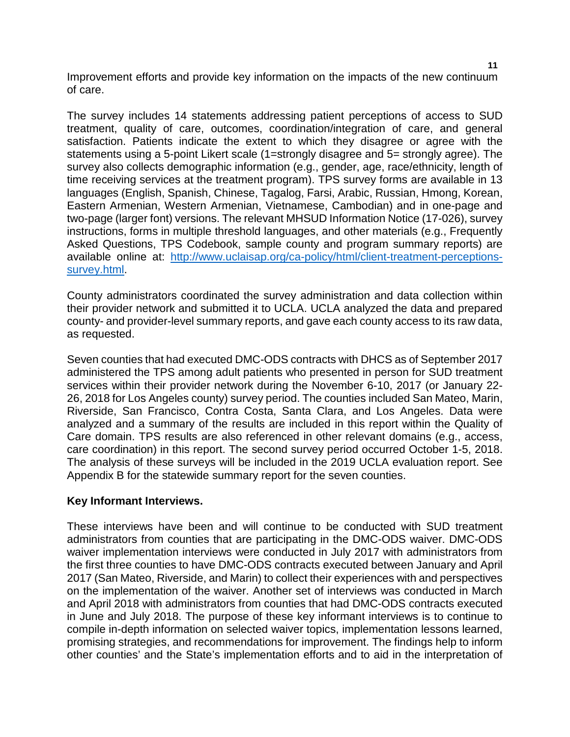Improvement efforts and provide key information on the impacts of the new continuum of care.

The survey includes 14 statements addressing patient perceptions of access to SUD treatment, quality of care, outcomes, coordination/integration of care, and general satisfaction. Patients indicate the extent to which they disagree or agree with the statements using a 5-point Likert scale (1=strongly disagree and 5= strongly agree). The survey also collects demographic information (e.g., gender, age, race/ethnicity, length of time receiving services at the treatment program). TPS survey forms are available in 13 languages (English, Spanish, Chinese, Tagalog, Farsi, Arabic, Russian, Hmong, Korean, Eastern Armenian, Western Armenian, Vietnamese, Cambodian) and in one-page and two-page (larger font) versions. The relevant MHSUD Information Notice (17-026), survey instructions, forms in multiple threshold languages, and other materials (e.g., Frequently Asked Questions, TPS Codebook, sample county and program summary reports) are available online at: [http://www.uclaisap.org/ca-policy/html/client-treatment-perceptions-survey.html](http://www.uclaisap.org/ca-policy/html/client-treatment-perceptions-survey.html).

County administrators coordinated the survey administration and data collection within their provider network and submitted it to UCLA. UCLA analyzed the data and prepared county- and provider-level summary reports, and gave each county access to its raw data, as requested.

Seven counties that had executed DMC-ODS contracts with DHCS as of September 2017 administered the TPS among adult patients who presented in person for SUD treatment services within their provider network during the November 6-10, 2017 (or January 22-26, 2018 for Los Angeles county) survey period. The counties included San Mateo, Marin, Riverside, San Francisco, Contra Costa, Santa Clara, and Los Angeles. Data were analyzed and a summary of the results are included in this report within the Quality of Care domain. TPS results are also referenced in other relevant domains (e.g., access, care coordination) in this report. The second survey period occurred October 1-5, 2018. The analysis of these surveys will be included in the 2019 UCLA evaluation report. See Appendix B for the statewide summary report for the seven counties.

**Key Informant Interviews.**

These interviews have been and will continue to be conducted with SUD treatment administrators from counties that are participating in the DMC-ODS waiver. DMC-ODS waiver implementation interviews were conducted in July 2017 with administrators from the first three counties to have DMC-ODS contracts executed between January and April 2017 (San Mateo, Riverside, and Marin) to collect their experiences with and perspectives on the implementation of the waiver. Another set of interviews was conducted in March and April 2018 with administrators from counties that had DMC-ODS contracts executed in June and July 2018. The purpose of these key informant interviews is to continue to compile in-depth information on selected waiver topics, implementation lessons learned, promising strategies, and recommendations for improvement. The findings help to inform other counties' and the State's implementation efforts and to aid in the interpretation of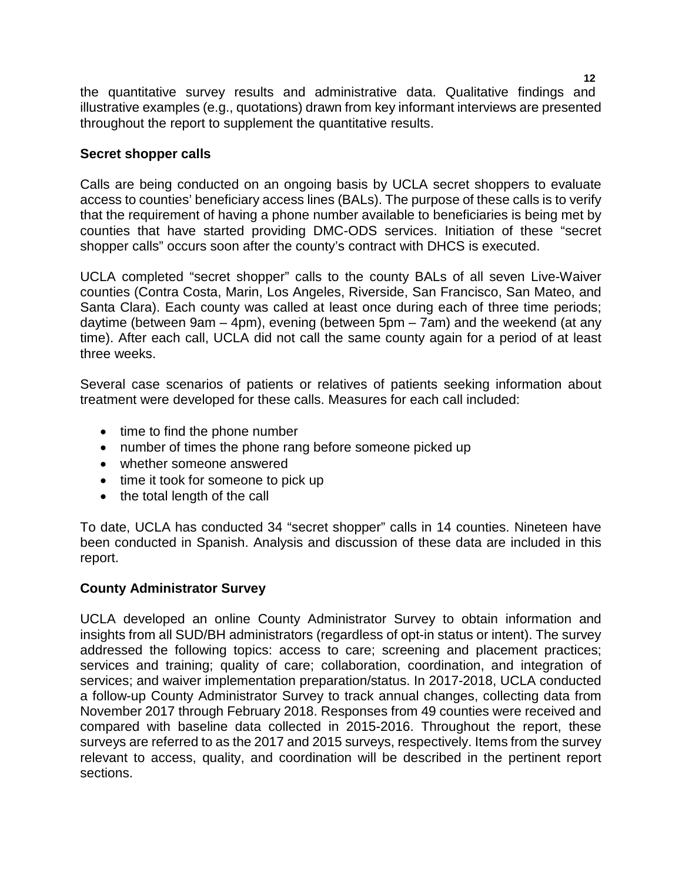the quantitative survey results and administrative data. Qualitative findings and illustrative examples (e.g., quotations) drawn from key informant interviews are presented throughout the report to supplement the quantitative results.

**Secret shopper calls**

Calls are being conducted on an ongoing basis by UCLA secret shoppers to evaluate access to counties' beneficiary access lines (BALs). The purpose of these calls is to verify that the requirement of having a phone number available to beneficiaries is being met by counties that have started providing DMC-ODS services. Initiation of these "secret shopper calls" occurs soon after the county's contract with DHCS is executed.

UCLA completed "secret shopper" calls to the county BALs of all seven Live-Waiver counties (Contra Costa, Marin, Los Angeles, Riverside, San Francisco, San Mateo, and Santa Clara). Each county was called at least once during each of three time periods; daytime (between 9am – 4pm), evening (between 5pm – 7am) and the weekend (at any time). After each call, UCLA did not call the same county again for a period of at least three weeks.

Several case scenarios of patients or relatives of patients seeking information about treatment were developed for these calls. Measures for each call included:

- time to find the phone number
- number of times the phone rang before someone picked up
- whether someone answered
- time it took for someone to pick up
- the total length of the call

To date, UCLA has conducted 34 "secret shopper" calls in 14 counties. Nineteen have been conducted in Spanish. Analysis and discussion of these data are included in this report.

**County Administrator Survey**

UCLA developed an online County Administrator Survey to obtain information and insights from all SUD/BH administrators (regardless of opt-in status or intent). The survey addressed the following topics: access to care; screening and placement practices; services and training; quality of care; collaboration, coordination, and integration of services; and waiver implementation preparation/status. In 2017-2018, UCLA conducted a follow-up County Administrator Survey to track annual changes, collecting data from November 2017 through February 2018. Responses from 49 counties were received and compared with baseline data collected in 2015-2016. Throughout the report, these surveys are referred to as the 2017 and 2015 surveys, respectively. Items from the survey relevant to access, quality, and coordination will be described in the pertinent report sections.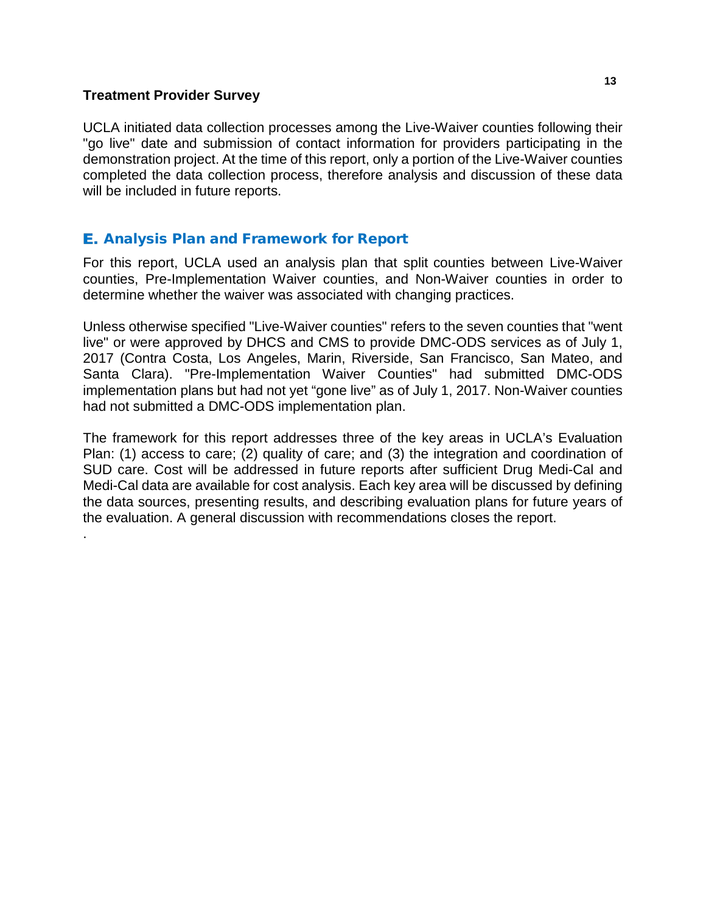### Treatment Provider Survey

UCLA initiated data collection processes among the Live-Waiver counties following their "go live" date and submission of contact information for providers participating in the demonstration project. At the time of this report, only a portion of the Live-Waiver counties completed the data collection process, therefore analysis and discussion of these data will be included in future reports.

## E. Analysis Plan and Framework for Report

For this report, UCLA used an analysis plan that split counties between Live-Waiver counties, Pre-Implementation Waiver counties, and Non-Waiver counties in order to determine whether the waiver was associated with changing practices.

Unless otherwise specified "Live-Waiver counties" refers to the seven counties that "went live" or were approved by DHCS and CMS to provide DMC-ODS services as of July 1, 2017 (Contra Costa, Los Angeles, Marin, Riverside, San Francisco, San Mateo, and Santa Clara). "Pre-Implementation Waiver Counties" had submitted DMC-ODS implementation plans but had not yet "gone live" as of July 1, 2017. Non-Waiver counties had not submitted a DMC-ODS implementation plan.

The framework for this report addresses three of the key areas in UCLA's Evaluation Plan: (1) access to care; (2) quality of care; and (3) the integration and coordination of SUD care. Cost will be addressed in future reports after sufficient Drug Medi-Cal and Medi-Cal data are available for cost analysis. Each key area will be discussed by defining the data sources, presenting results, and describing evaluation plans for future years of the evaluation. A general discussion with recommendations closes the report.

.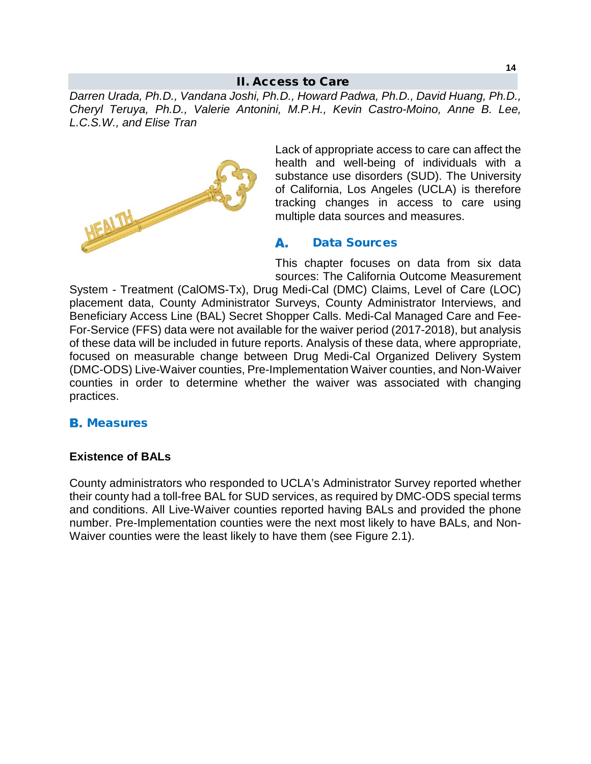## II. Access to Care

*Darren Urada, Ph.D., Vandana Joshi, Ph.D., Howard Padwa, Ph.D., David Huang, Ph.D., Cheryl Teruya, Ph.D., Valerie Antonini, M.P.H., Kevin Castro-Moino, Anne B. Lee, L.C.S.W., and Elise Tran*

Lack of appropriate access to care can affect the health and well-being of individuals with a substance use disorders (SUD). The University of California, Los Angeles (UCLA) is therefore tracking changes in access to care using multiple data sources and measures.

### A. Data Sources

This chapter focuses on data from six data sources: The California Outcome Measurement System - Treatment (CalOMS-Tx), Drug Medi-Cal (DMC) Claims, Level of Care (LOC) placement data, County Administrator Surveys, County Administrator Interviews, and Beneficiary Access Line (BAL) Secret Shopper Calls. Medi-Cal Managed Care and Fee-For-Service (FFS) data were not available for the waiver period (2017-2018), but analysis of these data will be included in future reports. Analysis of these data, where appropriate, focused on measurable change between Drug Medi-Cal Organized Delivery System (DMC-ODS) Live-Waiver counties, Pre-Implementation Waiver counties, and Non-Waiver counties in order to determine whether the waiver was associated with changing practices.

### B. Measures

**Existence of BALs**

County administrators who responded to UCLA's Administrator Survey reported whether their county had a toll-free BAL for SUD services, as required by DMC-ODS special terms and conditions. All Live-Waiver counties reported having BALs and provided the phone number. Pre-Implementation counties were the next most likely to have BALs, and Non-Waiver counties were the least likely to have them (see Figure 2.1).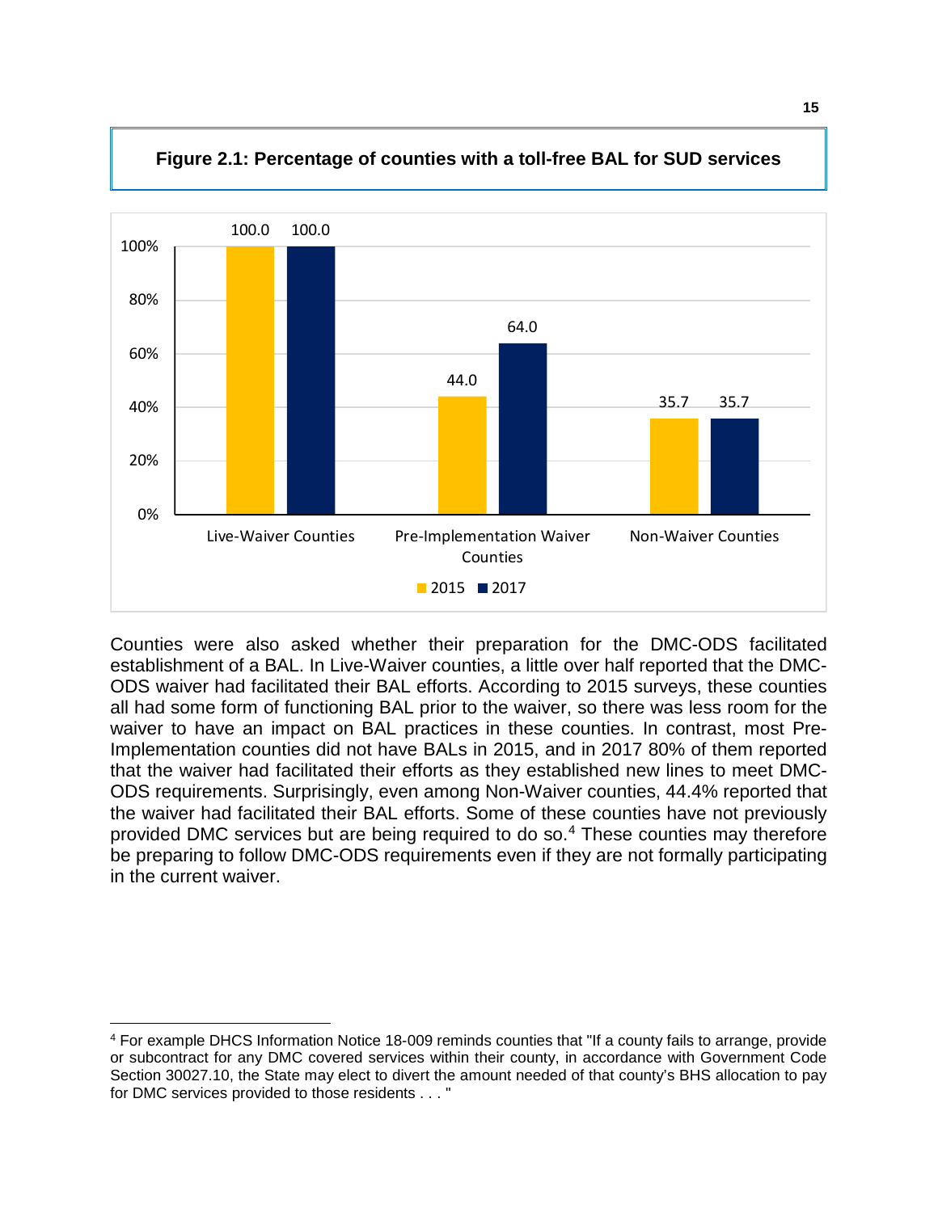**Figure 2.1: Percentage of counties with a toll-free BAL for SUD services**

| | 2015 | 2017 |
|---|---|---|
| Live-Waiver Counties | 100.0 | 100.0 |
| Pre-Implementation Waiver Counties | 44.0 | 64.0 |
| Non-Waiver Counties | 35.7 | 35.7 |

Counties were also asked whether their preparation for the DMC-ODS facilitated establishment of a BAL. In Live-Waiver counties, a little over half reported that the DMC-ODS waiver had facilitated their BAL efforts. According to 2015 surveys, these counties all had some form of functioning BAL prior to the waiver, so there was less room for the waiver to have an impact on BAL practices in these counties. In contrast, most Pre-Implementation counties did not have BALs in 2015, and in 2017 80% of them reported that the waiver had facilitated their efforts as they established new lines to meet DMC-ODS requirements. Surprisingly, even among Non-Waiver counties, 44.4% reported that the waiver had facilitated their BAL efforts. Some of these counties have not previously provided DMC services but are being required to do so.[4] These counties may therefore be preparing to follow DMC-ODS requirements even if they are not formally participating in the current waiver.

[4] For example DHCS Information Notice 18-009 reminds counties that "If a county fails to arrange, provide or subcontract for any DMC covered services within their county, in accordance with Government Code Section 30027.10, the State may elect to divert the amount needed of that county's BHS allocation to pay for DMC services provided to those residents . . . "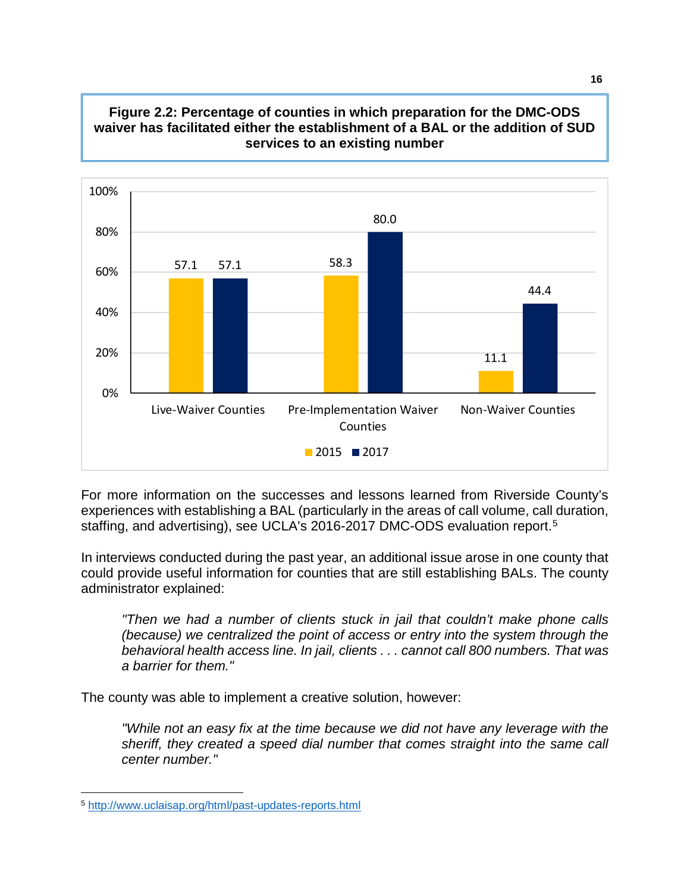**Figure 2.2: Percentage of counties in which preparation for the DMC-ODS waiver has facilitated either the establishment of a BAL or the addition of SUD services to an existing number**

| | 2015 | 2017 |
|---|---|---|
| Live-Waiver Counties | 57.1 | 57.1 |
| Pre-Implementation Waiver Counties | 58.3 | 80.0 |
| Non-Waiver Counties | 11.1 | 44.4 |

For more information on the successes and lessons learned from Riverside County's experiences with establishing a BAL (particularly in the areas of call volume, call duration, staffing, and advertising), see UCLA's 2016-2017 DMC-ODS evaluation report.[5]

In interviews conducted during the past year, an additional issue arose in one county that could provide useful information for counties that are still establishing BALs. The county administrator explained:

> *"Then we had a number of clients stuck in jail that couldn't make phone calls (because) we centralized the point of access or entry into the system through the behavioral health access line. In jail, clients . . . cannot call 800 numbers. That was a barrier for them."*

The county was able to implement a creative solution, however:

> *"While not an easy fix at the time because we did not have any leverage with the sheriff, they created a speed dial number that comes straight into the same call center number."*

---

[5] http://www.uclaisap.org/html/past-updates-reports.html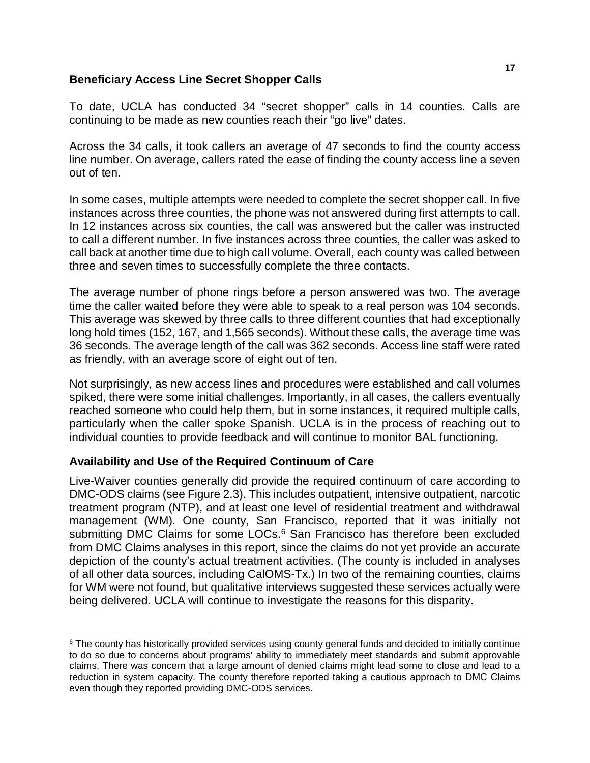## Beneficiary Access Line Secret Shopper Calls

To date, UCLA has conducted 34 "secret shopper" calls in 14 counties. Calls are continuing to be made as new counties reach their "go live" dates.

Across the 34 calls, it took callers an average of 47 seconds to find the county access line number. On average, callers rated the ease of finding the county access line a seven out of ten.

In some cases, multiple attempts were needed to complete the secret shopper call. In five instances across three counties, the phone was not answered during first attempts to call. In 12 instances across six counties, the call was answered but the caller was instructed to call a different number. In five instances across three counties, the caller was asked to call back at another time due to high call volume. Overall, each county was called between three and seven times to successfully complete the three contacts.

The average number of phone rings before a person answered was two. The average time the caller waited before they were able to speak to a real person was 104 seconds. This average was skewed by three calls to three different counties that had exceptionally long hold times (152, 167, and 1,565 seconds). Without these calls, the average time was 36 seconds. The average length of the call was 362 seconds. Access line staff were rated as friendly, with an average score of eight out of ten.

Not surprisingly, as new access lines and procedures were established and call volumes spiked, there were some initial challenges. Importantly, in all cases, the callers eventually reached someone who could help them, but in some instances, it required multiple calls, particularly when the caller spoke Spanish. UCLA is in the process of reaching out to individual counties to provide feedback and will continue to monitor BAL functioning.

## Availability and Use of the Required Continuum of Care

Live-Waiver counties generally did provide the required continuum of care according to DMC-ODS claims (see Figure 2.3). This includes outpatient, intensive outpatient, narcotic treatment program (NTP), and at least one level of residential treatment and withdrawal management (WM). One county, San Francisco, reported that it was initially not submitting DMC Claims for some LOCs.[6] San Francisco has therefore been excluded from DMC Claims analyses in this report, since the claims do not yet provide an accurate depiction of the county's actual treatment activities. (The county is included in analyses of all other data sources, including CalOMS-Tx.) In two of the remaining counties, claims for WM were not found, but qualitative interviews suggested these services actually were being delivered. UCLA will continue to investigate the reasons for this disparity.

[6] The county has historically provided services using county general funds and decided to initially continue to do so due to concerns about programs' ability to immediately meet standards and submit approvable claims. There was concern that a large amount of denied claims might lead some to close and lead to a reduction in system capacity. The county therefore reported taking a cautious approach to DMC Claims even though they reported providing DMC-ODS services.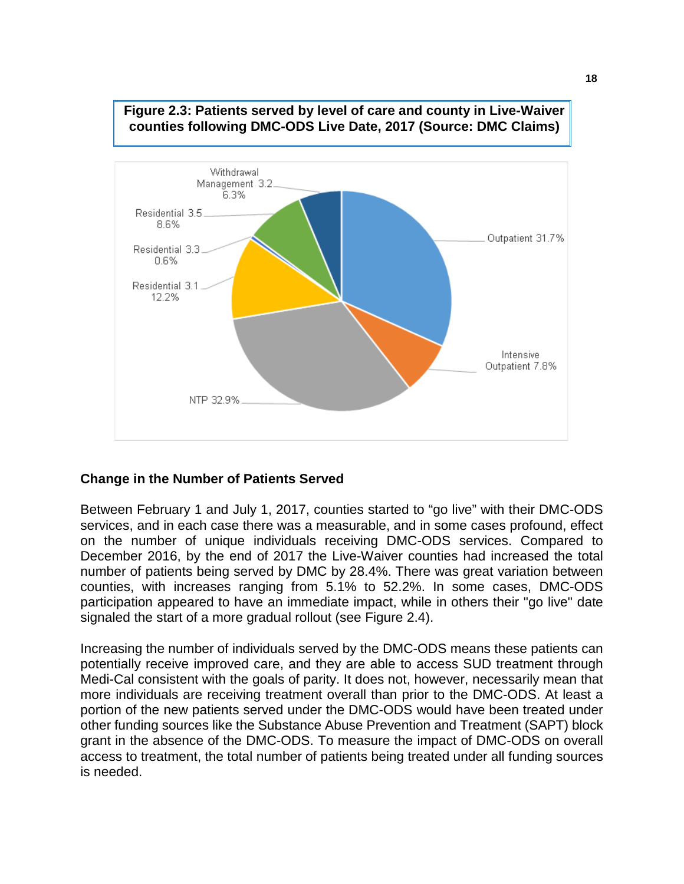**Figure 2.3: Patients served by level of care and county in Live-Waiver counties following DMC-ODS Live Date, 2017 (Source: DMC Claims)**

Withdrawal Management 3.2 6.3%

Residential 3.5 8.6%

Residential 3.3 0.6%

Residential 3.1 12.2%

NTP 32.9%

Intensive Outpatient 7.8%

Outpatient 31.7%

### Change in the Number of Patients Served

Between February 1 and July 1, 2017, counties started to "go live" with their DMC-ODS services, and in each case there was a measurable, and in some cases profound, effect on the number of unique individuals receiving DMC-ODS services. Compared to December 2016, by the end of 2017 the Live-Waiver counties had increased the total number of patients being served by DMC by 28.4%. There was great variation between counties, with increases ranging from 5.1% to 52.2%. In some cases, DMC-ODS participation appeared to have an immediate impact, while in others their "go live" date signaled the start of a more gradual rollout (see Figure 2.4).

Increasing the number of individuals served by the DMC-ODS means these patients can potentially receive improved care, and they are able to access SUD treatment through Medi-Cal consistent with the goals of parity. It does not, however, necessarily mean that more individuals are receiving treatment overall than prior to the DMC-ODS. At least a portion of the new patients served under the DMC-ODS would have been treated under other funding sources like the Substance Abuse Prevention and Treatment (SAPT) block grant in the absence of the DMC-ODS. To measure the impact of DMC-ODS on overall access to treatment, the total number of patients being treated under all funding sources is needed.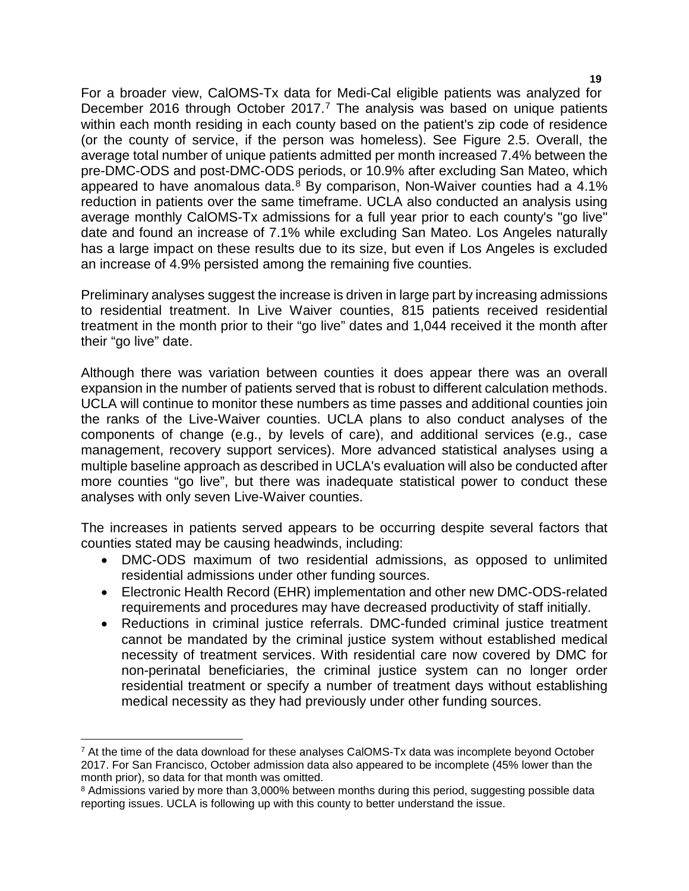For a broader view, CalOMS-Tx data for Medi-Cal eligible patients was analyzed for December 2016 through October 2017.[7] The analysis was based on unique patients within each month residing in each county based on the patient's zip code of residence (or the county of service, if the person was homeless). See Figure 2.5. Overall, the average total number of unique patients admitted per month increased 7.4% between the pre-DMC-ODS and post-DMC-ODS periods, or 10.9% after excluding San Mateo, which appeared to have anomalous data.[8] By comparison, Non-Waiver counties had a 4.1% reduction in patients over the same timeframe. UCLA also conducted an analysis using average monthly CalOMS-Tx admissions for a full year prior to each county's "go live" date and found an increase of 7.1% while excluding San Mateo. Los Angeles naturally has a large impact on these results due to its size, but even if Los Angeles is excluded an increase of 4.9% persisted among the remaining five counties.

Preliminary analyses suggest the increase is driven in large part by increasing admissions to residential treatment. In Live Waiver counties, 815 patients received residential treatment in the month prior to their "go live" dates and 1,044 received it the month after their "go live" date.

Although there was variation between counties it does appear there was an overall expansion in the number of patients served that is robust to different calculation methods. UCLA will continue to monitor these numbers as time passes and additional counties join the ranks of the Live-Waiver counties. UCLA plans to also conduct analyses of the components of change (e.g., by levels of care), and additional services (e.g., case management, recovery support services). More advanced statistical analyses using a multiple baseline approach as described in UCLA's evaluation will also be conducted after more counties "go live", but there was inadequate statistical power to conduct these analyses with only seven Live-Waiver counties.

The increases in patients served appears to be occurring despite several factors that counties stated may be causing headwinds, including:

- DMC-ODS maximum of two residential admissions, as opposed to unlimited residential admissions under other funding sources.
- Electronic Health Record (EHR) implementation and other new DMC-ODS-related requirements and procedures may have decreased productivity of staff initially.
- Reductions in criminal justice referrals. DMC-funded criminal justice treatment cannot be mandated by the criminal justice system without established medical necessity of treatment services. With residential care now covered by DMC for non-perinatal beneficiaries, the criminal justice system can no longer order residential treatment or specify a number of treatment days without establishing medical necessity as they had previously under other funding sources.

---

[7] At the time of the data download for these analyses CalOMS-Tx data was incomplete beyond October 2017. For San Francisco, October admission data also appeared to be incomplete (45% lower than the month prior), so data for that month was omitted.

[8] Admissions varied by more than 3,000% between months during this period, suggesting possible data reporting issues. UCLA is following up with this county to better understand the issue.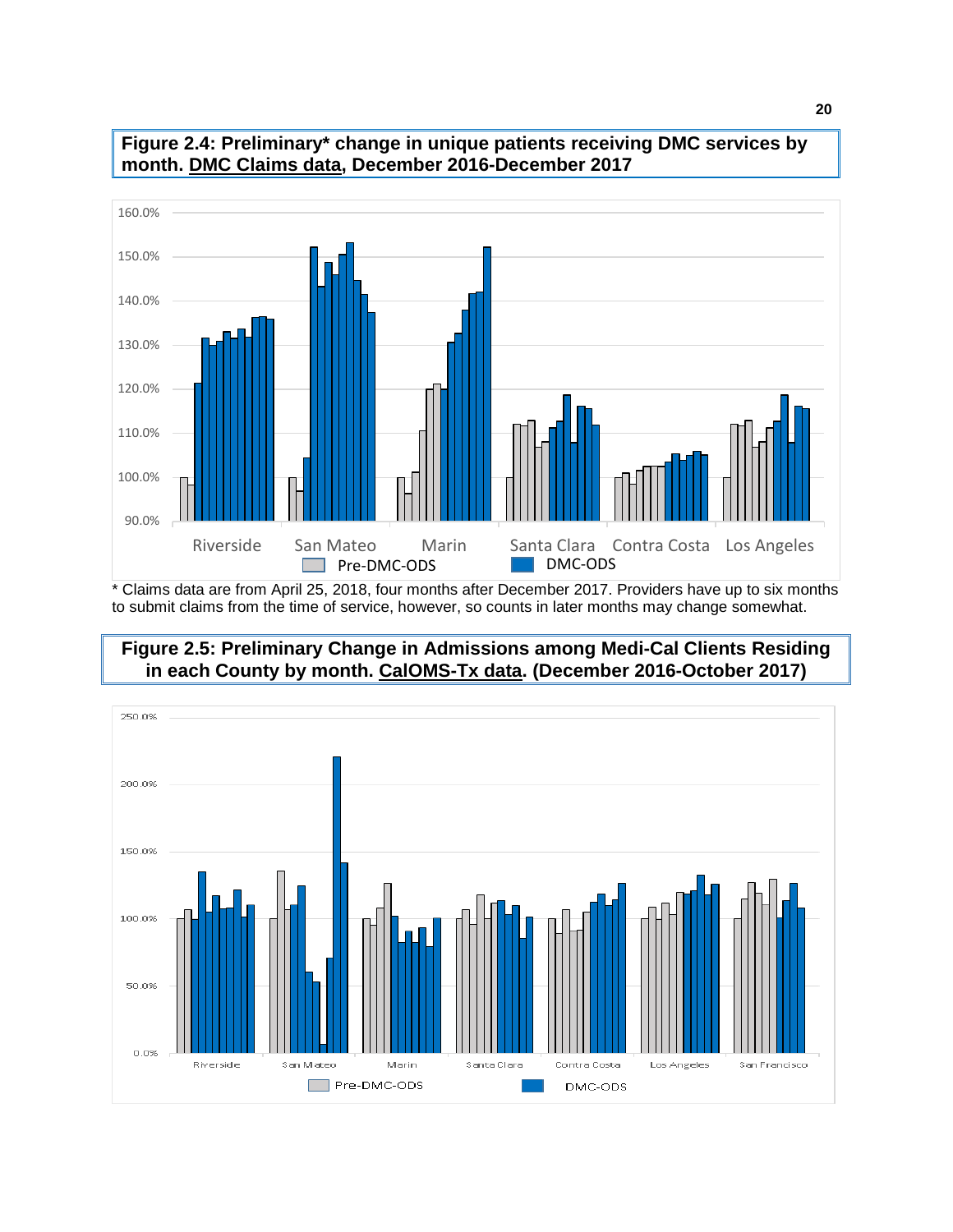**Figure 2.4: Preliminary* change in unique patients receiving DMC services by month. DMC Claims data, December 2016-December 2017**

* Claims data are from April 25, 2018, four months after December 2017. Providers have up to six months to submit claims from the time of service, however, so counts in later months may change somewhat.

**Figure 2.5: Preliminary Change in Admissions among Medi-Cal Clients Residing in each County by month. CalOMS-Tx data. (December 2016-October 2017)**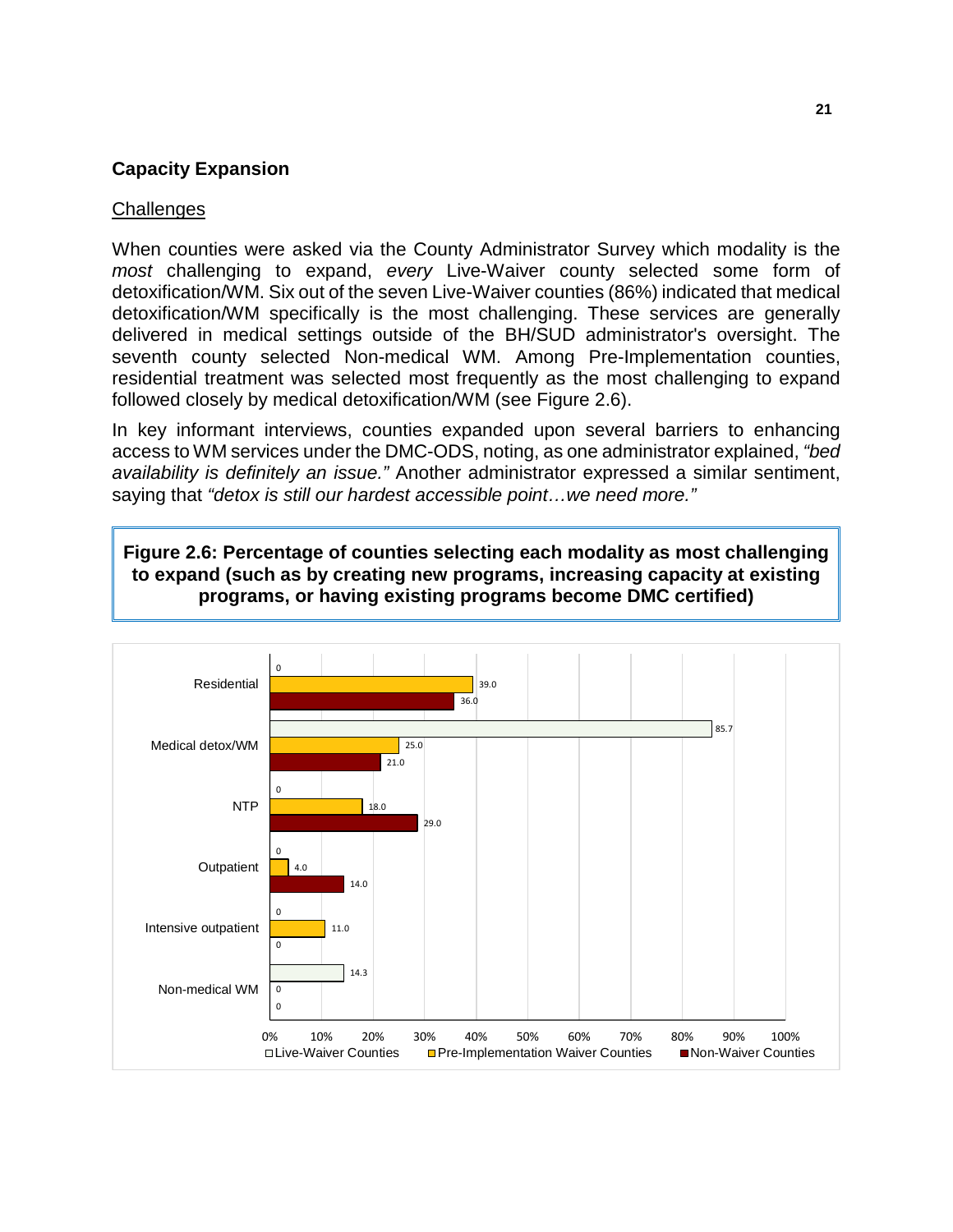## Capacity Expansion

### Challenges

When counties were asked via the County Administrator Survey which modality is the *most* challenging to expand, *every* Live-Waiver county selected some form of detoxification/WM. Six out of the seven Live-Waiver counties (86%) indicated that medical detoxification/WM specifically is the most challenging. These services are generally delivered in medical settings outside of the BH/SUD administrator's oversight. The seventh county selected Non-medical WM. Among Pre-Implementation counties, residential treatment was selected most frequently as the most challenging to expand followed closely by medical detoxification/WM (see Figure 2.6).

In key informant interviews, counties expanded upon several barriers to enhancing access to WM services under the DMC-ODS, noting, as one administrator explained, *"bed availability is definitely an issue."* Another administrator expressed a similar sentiment, saying that *"detox is still our hardest accessible point…we need more."*

**Figure 2.6: Percentage of counties selecting each modality as most challenging to expand (such as by creating new programs, increasing capacity at existing programs, or having existing programs become DMC certified)**

| Modality | Live-Waiver Counties | Pre-Implementation Waiver Counties | Non-Waiver Counties |
|---|---|---|---|
| Residential | 0 | 39.0 | 36.0 |
| Medical detox/WM | 85.7 | 25.0 | 21.0 |
| NTP | 0 | 18.0 | 29.0 |
| Outpatient | 0 | 4.0 | 14.0 |
| Intensive outpatient | 0 | 11.0 | 0 |
| Non-medical WM | 14.3 | 0 | 0 |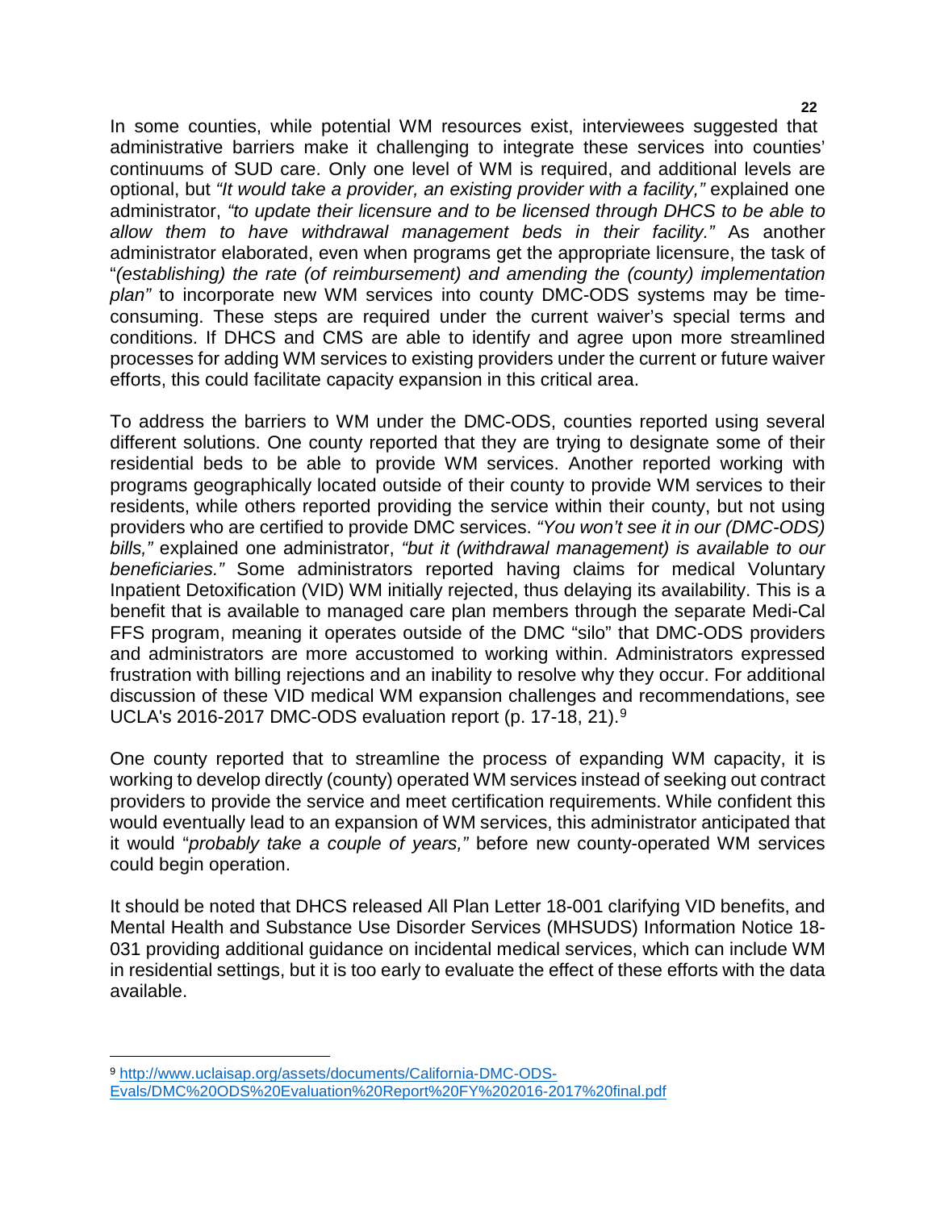In some counties, while potential WM resources exist, interviewees suggested that administrative barriers make it challenging to integrate these services into counties' continuums of SUD care. Only one level of WM is required, and additional levels are optional, but *"It would take a provider, an existing provider with a facility,"* explained one administrator, *"to update their licensure and to be licensed through DHCS to be able to allow them to have withdrawal management beds in their facility."* As another administrator elaborated, even when programs get the appropriate licensure, the task of "*(establishing) the rate (of reimbursement) and amending the (county) implementation plan"* to incorporate new WM services into county DMC-ODS systems may be time-consuming. These steps are required under the current waiver's special terms and conditions. If DHCS and CMS are able to identify and agree upon more streamlined processes for adding WM services to existing providers under the current or future waiver efforts, this could facilitate capacity expansion in this critical area.

To address the barriers to WM under the DMC-ODS, counties reported using several different solutions. One county reported that they are trying to designate some of their residential beds to be able to provide WM services. Another reported working with programs geographically located outside of their county to provide WM services to their residents, while others reported providing the service within their county, but not using providers who are certified to provide DMC services. *"You won't see it in our (DMC-ODS) bills,"* explained one administrator, *"but it (withdrawal management) is available to our beneficiaries."* Some administrators reported having claims for medical Voluntary Inpatient Detoxification (VID) WM initially rejected, thus delaying its availability. This is a benefit that is available to managed care plan members through the separate Medi-Cal FFS program, meaning it operates outside of the DMC "silo" that DMC-ODS providers and administrators are more accustomed to working within. Administrators expressed frustration with billing rejections and an inability to resolve why they occur. For additional discussion of these VID medical WM expansion challenges and recommendations, see UCLA's 2016-2017 DMC-ODS evaluation report (p. 17-18, 21).[9]

One county reported that to streamline the process of expanding WM capacity, it is working to develop directly (county) operated WM services instead of seeking out contract providers to provide the service and meet certification requirements. While confident this would eventually lead to an expansion of WM services, this administrator anticipated that it would "*probably take a couple of years,"* before new county-operated WM services could begin operation.

It should be noted that DHCS released All Plan Letter 18-001 clarifying VID benefits, and Mental Health and Substance Use Disorder Services (MHSUDS) Information Notice 18-031 providing additional guidance on incidental medical services, which can include WM in residential settings, but it is too early to evaluate the effect of these efforts with the data available.

---

[9] http://www.uclaisap.org/assets/documents/California-DMC-ODS-Evals/DMC%20ODS%20Evaluation%20Report%20FY%202016-2017%20final.pdf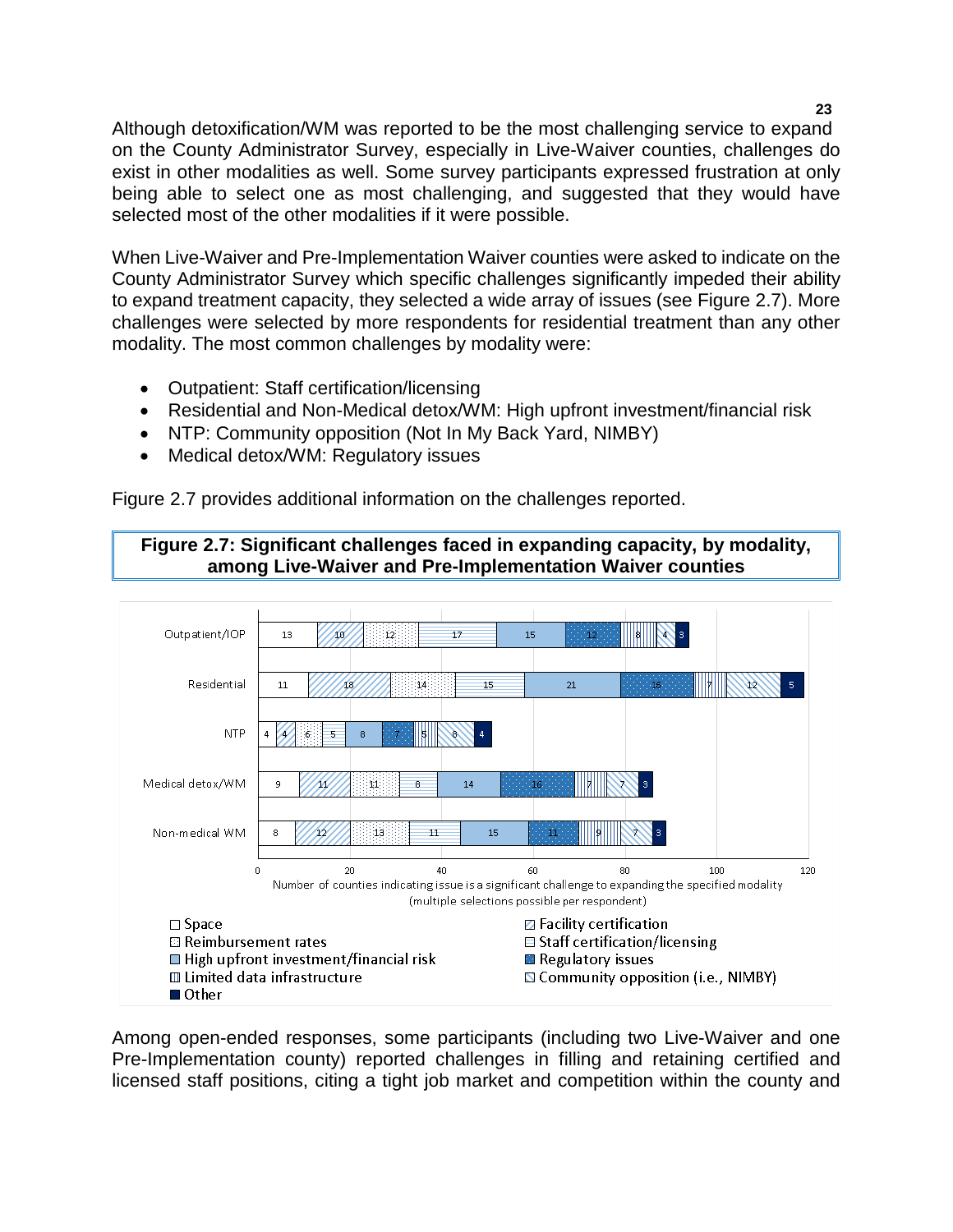Although detoxification/WM was reported to be the most challenging service to expand on the County Administrator Survey, especially in Live-Waiver counties, challenges do exist in other modalities as well. Some survey participants expressed frustration at only being able to select one as most challenging, and suggested that they would have selected most of the other modalities if it were possible.

When Live-Waiver and Pre-Implementation Waiver counties were asked to indicate on the County Administrator Survey which specific challenges significantly impeded their ability to expand treatment capacity, they selected a wide array of issues (see Figure 2.7). More challenges were selected by more respondents for residential treatment than any other modality. The most common challenges by modality were:

- Outpatient: Staff certification/licensing
- Residential and Non-Medical detox/WM: High upfront investment/financial risk
- NTP: Community opposition (Not In My Back Yard, NIMBY)
- Medical detox/WM: Regulatory issues

Figure 2.7 provides additional information on the challenges reported.

**Figure 2.7: Significant challenges faced in expanding capacity, by modality, among Live-Waiver and Pre-Implementation Waiver counties**

| Modality | Space | Facility certification | Reimbursement rates | Staff certification/licensing | High upfront investment/financial risk | Regulatory issues | Limited data infrastructure | Community opposition (i.e., NIMBY) | Other |
|---|---|---|---|---|---|---|---|---|---|
| Outpatient/IOP | 13 | 10 | 12 | 17 | 15 | 12 | 8 | 4 | 3 |
| Residential | 11 | 18 | 14 | 15 | 21 | 16 | 7 | 12 | 5 |
| NTP | 4 | 4 | 6 | 5 | 8 | 7 | 5 | 8 | 4 |
| Medical detox/WM | 9 | 11 | 11 | 8 | 14 | 16 | 7 | 7 | 3 |
| Non-medical WM | 8 | 12 | 13 | 11 | 15 | 11 | 9 | 7 | 3 |

Number of counties indicating issue is a significant challenge to expanding the specified modality (multiple selections possible per respondent)

Among open-ended responses, some participants (including two Live-Waiver and one Pre-Implementation county) reported challenges in filling and retaining certified and licensed staff positions, citing a tight job market and competition within the county and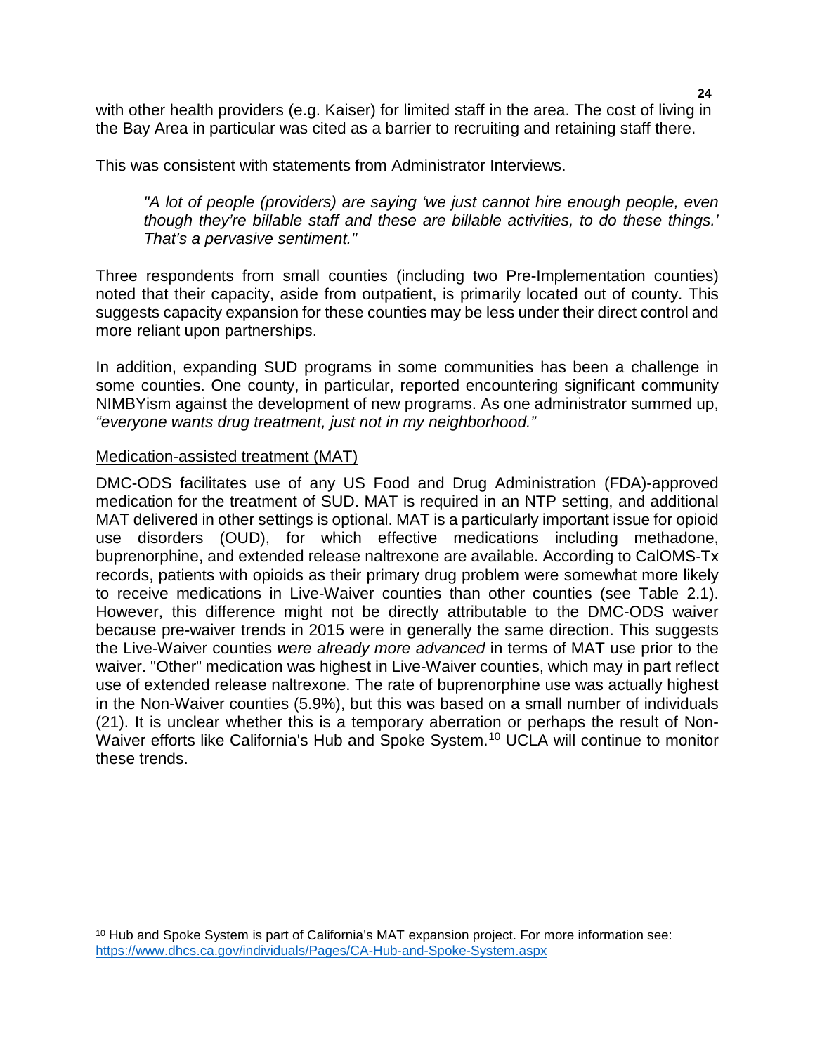with other health providers (e.g. Kaiser) for limited staff in the area. The cost of living in the Bay Area in particular was cited as a barrier to recruiting and retaining staff there.

This was consistent with statements from Administrator Interviews.

> *"A lot of people (providers) are saying 'we just cannot hire enough people, even though they're billable staff and these are billable activities, to do these things.' That's a pervasive sentiment."*

Three respondents from small counties (including two Pre-Implementation counties) noted that their capacity, aside from outpatient, is primarily located out of county. This suggests capacity expansion for these counties may be less under their direct control and more reliant upon partnerships.

In addition, expanding SUD programs in some communities has been a challenge in some counties. One county, in particular, reported encountering significant community NIMBYism against the development of new programs. As one administrator summed up, *"everyone wants drug treatment, just not in my neighborhood."*

Medication-assisted treatment (MAT)

DMC-ODS facilitates use of any US Food and Drug Administration (FDA)-approved medication for the treatment of SUD. MAT is required in an NTP setting, and additional MAT delivered in other settings is optional. MAT is a particularly important issue for opioid use disorders (OUD), for which effective medications including methadone, buprenorphine, and extended release naltrexone are available. According to CalOMS-Tx records, patients with opioids as their primary drug problem were somewhat more likely to receive medications in Live-Waiver counties than other counties (see Table 2.1). However, this difference might not be directly attributable to the DMC-ODS waiver because pre-waiver trends in 2015 were in generally the same direction. This suggests the Live-Waiver counties *were already more advanced* in terms of MAT use prior to the waiver. "Other" medication was highest in Live-Waiver counties, which may in part reflect use of extended release naltrexone. The rate of buprenorphine use was actually highest in the Non-Waiver counties (5.9%), but this was based on a small number of individuals (21). It is unclear whether this is a temporary aberration or perhaps the result of Non-Waiver efforts like California's Hub and Spoke System.[10] UCLA will continue to monitor these trends.

[10] Hub and Spoke System is part of California's MAT expansion project. For more information see: https://www.dhcs.ca.gov/individuals/Pages/CA-Hub-and-Spoke-System.aspx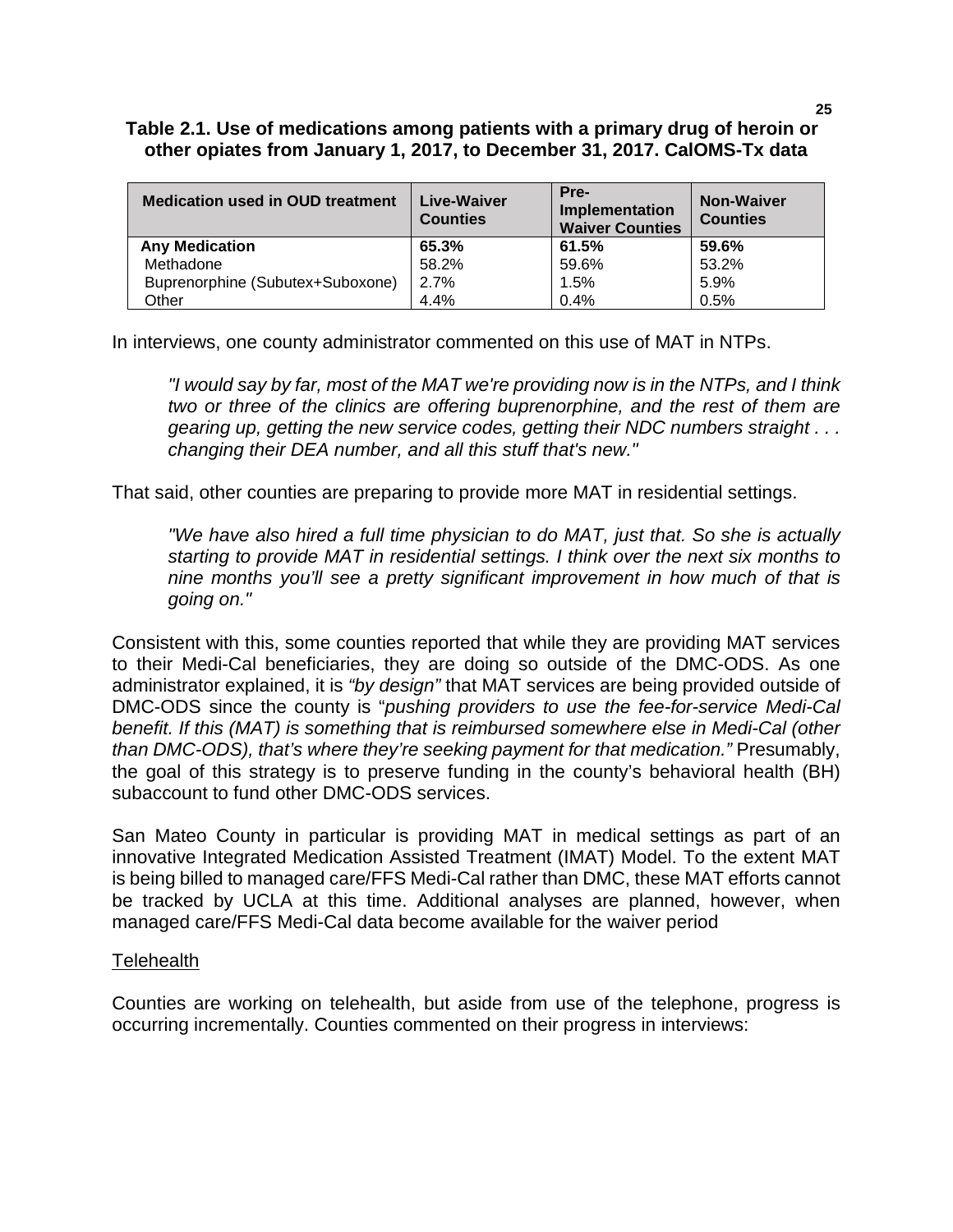**Table 2.1. Use of medications among patients with a primary drug of heroin or other opiates from January 1, 2017, to December 31, 2017. CalOMS-Tx data**

| Medication used in OUD treatment | Live-Waiver Counties | Pre-Implementation Waiver Counties | Non-Waiver Counties |
|---|---|---|---|
| **Any Medication** | **65.3%** | **61.5%** | **59.6%** |
| Methadone | 58.2% | 59.6% | 53.2% |
| Buprenorphine (Subutex+Suboxone) | 2.7% | 1.5% | 5.9% |
| Other | 4.4% | 0.4% | 0.5% |

In interviews, one county administrator commented on this use of MAT in NTPs.

> *"I would say by far, most of the MAT we're providing now is in the NTPs, and I think two or three of the clinics are offering buprenorphine, and the rest of them are gearing up, getting the new service codes, getting their NDC numbers straight . . . changing their DEA number, and all this stuff that's new."*

That said, other counties are preparing to provide more MAT in residential settings.

> *"We have also hired a full time physician to do MAT, just that. So she is actually starting to provide MAT in residential settings. I think over the next six months to nine months you'll see a pretty significant improvement in how much of that is going on."*

Consistent with this, some counties reported that while they are providing MAT services to their Medi-Cal beneficiaries, they are doing so outside of the DMC-ODS. As one administrator explained, it is *"by design"* that MAT services are being provided outside of DMC-ODS since the county is "*pushing providers to use the fee-for-service Medi-Cal benefit. If this (MAT) is something that is reimbursed somewhere else in Medi-Cal (other than DMC-ODS), that's where they're seeking payment for that medication."* Presumably, the goal of this strategy is to preserve funding in the county's behavioral health (BH) subaccount to fund other DMC-ODS services.

San Mateo County in particular is providing MAT in medical settings as part of an innovative Integrated Medication Assisted Treatment (IMAT) Model. To the extent MAT is being billed to managed care/FFS Medi-Cal rather than DMC, these MAT efforts cannot be tracked by UCLA at this time. Additional analyses are planned, however, when managed care/FFS Medi-Cal data become available for the waiver period

Telehealth

Counties are working on telehealth, but aside from use of the telephone, progress is occurring incrementally. Counties commented on their progress in interviews: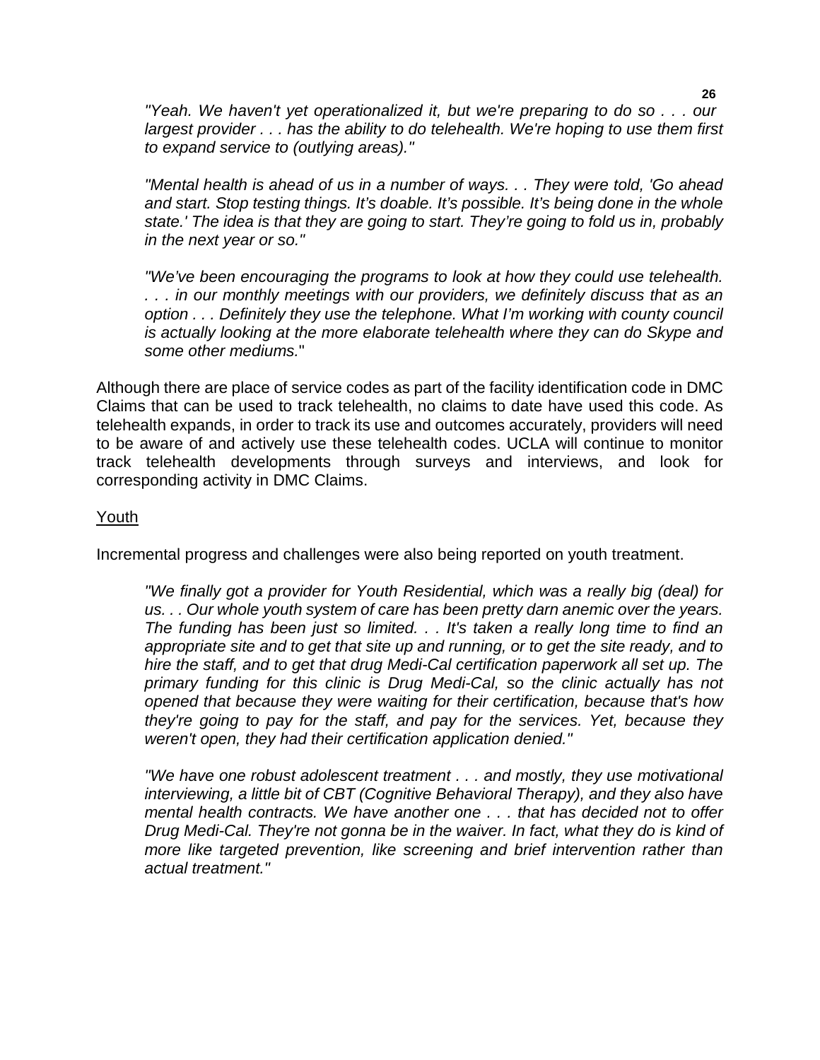*"Yeah. We haven't yet operationalized it, but we're preparing to do so . . . our largest provider . . . has the ability to do telehealth. We're hoping to use them first to expand service to (outlying areas)."*

*"Mental health is ahead of us in a number of ways. . . They were told, 'Go ahead and start. Stop testing things. It's doable. It's possible. It's being done in the whole state.' The idea is that they are going to start. They're going to fold us in, probably in the next year or so."*

*"We've been encouraging the programs to look at how they could use telehealth. . . . in our monthly meetings with our providers, we definitely discuss that as an option . . . Definitely they use the telephone. What I'm working with county council is actually looking at the more elaborate telehealth where they can do Skype and some other mediums."*

Although there are place of service codes as part of the facility identification code in DMC Claims that can be used to track telehealth, no claims to date have used this code. As telehealth expands, in order to track its use and outcomes accurately, providers will need to be aware of and actively use these telehealth codes. UCLA will continue to monitor track telehealth developments through surveys and interviews, and look for corresponding activity in DMC Claims.

<u>Youth</u>

Incremental progress and challenges were also being reported on youth treatment.

*"We finally got a provider for Youth Residential, which was a really big (deal) for us. . . Our whole youth system of care has been pretty darn anemic over the years. The funding has been just so limited. . . It's taken a really long time to find an appropriate site and to get that site up and running, or to get the site ready, and to hire the staff, and to get that drug Medi-Cal certification paperwork all set up. The primary funding for this clinic is Drug Medi-Cal, so the clinic actually has not opened that because they were waiting for their certification, because that's how they're going to pay for the staff, and pay for the services. Yet, because they weren't open, they had their certification application denied."*

*"We have one robust adolescent treatment . . . and mostly, they use motivational interviewing, a little bit of CBT (Cognitive Behavioral Therapy), and they also have mental health contracts. We have another one . . . that has decided not to offer Drug Medi-Cal. They're not gonna be in the waiver. In fact, what they do is kind of more like targeted prevention, like screening and brief intervention rather than actual treatment."*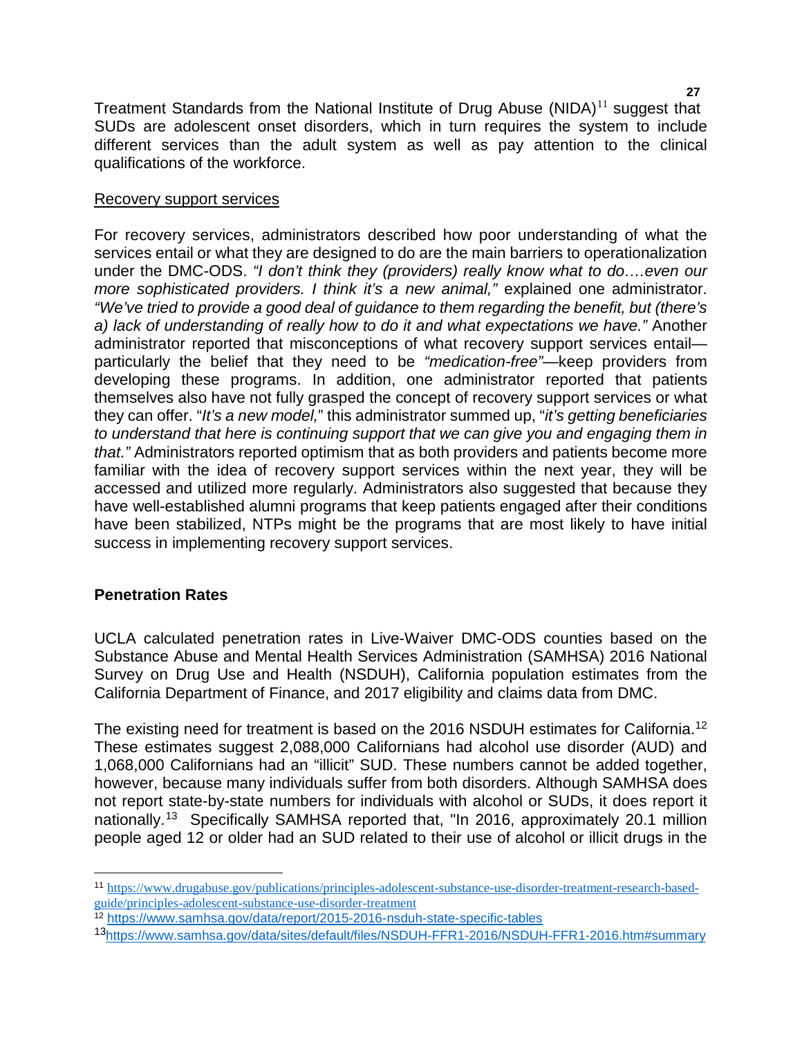Treatment Standards from the National Institute of Drug Abuse (NIDA)[11] suggest that SUDs are adolescent onset disorders, which in turn requires the system to include different services than the adult system as well as pay attention to the clinical qualifications of the workforce.

Recovery support services

For recovery services, administrators described how poor understanding of what the services entail or what they are designed to do are the main barriers to operationalization under the DMC-ODS. *"I don't think they (providers) really know what to do….even our more sophisticated providers. I think it's a new animal,"* explained one administrator. *"We've tried to provide a good deal of guidance to them regarding the benefit, but (there's a) lack of understanding of really how to do it and what expectations we have."* Another administrator reported that misconceptions of what recovery support services entail—particularly the belief that they need to be *"medication-free"*—keep providers from developing these programs. In addition, one administrator reported that patients themselves also have not fully grasped the concept of recovery support services or what they can offer. "*It's a new model,*" this administrator summed up, "*it's getting beneficiaries to understand that here is continuing support that we can give you and engaging them in that."* Administrators reported optimism that as both providers and patients become more familiar with the idea of recovery support services within the next year, they will be accessed and utilized more regularly. Administrators also suggested that because they have well-established alumni programs that keep patients engaged after their conditions have been stabilized, NTPs might be the programs that are most likely to have initial success in implementing recovery support services.

## Penetration Rates

UCLA calculated penetration rates in Live-Waiver DMC-ODS counties based on the Substance Abuse and Mental Health Services Administration (SAMHSA) 2016 National Survey on Drug Use and Health (NSDUH), California population estimates from the California Department of Finance, and 2017 eligibility and claims data from DMC.

The existing need for treatment is based on the 2016 NSDUH estimates for California.[12] These estimates suggest 2,088,000 Californians had alcohol use disorder (AUD) and 1,068,000 Californians had an "illicit" SUD. These numbers cannot be added together, however, because many individuals suffer from both disorders. Although SAMHSA does not report state-by-state numbers for individuals with alcohol or SUDs, it does report it nationally.[13] Specifically SAMHSA reported that, "In 2016, approximately 20.1 million people aged 12 or older had an SUD related to their use of alcohol or illicit drugs in the

---

[11] https://www.drugabuse.gov/publications/principles-adolescent-substance-use-disorder-treatment-research-based-guide/principles-adolescent-substance-use-disorder-treatment

[12] https://www.samhsa.gov/data/report/2015-2016-nsduh-state-specific-tables

[13] https://www.samhsa.gov/data/sites/default/files/NSDUH-FFR1-2016/NSDUH-FFR1-2016.htm#summary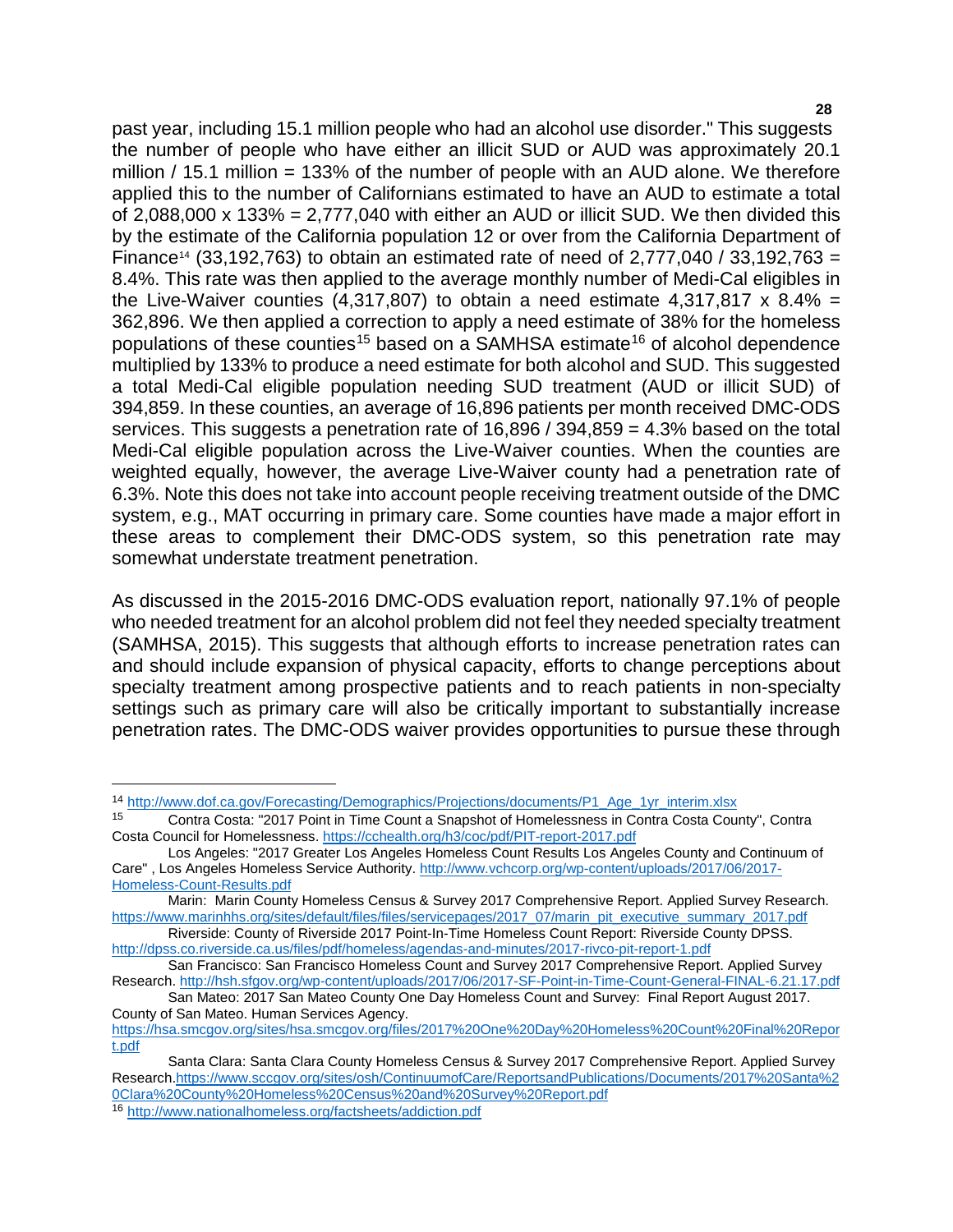past year, including 15.1 million people who had an alcohol use disorder." This suggests the number of people who have either an illicit SUD or AUD was approximately 20.1 million / 15.1 million = 133% of the number of people with an AUD alone. We therefore applied this to the number of Californians estimated to have an AUD to estimate a total of 2,088,000 x 133% = 2,777,040 with either an AUD or illicit SUD. We then divided this by the estimate of the California population 12 or over from the California Department of Finance[14] (33,192,763) to obtain an estimated rate of need of 2,777,040 / 33,192,763 = 8.4%. This rate was then applied to the average monthly number of Medi-Cal eligibles in the Live-Waiver counties (4,317,807) to obtain a need estimate 4,317,817 x 8.4% = 362,896. We then applied a correction to apply a need estimate of 38% for the homeless populations of these counties[15] based on a SAMHSA estimate[16] of alcohol dependence multiplied by 133% to produce a need estimate for both alcohol and SUD. This suggested a total Medi-Cal eligible population needing SUD treatment (AUD or illicit SUD) of 394,859. In these counties, an average of 16,896 patients per month received DMC-ODS services. This suggests a penetration rate of 16,896 / 394,859 = 4.3% based on the total Medi-Cal eligible population across the Live-Waiver counties. When the counties are weighted equally, however, the average Live-Waiver county had a penetration rate of 6.3%. Note this does not take into account people receiving treatment outside of the DMC system, e.g., MAT occurring in primary care. Some counties have made a major effort in these areas to complement their DMC-ODS system, so this penetration rate may somewhat understate treatment penetration.

As discussed in the 2015-2016 DMC-ODS evaluation report, nationally 97.1% of people who needed treatment for an alcohol problem did not feel they needed specialty treatment (SAMHSA, 2015). This suggests that although efforts to increase penetration rates can and should include expansion of physical capacity, efforts to change perceptions about specialty treatment among prospective patients and to reach patients in non-specialty settings such as primary care will also be critically important to substantially increase penetration rates. The DMC-ODS waiver provides opportunities to pursue these through

---

[14] http://www.dof.ca.gov/Forecasting/Demographics/Projections/documents/P1_Age_1yr_interim.xlsx

[15] Contra Costa: "2017 Point in Time Count a Snapshot of Homelessness in Contra Costa County", Contra Costa Council for Homelessness. https://cchealth.org/h3/coc/pdf/PIT-report-2017.pdf

Los Angeles: "2017 Greater Los Angeles Homeless Count Results Los Angeles County and Continuum of Care" , Los Angeles Homeless Service Authority. http://www.vchcorp.org/wp-content/uploads/2017/06/2017-Homeless-Count-Results.pdf

Marin: Marin County Homeless Census & Survey 2017 Comprehensive Report. Applied Survey Research. https://www.marinhhs.org/sites/default/files/files/servicepages/2017_07/marin_pit_executive_summary_2017.pdf

Riverside: County of Riverside 2017 Point-In-Time Homeless Count Report: Riverside County DPSS. http://dpss.co.riverside.ca.us/files/pdf/homeless/agendas-and-minutes/2017-rivco-pit-report-1.pdf

San Francisco: San Francisco Homeless Count and Survey 2017 Comprehensive Report. Applied Survey Research. http://hsh.sfgov.org/wp-content/uploads/2017/06/2017-SF-Point-in-Time-Count-General-FINAL-6.21.17.pdf

San Mateo: 2017 San Mateo County One Day Homeless Count and Survey: Final Report August 2017. County of San Mateo. Human Services Agency. https://hsa.smcgov.org/sites/hsa.smcgov.org/files/2017%20One%20Day%20Homeless%20Count%20Final%20Report.pdf

Santa Clara: Santa Clara County Homeless Census & Survey 2017 Comprehensive Report. Applied Survey Research.https://www.sccgov.org/sites/osh/ContinuumofCare/ReportsandPublications/Documents/2017%20Santa%20Clara%20County%20Homeless%20Census%20and%20Survey%20Report.pdf

[16] http://www.nationalhomeless.org/factsheets/addiction.pdf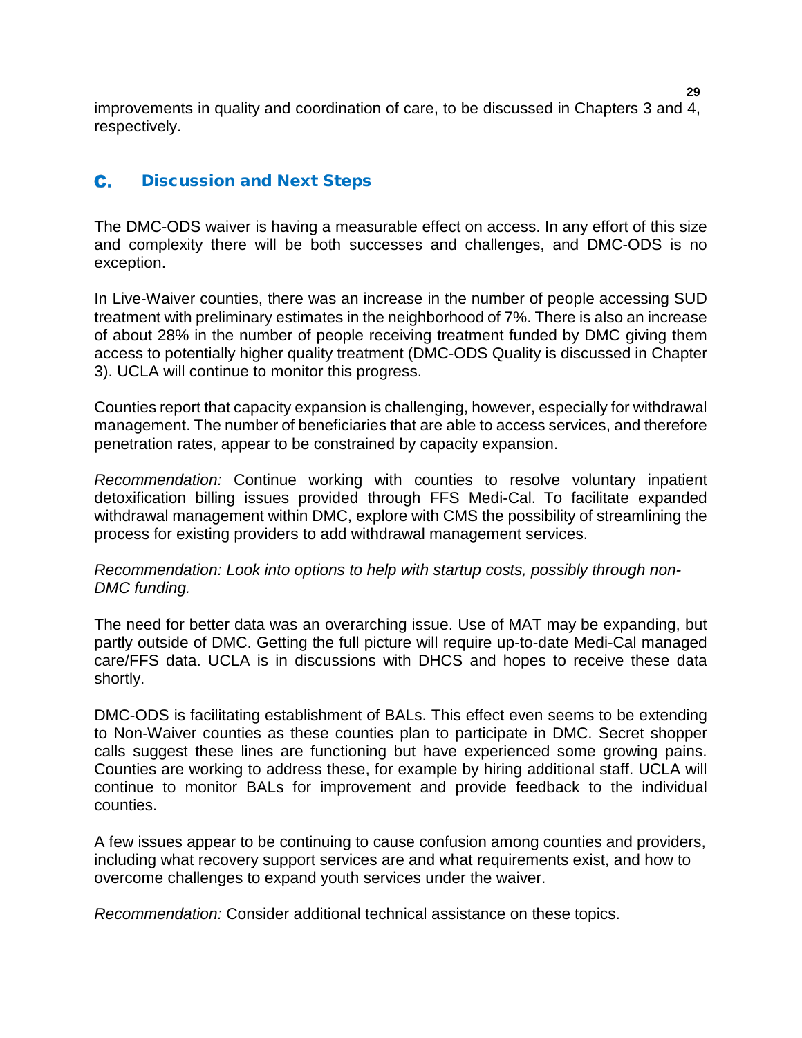improvements in quality and coordination of care, to be discussed in Chapters 3 and 4, respectively.

## C. Discussion and Next Steps

The DMC-ODS waiver is having a measurable effect on access. In any effort of this size and complexity there will be both successes and challenges, and DMC-ODS is no exception.

In Live-Waiver counties, there was an increase in the number of people accessing SUD treatment with preliminary estimates in the neighborhood of 7%. There is also an increase of about 28% in the number of people receiving treatment funded by DMC giving them access to potentially higher quality treatment (DMC-ODS Quality is discussed in Chapter 3). UCLA will continue to monitor this progress.

Counties report that capacity expansion is challenging, however, especially for withdrawal management. The number of beneficiaries that are able to access services, and therefore penetration rates, appear to be constrained by capacity expansion.

*Recommendation:* Continue working with counties to resolve voluntary inpatient detoxification billing issues provided through FFS Medi-Cal. To facilitate expanded withdrawal management within DMC, explore with CMS the possibility of streamlining the process for existing providers to add withdrawal management services.

*Recommendation: Look into options to help with startup costs, possibly through non-DMC funding.*

The need for better data was an overarching issue. Use of MAT may be expanding, but partly outside of DMC. Getting the full picture will require up-to-date Medi-Cal managed care/FFS data. UCLA is in discussions with DHCS and hopes to receive these data shortly.

DMC-ODS is facilitating establishment of BALs. This effect even seems to be extending to Non-Waiver counties as these counties plan to participate in DMC. Secret shopper calls suggest these lines are functioning but have experienced some growing pains. Counties are working to address these, for example by hiring additional staff. UCLA will continue to monitor BALs for improvement and provide feedback to the individual counties.

A few issues appear to be continuing to cause confusion among counties and providers, including what recovery support services are and what requirements exist, and how to overcome challenges to expand youth services under the waiver.

*Recommendation:* Consider additional technical assistance on these topics.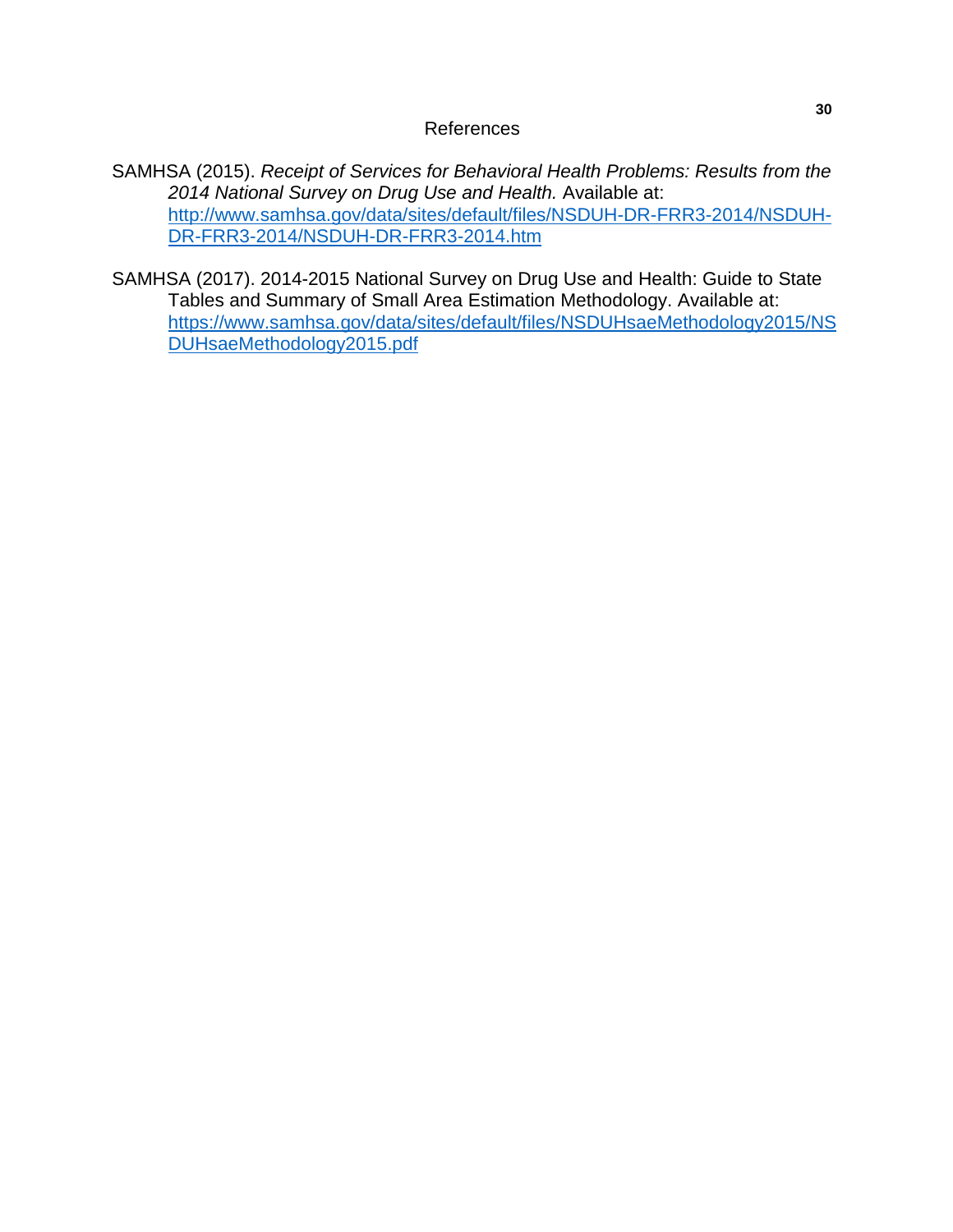# References

SAMHSA (2015). *Receipt of Services for Behavioral Health Problems: Results from the 2014 National Survey on Drug Use and Health.* Available at: [http://www.samhsa.gov/data/sites/default/files/NSDUH-DR-FRR3-2014/NSDUH-DR-FRR3-2014/NSDUH-DR-FRR3-2014.htm](http://www.samhsa.gov/data/sites/default/files/NSDUH-DR-FRR3-2014/NSDUH-DR-FRR3-2014/NSDUH-DR-FRR3-2014.htm)

SAMHSA (2017). 2014-2015 National Survey on Drug Use and Health: Guide to State Tables and Summary of Small Area Estimation Methodology. Available at: [https://www.samhsa.gov/data/sites/default/files/NSDUHsaeMethodology2015/NSDUHsaeMethodology2015.pdf](https://www.samhsa.gov/data/sites/default/files/NSDUHsaeMethodology2015/NSDUHsaeMethodology2015.pdf)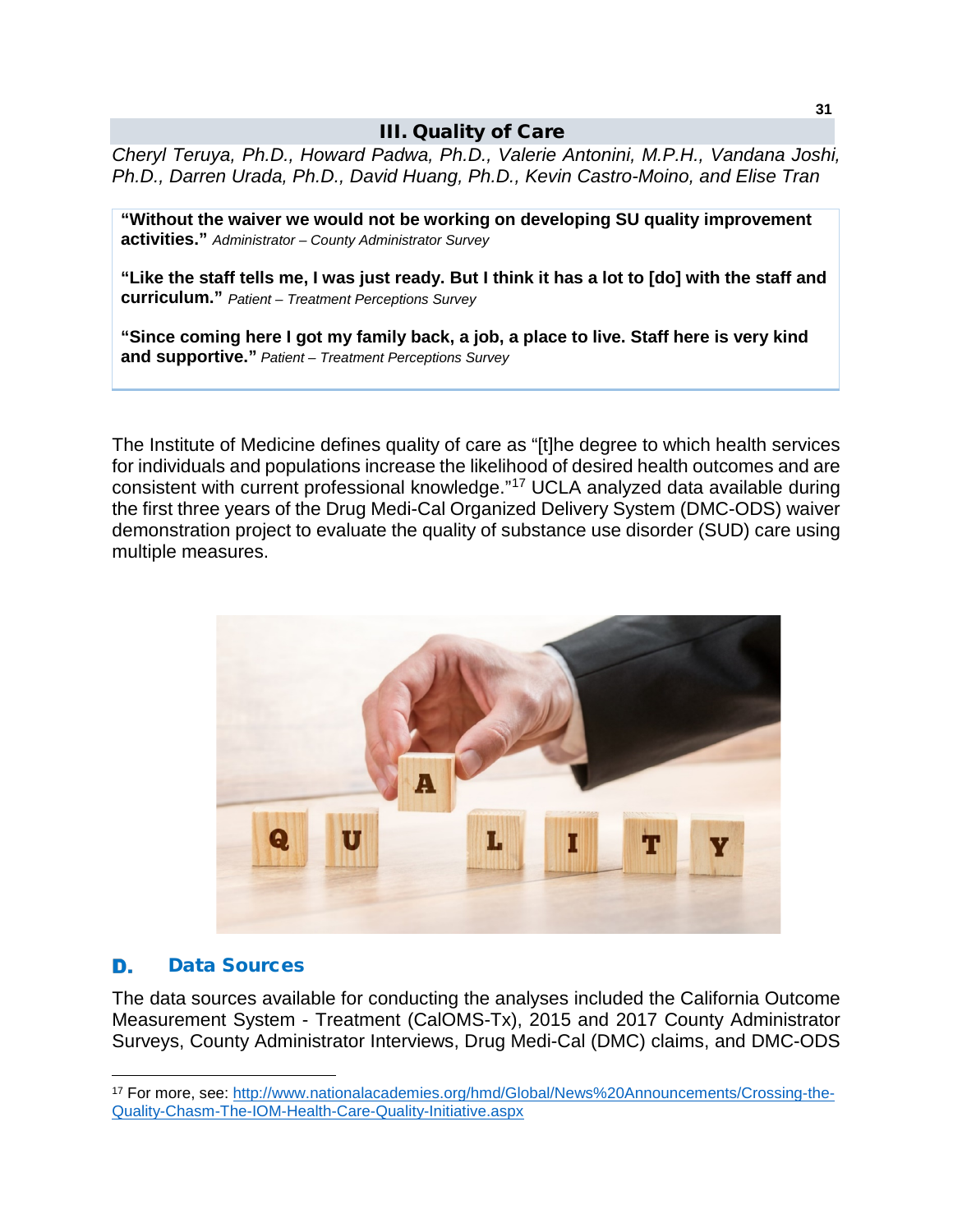# III. Quality of Care

*Cheryl Teruya, Ph.D., Howard Padwa, Ph.D., Valerie Antonini, M.P.H., Vandana Joshi, Ph.D., Darren Urada, Ph.D., David Huang, Ph.D., Kevin Castro-Moino, and Elise Tran*

**"Without the waiver we would not be working on developing SU quality improvement activities."** *Administrator – County Administrator Survey*

**"Like the staff tells me, I was just ready. But I think it has a lot to [do] with the staff and curriculum."** *Patient – Treatment Perceptions Survey*

**"Since coming here I got my family back, a job, a place to live. Staff here is very kind and supportive."** *Patient – Treatment Perceptions Survey*

The Institute of Medicine defines quality of care as "[t]he degree to which health services for individuals and populations increase the likelihood of desired health outcomes and are consistent with current professional knowledge."[17] UCLA analyzed data available during the first three years of the Drug Medi-Cal Organized Delivery System (DMC-ODS) waiver demonstration project to evaluate the quality of substance use disorder (SUD) care using multiple measures.

## D. Data Sources

The data sources available for conducting the analyses included the California Outcome Measurement System - Treatment (CalOMS-Tx), 2015 and 2017 County Administrator Surveys, County Administrator Interviews, Drug Medi-Cal (DMC) claims, and DMC-ODS

---

[17] For more, see: http://www.nationalacademies.org/hmd/Global/News%20Announcements/Crossing-the-Quality-Chasm-The-IOM-Health-Care-Quality-Initiative.aspx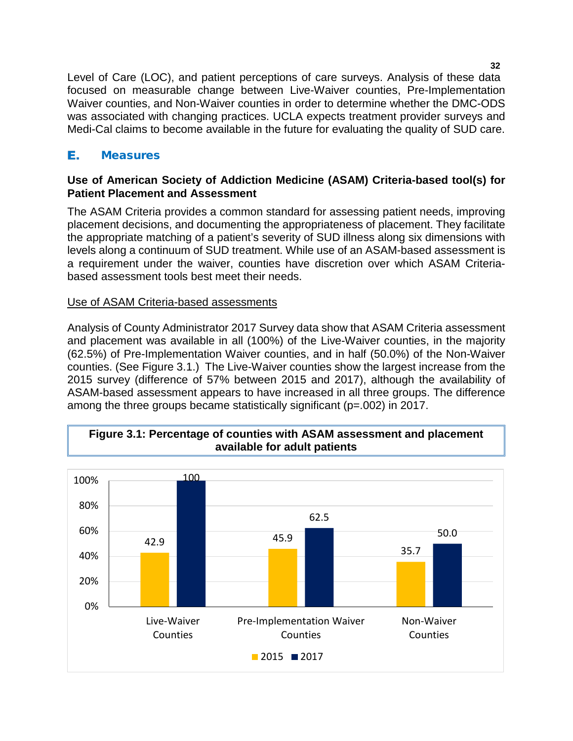Level of Care (LOC), and patient perceptions of care surveys. Analysis of these data focused on measurable change between Live-Waiver counties, Pre-Implementation Waiver counties, and Non-Waiver counties in order to determine whether the DMC-ODS was associated with changing practices. UCLA expects treatment provider surveys and Medi-Cal claims to become available in the future for evaluating the quality of SUD care.

## E. Measures

**Use of American Society of Addiction Medicine (ASAM) Criteria-based tool(s) for Patient Placement and Assessment**

The ASAM Criteria provides a common standard for assessing patient needs, improving placement decisions, and documenting the appropriateness of placement. They facilitate the appropriate matching of a patient's severity of SUD illness along six dimensions with levels along a continuum of SUD treatment. While use of an ASAM-based assessment is a requirement under the waiver, counties have discretion over which ASAM Criteria-based assessment tools best meet their needs.

<u>Use of ASAM Criteria-based assessments</u>

Analysis of County Administrator 2017 Survey data show that ASAM Criteria assessment and placement was available in all (100%) of the Live-Waiver counties, in the majority (62.5%) of Pre-Implementation Waiver counties, and in half (50.0%) of the Non-Waiver counties. (See Figure 3.1.) The Live-Waiver counties show the largest increase from the 2015 survey (difference of 57% between 2015 and 2017), although the availability of ASAM-based assessment appears to have increased in all three groups. The difference among the three groups became statistically significant (p=.002) in 2017.

**Figure 3.1: Percentage of counties with ASAM assessment and placement available for adult patients**

| | 2015 | 2017 |
|---|---|---|
| Live-Waiver Counties | 42.9 | 100 |
| Pre-Implementation Waiver Counties | 45.9 | 62.5 |
| Non-Waiver Counties | 35.7 | 50.0 |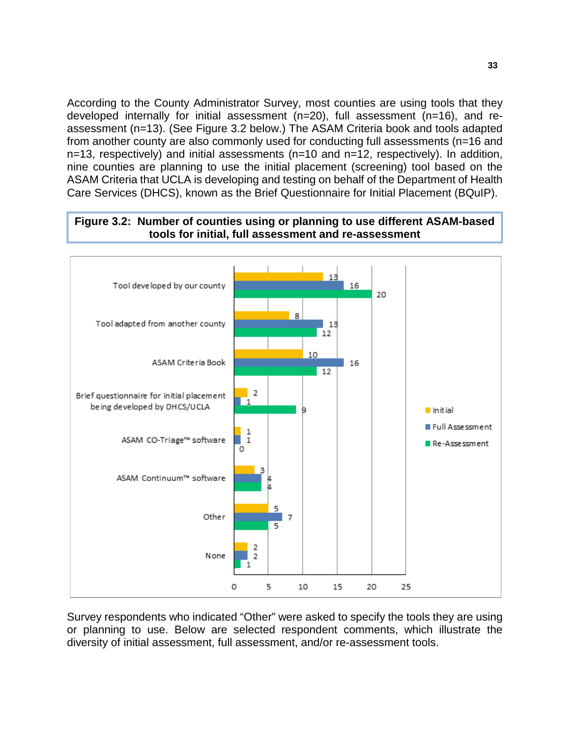According to the County Administrator Survey, most counties are using tools that they developed internally for initial assessment (n=20), full assessment (n=16), and re-assessment (n=13). (See Figure 3.2 below.) The ASAM Criteria book and tools adapted from another county are also commonly used for conducting full assessments (n=16 and n=13, respectively) and initial assessments (n=10 and n=12, respectively). In addition, nine counties are planning to use the initial placement (screening) tool based on the ASAM Criteria that UCLA is developing and testing on behalf of the Department of Health Care Services (DHCS), known as the Brief Questionnaire for Initial Placement (BQuIP).

**Figure 3.2: Number of counties using or planning to use different ASAM-based tools for initial, full assessment and re-assessment**

| Tool | Initial | Full Assessment | Re-Assessment |
|---|---|---|---|
| Tool developed by our county | 13 | 16 | 20 |
| Tool adapted from another county | 8 | 13 | 12 |
| ASAM Criteria Book | 10 | 16 | 12 |
| Brief questionnaire for initial placement being developed by DHCS/UCLA | 2 | 1 | 9 |
| ASAM CO-Triage™ software | 1 | 1 | 0 |
| ASAM Continuum™ software | 3 | 4 | 4 |
| Other | 5 | 7 | 5 |
| None | 2 | 2 | 1 |

Survey respondents who indicated "Other" were asked to specify the tools they are using or planning to use. Below are selected respondent comments, which illustrate the diversity of initial assessment, full assessment, and/or re-assessment tools.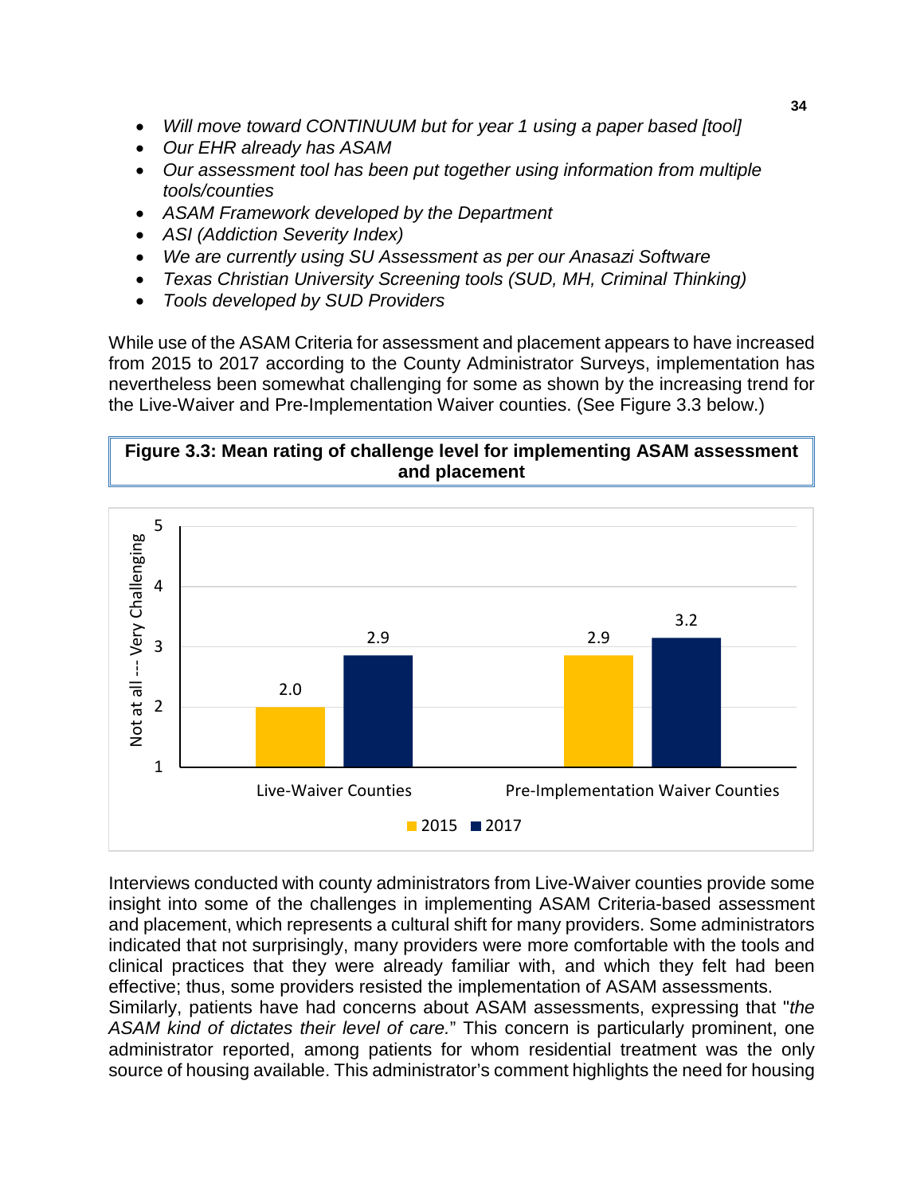- *Will move toward CONTINUUM but for year 1 using a paper based [tool]*
- *Our EHR already has ASAM*
- *Our assessment tool has been put together using information from multiple tools/counties*
- *ASAM Framework developed by the Department*
- *ASI (Addiction Severity Index)*
- *We are currently using SU Assessment as per our Anasazi Software*
- *Texas Christian University Screening tools (SUD, MH, Criminal Thinking)*
- *Tools developed by SUD Providers*

While use of the ASAM Criteria for assessment and placement appears to have increased from 2015 to 2017 according to the County Administrator Surveys, implementation has nevertheless been somewhat challenging for some as shown by the increasing trend for the Live-Waiver and Pre-Implementation Waiver counties. (See Figure 3.3 below.)

**Figure 3.3: Mean rating of challenge level for implementing ASAM assessment and placement**

| Not at all --- Very Challenging | 2015 | 2017 |
|---|---|---|
| Live-Waiver Counties | 2.0 | 2.9 |
| Pre-Implementation Waiver Counties | 2.9 | 3.2 |

Interviews conducted with county administrators from Live-Waiver counties provide some insight into some of the challenges in implementing ASAM Criteria-based assessment and placement, which represents a cultural shift for many providers. Some administrators indicated that not surprisingly, many providers were more comfortable with the tools and clinical practices that they were already familiar with, and which they felt had been effective; thus, some providers resisted the implementation of ASAM assessments.
Similarly, patients have had concerns about ASAM assessments, expressing that "*the ASAM kind of dictates their level of care.*" This concern is particularly prominent, one administrator reported, among patients for whom residential treatment was the only source of housing available. This administrator's comment highlights the need for housing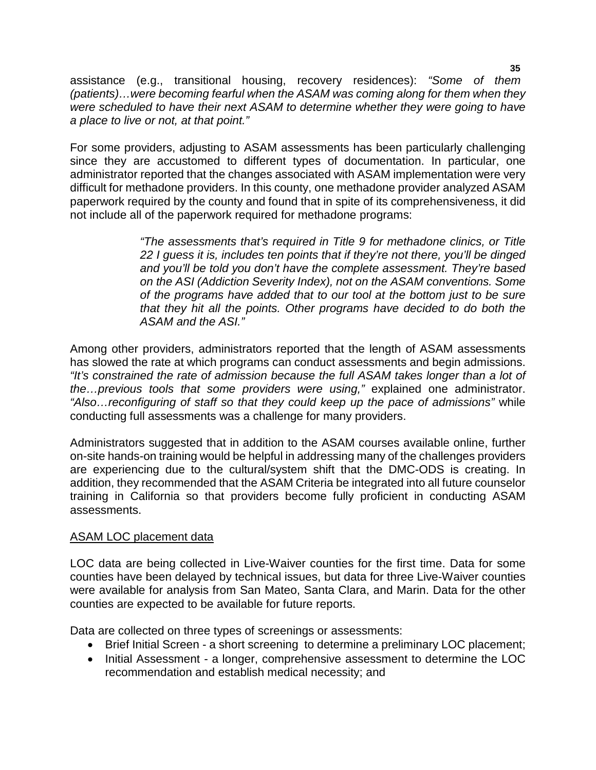assistance (e.g., transitional housing, recovery residences): *"Some of them (patients)…were becoming fearful when the ASAM was coming along for them when they were scheduled to have their next ASAM to determine whether they were going to have a place to live or not, at that point."*

For some providers, adjusting to ASAM assessments has been particularly challenging since they are accustomed to different types of documentation. In particular, one administrator reported that the changes associated with ASAM implementation were very difficult for methadone providers. In this county, one methadone provider analyzed ASAM paperwork required by the county and found that in spite of its comprehensiveness, it did not include all of the paperwork required for methadone programs:

> *"The assessments that's required in Title 9 for methadone clinics, or Title 22 I guess it is, includes ten points that if they're not there, you'll be dinged and you'll be told you don't have the complete assessment. They're based on the ASI (Addiction Severity Index), not on the ASAM conventions. Some of the programs have added that to our tool at the bottom just to be sure that they hit all the points. Other programs have decided to do both the ASAM and the ASI."*

Among other providers, administrators reported that the length of ASAM assessments has slowed the rate at which programs can conduct assessments and begin admissions. *"It's constrained the rate of admission because the full ASAM takes longer than a lot of the…previous tools that some providers were using,"* explained one administrator. *"Also…reconfiguring of staff so that they could keep up the pace of admissions"* while conducting full assessments was a challenge for many providers.

Administrators suggested that in addition to the ASAM courses available online, further on-site hands-on training would be helpful in addressing many of the challenges providers are experiencing due to the cultural/system shift that the DMC-ODS is creating. In addition, they recommended that the ASAM Criteria be integrated into all future counselor training in California so that providers become fully proficient in conducting ASAM assessments.

<u>ASAM LOC placement data</u>

LOC data are being collected in Live-Waiver counties for the first time. Data for some counties have been delayed by technical issues, but data for three Live-Waiver counties were available for analysis from San Mateo, Santa Clara, and Marin. Data for the other counties are expected to be available for future reports.

Data are collected on three types of screenings or assessments:

- Brief Initial Screen - a short screening to determine a preliminary LOC placement;
- Initial Assessment - a longer, comprehensive assessment to determine the LOC recommendation and establish medical necessity; and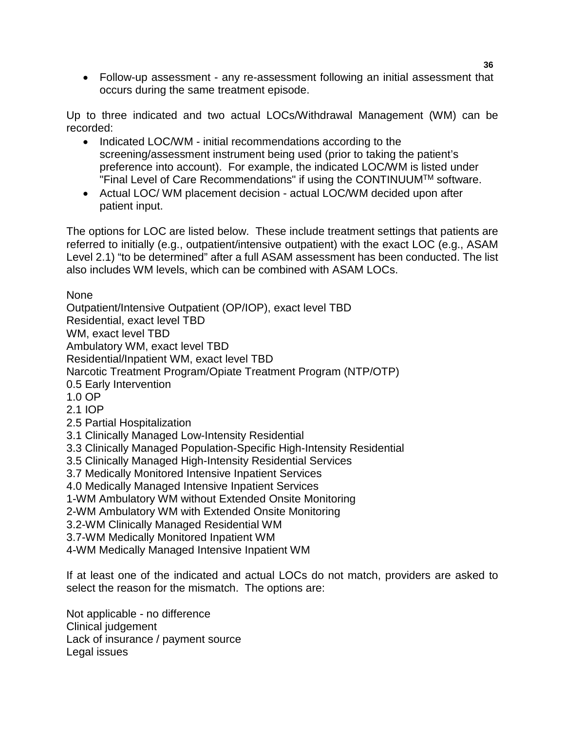- Follow-up assessment - any re-assessment following an initial assessment that occurs during the same treatment episode.

Up to three indicated and two actual LOCs/Withdrawal Management (WM) can be recorded:

- Indicated LOC/WM - initial recommendations according to the screening/assessment instrument being used (prior to taking the patient's preference into account). For example, the indicated LOC/WM is listed under "Final Level of Care Recommendations" if using the CONTINUUM™ software.
- Actual LOC/ WM placement decision - actual LOC/WM decided upon after patient input.

The options for LOC are listed below. These include treatment settings that patients are referred to initially (e.g., outpatient/intensive outpatient) with the exact LOC (e.g., ASAM Level 2.1) "to be determined" after a full ASAM assessment has been conducted. The list also includes WM levels, which can be combined with ASAM LOCs.

None
Outpatient/Intensive Outpatient (OP/IOP), exact level TBD
Residential, exact level TBD
WM, exact level TBD
Ambulatory WM, exact level TBD
Residential/Inpatient WM, exact level TBD
Narcotic Treatment Program/Opiate Treatment Program (NTP/OTP)
0.5 Early Intervention
1.0 OP
2.1 IOP
2.5 Partial Hospitalization
3.1 Clinically Managed Low-Intensity Residential
3.3 Clinically Managed Population-Specific High-Intensity Residential
3.5 Clinically Managed High-Intensity Residential Services
3.7 Medically Monitored Intensive Inpatient Services
4.0 Medically Managed Intensive Inpatient Services
1-WM Ambulatory WM without Extended Onsite Monitoring
2-WM Ambulatory WM with Extended Onsite Monitoring
3.2-WM Clinically Managed Residential WM
3.7-WM Medically Monitored Inpatient WM
4-WM Medically Managed Intensive Inpatient WM

If at least one of the indicated and actual LOCs do not match, providers are asked to select the reason for the mismatch. The options are:

Not applicable - no difference
Clinical judgement
Lack of insurance / payment source
Legal issues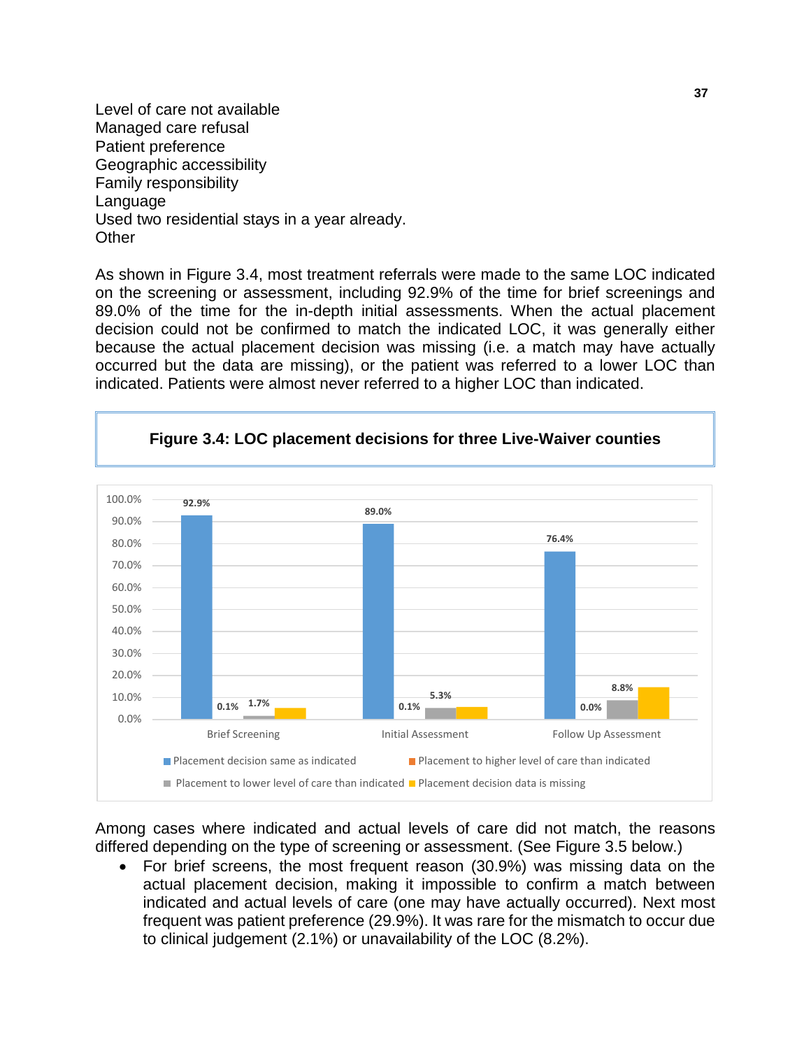Level of care not available
Managed care refusal
Patient preference
Geographic accessibility
Family responsibility
Language
Used two residential stays in a year already.
Other

As shown in Figure 3.4, most treatment referrals were made to the same LOC indicated on the screening or assessment, including 92.9% of the time for brief screenings and 89.0% of the time for the in-depth initial assessments. When the actual placement decision could not be confirmed to match the indicated LOC, it was generally either because the actual placement decision was missing (i.e. a match may have actually occurred but the data are missing), or the patient was referred to a lower LOC than indicated. Patients were almost never referred to a higher LOC than indicated.

**Figure 3.4: LOC placement decisions for three Live-Waiver counties**

| | Brief Screening | Initial Assessment | Follow Up Assessment |
|---|---|---|---|
| Placement decision same as indicated | 92.9% | 89.0% | 76.4% |
| Placement to higher level of care than indicated | 0.1% | 0.1% | 0.0% |
| Placement to lower level of care than indicated | 1.7% | 5.3% | 8.8% |
| Placement decision data is missing | | | |

Among cases where indicated and actual levels of care did not match, the reasons differed depending on the type of screening or assessment. (See Figure 3.5 below.)

- For brief screens, the most frequent reason (30.9%) was missing data on the actual placement decision, making it impossible to confirm a match between indicated and actual levels of care (one may have actually occurred). Next most frequent was patient preference (29.9%). It was rare for the mismatch to occur due to clinical judgement (2.1%) or unavailability of the LOC (8.2%).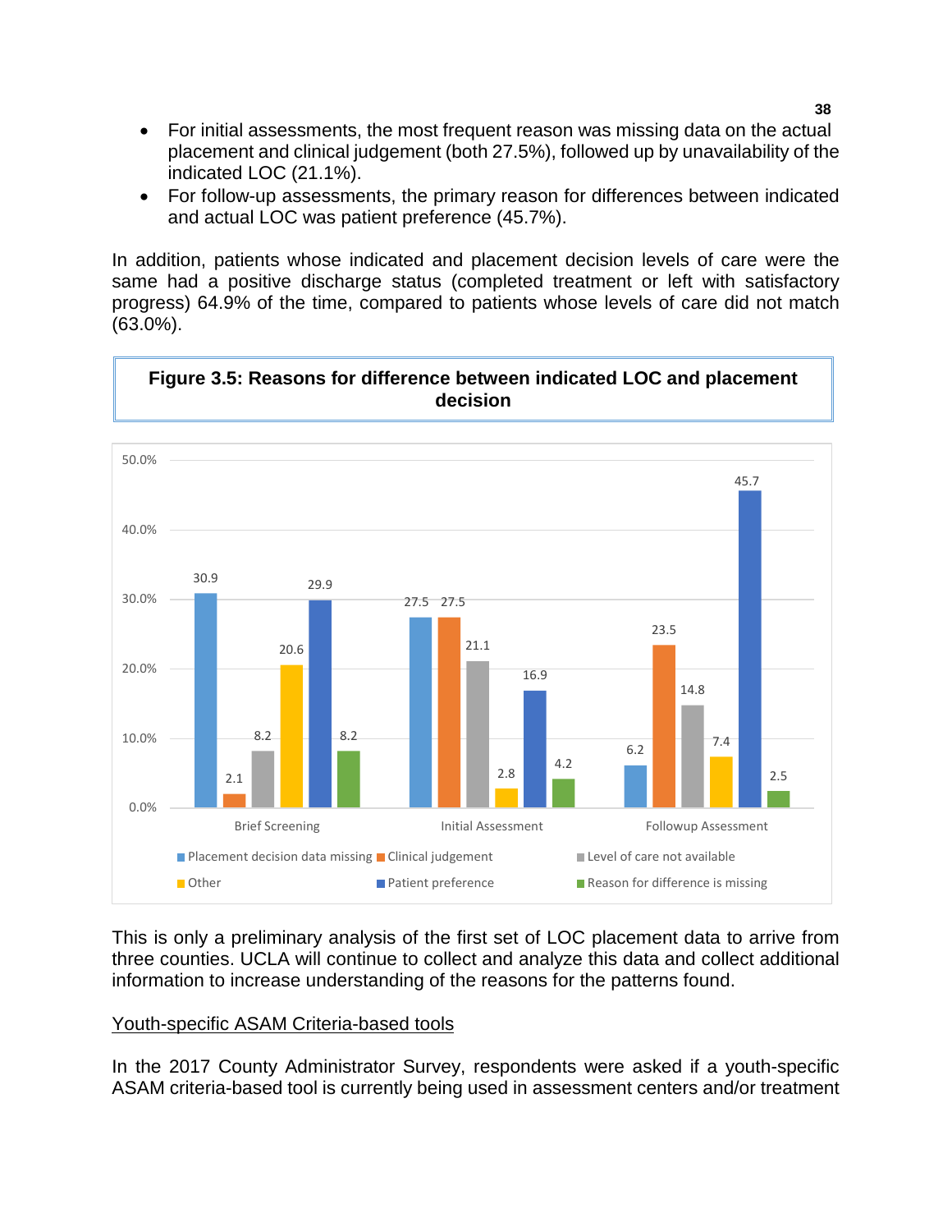- For initial assessments, the most frequent reason was missing data on the actual placement and clinical judgement (both 27.5%), followed up by unavailability of the indicated LOC (21.1%).
- For follow-up assessments, the primary reason for differences between indicated and actual LOC was patient preference (45.7%).

In addition, patients whose indicated and placement decision levels of care were the same had a positive discharge status (completed treatment or left with satisfactory progress) 64.9% of the time, compared to patients whose levels of care did not match (63.0%).

**Figure 3.5: Reasons for difference between indicated LOC and placement decision**

| | Brief Screening | Initial Assessment | Followup Assessment |
|---|---|---|---|
| Placement decision data missing | 30.9 | 27.5 | 6.2 |
| Clinical judgement | 2.1 | 27.5 | 23.5 |
| Level of care not available | 8.2 | 21.1 | 14.8 |
| Other | 20.6 | 2.8 | 7.4 |
| Patient preference | 29.9 | 16.9 | 45.7 |
| Reason for difference is missing | 8.2 | 4.2 | 2.5 |

This is only a preliminary analysis of the first set of LOC placement data to arrive from three counties. UCLA will continue to collect and analyze this data and collect additional information to increase understanding of the reasons for the patterns found.

Youth-specific ASAM Criteria-based tools

In the 2017 County Administrator Survey, respondents were asked if a youth-specific ASAM criteria-based tool is currently being used in assessment centers and/or treatment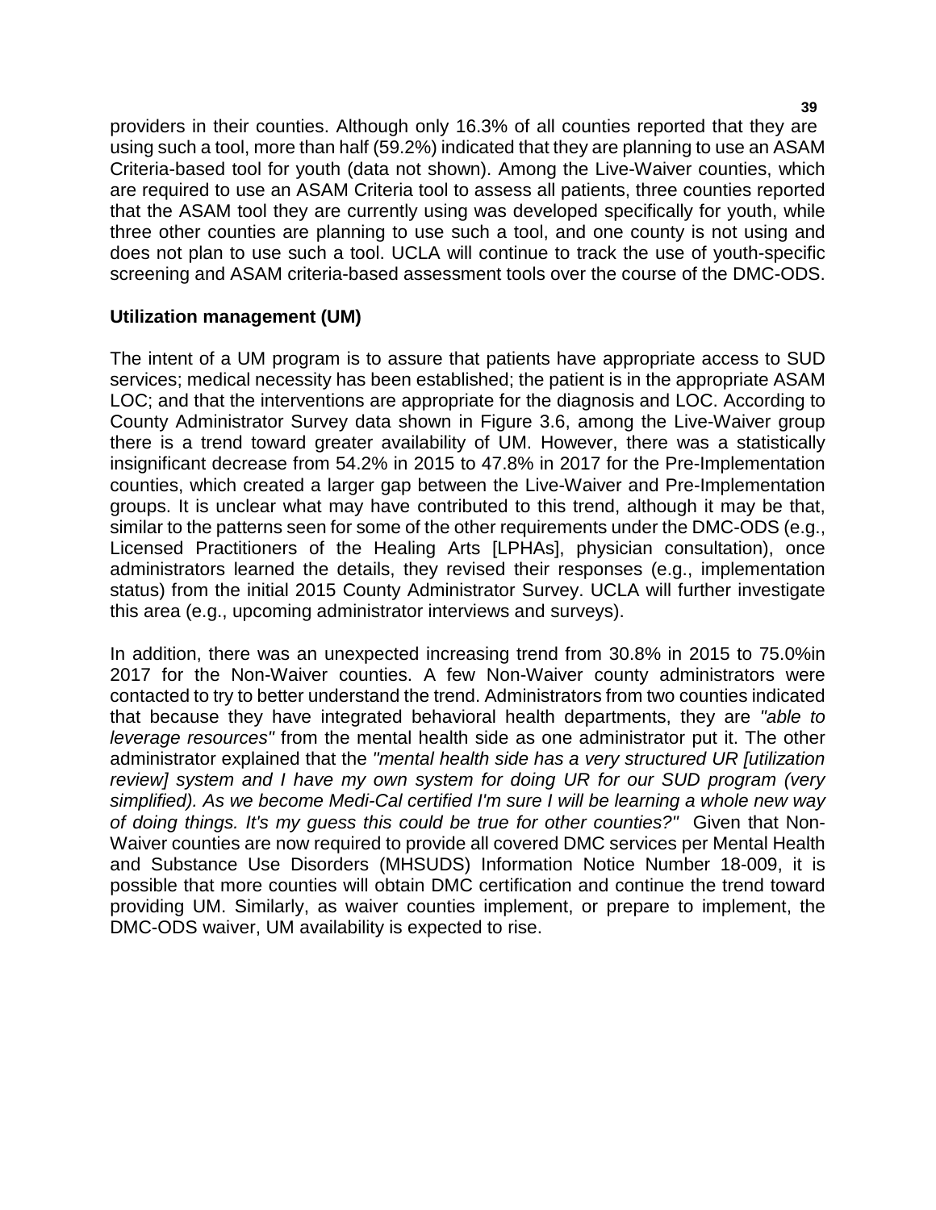providers in their counties. Although only 16.3% of all counties reported that they are using such a tool, more than half (59.2%) indicated that they are planning to use an ASAM Criteria-based tool for youth (data not shown). Among the Live-Waiver counties, which are required to use an ASAM Criteria tool to assess all patients, three counties reported that the ASAM tool they are currently using was developed specifically for youth, while three other counties are planning to use such a tool, and one county is not using and does not plan to use such a tool. UCLA will continue to track the use of youth-specific screening and ASAM criteria-based assessment tools over the course of the DMC-ODS.

**Utilization management (UM)**

The intent of a UM program is to assure that patients have appropriate access to SUD services; medical necessity has been established; the patient is in the appropriate ASAM LOC; and that the interventions are appropriate for the diagnosis and LOC. According to County Administrator Survey data shown in Figure 3.6, among the Live-Waiver group there is a trend toward greater availability of UM. However, there was a statistically insignificant decrease from 54.2% in 2015 to 47.8% in 2017 for the Pre-Implementation counties, which created a larger gap between the Live-Waiver and Pre-Implementation groups. It is unclear what may have contributed to this trend, although it may be that, similar to the patterns seen for some of the other requirements under the DMC-ODS (e.g., Licensed Practitioners of the Healing Arts [LPHAs], physician consultation), once administrators learned the details, they revised their responses (e.g., implementation status) from the initial 2015 County Administrator Survey. UCLA will further investigate this area (e.g., upcoming administrator interviews and surveys).

In addition, there was an unexpected increasing trend from 30.8% in 2015 to 75.0%in 2017 for the Non-Waiver counties. A few Non-Waiver county administrators were contacted to try to better understand the trend. Administrators from two counties indicated that because they have integrated behavioral health departments, they are *"able to leverage resources"* from the mental health side as one administrator put it. The other administrator explained that the *"mental health side has a very structured UR [utilization review] system and I have my own system for doing UR for our SUD program (very simplified). As we become Medi-Cal certified I'm sure I will be learning a whole new way of doing things. It's my guess this could be true for other counties?"* Given that Non-Waiver counties are now required to provide all covered DMC services per Mental Health and Substance Use Disorders (MHSUDS) Information Notice Number 18-009, it is possible that more counties will obtain DMC certification and continue the trend toward providing UM. Similarly, as waiver counties implement, or prepare to implement, the DMC-ODS waiver, UM availability is expected to rise.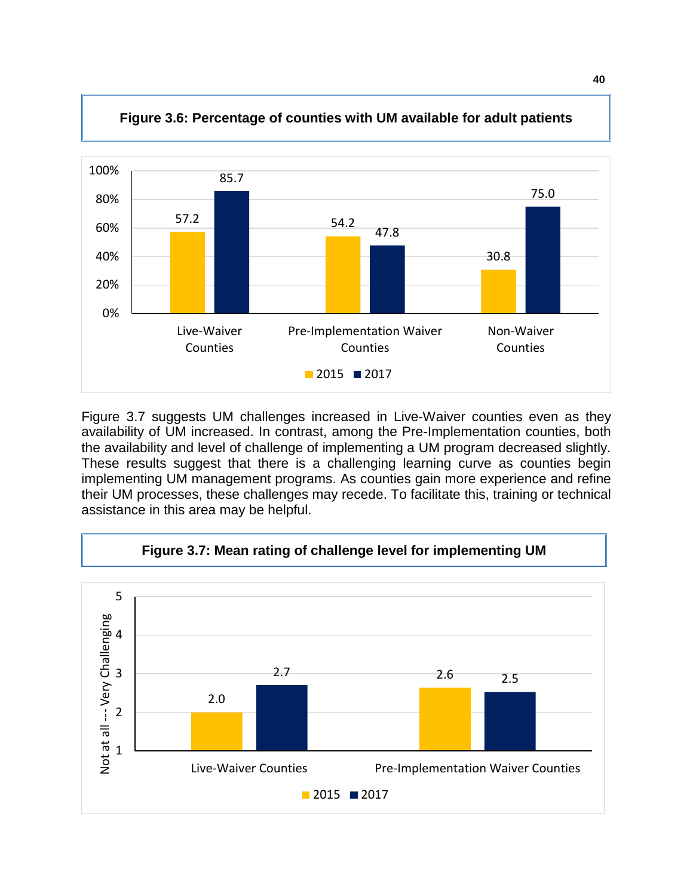**Figure 3.6: Percentage of counties with UM available for adult patients**

| | 2015 | 2017 |
|---|---|---|
| Live-Waiver Counties | 57.2 | 85.7 |
| Pre-Implementation Waiver Counties | 54.2 | 47.8 |
| Non-Waiver Counties | 30.8 | 75.0 |

Figure 3.7 suggests UM challenges increased in Live-Waiver counties even as they availability of UM increased. In contrast, among the Pre-Implementation counties, both the availability and level of challenge of implementing a UM program decreased slightly. These results suggest that there is a challenging learning curve as counties begin implementing UM management programs. As counties gain more experience and refine their UM processes, these challenges may recede. To facilitate this, training or technical assistance in this area may be helpful.

**Figure 3.7: Mean rating of challenge level for implementing UM**

| Not at all --- Very Challenging | 2015 | 2017 |
|---|---|---|
| Live-Waiver Counties | 2.0 | 2.7 |
| Pre-Implementation Waiver Counties | 2.6 | 2.5 |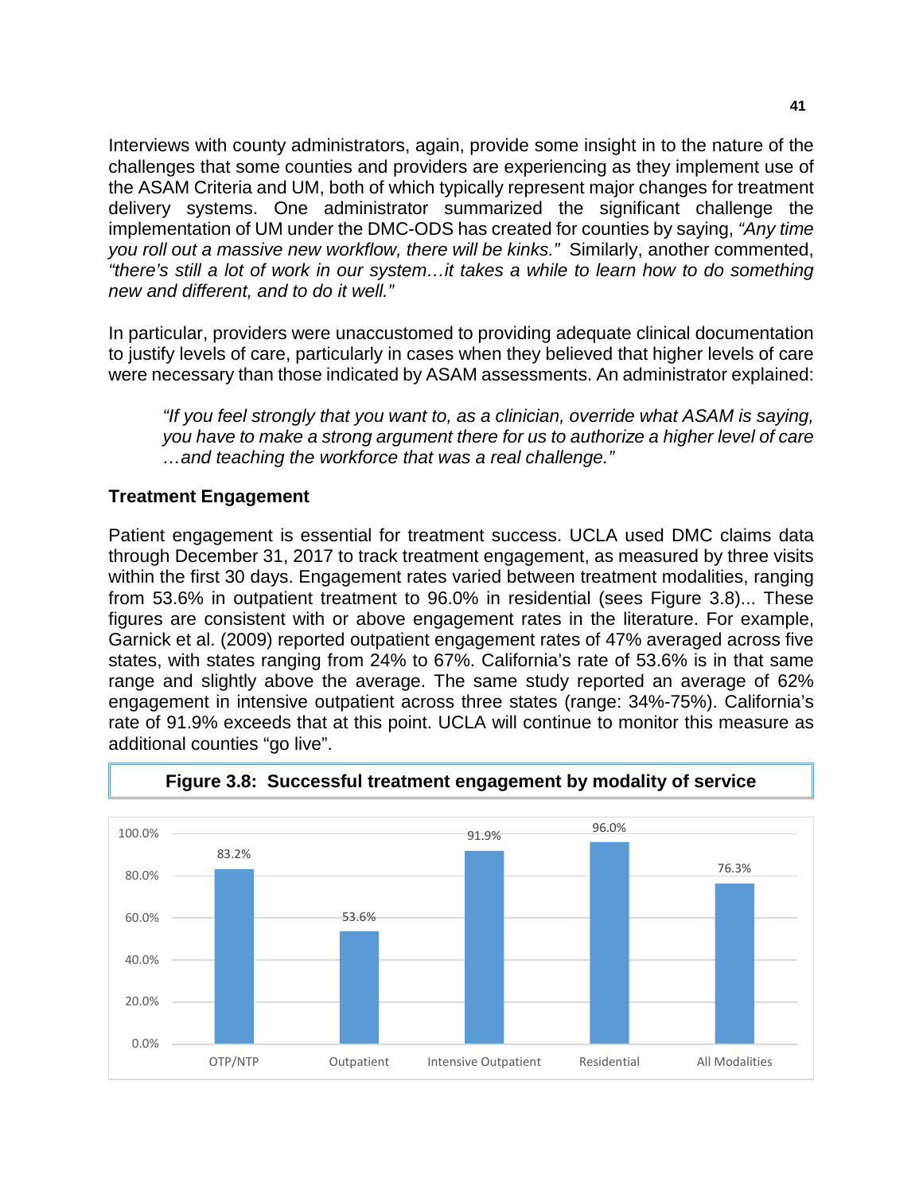Interviews with county administrators, again, provide some insight in to the nature of the challenges that some counties and providers are experiencing as they implement use of the ASAM Criteria and UM, both of which typically represent major changes for treatment delivery systems. One administrator summarized the significant challenge the implementation of UM under the DMC-ODS has created for counties by saying, *"Any time you roll out a massive new workflow, there will be kinks."* Similarly, another commented, *"there's still a lot of work in our system…it takes a while to learn how to do something new and different, and to do it well."*

In particular, providers were unaccustomed to providing adequate clinical documentation to justify levels of care, particularly in cases when they believed that higher levels of care were necessary than those indicated by ASAM assessments. An administrator explained:

> *"If you feel strongly that you want to, as a clinician, override what ASAM is saying, you have to make a strong argument there for us to authorize a higher level of care …and teaching the workforce that was a real challenge."*

### Treatment Engagement

Patient engagement is essential for treatment success. UCLA used DMC claims data through December 31, 2017 to track treatment engagement, as measured by three visits within the first 30 days. Engagement rates varied between treatment modalities, ranging from 53.6% in outpatient treatment to 96.0% in residential (sees Figure 3.8)... These figures are consistent with or above engagement rates in the literature. For example, Garnick et al. (2009) reported outpatient engagement rates of 47% averaged across five states, with states ranging from 24% to 67%. California's rate of 53.6% is in that same range and slightly above the average. The same study reported an average of 62% engagement in intensive outpatient across three states (range: 34%-75%). California's rate of 91.9% exceeds that at this point. UCLA will continue to monitor this measure as additional counties "go live".

**Figure 3.8: Successful treatment engagement by modality of service**

| Modality | Engagement |
|---|---|
| OTP/NTP | 83.2% |
| Outpatient | 53.6% |
| Intensive Outpatient | 91.9% |
| Residential | 96.0% |
| All Modalities | 76.3% |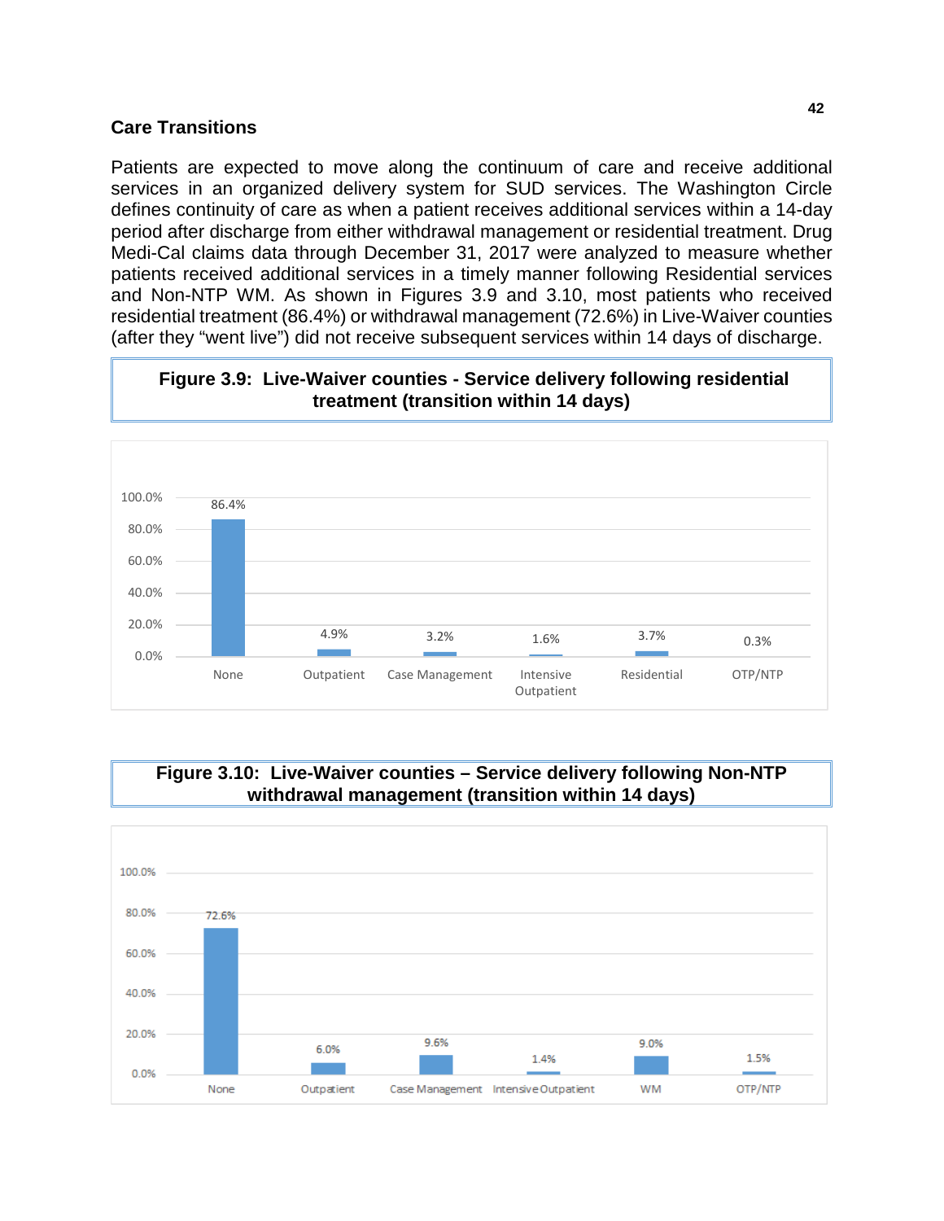## Care Transitions

Patients are expected to move along the continuum of care and receive additional services in an organized delivery system for SUD services. The Washington Circle defines continuity of care as when a patient receives additional services within a 14-day period after discharge from either withdrawal management or residential treatment. Drug Medi-Cal claims data through December 31, 2017 were analyzed to measure whether patients received additional services in a timely manner following Residential services and Non-NTP WM. As shown in Figures 3.9 and 3.10, most patients who received residential treatment (86.4%) or withdrawal management (72.6%) in Live-Waiver counties (after they "went live") did not receive subsequent services within 14 days of discharge.

**Figure 3.9: Live-Waiver counties - Service delivery following residential treatment (transition within 14 days)**

| Service | Percent |
|---|---|
| None | 86.4% |
| Outpatient | 4.9% |
| Case Management | 3.2% |
| Intensive Outpatient | 1.6% |
| Residential | 3.7% |
| OTP/NTP | 0.3% |

**Figure 3.10: Live-Waiver counties – Service delivery following Non-NTP withdrawal management (transition within 14 days)**

| Service | Percent |
|---|---|
| None | 72.6% |
| Outpatient | 6.0% |
| Case Management | 9.6% |
| Intensive Outpatient | 1.4% |
| WM | 9.0% |
| OTP/NTP | 1.5% |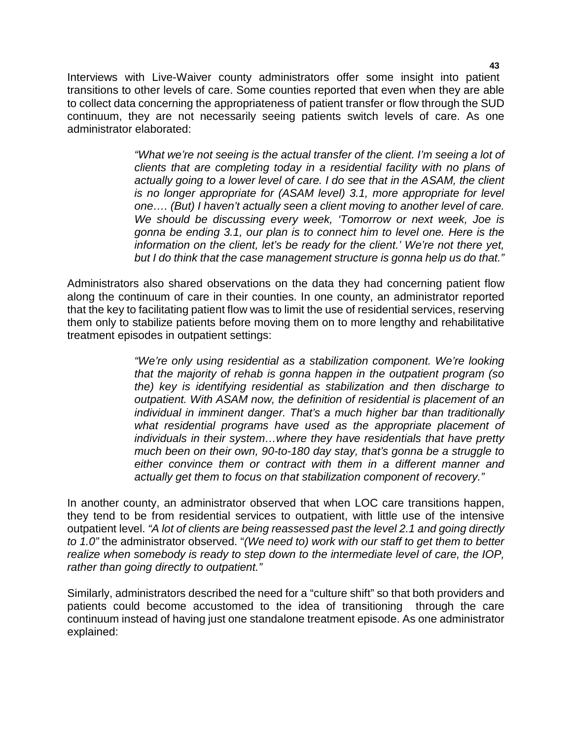Interviews with Live-Waiver county administrators offer some insight into patient transitions to other levels of care. Some counties reported that even when they are able to collect data concerning the appropriateness of patient transfer or flow through the SUD continuum, they are not necessarily seeing patients switch levels of care. As one administrator elaborated:

> *"What we're not seeing is the actual transfer of the client. I'm seeing a lot of clients that are completing today in a residential facility with no plans of actually going to a lower level of care. I do see that in the ASAM, the client is no longer appropriate for (ASAM level) 3.1, more appropriate for level one…. (But) I haven't actually seen a client moving to another level of care. We should be discussing every week, 'Tomorrow or next week, Joe is gonna be ending 3.1, our plan is to connect him to level one. Here is the information on the client, let's be ready for the client.' We're not there yet, but I do think that the case management structure is gonna help us do that."*

Administrators also shared observations on the data they had concerning patient flow along the continuum of care in their counties. In one county, an administrator reported that the key to facilitating patient flow was to limit the use of residential services, reserving them only to stabilize patients before moving them on to more lengthy and rehabilitative treatment episodes in outpatient settings:

> *"We're only using residential as a stabilization component. We're looking that the majority of rehab is gonna happen in the outpatient program (so the) key is identifying residential as stabilization and then discharge to outpatient. With ASAM now, the definition of residential is placement of an individual in imminent danger. That's a much higher bar than traditionally what residential programs have used as the appropriate placement of individuals in their system…where they have residentials that have pretty much been on their own, 90-to-180 day stay, that's gonna be a struggle to either convince them or contract with them in a different manner and actually get them to focus on that stabilization component of recovery."*

In another county, an administrator observed that when LOC care transitions happen, they tend to be from residential services to outpatient, with little use of the intensive outpatient level. *"A lot of clients are being reassessed past the level 2.1 and going directly to 1.0"* the administrator observed. "*(We need to) work with our staff to get them to better realize when somebody is ready to step down to the intermediate level of care, the IOP, rather than going directly to outpatient."*

Similarly, administrators described the need for a "culture shift" so that both providers and patients could become accustomed to the idea of transitioning through the care continuum instead of having just one standalone treatment episode. As one administrator explained: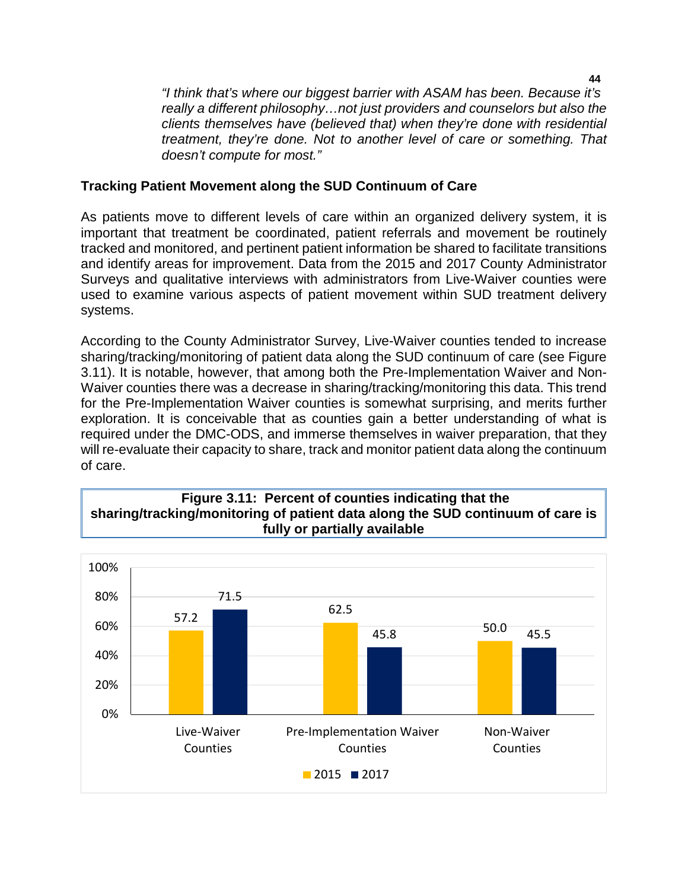*"I think that's where our biggest barrier with ASAM has been. Because it's really a different philosophy…not just providers and counselors but also the clients themselves have (believed that) when they're done with residential treatment, they're done. Not to another level of care or something. That doesn't compute for most."*

### Tracking Patient Movement along the SUD Continuum of Care

As patients move to different levels of care within an organized delivery system, it is important that treatment be coordinated, patient referrals and movement be routinely tracked and monitored, and pertinent patient information be shared to facilitate transitions and identify areas for improvement. Data from the 2015 and 2017 County Administrator Surveys and qualitative interviews with administrators from Live-Waiver counties were used to examine various aspects of patient movement within SUD treatment delivery systems.

According to the County Administrator Survey, Live-Waiver counties tended to increase sharing/tracking/monitoring of patient data along the SUD continuum of care (see Figure 3.11). It is notable, however, that among both the Pre-Implementation Waiver and Non-Waiver counties there was a decrease in sharing/tracking/monitoring this data. This trend for the Pre-Implementation Waiver counties is somewhat surprising, and merits further exploration. It is conceivable that as counties gain a better understanding of what is required under the DMC-ODS, and immerse themselves in waiver preparation, that they will re-evaluate their capacity to share, track and monitor patient data along the continuum of care.

**Figure 3.11: Percent of counties indicating that the sharing/tracking/monitoring of patient data along the SUD continuum of care is fully or partially available**

| | 2015 | 2017 |
|---|---|---|
| Live-Waiver Counties | 57.2 | 71.5 |
| Pre-Implementation Waiver Counties | 62.5 | 45.8 |
| Non-Waiver Counties | 50.0 | 45.5 |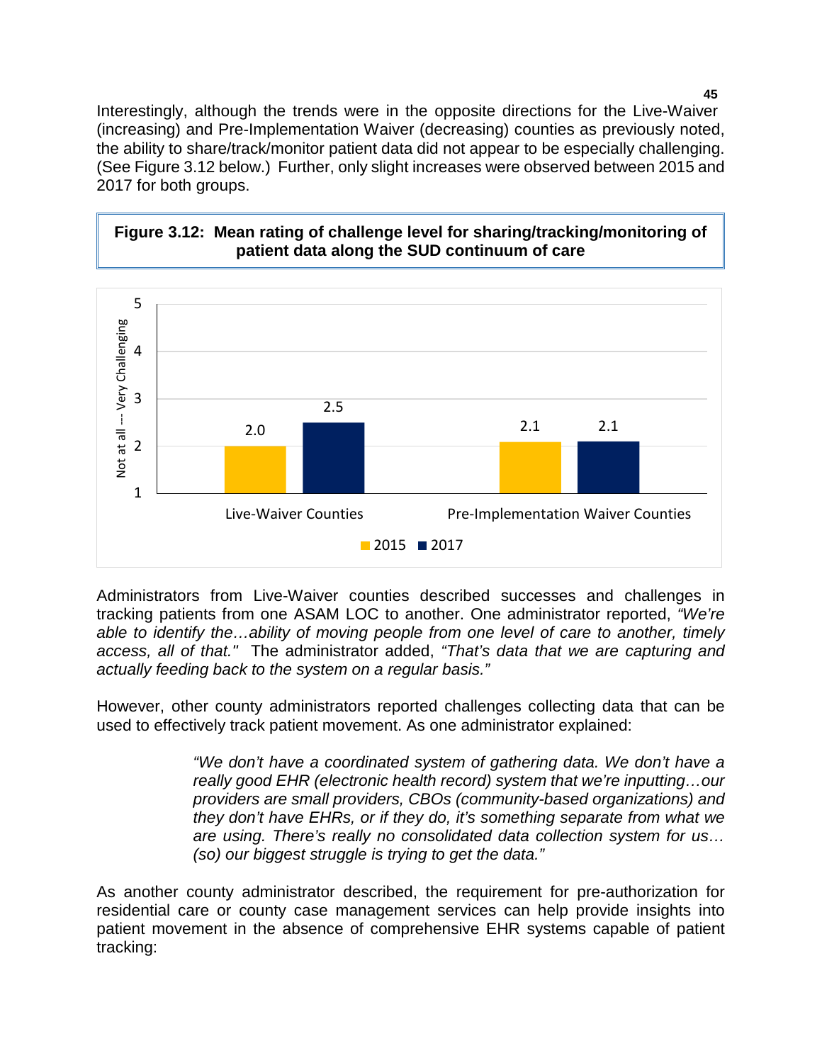Interestingly, although the trends were in the opposite directions for the Live-Waiver (increasing) and Pre-Implementation Waiver (decreasing) counties as previously noted, the ability to share/track/monitor patient data did not appear to be especially challenging. (See Figure 3.12 below.) Further, only slight increases were observed between 2015 and 2017 for both groups.

**Figure 3.12: Mean rating of challenge level for sharing/tracking/monitoring of patient data along the SUD continuum of care**

| | 2015 | 2017 |
|---|---|---|
| Live-Waiver Counties | 2.0 | 2.5 |
| Pre-Implementation Waiver Counties | 2.1 | 2.1 |

Not at all --- Very Challenging (scale 1–5)

Administrators from Live-Waiver counties described successes and challenges in tracking patients from one ASAM LOC to another. One administrator reported, *"We're able to identify the…ability of moving people from one level of care to another, timely access, all of that."* The administrator added, *"That's data that we are capturing and actually feeding back to the system on a regular basis."*

However, other county administrators reported challenges collecting data that can be used to effectively track patient movement. As one administrator explained:

> *"We don't have a coordinated system of gathering data. We don't have a really good EHR (electronic health record) system that we're inputting…our providers are small providers, CBOs (community-based organizations) and they don't have EHRs, or if they do, it's something separate from what we are using. There's really no consolidated data collection system for us…(so) our biggest struggle is trying to get the data."*

As another county administrator described, the requirement for pre-authorization for residential care or county case management services can help provide insights into patient movement in the absence of comprehensive EHR systems capable of patient tracking: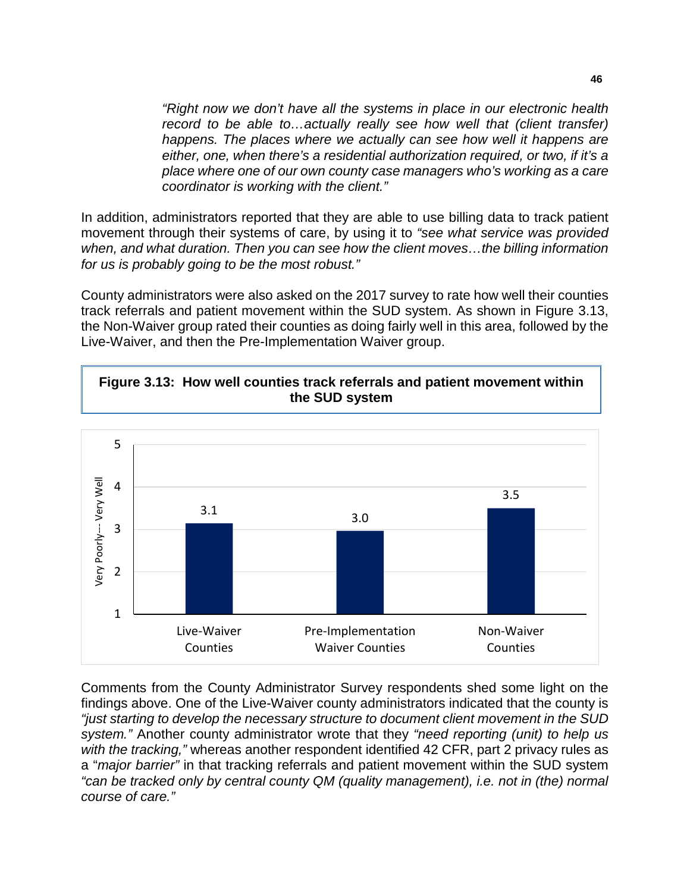> *"Right now we don't have all the systems in place in our electronic health record to be able to…actually really see how well that (client transfer) happens. The places where we actually can see how well it happens are either, one, when there's a residential authorization required, or two, if it's a place where one of our own county case managers who's working as a care coordinator is working with the client."*

In addition, administrators reported that they are able to use billing data to track patient movement through their systems of care, by using it to *"see what service was provided when, and what duration. Then you can see how the client moves…the billing information for us is probably going to be the most robust."*

County administrators were also asked on the 2017 survey to rate how well their counties track referrals and patient movement within the SUD system. As shown in Figure 3.13, the Non-Waiver group rated their counties as doing fairly well in this area, followed by the Live-Waiver, and then the Pre-Implementation Waiver group.

**Figure 3.13: How well counties track referrals and patient movement within the SUD system**

| | Very Poorly--- Very Well (1–5) |
|---|---|
| Live-Waiver Counties | 3.1 |
| Pre-Implementation Waiver Counties | 3.0 |
| Non-Waiver Counties | 3.5 |

Comments from the County Administrator Survey respondents shed some light on the findings above. One of the Live-Waiver county administrators indicated that the county is *"just starting to develop the necessary structure to document client movement in the SUD system."* Another county administrator wrote that they *"need reporting (unit) to help us with the tracking,"* whereas another respondent identified 42 CFR, part 2 privacy rules as a "*major barrier"* in that tracking referrals and patient movement within the SUD system *"can be tracked only by central county QM (quality management), i.e. not in (the) normal course of care."*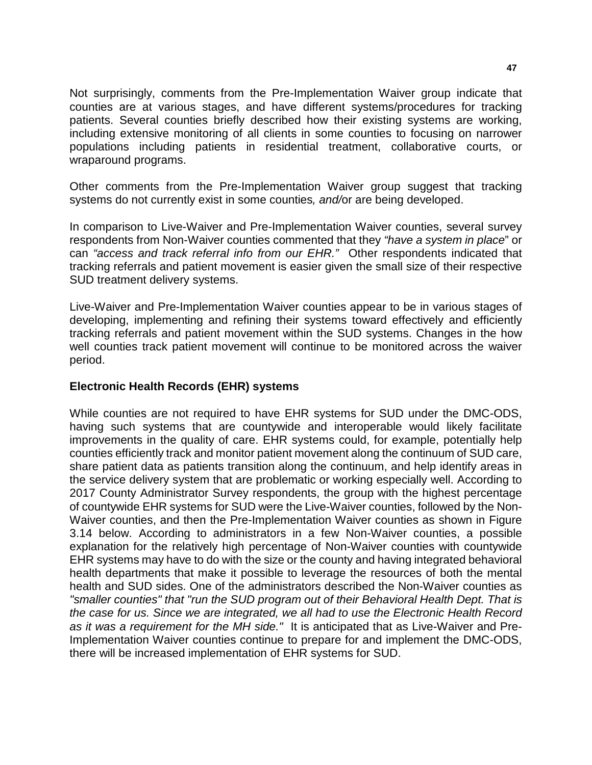Not surprisingly, comments from the Pre-Implementation Waiver group indicate that counties are at various stages, and have different systems/procedures for tracking patients. Several counties briefly described how their existing systems are working, including extensive monitoring of all clients in some counties to focusing on narrower populations including patients in residential treatment, collaborative courts, or wraparound programs.

Other comments from the Pre-Implementation Waiver group suggest that tracking systems do not currently exist in some counties*, and/*or are being developed.

In comparison to Live-Waiver and Pre-Implementation Waiver counties, several survey respondents from Non-Waiver counties commented that they *"have a system in place*" or can *"access and track referral info from our EHR."* Other respondents indicated that tracking referrals and patient movement is easier given the small size of their respective SUD treatment delivery systems.

Live-Waiver and Pre-Implementation Waiver counties appear to be in various stages of developing, implementing and refining their systems toward effectively and efficiently tracking referrals and patient movement within the SUD systems. Changes in the how well counties track patient movement will continue to be monitored across the waiver period.

**Electronic Health Records (EHR) systems**

While counties are not required to have EHR systems for SUD under the DMC-ODS, having such systems that are countywide and interoperable would likely facilitate improvements in the quality of care. EHR systems could, for example, potentially help counties efficiently track and monitor patient movement along the continuum of SUD care, share patient data as patients transition along the continuum, and help identify areas in the service delivery system that are problematic or working especially well. According to 2017 County Administrator Survey respondents, the group with the highest percentage of countywide EHR systems for SUD were the Live-Waiver counties, followed by the Non-Waiver counties, and then the Pre-Implementation Waiver counties as shown in Figure 3.14 below. According to administrators in a few Non-Waiver counties, a possible explanation for the relatively high percentage of Non-Waiver counties with countywide EHR systems may have to do with the size or the county and having integrated behavioral health departments that make it possible to leverage the resources of both the mental health and SUD sides. One of the administrators described the Non-Waiver counties as *"smaller counties" that "run the SUD program out of their Behavioral Health Dept. That is the case for us. Since we are integrated, we all had to use the Electronic Health Record as it was a requirement for the MH side."* It is anticipated that as Live-Waiver and Pre-Implementation Waiver counties continue to prepare for and implement the DMC-ODS, there will be increased implementation of EHR systems for SUD.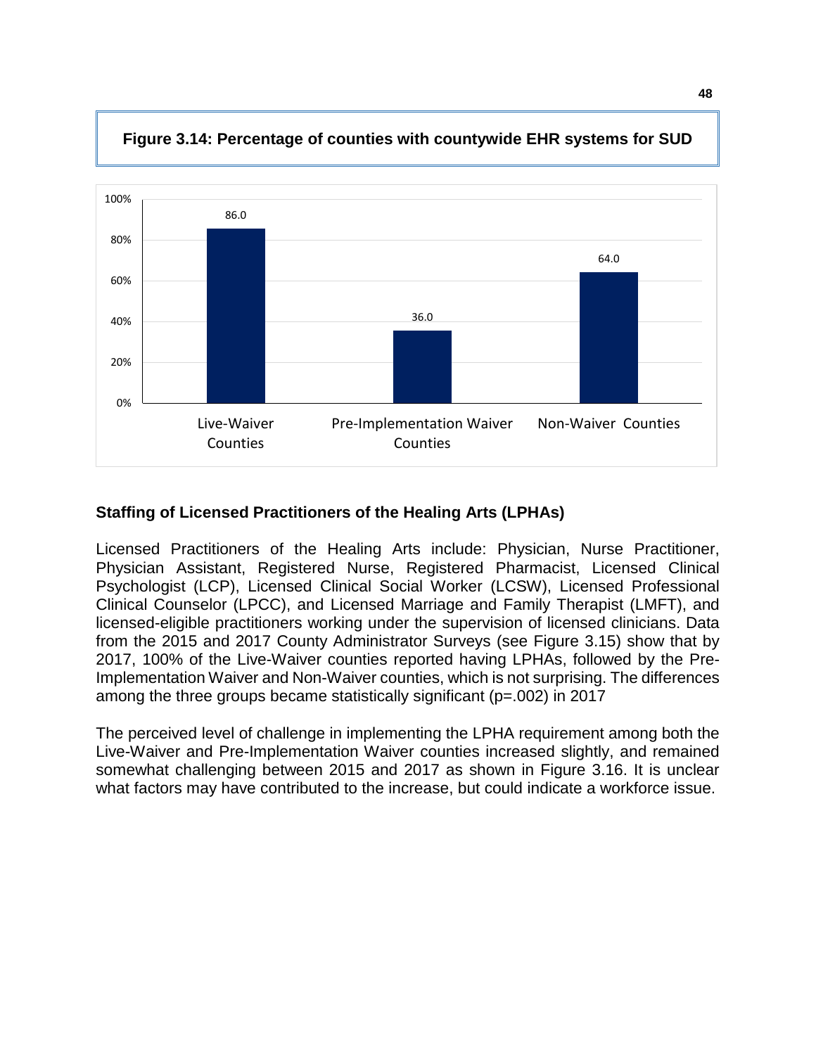**Figure 3.14: Percentage of counties with countywide EHR systems for SUD**

| | Live-Waiver Counties | Pre-Implementation Waiver Counties | Non-Waiver Counties |
|---|---|---|---|
| Percentage | 86.0 | 36.0 | 64.0 |

### Staffing of Licensed Practitioners of the Healing Arts (LPHAs)

Licensed Practitioners of the Healing Arts include: Physician, Nurse Practitioner, Physician Assistant, Registered Nurse, Registered Pharmacist, Licensed Clinical Psychologist (LCP), Licensed Clinical Social Worker (LCSW), Licensed Professional Clinical Counselor (LPCC), and Licensed Marriage and Family Therapist (LMFT), and licensed-eligible practitioners working under the supervision of licensed clinicians. Data from the 2015 and 2017 County Administrator Surveys (see Figure 3.15) show that by 2017, 100% of the Live-Waiver counties reported having LPHAs, followed by the Pre-Implementation Waiver and Non-Waiver counties, which is not surprising. The differences among the three groups became statistically significant ($p$=.002) in 2017

The perceived level of challenge in implementing the LPHA requirement among both the Live-Waiver and Pre-Implementation Waiver counties increased slightly, and remained somewhat challenging between 2015 and 2017 as shown in Figure 3.16. It is unclear what factors may have contributed to the increase, but could indicate a workforce issue.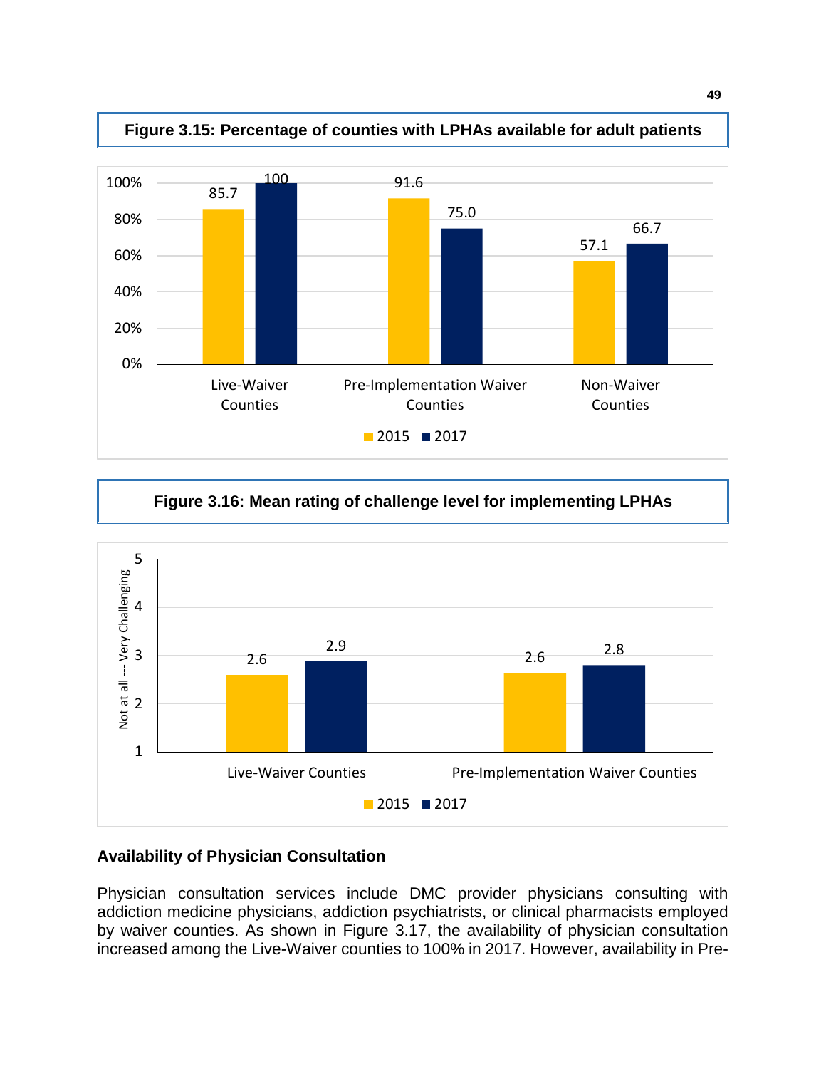**Figure 3.15: Percentage of counties with LPHAs available for adult patients**

| | 2015 | 2017 |
|---|---|---|
| Live-Waiver Counties | 85.7 | 100 |
| Pre-Implementation Waiver Counties | 91.6 | 75.0 |
| Non-Waiver Counties | 57.1 | 66.7 |

**Figure 3.16: Mean rating of challenge level for implementing LPHAs**

| | 2015 | 2017 |
|---|---|---|
| Live-Waiver Counties | 2.6 | 2.9 |
| Pre-Implementation Waiver Counties | 2.6 | 2.8 |

Not at all --- Very Challenging

### Availability of Physician Consultation

Physician consultation services include DMC provider physicians consulting with addiction medicine physicians, addiction psychiatrists, or clinical pharmacists employed by waiver counties. As shown in Figure 3.17, the availability of physician consultation increased among the Live-Waiver counties to 100% in 2017. However, availability in Pre-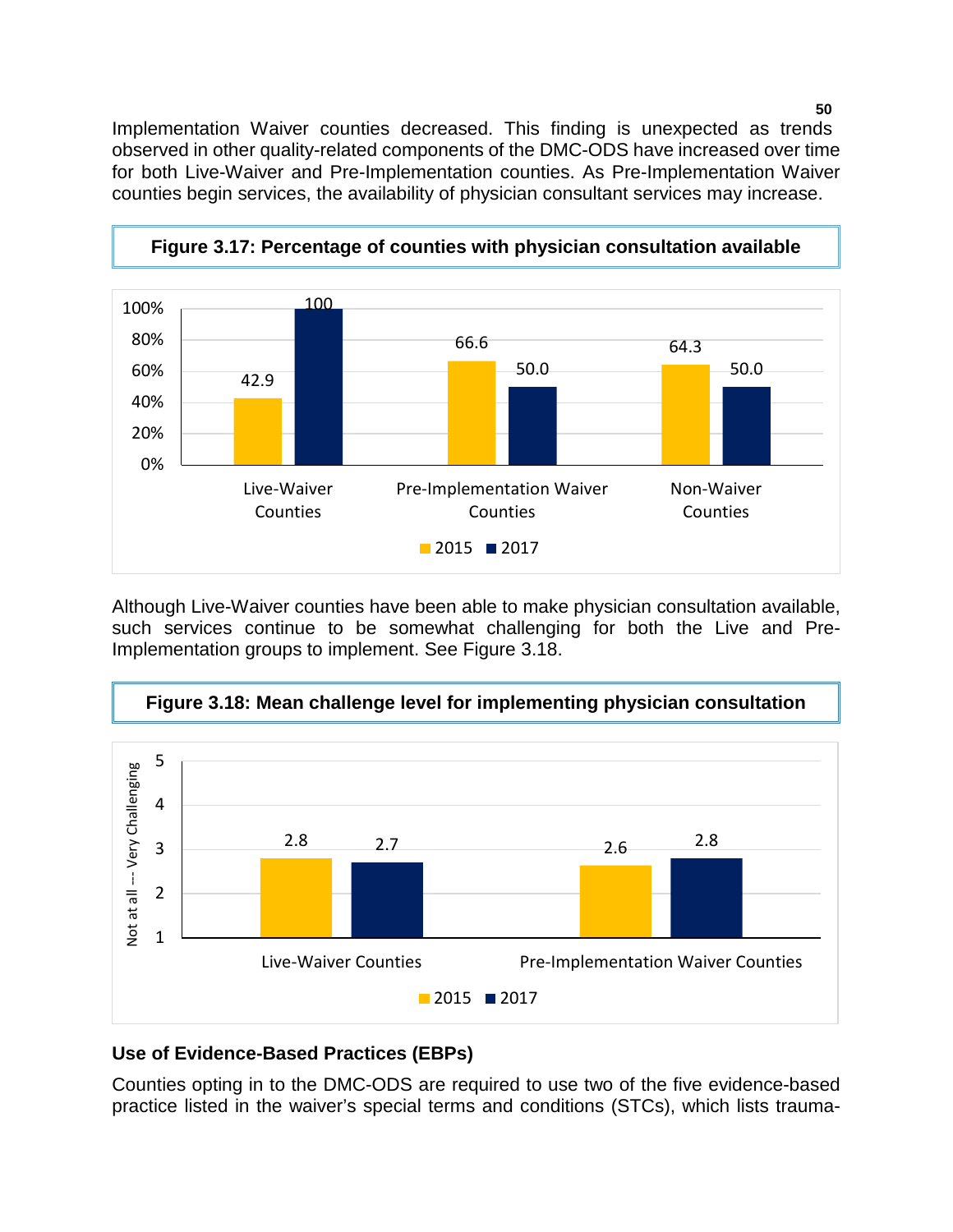Implementation Waiver counties decreased. This finding is unexpected as trends observed in other quality-related components of the DMC-ODS have increased over time for both Live-Waiver and Pre-Implementation counties. As Pre-Implementation Waiver counties begin services, the availability of physician consultant services may increase.

**Figure 3.17: Percentage of counties with physician consultation available**

| | 2015 | 2017 |
|---|---|---|
| Live-Waiver Counties | 42.9 | 100 |
| Pre-Implementation Waiver Counties | 66.6 | 50.0 |
| Non-Waiver Counties | 64.3 | 50.0 |

Although Live-Waiver counties have been able to make physician consultation available, such services continue to be somewhat challenging for both the Live and Pre-Implementation groups to implement. See Figure 3.18.

**Figure 3.18: Mean challenge level for implementing physician consultation**

| Not at all --- Very Challenging | 2015 | 2017 |
|---|---|---|
| Live-Waiver Counties | 2.8 | 2.7 |
| Pre-Implementation Waiver Counties | 2.6 | 2.8 |

### Use of Evidence-Based Practices (EBPs)

Counties opting in to the DMC-ODS are required to use two of the five evidence-based practice listed in the waiver's special terms and conditions (STCs), which lists trauma-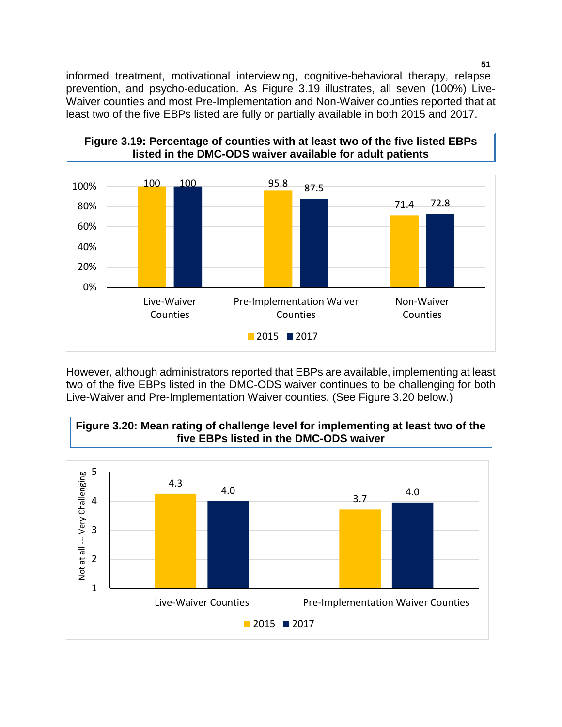informed treatment, motivational interviewing, cognitive-behavioral therapy, relapse prevention, and psycho-education. As Figure 3.19 illustrates, all seven (100%) Live-Waiver counties and most Pre-Implementation and Non-Waiver counties reported that at least two of the five EBPs listed are fully or partially available in both 2015 and 2017.

**Figure 3.19: Percentage of counties with at least two of the five listed EBPs listed in the DMC-ODS waiver available for adult patients**

| | 2015 | 2017 |
|---|---|---|
| Live-Waiver Counties | 100 | 100 |
| Pre-Implementation Waiver Counties | 95.8 | 87.5 |
| Non-Waiver Counties | 71.4 | 72.8 |

However, although administrators reported that EBPs are available, implementing at least two of the five EBPs listed in the DMC-ODS waiver continues to be challenging for both Live-Waiver and Pre-Implementation Waiver counties. (See Figure 3.20 below.)

**Figure 3.20: Mean rating of challenge level for implementing at least two of the five EBPs listed in the DMC-ODS waiver**

| Not at all --- Very Challenging | 2015 | 2017 |
|---|---|---|
| Live-Waiver Counties | 4.3 | 4.0 |
| Pre-Implementation Waiver Counties | 3.7 | 4.0 |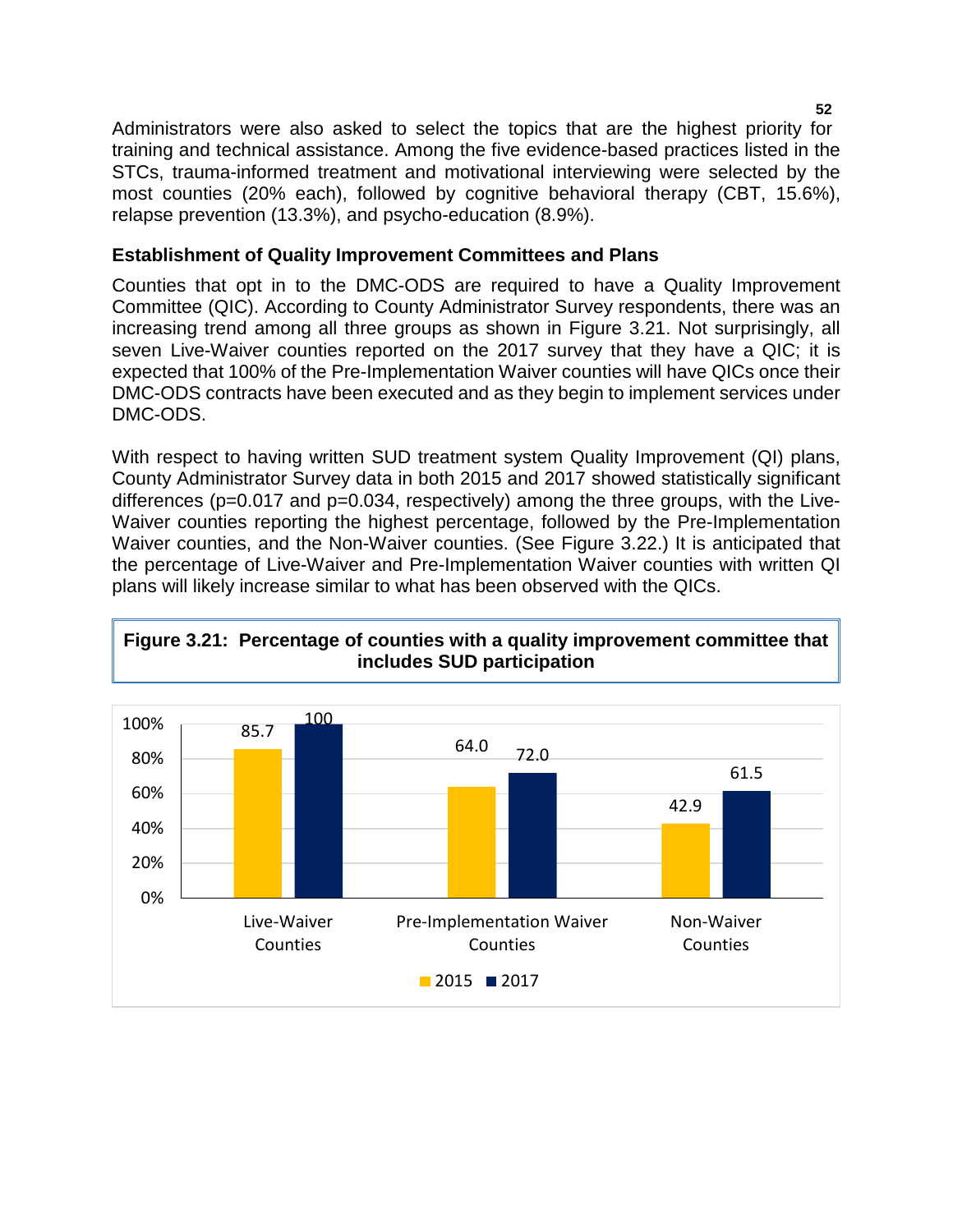Administrators were also asked to select the topics that are the highest priority for training and technical assistance. Among the five evidence-based practices listed in the STCs, trauma-informed treatment and motivational interviewing were selected by the most counties (20% each), followed by cognitive behavioral therapy (CBT, 15.6%), relapse prevention (13.3%), and psycho-education (8.9%).

### Establishment of Quality Improvement Committees and Plans

Counties that opt in to the DMC-ODS are required to have a Quality Improvement Committee (QIC). According to County Administrator Survey respondents, there was an increasing trend among all three groups as shown in Figure 3.21. Not surprisingly, all seven Live-Waiver counties reported on the 2017 survey that they have a QIC; it is expected that 100% of the Pre-Implementation Waiver counties will have QICs once their DMC-ODS contracts have been executed and as they begin to implement services under DMC-ODS.

With respect to having written SUD treatment system Quality Improvement (QI) plans, County Administrator Survey data in both 2015 and 2017 showed statistically significant differences ($p=0.017$ and $p=0.034$, respectively) among the three groups, with the Live-Waiver counties reporting the highest percentage, followed by the Pre-Implementation Waiver counties, and the Non-Waiver counties. (See Figure 3.22.) It is anticipated that the percentage of Live-Waiver and Pre-Implementation Waiver counties with written QI plans will likely increase similar to what has been observed with the QICs.

**Figure 3.21: Percentage of counties with a quality improvement committee that includes SUD participation**

| | 2015 | 2017 |
|---|---|---|
| Live-Waiver Counties | 85.7 | 100 |
| Pre-Implementation Waiver Counties | 64.0 | 72.0 |
| Non-Waiver Counties | 42.9 | 61.5 |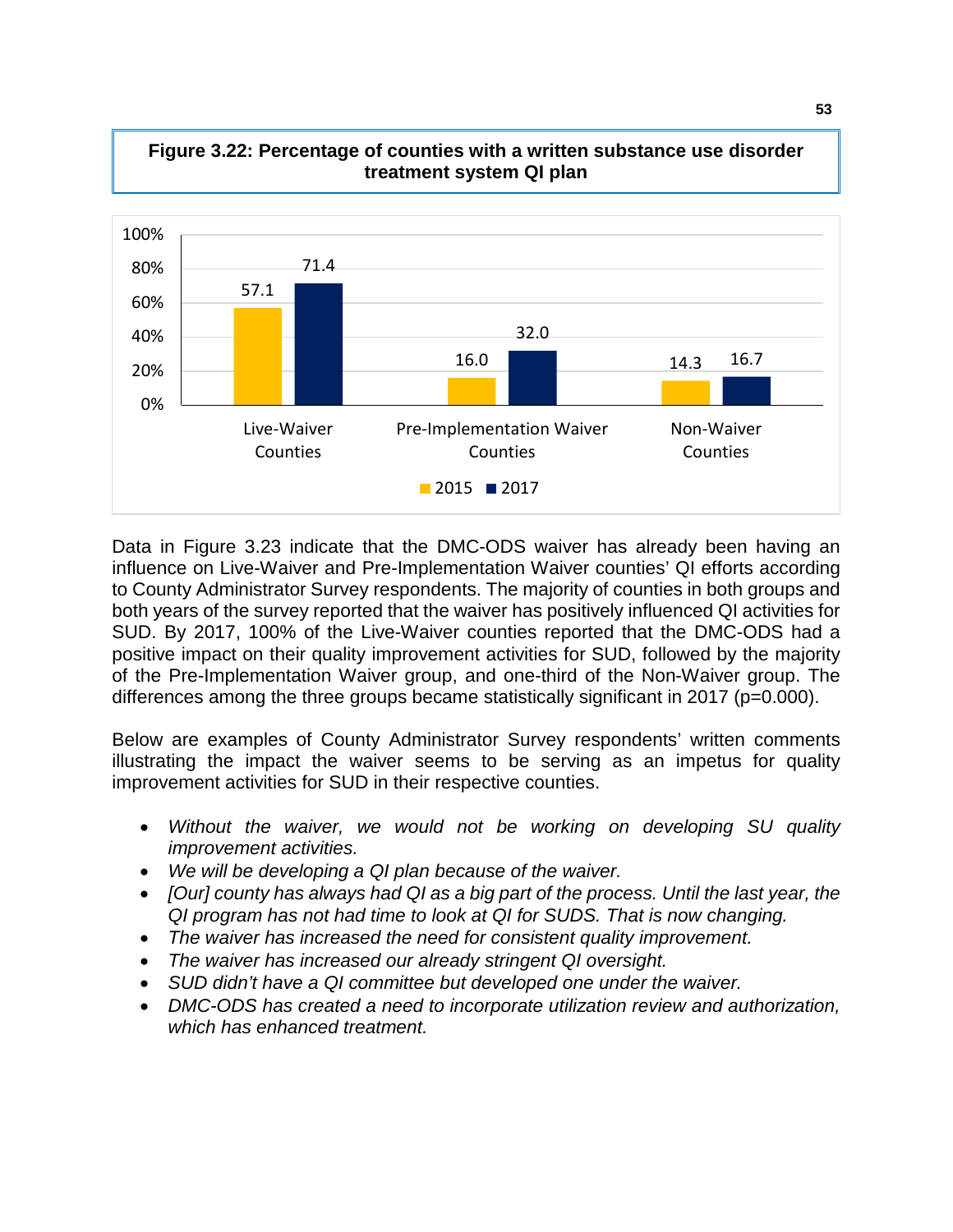**Figure 3.22: Percentage of counties with a written substance use disorder treatment system QI plan**

| | 2015 | 2017 |
|---|---|---|
| Live-Waiver Counties | 57.1 | 71.4 |
| Pre-Implementation Waiver Counties | 16.0 | 32.0 |
| Non-Waiver Counties | 14.3 | 16.7 |

Data in Figure 3.23 indicate that the DMC-ODS waiver has already been having an influence on Live-Waiver and Pre-Implementation Waiver counties' QI efforts according to County Administrator Survey respondents. The majority of counties in both groups and both years of the survey reported that the waiver has positively influenced QI activities for SUD. By 2017, 100% of the Live-Waiver counties reported that the DMC-ODS had a positive impact on their quality improvement activities for SUD, followed by the majority of the Pre-Implementation Waiver group, and one-third of the Non-Waiver group. The differences among the three groups became statistically significant in 2017 ($p=0.000$).

Below are examples of County Administrator Survey respondents' written comments illustrating the impact the waiver seems to be serving as an impetus for quality improvement activities for SUD in their respective counties.

- *Without the waiver, we would not be working on developing SU quality improvement activities.*
- *We will be developing a QI plan because of the waiver.*
- *[Our] county has always had QI as a big part of the process. Until the last year, the QI program has not had time to look at QI for SUDS. That is now changing.*
- *The waiver has increased the need for consistent quality improvement.*
- *The waiver has increased our already stringent QI oversight.*
- *SUD didn't have a QI committee but developed one under the waiver.*
- *DMC-ODS has created a need to incorporate utilization review and authorization, which has enhanced treatment.*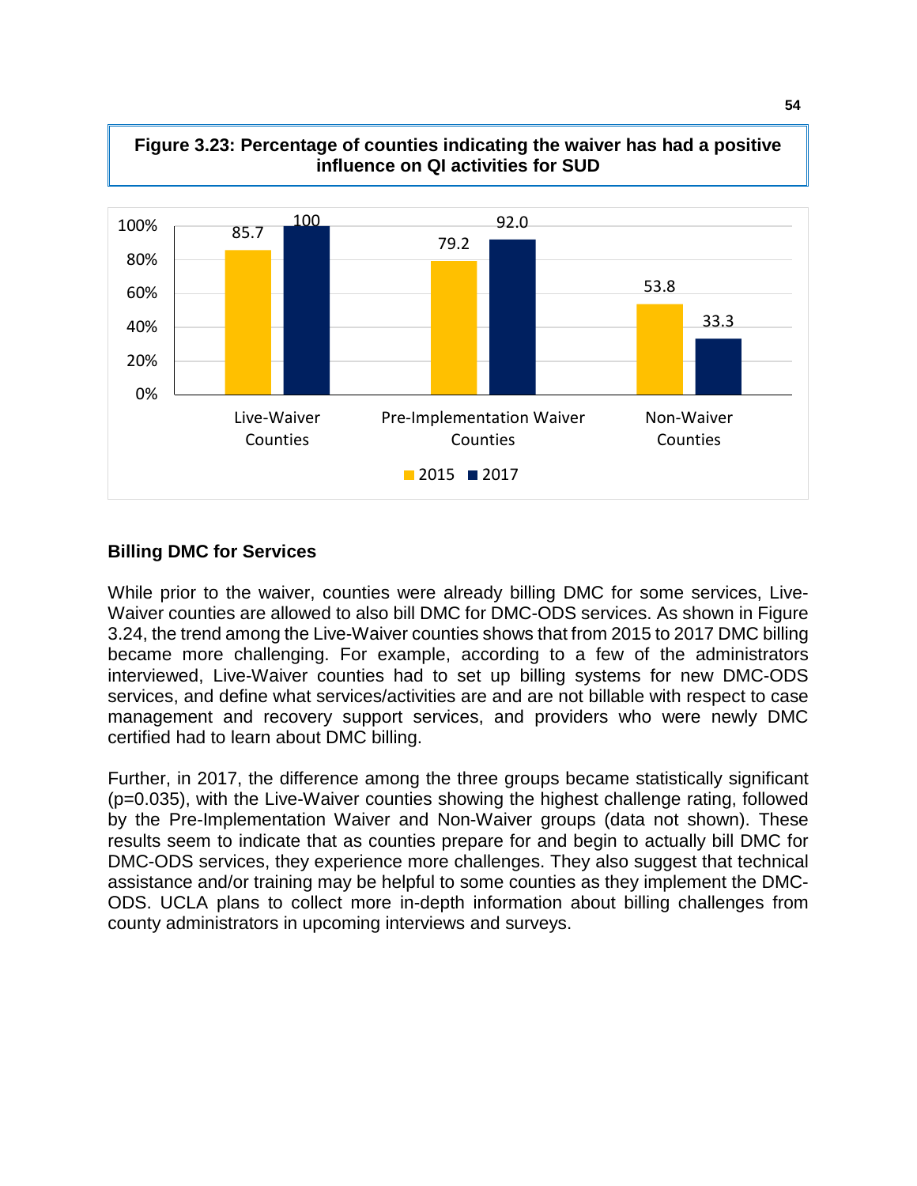**Figure 3.23: Percentage of counties indicating the waiver has had a positive influence on QI activities for SUD**

| | 2015 | 2017 |
|---|---|---|
| Live-Waiver Counties | 85.7 | 100 |
| Pre-Implementation Waiver Counties | 79.2 | 92.0 |
| Non-Waiver Counties | 53.8 | 33.3 |

### Billing DMC for Services

While prior to the waiver, counties were already billing DMC for some services, Live-Waiver counties are allowed to also bill DMC for DMC-ODS services. As shown in Figure 3.24, the trend among the Live-Waiver counties shows that from 2015 to 2017 DMC billing became more challenging. For example, according to a few of the administrators interviewed, Live-Waiver counties had to set up billing systems for new DMC-ODS services, and define what services/activities are and are not billable with respect to case management and recovery support services, and providers who were newly DMC certified had to learn about DMC billing.

Further, in 2017, the difference among the three groups became statistically significant ($p=0.035$), with the Live-Waiver counties showing the highest challenge rating, followed by the Pre-Implementation Waiver and Non-Waiver groups (data not shown). These results seem to indicate that as counties prepare for and begin to actually bill DMC for DMC-ODS services, they experience more challenges. They also suggest that technical assistance and/or training may be helpful to some counties as they implement the DMC-ODS. UCLA plans to collect more in-depth information about billing challenges from county administrators in upcoming interviews and surveys.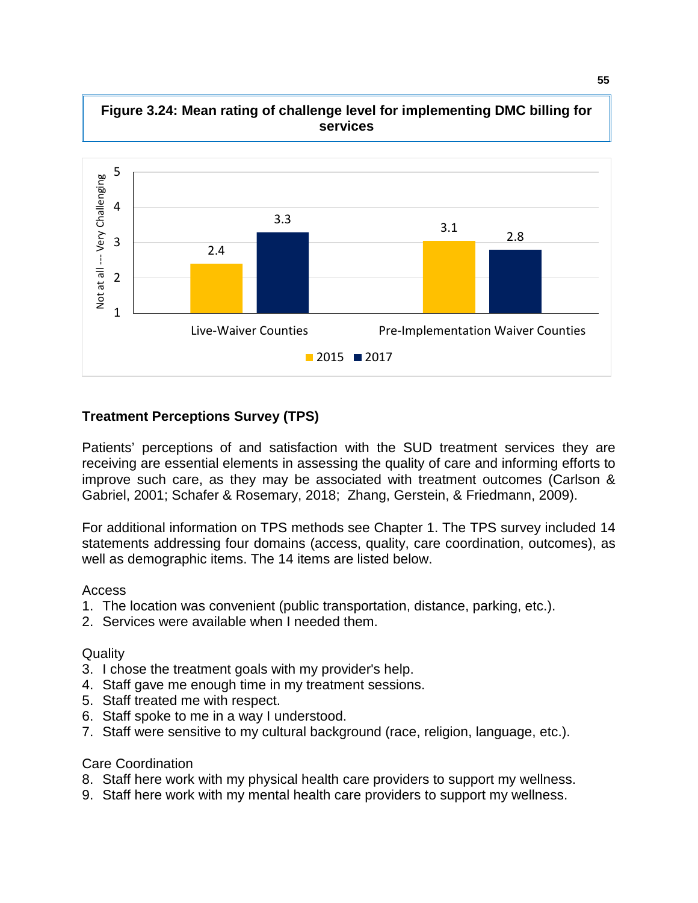**Figure 3.24: Mean rating of challenge level for implementing DMC billing for services**

| | 2015 | 2017 |
|---|---|---|
| Live-Waiver Counties | 2.4 | 3.3 |
| Pre-Implementation Waiver Counties | 3.1 | 2.8 |

Not at all --- Very Challenging (scale 1–5)

## Treatment Perceptions Survey (TPS)

Patients' perceptions of and satisfaction with the SUD treatment services they are receiving are essential elements in assessing the quality of care and informing efforts to improve such care, as they may be associated with treatment outcomes (Carlson & Gabriel, 2001; Schafer & Rosemary, 2018; Zhang, Gerstein, & Friedmann, 2009).

For additional information on TPS methods see Chapter 1. The TPS survey included 14 statements addressing four domains (access, quality, care coordination, outcomes), as well as demographic items. The 14 items are listed below.

Access

1. The location was convenient (public transportation, distance, parking, etc.).
2. Services were available when I needed them.

Quality

3. I chose the treatment goals with my provider's help.
4. Staff gave me enough time in my treatment sessions.
5. Staff treated me with respect.
6. Staff spoke to me in a way I understood.
7. Staff were sensitive to my cultural background (race, religion, language, etc.).

Care Coordination

8. Staff here work with my physical health care providers to support my wellness.
9. Staff here work with my mental health care providers to support my wellness.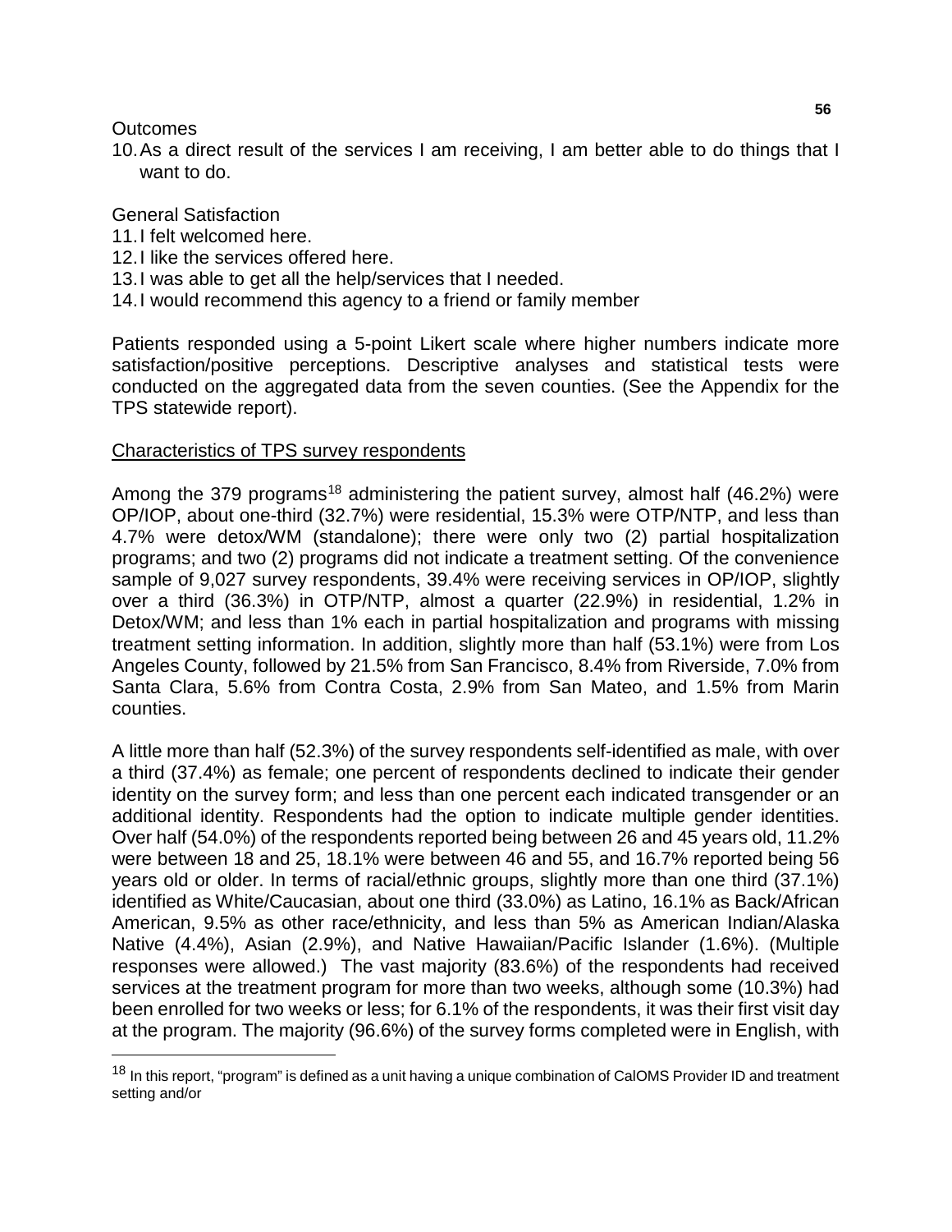Outcomes

10. As a direct result of the services I am receiving, I am better able to do things that I want to do.

General Satisfaction

11. I felt welcomed here.
12. I like the services offered here.
13. I was able to get all the help/services that I needed.
14. I would recommend this agency to a friend or family member

Patients responded using a 5-point Likert scale where higher numbers indicate more satisfaction/positive perceptions. Descriptive analyses and statistical tests were conducted on the aggregated data from the seven counties. (See the Appendix for the TPS statewide report).

Characteristics of TPS survey respondents

Among the 379 programs[18] administering the patient survey, almost half (46.2%) were OP/IOP, about one-third (32.7%) were residential, 15.3% were OTP/NTP, and less than 4.7% were detox/WM (standalone); there were only two (2) partial hospitalization programs; and two (2) programs did not indicate a treatment setting. Of the convenience sample of 9,027 survey respondents, 39.4% were receiving services in OP/IOP, slightly over a third (36.3%) in OTP/NTP, almost a quarter (22.9%) in residential, 1.2% in Detox/WM; and less than 1% each in partial hospitalization and programs with missing treatment setting information. In addition, slightly more than half (53.1%) were from Los Angeles County, followed by 21.5% from San Francisco, 8.4% from Riverside, 7.0% from Santa Clara, 5.6% from Contra Costa, 2.9% from San Mateo, and 1.5% from Marin counties.

A little more than half (52.3%) of the survey respondents self-identified as male, with over a third (37.4%) as female; one percent of respondents declined to indicate their gender identity on the survey form; and less than one percent each indicated transgender or an additional identity. Respondents had the option to indicate multiple gender identities. Over half (54.0%) of the respondents reported being between 26 and 45 years old, 11.2% were between 18 and 25, 18.1% were between 46 and 55, and 16.7% reported being 56 years old or older. In terms of racial/ethnic groups, slightly more than one third (37.1%) identified as White/Caucasian, about one third (33.0%) as Latino, 16.1% as Back/African American, 9.5% as other race/ethnicity, and less than 5% as American Indian/Alaska Native (4.4%), Asian (2.9%), and Native Hawaiian/Pacific Islander (1.6%). (Multiple responses were allowed.) The vast majority (83.6%) of the respondents had received services at the treatment program for more than two weeks, although some (10.3%) had been enrolled for two weeks or less; for 6.1% of the respondents, it was their first visit day at the program. The majority (96.6%) of the survey forms completed were in English, with

[18] In this report, "program" is defined as a unit having a unique combination of CalOMS Provider ID and treatment setting and/or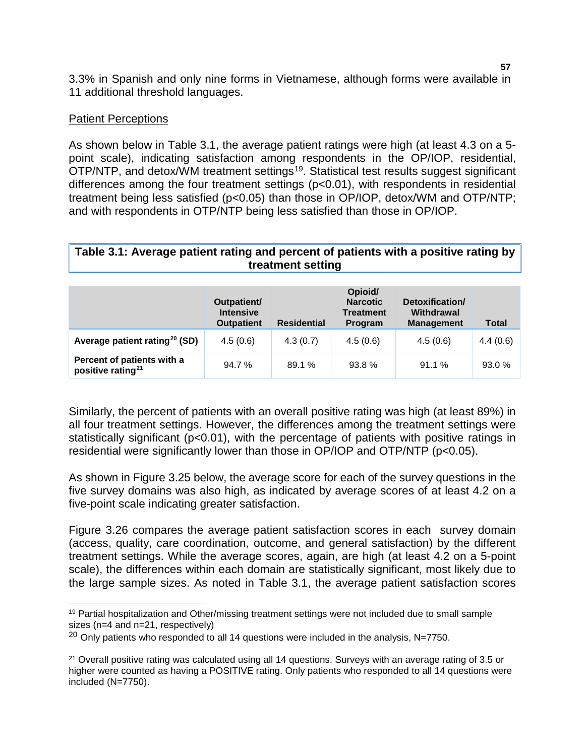3.3% in Spanish and only nine forms in Vietnamese, although forms were available in 11 additional threshold languages.

Patient Perceptions

As shown below in Table 3.1, the average patient ratings were high (at least 4.3 on a 5-point scale), indicating satisfaction among respondents in the OP/IOP, residential, OTP/NTP, and detox/WM treatment settings[19]. Statistical test results suggest significant differences among the four treatment settings ($p<0.01$), with respondents in residential treatment being less satisfied ($p<0.05$) than those in OP/IOP, detox/WM and OTP/NTP; and with respondents in OTP/NTP being less satisfied than those in OP/IOP.

**Table 3.1: Average patient rating and percent of patients with a positive rating by treatment setting**

| | Outpatient/ Intensive Outpatient | Residential | Opioid/ Narcotic Treatment Program | Detoxification/ Withdrawal Management | Total |
|---|---|---|---|---|---|
| **Average patient rating[20] (SD)** | 4.5 (0.6) | 4.3 (0.7) | 4.5 (0.6) | 4.5 (0.6) | 4.4 (0.6) |
| **Percent of patients with a positive rating[21]** | 94.7 % | 89.1 % | 93.8 % | 91.1 % | 93.0 % |

Similarly, the percent of patients with an overall positive rating was high (at least 89%) in all four treatment settings. However, the differences among the treatment settings were statistically significant ($p<0.01$), with the percentage of patients with positive ratings in residential were significantly lower than those in OP/IOP and OTP/NTP ($p<0.05$).

As shown in Figure 3.25 below, the average score for each of the survey questions in the five survey domains was also high, as indicated by average scores of at least 4.2 on a five-point scale indicating greater satisfaction.

Figure 3.26 compares the average patient satisfaction scores in each survey domain (access, quality, care coordination, outcome, and general satisfaction) by the different treatment settings. While the average scores, again, are high (at least 4.2 on a 5-point scale), the differences within each domain are statistically significant, most likely due to the large sample sizes. As noted in Table 3.1, the average patient satisfaction scores

[19] Partial hospitalization and Other/missing treatment settings were not included due to small sample sizes (n=4 and n=21, respectively)

[20] Only patients who responded to all 14 questions were included in the analysis, N=7750.

[21] Overall positive rating was calculated using all 14 questions. Surveys with an average rating of 3.5 or higher were counted as having a POSITIVE rating. Only patients who responded to all 14 questions were included (N=7750).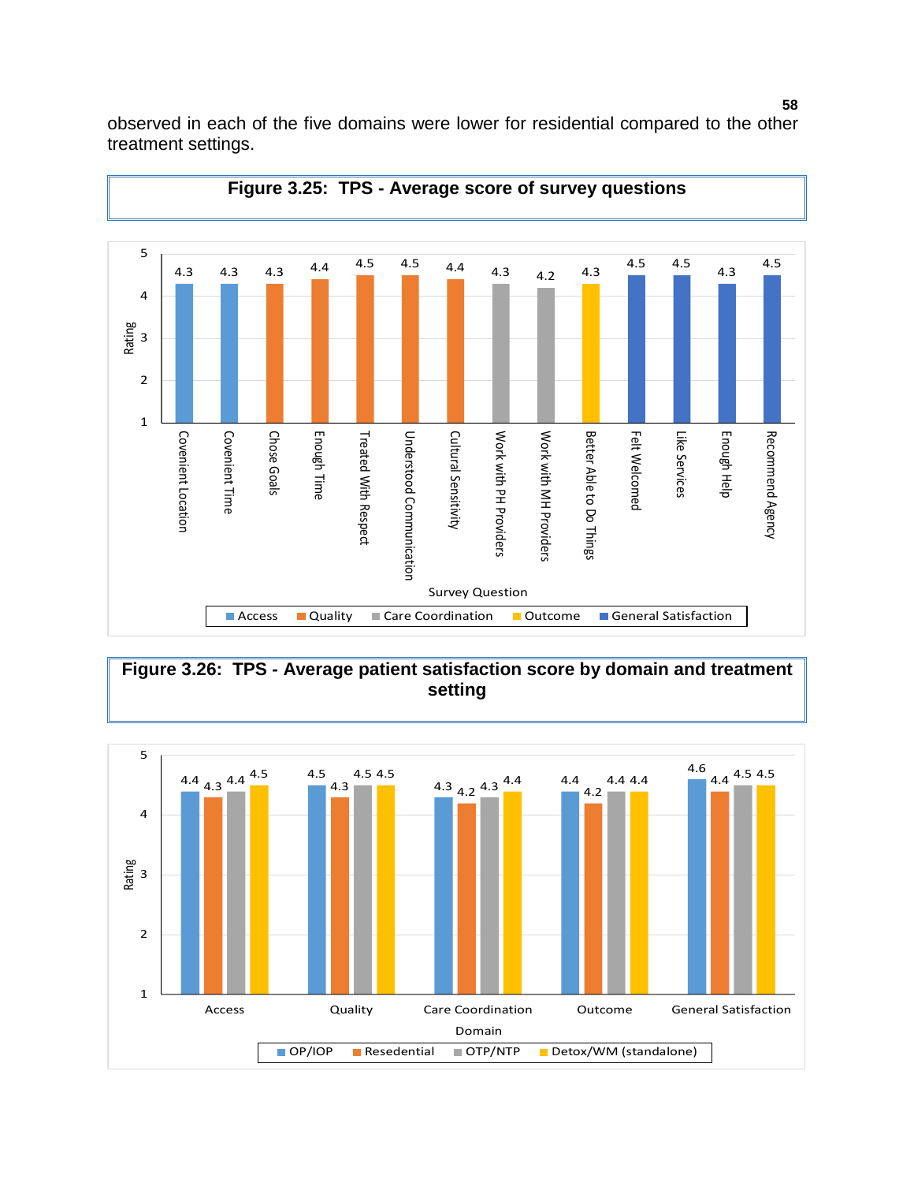observed in each of the five domains were lower for residential compared to the other treatment settings.

**Figure 3.25: TPS - Average score of survey questions**

| Survey Question | Domain | Rating |
|---|---|---|
| Covenient Location | Access | 4.3 |
| Covenient Time | Access | 4.3 |
| Chose Goals | Quality | 4.3 |
| Enough Time | Quality | 4.4 |
| Treated With Respect | Quality | 4.5 |
| Understood Communication | Quality | 4.5 |
| Cultural Sensitivity | Quality | 4.4 |
| Work with PH Providers | Care Coordination | 4.3 |
| Work with MH Providers | Care Coordination | 4.2 |
| Better Able to Do Things | Outcome | 4.3 |
| Felt Welcomed | General Satisfaction | 4.5 |
| Like Services | General Satisfaction | 4.5 |
| Enough Help | General Satisfaction | 4.3 |
| Recommend Agency | General Satisfaction | 4.5 |

**Figure 3.26: TPS - Average patient satisfaction score by domain and treatment setting**

| Domain | OP/IOP | Resedential | OTP/NTP | Detox/WM (standalone) |
|---|---|---|---|---|
| Access | 4.4 | 4.3 | 4.4 | 4.5 |
| Quality | 4.5 | 4.3 | 4.5 | 4.5 |
| Care Coordination | 4.3 | 4.2 | 4.3 | 4.4 |
| Outcome | 4.4 | 4.2 | 4.4 | 4.4 |
| General Satisfaction | 4.6 | 4.4 | 4.5 | 4.5 |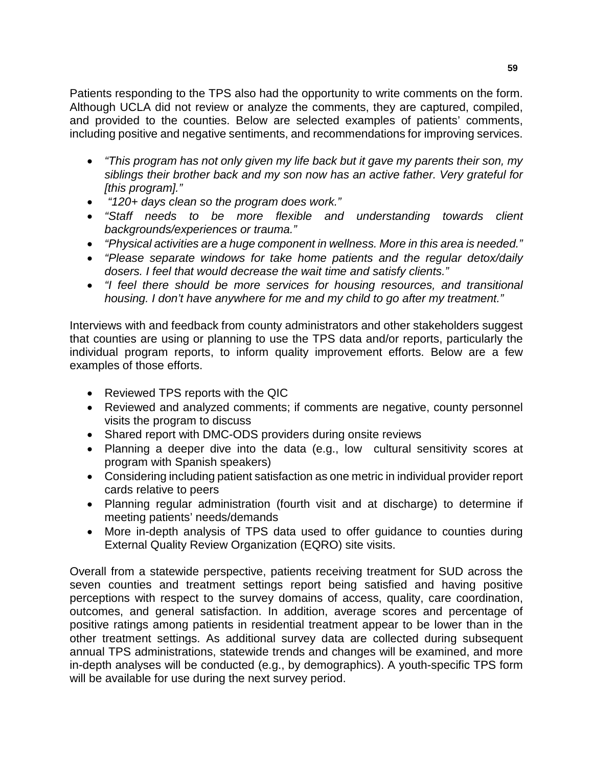Patients responding to the TPS also had the opportunity to write comments on the form. Although UCLA did not review or analyze the comments, they are captured, compiled, and provided to the counties. Below are selected examples of patients' comments, including positive and negative sentiments, and recommendations for improving services.

- *"This program has not only given my life back but it gave my parents their son, my siblings their brother back and my son now has an active father. Very grateful for [this program]."*
- *"120+ days clean so the program does work."*
- *"Staff needs to be more flexible and understanding towards client backgrounds/experiences or trauma."*
- *"Physical activities are a huge component in wellness. More in this area is needed."*
- *"Please separate windows for take home patients and the regular detox/daily dosers. I feel that would decrease the wait time and satisfy clients."*
- *"I feel there should be more services for housing resources, and transitional housing. I don't have anywhere for me and my child to go after my treatment."*

Interviews with and feedback from county administrators and other stakeholders suggest that counties are using or planning to use the TPS data and/or reports, particularly the individual program reports, to inform quality improvement efforts. Below are a few examples of those efforts.

- Reviewed TPS reports with the QIC
- Reviewed and analyzed comments; if comments are negative, county personnel visits the program to discuss
- Shared report with DMC-ODS providers during onsite reviews
- Planning a deeper dive into the data (e.g., low cultural sensitivity scores at program with Spanish speakers)
- Considering including patient satisfaction as one metric in individual provider report cards relative to peers
- Planning regular administration (fourth visit and at discharge) to determine if meeting patients' needs/demands
- More in-depth analysis of TPS data used to offer guidance to counties during External Quality Review Organization (EQRO) site visits.

Overall from a statewide perspective, patients receiving treatment for SUD across the seven counties and treatment settings report being satisfied and having positive perceptions with respect to the survey domains of access, quality, care coordination, outcomes, and general satisfaction. In addition, average scores and percentage of positive ratings among patients in residential treatment appear to be lower than in the other treatment settings. As additional survey data are collected during subsequent annual TPS administrations, statewide trends and changes will be examined, and more in-depth analyses will be conducted (e.g., by demographics). A youth-specific TPS form will be available for use during the next survey period.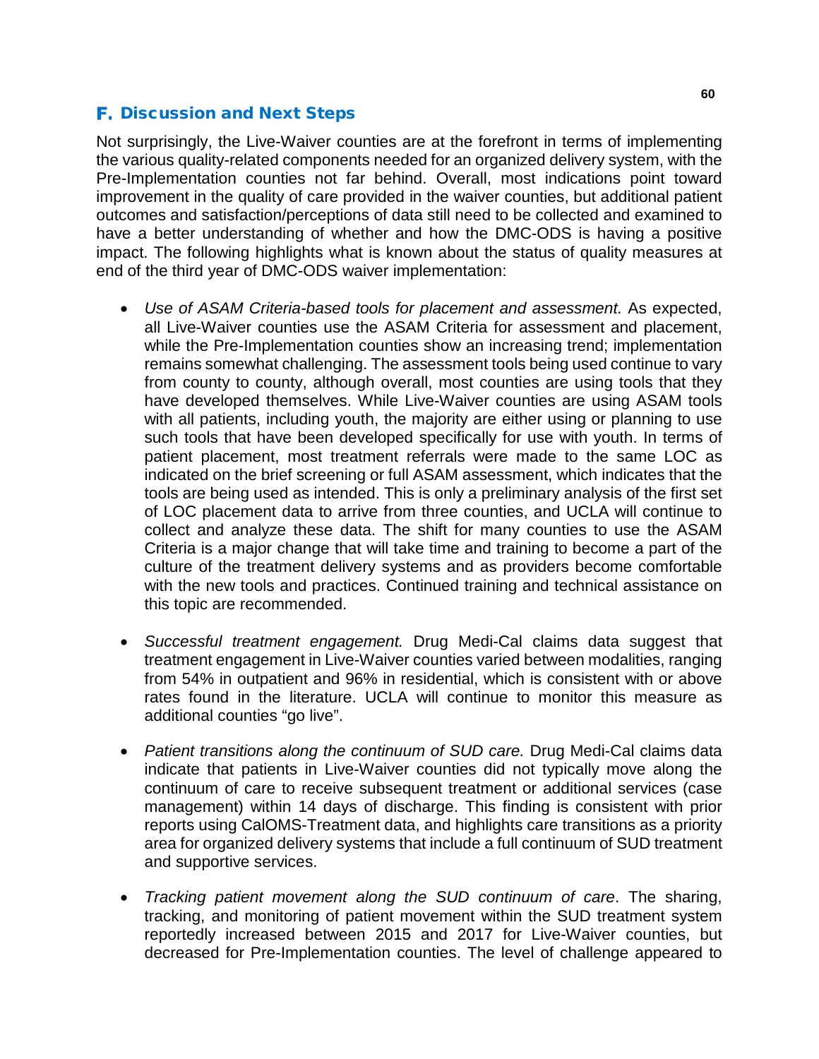## F. Discussion and Next Steps

Not surprisingly, the Live-Waiver counties are at the forefront in terms of implementing the various quality-related components needed for an organized delivery system, with the Pre-Implementation counties not far behind. Overall, most indications point toward improvement in the quality of care provided in the waiver counties, but additional patient outcomes and satisfaction/perceptions of data still need to be collected and examined to have a better understanding of whether and how the DMC-ODS is having a positive impact. The following highlights what is known about the status of quality measures at end of the third year of DMC-ODS waiver implementation:

- *Use of ASAM Criteria-based tools for placement and assessment.* As expected, all Live-Waiver counties use the ASAM Criteria for assessment and placement, while the Pre-Implementation counties show an increasing trend; implementation remains somewhat challenging. The assessment tools being used continue to vary from county to county, although overall, most counties are using tools that they have developed themselves. While Live-Waiver counties are using ASAM tools with all patients, including youth, the majority are either using or planning to use such tools that have been developed specifically for use with youth. In terms of patient placement, most treatment referrals were made to the same LOC as indicated on the brief screening or full ASAM assessment, which indicates that the tools are being used as intended. This is only a preliminary analysis of the first set of LOC placement data to arrive from three counties, and UCLA will continue to collect and analyze these data. The shift for many counties to use the ASAM Criteria is a major change that will take time and training to become a part of the culture of the treatment delivery systems and as providers become comfortable with the new tools and practices. Continued training and technical assistance on this topic are recommended.

- *Successful treatment engagement.* Drug Medi-Cal claims data suggest that treatment engagement in Live-Waiver counties varied between modalities, ranging from 54% in outpatient and 96% in residential, which is consistent with or above rates found in the literature. UCLA will continue to monitor this measure as additional counties "go live".

- *Patient transitions along the continuum of SUD care.* Drug Medi-Cal claims data indicate that patients in Live-Waiver counties did not typically move along the continuum of care to receive subsequent treatment or additional services (case management) within 14 days of discharge. This finding is consistent with prior reports using CalOMS-Treatment data, and highlights care transitions as a priority area for organized delivery systems that include a full continuum of SUD treatment and supportive services.

- *Tracking patient movement along the SUD continuum of care*. The sharing, tracking, and monitoring of patient movement within the SUD treatment system reportedly increased between 2015 and 2017 for Live-Waiver counties, but decreased for Pre-Implementation counties. The level of challenge appeared to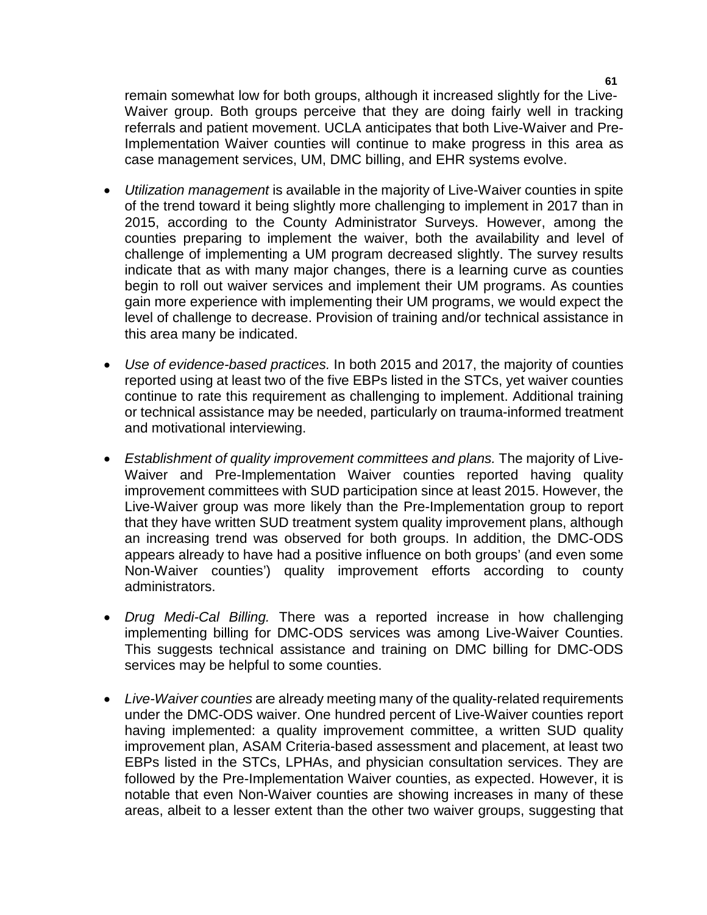remain somewhat low for both groups, although it increased slightly for the Live-Waiver group. Both groups perceive that they are doing fairly well in tracking referrals and patient movement. UCLA anticipates that both Live-Waiver and Pre-Implementation Waiver counties will continue to make progress in this area as case management services, UM, DMC billing, and EHR systems evolve.

- *Utilization management* is available in the majority of Live-Waiver counties in spite of the trend toward it being slightly more challenging to implement in 2017 than in 2015, according to the County Administrator Surveys. However, among the counties preparing to implement the waiver, both the availability and level of challenge of implementing a UM program decreased slightly. The survey results indicate that as with many major changes, there is a learning curve as counties begin to roll out waiver services and implement their UM programs. As counties gain more experience with implementing their UM programs, we would expect the level of challenge to decrease. Provision of training and/or technical assistance in this area many be indicated.

- *Use of evidence-based practices.* In both 2015 and 2017, the majority of counties reported using at least two of the five EBPs listed in the STCs, yet waiver counties continue to rate this requirement as challenging to implement. Additional training or technical assistance may be needed, particularly on trauma-informed treatment and motivational interviewing.

- *Establishment of quality improvement committees and plans.* The majority of Live-Waiver and Pre-Implementation Waiver counties reported having quality improvement committees with SUD participation since at least 2015. However, the Live-Waiver group was more likely than the Pre-Implementation group to report that they have written SUD treatment system quality improvement plans, although an increasing trend was observed for both groups. In addition, the DMC-ODS appears already to have had a positive influence on both groups' (and even some Non-Waiver counties') quality improvement efforts according to county administrators.

- *Drug Medi-Cal Billing.* There was a reported increase in how challenging implementing billing for DMC-ODS services was among Live-Waiver Counties. This suggests technical assistance and training on DMC billing for DMC-ODS services may be helpful to some counties.

- *Live-Waiver counties* are already meeting many of the quality-related requirements under the DMC-ODS waiver. One hundred percent of Live-Waiver counties report having implemented: a quality improvement committee, a written SUD quality improvement plan, ASAM Criteria-based assessment and placement, at least two EBPs listed in the STCs, LPHAs, and physician consultation services. They are followed by the Pre-Implementation Waiver counties, as expected. However, it is notable that even Non-Waiver counties are showing increases in many of these areas, albeit to a lesser extent than the other two waiver groups, suggesting that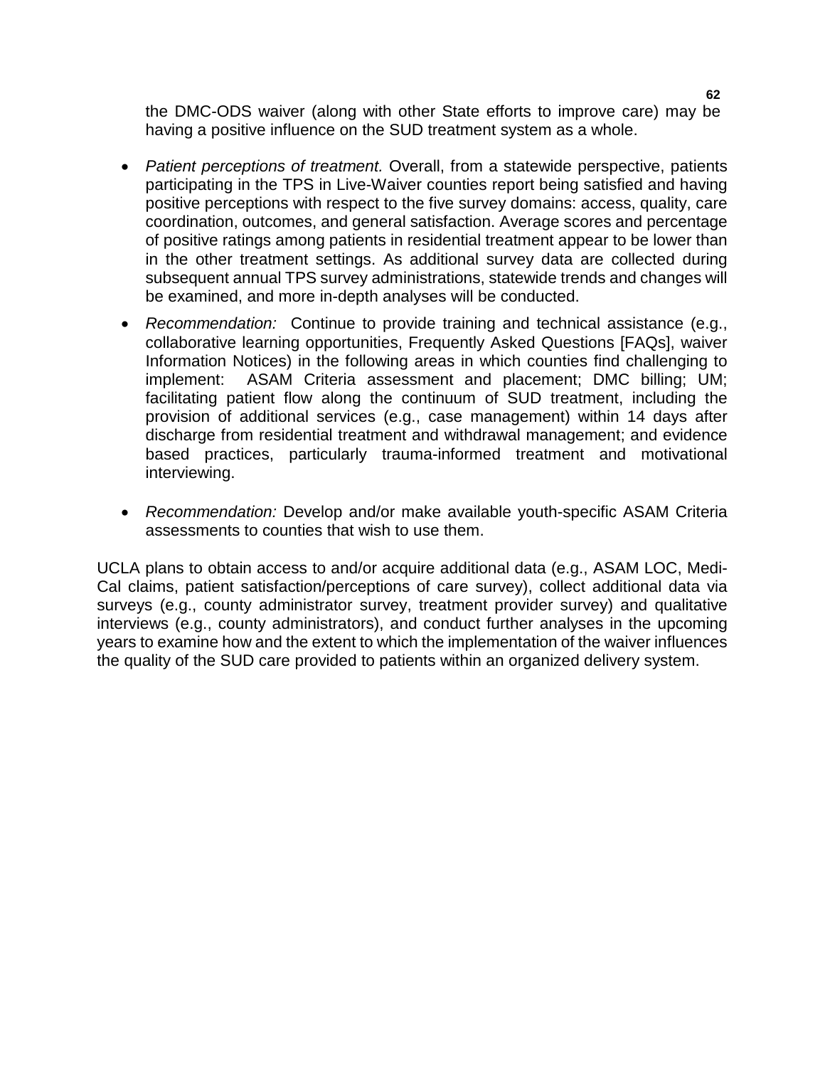the DMC-ODS waiver (along with other State efforts to improve care) may be having a positive influence on the SUD treatment system as a whole.

- *Patient perceptions of treatment.* Overall, from a statewide perspective, patients participating in the TPS in Live-Waiver counties report being satisfied and having positive perceptions with respect to the five survey domains: access, quality, care coordination, outcomes, and general satisfaction. Average scores and percentage of positive ratings among patients in residential treatment appear to be lower than in the other treatment settings. As additional survey data are collected during subsequent annual TPS survey administrations, statewide trends and changes will be examined, and more in-depth analyses will be conducted.
- *Recommendation:* Continue to provide training and technical assistance (e.g., collaborative learning opportunities, Frequently Asked Questions [FAQs], waiver Information Notices) in the following areas in which counties find challenging to implement: ASAM Criteria assessment and placement; DMC billing; UM; facilitating patient flow along the continuum of SUD treatment, including the provision of additional services (e.g., case management) within 14 days after discharge from residential treatment and withdrawal management; and evidence based practices, particularly trauma-informed treatment and motivational interviewing.
- *Recommendation:* Develop and/or make available youth-specific ASAM Criteria assessments to counties that wish to use them.

UCLA plans to obtain access to and/or acquire additional data (e.g., ASAM LOC, Medi-Cal claims, patient satisfaction/perceptions of care survey), collect additional data via surveys (e.g., county administrator survey, treatment provider survey) and qualitative interviews (e.g., county administrators), and conduct further analyses in the upcoming years to examine how and the extent to which the implementation of the waiver influences the quality of the SUD care provided to patients within an organized delivery system.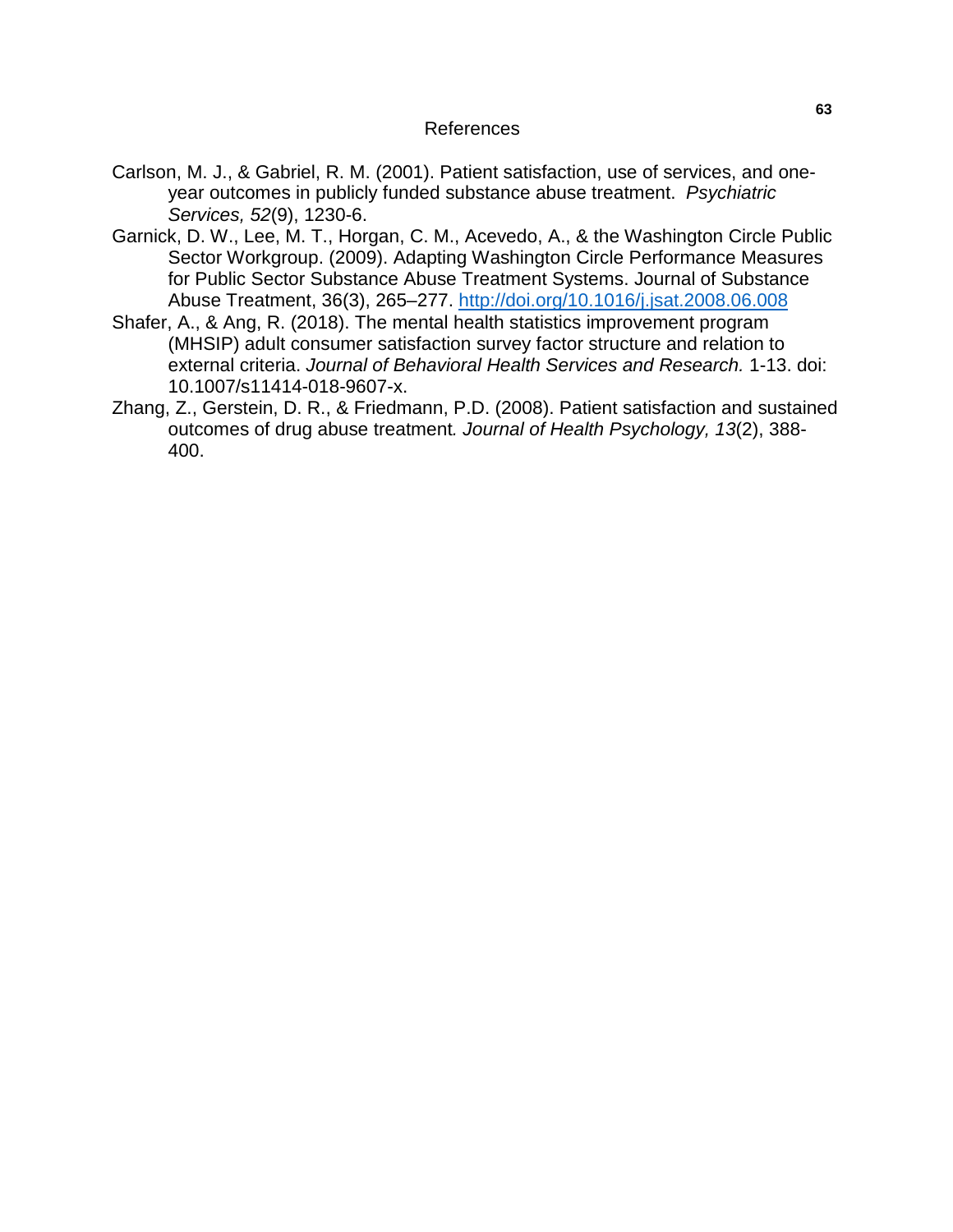# References

Carlson, M. J., & Gabriel, R. M. (2001). Patient satisfaction, use of services, and one-year outcomes in publicly funded substance abuse treatment. *Psychiatric Services, 52*(9), 1230-6.

Garnick, D. W., Lee, M. T., Horgan, C. M., Acevedo, A., & the Washington Circle Public Sector Workgroup. (2009). Adapting Washington Circle Performance Measures for Public Sector Substance Abuse Treatment Systems. Journal of Substance Abuse Treatment, 36(3), 265–277. http://doi.org/10.1016/j.jsat.2008.06.008

Shafer, A., & Ang, R. (2018). The mental health statistics improvement program (MHSIP) adult consumer satisfaction survey factor structure and relation to external criteria. *Journal of Behavioral Health Services and Research.* 1-13. doi: 10.1007/s11414-018-9607-x.

Zhang, Z., Gerstein, D. R., & Friedmann, P.D. (2008). Patient satisfaction and sustained outcomes of drug abuse treatment*. Journal of Health Psychology, 13*(2), 388-400.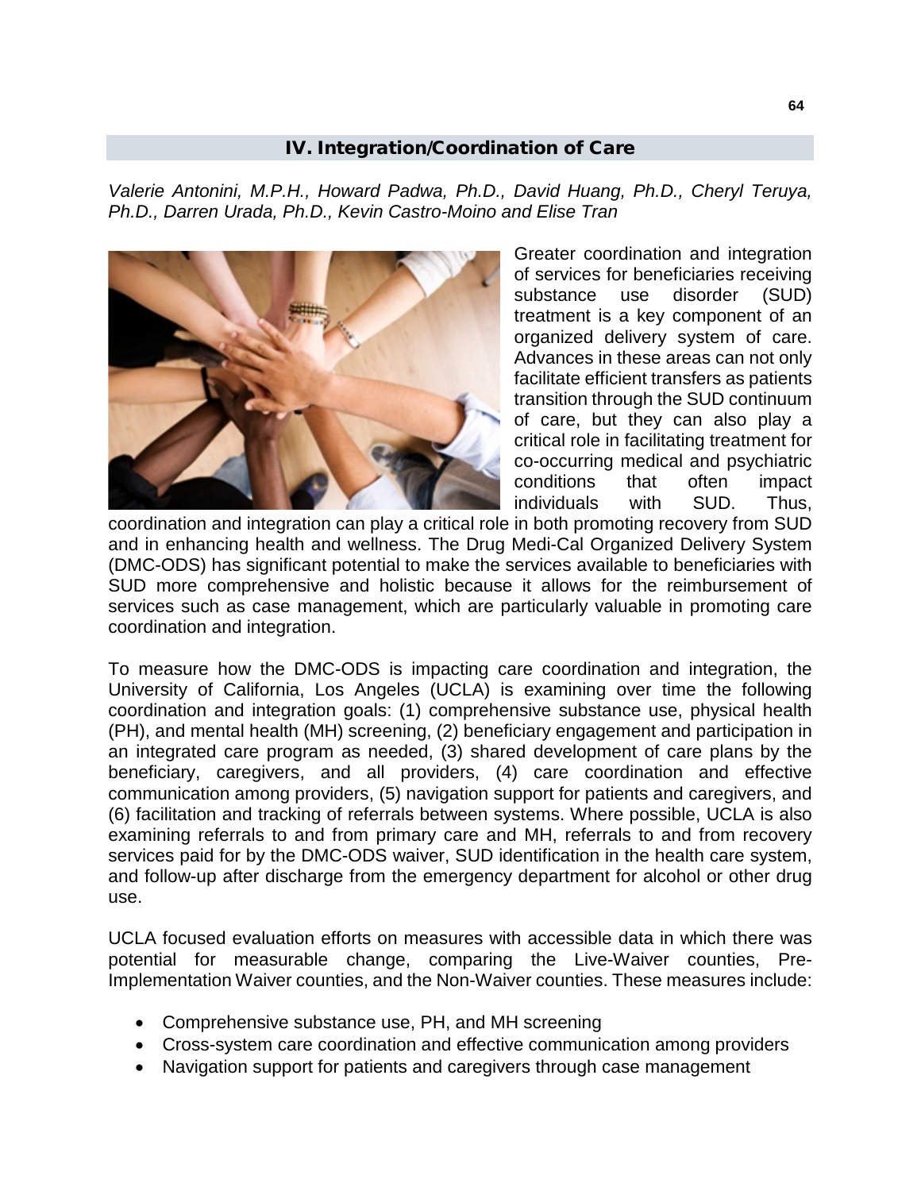## IV. Integration/Coordination of Care

*Valerie Antonini, M.P.H., Howard Padwa, Ph.D., David Huang, Ph.D., Cheryl Teruya, Ph.D., Darren Urada, Ph.D., Kevin Castro-Moino and Elise Tran*

Greater coordination and integration of services for beneficiaries receiving substance use disorder (SUD) treatment is a key component of an organized delivery system of care. Advances in these areas can not only facilitate efficient transfers as patients transition through the SUD continuum of care, but they can also play a critical role in facilitating treatment for co-occurring medical and psychiatric conditions that often impact individuals with SUD. Thus, coordination and integration can play a critical role in both promoting recovery from SUD and in enhancing health and wellness. The Drug Medi-Cal Organized Delivery System (DMC-ODS) has significant potential to make the services available to beneficiaries with SUD more comprehensive and holistic because it allows for the reimbursement of services such as case management, which are particularly valuable in promoting care coordination and integration.

To measure how the DMC-ODS is impacting care coordination and integration, the University of California, Los Angeles (UCLA) is examining over time the following coordination and integration goals: (1) comprehensive substance use, physical health (PH), and mental health (MH) screening, (2) beneficiary engagement and participation in an integrated care program as needed, (3) shared development of care plans by the beneficiary, caregivers, and all providers, (4) care coordination and effective communication among providers, (5) navigation support for patients and caregivers, and (6) facilitation and tracking of referrals between systems. Where possible, UCLA is also examining referrals to and from primary care and MH, referrals to and from recovery services paid for by the DMC-ODS waiver, SUD identification in the health care system, and follow-up after discharge from the emergency department for alcohol or other drug use.

UCLA focused evaluation efforts on measures with accessible data in which there was potential for measurable change, comparing the Live-Waiver counties, Pre-Implementation Waiver counties, and the Non-Waiver counties. These measures include:

- Comprehensive substance use, PH, and MH screening
- Cross-system care coordination and effective communication among providers
- Navigation support for patients and caregivers through case management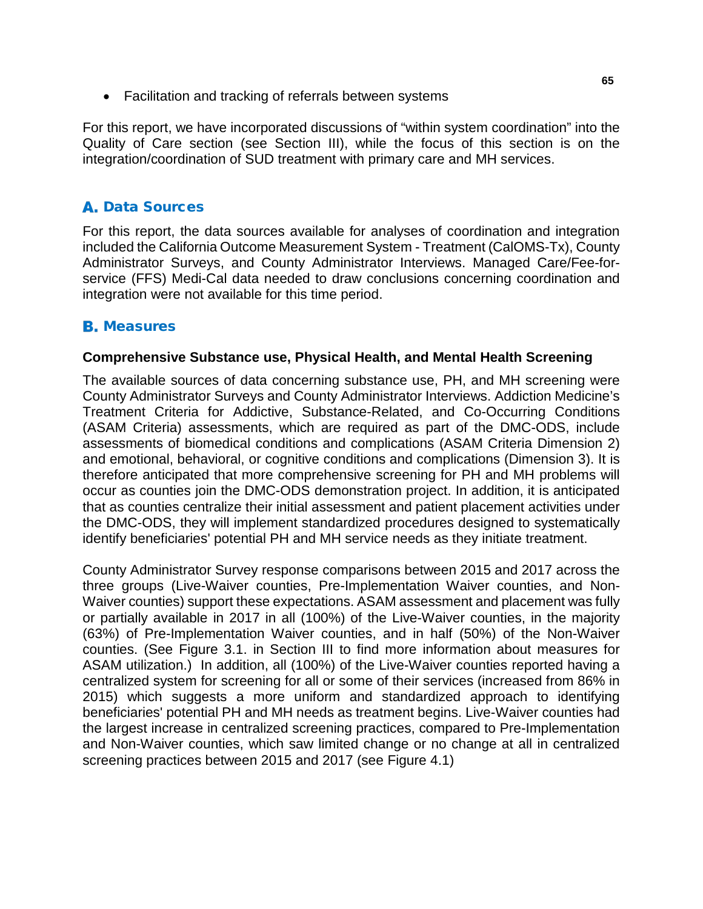- Facilitation and tracking of referrals between systems

For this report, we have incorporated discussions of “within system coordination” into the Quality of Care section (see Section III), while the focus of this section is on the integration/coordination of SUD treatment with primary care and MH services.

## A. Data Sources

For this report, the data sources available for analyses of coordination and integration included the California Outcome Measurement System - Treatment (CalOMS-Tx), County Administrator Surveys, and County Administrator Interviews. Managed Care/Fee-for-service (FFS) Medi-Cal data needed to draw conclusions concerning coordination and integration were not available for this time period.

## B. Measures

### Comprehensive Substance use, Physical Health, and Mental Health Screening

The available sources of data concerning substance use, PH, and MH screening were County Administrator Surveys and County Administrator Interviews. Addiction Medicine’s Treatment Criteria for Addictive, Substance-Related, and Co-Occurring Conditions (ASAM Criteria) assessments, which are required as part of the DMC-ODS, include assessments of biomedical conditions and complications (ASAM Criteria Dimension 2) and emotional, behavioral, or cognitive conditions and complications (Dimension 3). It is therefore anticipated that more comprehensive screening for PH and MH problems will occur as counties join the DMC-ODS demonstration project. In addition, it is anticipated that as counties centralize their initial assessment and patient placement activities under the DMC-ODS, they will implement standardized procedures designed to systematically identify beneficiaries' potential PH and MH service needs as they initiate treatment.

County Administrator Survey response comparisons between 2015 and 2017 across the three groups (Live-Waiver counties, Pre-Implementation Waiver counties, and Non-Waiver counties) support these expectations. ASAM assessment and placement was fully or partially available in 2017 in all (100%) of the Live-Waiver counties, in the majority (63%) of Pre-Implementation Waiver counties, and in half (50%) of the Non-Waiver counties. (See Figure 3.1. in Section III to find more information about measures for ASAM utilization.) In addition, all (100%) of the Live-Waiver counties reported having a centralized system for screening for all or some of their services (increased from 86% in 2015) which suggests a more uniform and standardized approach to identifying beneficiaries' potential PH and MH needs as treatment begins. Live-Waiver counties had the largest increase in centralized screening practices, compared to Pre-Implementation and Non-Waiver counties, which saw limited change or no change at all in centralized screening practices between 2015 and 2017 (see Figure 4.1)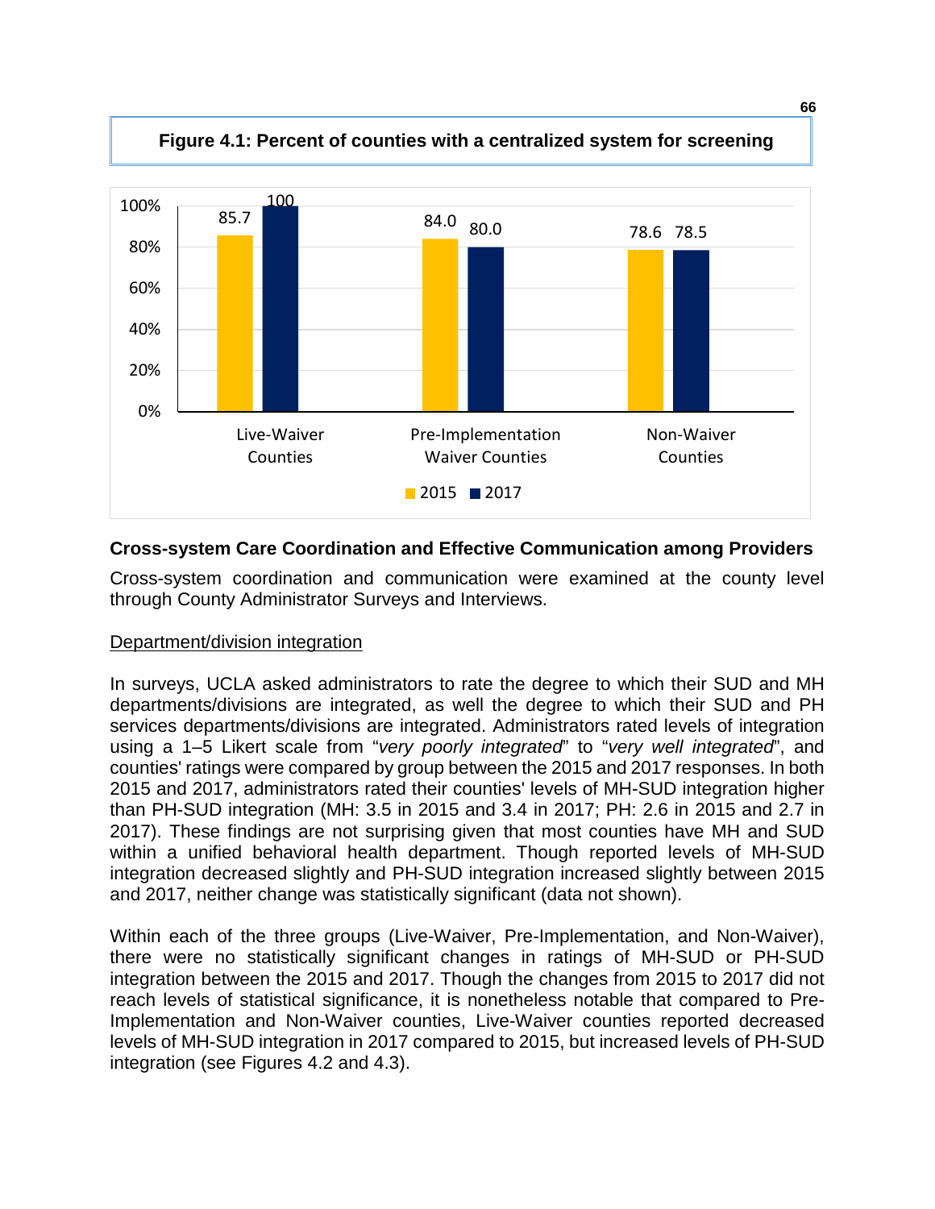**Figure 4.1: Percent of counties with a centralized system for screening**

| | 2015 | 2017 |
|---|---|---|
| Live-Waiver Counties | 85.7 | 100 |
| Pre-Implementation Waiver Counties | 84.0 | 80.0 |
| Non-Waiver Counties | 78.6 | 78.5 |

### Cross-system Care Coordination and Effective Communication among Providers

Cross-system coordination and communication were examined at the county level through County Administrator Surveys and Interviews.

Department/division integration

In surveys, UCLA asked administrators to rate the degree to which their SUD and MH departments/divisions are integrated, as well the degree to which their SUD and PH services departments/divisions are integrated. Administrators rated levels of integration using a 1–5 Likert scale from "*very poorly integrated*" to "*very well integrated*", and counties' ratings were compared by group between the 2015 and 2017 responses. In both 2015 and 2017, administrators rated their counties' levels of MH-SUD integration higher than PH-SUD integration (MH: 3.5 in 2015 and 3.4 in 2017; PH: 2.6 in 2015 and 2.7 in 2017). These findings are not surprising given that most counties have MH and SUD within a unified behavioral health department. Though reported levels of MH-SUD integration decreased slightly and PH-SUD integration increased slightly between 2015 and 2017, neither change was statistically significant (data not shown).

Within each of the three groups (Live-Waiver, Pre-Implementation, and Non-Waiver), there were no statistically significant changes in ratings of MH-SUD or PH-SUD integration between the 2015 and 2017. Though the changes from 2015 to 2017 did not reach levels of statistical significance, it is nonetheless notable that compared to Pre-Implementation and Non-Waiver counties, Live-Waiver counties reported decreased levels of MH-SUD integration in 2017 compared to 2015, but increased levels of PH-SUD integration (see Figures 4.2 and 4.3).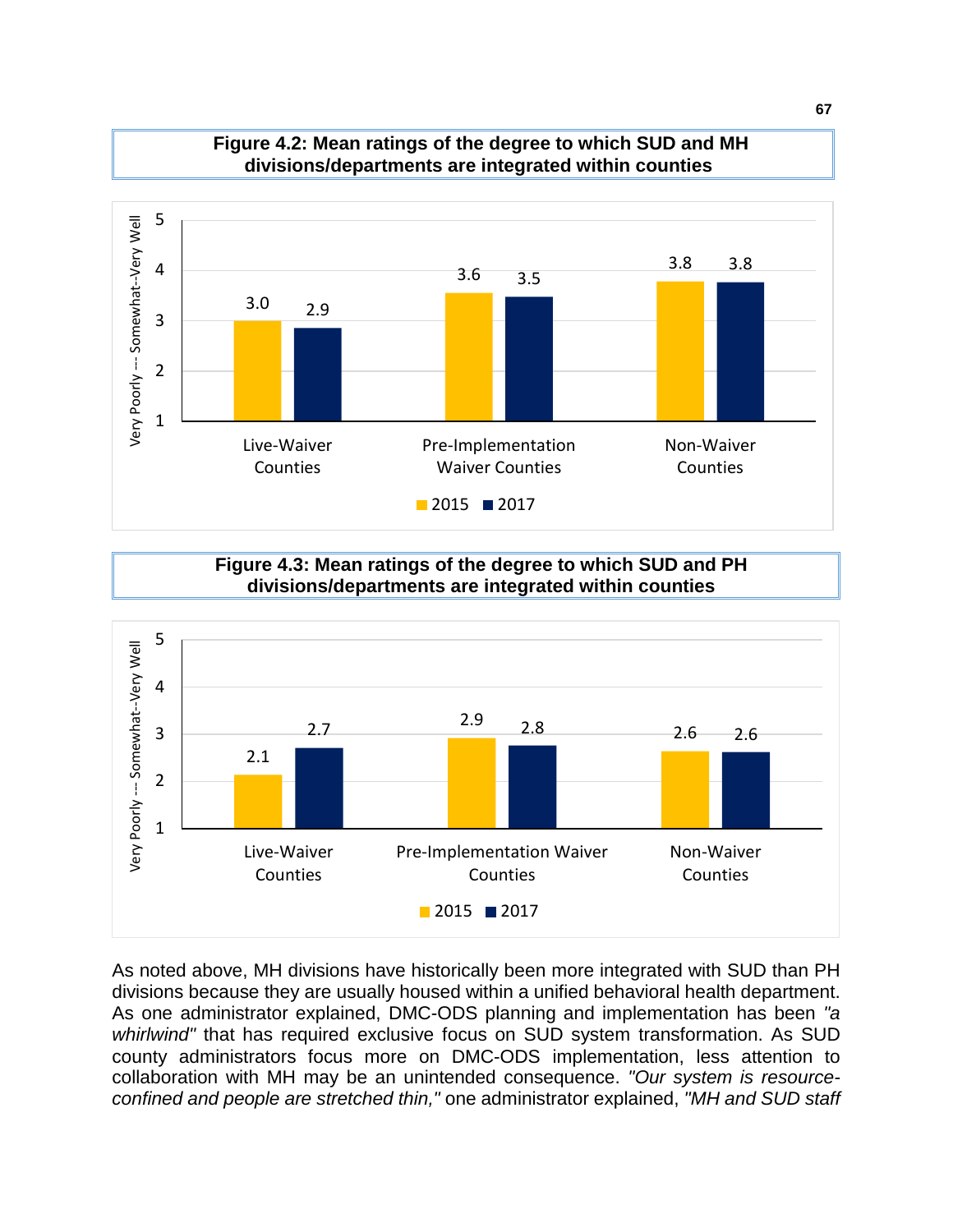**Figure 4.2: Mean ratings of the degree to which SUD and MH divisions/departments are integrated within counties**

| | 2015 | 2017 |
|---|---|---|
| Live-Waiver Counties | 3.0 | 2.9 |
| Pre-Implementation Waiver Counties | 3.6 | 3.5 |
| Non-Waiver Counties | 3.8 | 3.8 |

Y-axis: Very Poorly --- Somewhat--Very Well (1–5)

**Figure 4.3: Mean ratings of the degree to which SUD and PH divisions/departments are integrated within counties**

| | 2015 | 2017 |
|---|---|---|
| Live-Waiver Counties | 2.1 | 2.7 |
| Pre-Implementation Waiver Counties | 2.9 | 2.8 |
| Non-Waiver Counties | 2.6 | 2.6 |

Y-axis: Very Poorly --- Somewhat--Very Well (1–5)

As noted above, MH divisions have historically been more integrated with SUD than PH divisions because they are usually housed within a unified behavioral health department. As one administrator explained, DMC-ODS planning and implementation has been *"a whirlwind"* that has required exclusive focus on SUD system transformation. As SUD county administrators focus more on DMC-ODS implementation, less attention to collaboration with MH may be an unintended consequence. *"Our system is resource-confined and people are stretched thin,"* one administrator explained, *"MH and SUD staff*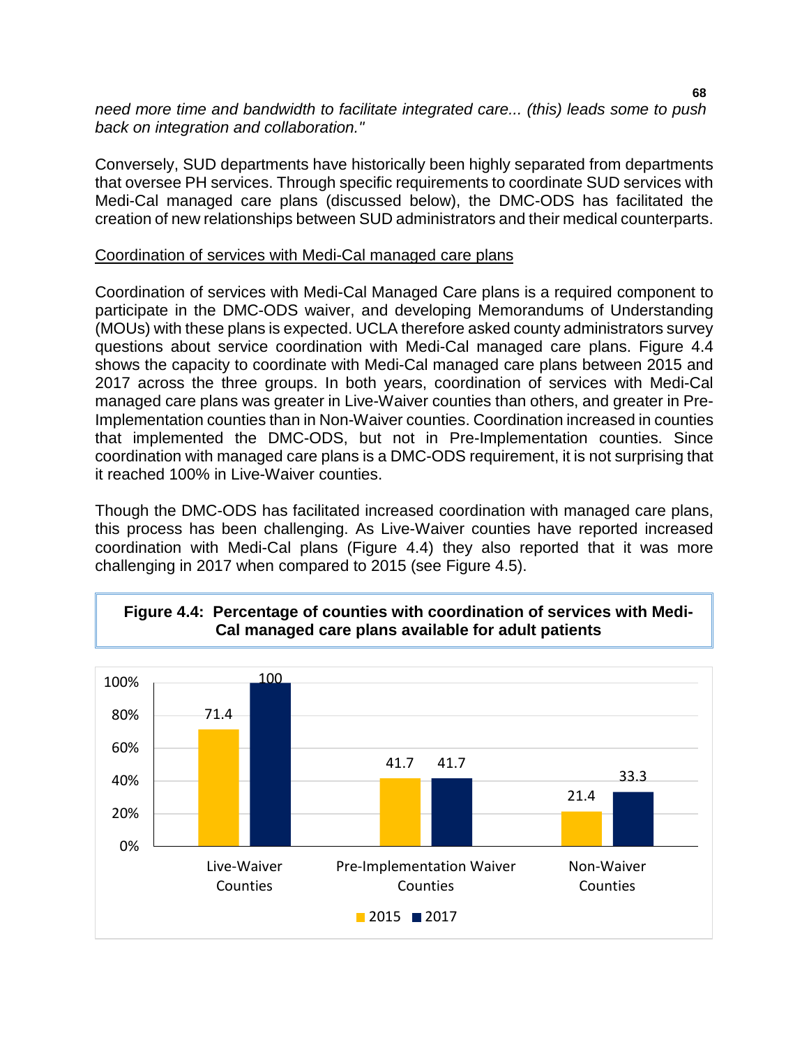*need more time and bandwidth to facilitate integrated care... (this) leads some to push back on integration and collaboration."*

Conversely, SUD departments have historically been highly separated from departments that oversee PH services. Through specific requirements to coordinate SUD services with Medi-Cal managed care plans (discussed below), the DMC-ODS has facilitated the creation of new relationships between SUD administrators and their medical counterparts.

<u>Coordination of services with Medi-Cal managed care plans</u>

Coordination of services with Medi-Cal Managed Care plans is a required component to participate in the DMC-ODS waiver, and developing Memorandums of Understanding (MOUs) with these plans is expected. UCLA therefore asked county administrators survey questions about service coordination with Medi-Cal managed care plans. Figure 4.4 shows the capacity to coordinate with Medi-Cal managed care plans between 2015 and 2017 across the three groups. In both years, coordination of services with Medi-Cal managed care plans was greater in Live-Waiver counties than others, and greater in Pre-Implementation counties than in Non-Waiver counties. Coordination increased in counties that implemented the DMC-ODS, but not in Pre-Implementation counties. Since coordination with managed care plans is a DMC-ODS requirement, it is not surprising that it reached 100% in Live-Waiver counties.

Though the DMC-ODS has facilitated increased coordination with managed care plans, this process has been challenging. As Live-Waiver counties have reported increased coordination with Medi-Cal plans (Figure 4.4) they also reported that it was more challenging in 2017 when compared to 2015 (see Figure 4.5).

**Figure 4.4: Percentage of counties with coordination of services with Medi-Cal managed care plans available for adult patients**

| | 2015 | 2017 |
|---|---|---|
| Live-Waiver Counties | 71.4 | 100 |
| Pre-Implementation Waiver Counties | 41.7 | 41.7 |
| Non-Waiver Counties | 21.4 | 33.3 |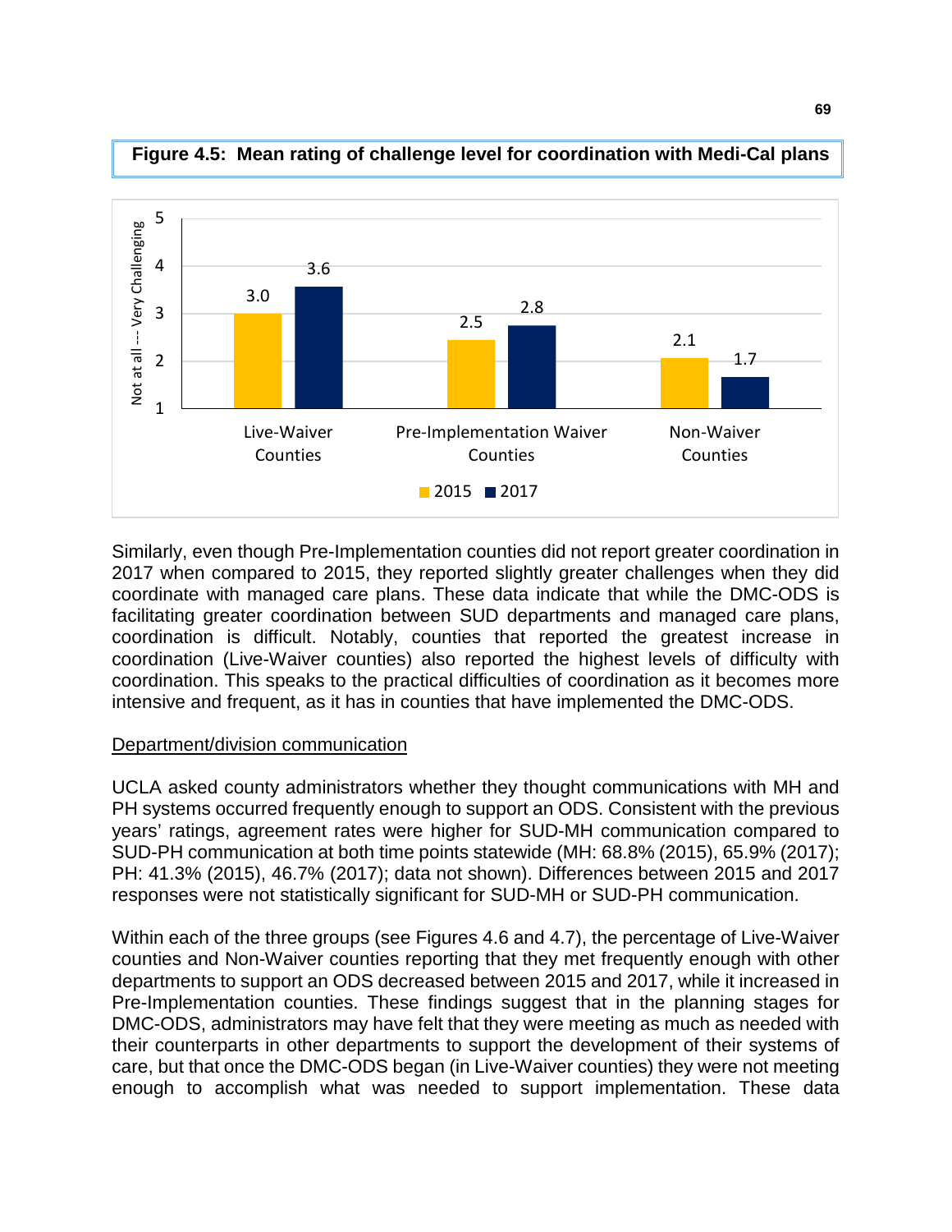**Figure 4.5: Mean rating of challenge level for coordination with Medi-Cal plans**

| | 2015 | 2017 |
|---|---|---|
| Live-Waiver Counties | 3.0 | 3.6 |
| Pre-Implementation Waiver Counties | 2.5 | 2.8 |
| Non-Waiver Counties | 2.1 | 1.7 |

Similarly, even though Pre-Implementation counties did not report greater coordination in 2017 when compared to 2015, they reported slightly greater challenges when they did coordinate with managed care plans. These data indicate that while the DMC-ODS is facilitating greater coordination between SUD departments and managed care plans, coordination is difficult. Notably, counties that reported the greatest increase in coordination (Live-Waiver counties) also reported the highest levels of difficulty with coordination. This speaks to the practical difficulties of coordination as it becomes more intensive and frequent, as it has in counties that have implemented the DMC-ODS.

Department/division communication

UCLA asked county administrators whether they thought communications with MH and PH systems occurred frequently enough to support an ODS. Consistent with the previous years' ratings, agreement rates were higher for SUD-MH communication compared to SUD-PH communication at both time points statewide (MH: 68.8% (2015), 65.9% (2017); PH: 41.3% (2015), 46.7% (2017); data not shown). Differences between 2015 and 2017 responses were not statistically significant for SUD-MH or SUD-PH communication.

Within each of the three groups (see Figures 4.6 and 4.7), the percentage of Live-Waiver counties and Non-Waiver counties reporting that they met frequently enough with other departments to support an ODS decreased between 2015 and 2017, while it increased in Pre-Implementation counties. These findings suggest that in the planning stages for DMC-ODS, administrators may have felt that they were meeting as much as needed with their counterparts in other departments to support the development of their systems of care, but that once the DMC-ODS began (in Live-Waiver counties) they were not meeting enough to accomplish what was needed to support implementation. These data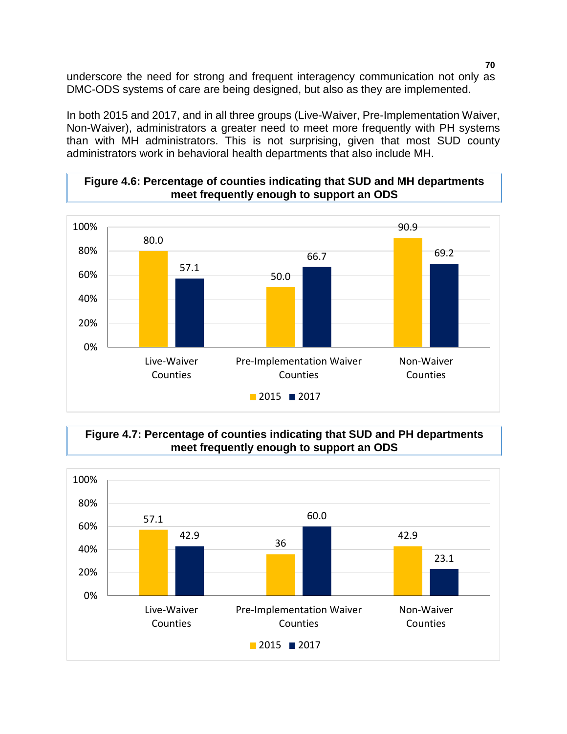underscore the need for strong and frequent interagency communication not only as DMC-ODS systems of care are being designed, but also as they are implemented.

In both 2015 and 2017, and in all three groups (Live-Waiver, Pre-Implementation Waiver, Non-Waiver), administrators a greater need to meet more frequently with PH systems than with MH administrators. This is not surprising, given that most SUD county administrators work in behavioral health departments that also include MH.

**Figure 4.6: Percentage of counties indicating that SUD and MH departments meet frequently enough to support an ODS**

| | 2015 | 2017 |
|---|---|---|
| Live-Waiver Counties | 80.0 | 57.1 |
| Pre-Implementation Waiver Counties | 50.0 | 66.7 |
| Non-Waiver Counties | 90.9 | 69.2 |

**Figure 4.7: Percentage of counties indicating that SUD and PH departments meet frequently enough to support an ODS**

| | 2015 | 2017 |
|---|---|---|
| Live-Waiver Counties | 57.1 | 42.9 |
| Pre-Implementation Waiver Counties | 36 | 60.0 |
| Non-Waiver Counties | 42.9 | 23.1 |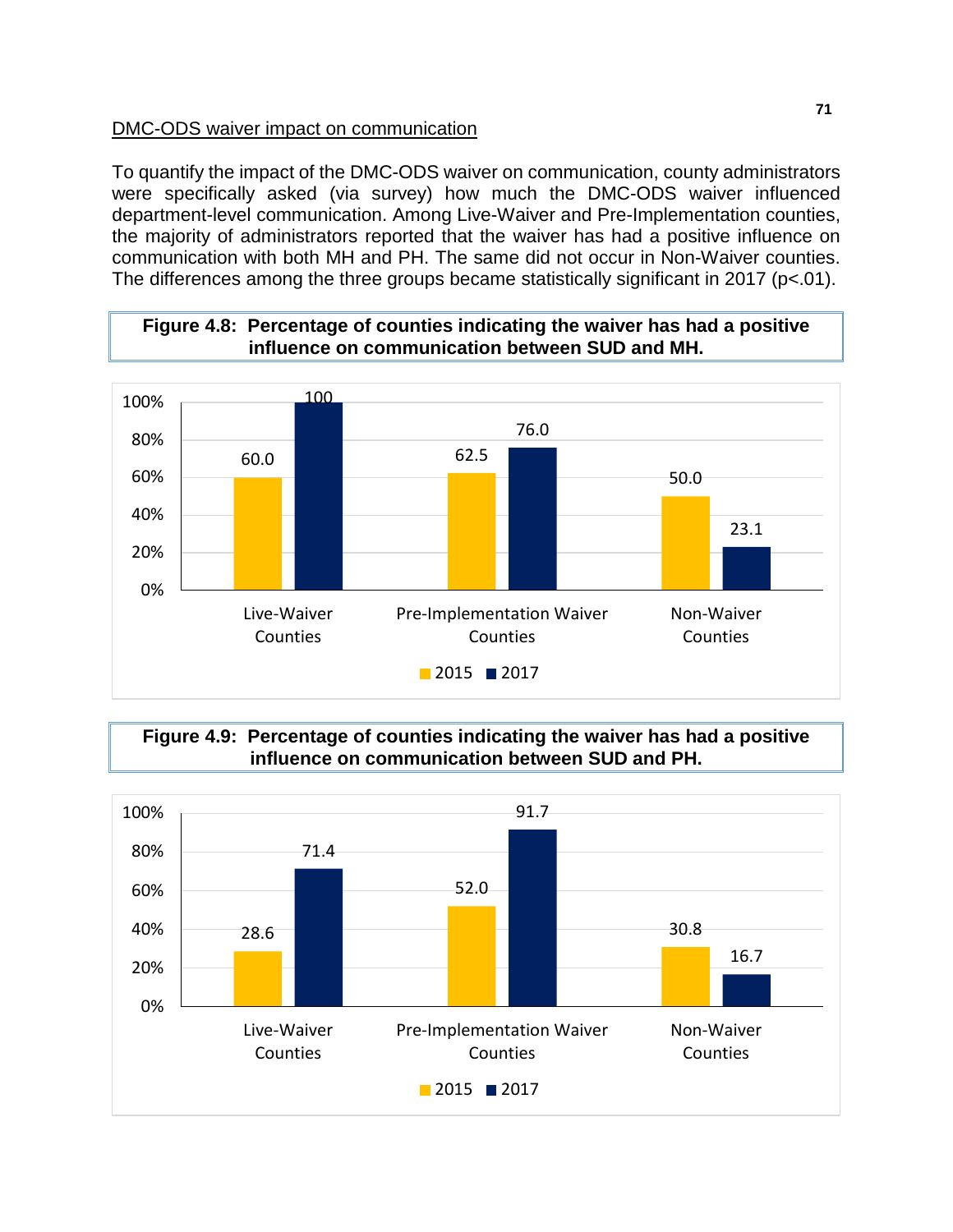DMC-ODS waiver impact on communication

To quantify the impact of the DMC-ODS waiver on communication, county administrators were specifically asked (via survey) how much the DMC-ODS waiver influenced department-level communication. Among Live-Waiver and Pre-Implementation counties, the majority of administrators reported that the waiver has had a positive influence on communication with both MH and PH. The same did not occur in Non-Waiver counties. The differences among the three groups became statistically significant in 2017 ($p<.01$).

**Figure 4.8: Percentage of counties indicating the waiver has had a positive influence on communication between SUD and MH.**

| | 2015 | 2017 |
|---|---|---|
| Live-Waiver Counties | 60.0 | 100 |
| Pre-Implementation Waiver Counties | 62.5 | 76.0 |
| Non-Waiver Counties | 50.0 | 23.1 |

**Figure 4.9: Percentage of counties indicating the waiver has had a positive influence on communication between SUD and PH.**

| | 2015 | 2017 |
|---|---|---|
| Live-Waiver Counties | 28.6 | 71.4 |
| Pre-Implementation Waiver Counties | 52.0 | 91.7 |
| Non-Waiver Counties | 30.8 | 16.7 |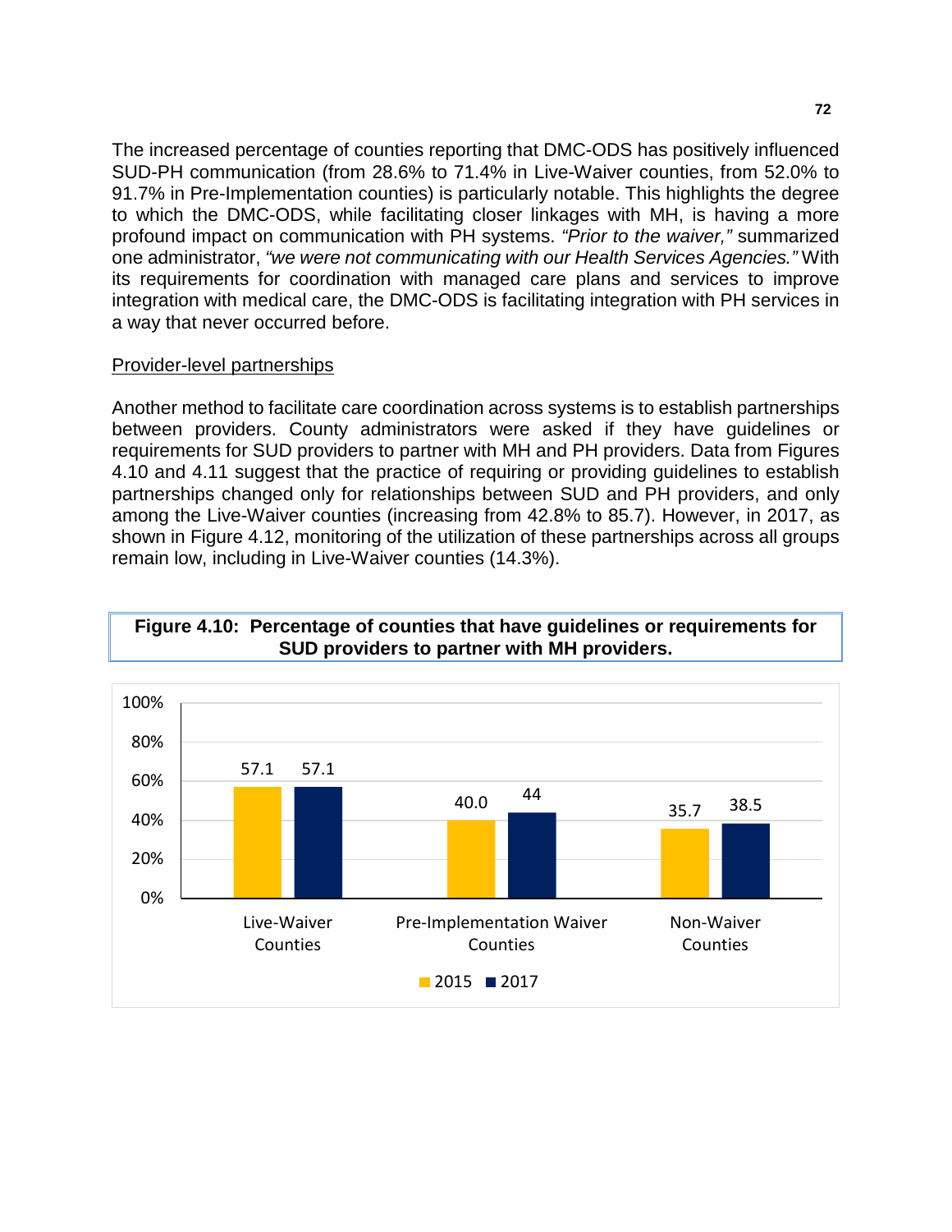The increased percentage of counties reporting that DMC-ODS has positively influenced SUD-PH communication (from 28.6% to 71.4% in Live-Waiver counties, from 52.0% to 91.7% in Pre-Implementation counties) is particularly notable. This highlights the degree to which the DMC-ODS, while facilitating closer linkages with MH, is having a more profound impact on communication with PH systems. *"Prior to the waiver,"* summarized one administrator, *"we were not communicating with our Health Services Agencies."* With its requirements for coordination with managed care plans and services to improve integration with medical care, the DMC-ODS is facilitating integration with PH services in a way that never occurred before.

Provider-level partnerships

Another method to facilitate care coordination across systems is to establish partnerships between providers. County administrators were asked if they have guidelines or requirements for SUD providers to partner with MH and PH providers. Data from Figures 4.10 and 4.11 suggest that the practice of requiring or providing guidelines to establish partnerships changed only for relationships between SUD and PH providers, and only among the Live-Waiver counties (increasing from 42.8% to 85.7). However, in 2017, as shown in Figure 4.12, monitoring of the utilization of these partnerships across all groups remain low, including in Live-Waiver counties (14.3%).

**Figure 4.10: Percentage of counties that have guidelines or requirements for SUD providers to partner with MH providers.**

| | 2015 | 2017 |
|---|---|---|
| Live-Waiver Counties | 57.1 | 57.1 |
| Pre-Implementation Waiver Counties | 40.0 | 44 |
| Non-Waiver Counties | 35.7 | 38.5 |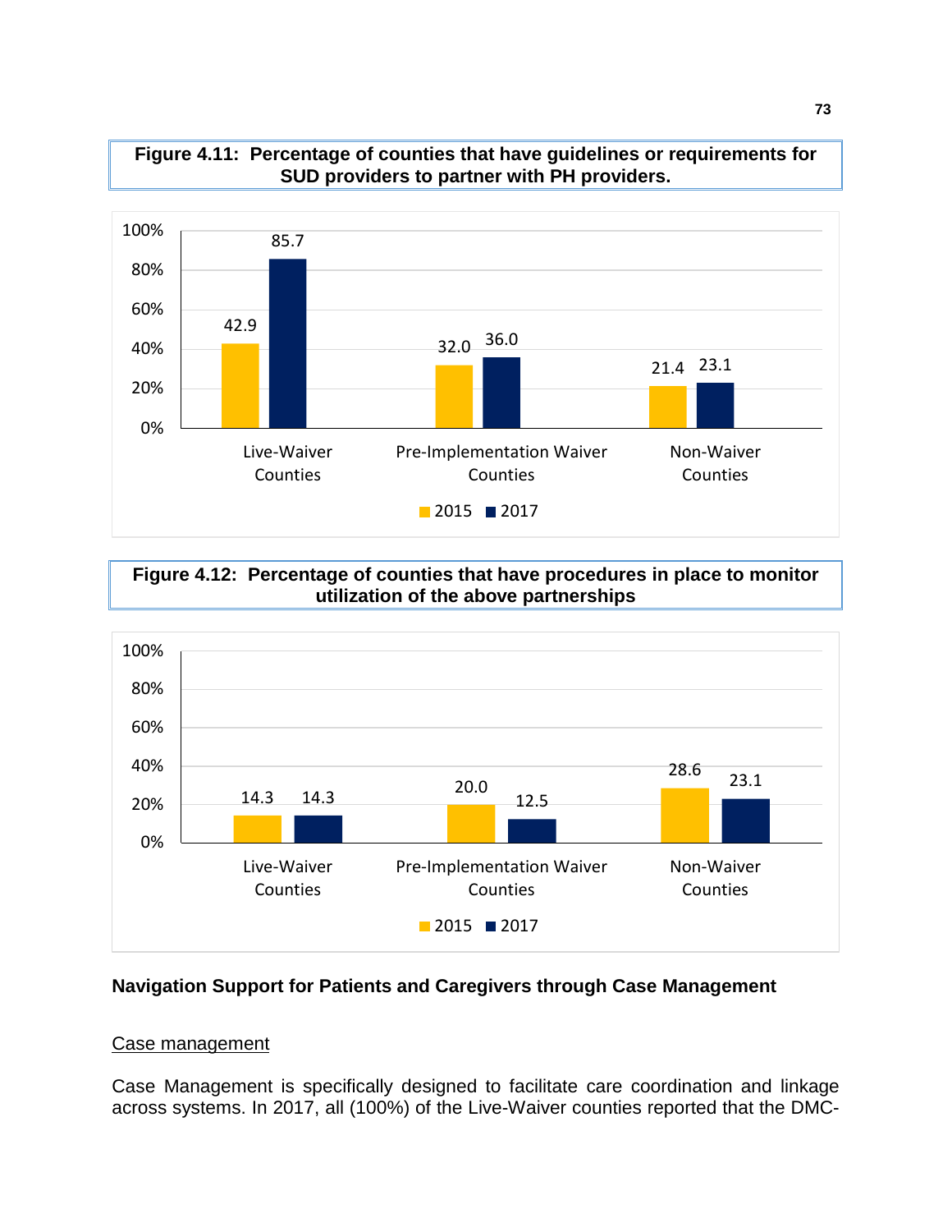**Figure 4.11: Percentage of counties that have guidelines or requirements for SUD providers to partner with PH providers.**

| | 2015 | 2017 |
|---|---|---|
| Live-Waiver Counties | 42.9 | 85.7 |
| Pre-Implementation Waiver Counties | 32.0 | 36.0 |
| Non-Waiver Counties | 21.4 | 23.1 |

**Figure 4.12: Percentage of counties that have procedures in place to monitor utilization of the above partnerships**

| | 2015 | 2017 |
|---|---|---|
| Live-Waiver Counties | 14.3 | 14.3 |
| Pre-Implementation Waiver Counties | 20.0 | 12.5 |
| Non-Waiver Counties | 28.6 | 23.1 |

### Navigation Support for Patients and Caregivers through Case Management

Case management

Case Management is specifically designed to facilitate care coordination and linkage across systems. In 2017, all (100%) of the Live-Waiver counties reported that the DMC-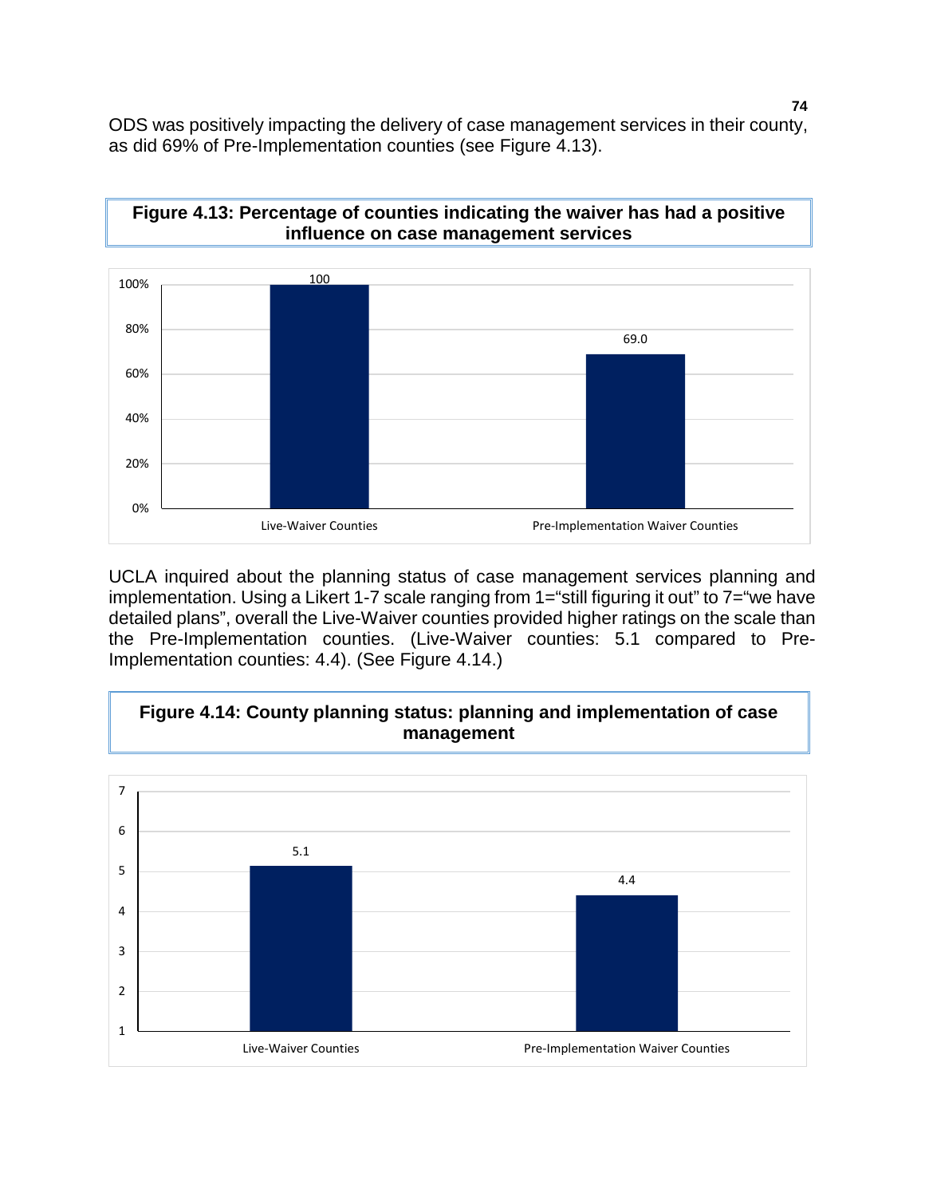ODS was positively impacting the delivery of case management services in their county, as did 69% of Pre-Implementation counties (see Figure 4.13).

**Figure 4.13: Percentage of counties indicating the waiver has had a positive influence on case management services**

| | Live-Waiver Counties | Pre-Implementation Waiver Counties |
|---|---|---|
| Percentage | 100 | 69.0 |

UCLA inquired about the planning status of case management services planning and implementation. Using a Likert 1-7 scale ranging from 1="still figuring it out" to 7="we have detailed plans", overall the Live-Waiver counties provided higher ratings on the scale than the Pre-Implementation counties. (Live-Waiver counties: 5.1 compared to Pre-Implementation counties: 4.4). (See Figure 4.14.)

**Figure 4.14: County planning status: planning and implementation of case management**

| | Live-Waiver Counties | Pre-Implementation Waiver Counties |
|---|---|---|
| Rating | 5.1 | 4.4 |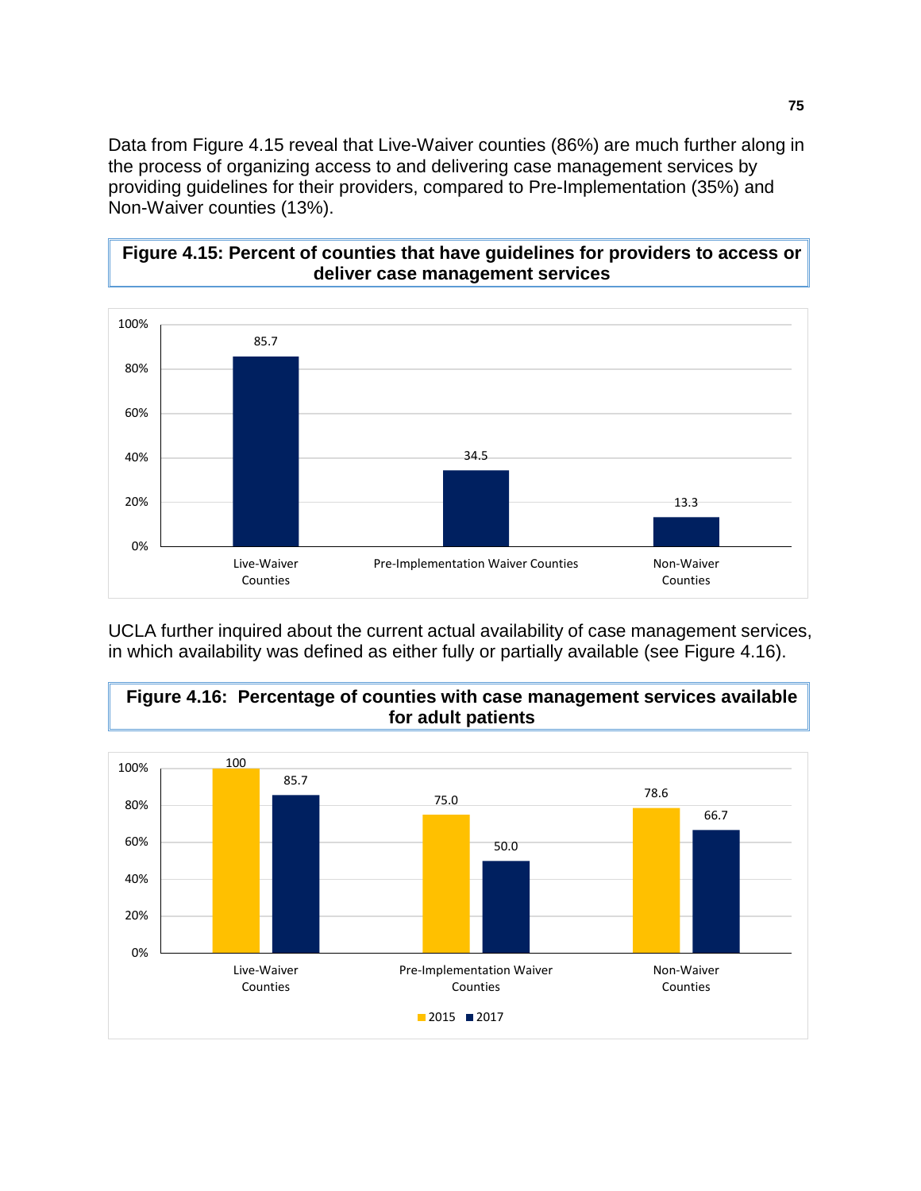Data from Figure 4.15 reveal that Live-Waiver counties (86%) are much further along in the process of organizing access to and delivering case management services by providing guidelines for their providers, compared to Pre-Implementation (35%) and Non-Waiver counties (13%).

**Figure 4.15: Percent of counties that have guidelines for providers to access or deliver case management services**

| | Percent |
|---|---|
| Live-Waiver Counties | 85.7 |
| Pre-Implementation Waiver Counties | 34.5 |
| Non-Waiver Counties | 13.3 |

UCLA further inquired about the current actual availability of case management services, in which availability was defined as either fully or partially available (see Figure 4.16).

**Figure 4.16: Percentage of counties with case management services available for adult patients**

| | 2015 | 2017 |
|---|---|---|
| Live-Waiver Counties | 100 | 85.7 |
| Pre-Implementation Waiver Counties | 75.0 | 50.0 |
| Non-Waiver Counties | 78.6 | 66.7 |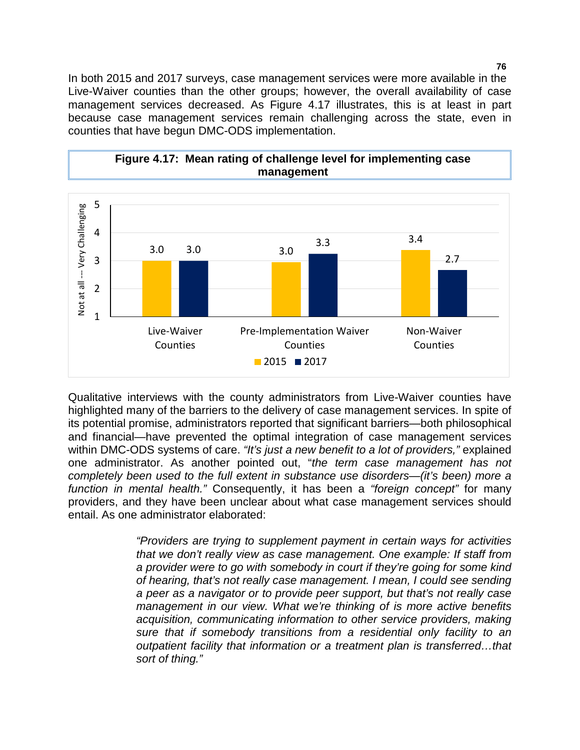In both 2015 and 2017 surveys, case management services were more available in the Live-Waiver counties than the other groups; however, the overall availability of case management services decreased. As Figure 4.17 illustrates, this is at least in part because case management services remain challenging across the state, even in counties that have begun DMC-ODS implementation.

**Figure 4.17: Mean rating of challenge level for implementing case management**

| | 2015 | 2017 |
|---|---|---|
| Live-Waiver Counties | 3.0 | 3.0 |
| Pre-Implementation Waiver Counties | 3.0 | 3.3 |
| Non-Waiver Counties | 3.4 | 2.7 |

(Scale: 1 = Not at all -- 5 = Very Challenging)

Qualitative interviews with the county administrators from Live-Waiver counties have highlighted many of the barriers to the delivery of case management services. In spite of its potential promise, administrators reported that significant barriers—both philosophical and financial—have prevented the optimal integration of case management services within DMC-ODS systems of care. *"It's just a new benefit to a lot of providers,"* explained one administrator. As another pointed out, "*the term case management has not completely been used to the full extent in substance use disorders—(it's been) more a function in mental health."* Consequently, it has been a *"foreign concept"* for many providers, and they have been unclear about what case management services should entail. As one administrator elaborated:

> *"Providers are trying to supplement payment in certain ways for activities that we don't really view as case management. One example: If staff from a provider were to go with somebody in court if they're going for some kind of hearing, that's not really case management. I mean, I could see sending a peer as a navigator or to provide peer support, but that's not really case management in our view. What we're thinking of is more active benefits acquisition, communicating information to other service providers, making sure that if somebody transitions from a residential only facility to an outpatient facility that information or a treatment plan is transferred…that sort of thing."*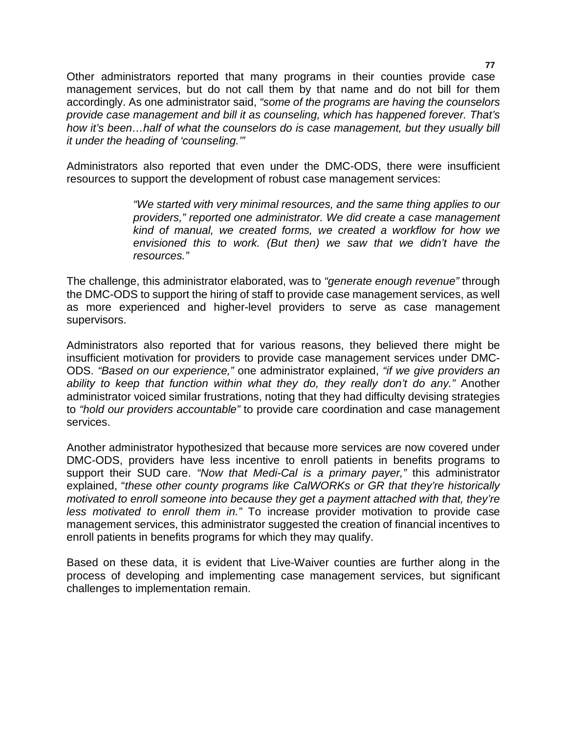Other administrators reported that many programs in their counties provide case management services, but do not call them by that name and do not bill for them accordingly. As one administrator said, *"some of the programs are having the counselors provide case management and bill it as counseling, which has happened forever. That's how it's been…half of what the counselors do is case management, but they usually bill it under the heading of 'counseling.'"*

Administrators also reported that even under the DMC-ODS, there were insufficient resources to support the development of robust case management services:

> *"We started with very minimal resources, and the same thing applies to our providers," reported one administrator. We did create a case management kind of manual, we created forms, we created a workflow for how we envisioned this to work. (But then) we saw that we didn't have the resources."*

The challenge, this administrator elaborated, was to *"generate enough revenue"* through the DMC-ODS to support the hiring of staff to provide case management services, as well as more experienced and higher-level providers to serve as case management supervisors.

Administrators also reported that for various reasons, they believed there might be insufficient motivation for providers to provide case management services under DMC-ODS. *"Based on our experience,"* one administrator explained, *"if we give providers an ability to keep that function within what they do, they really don't do any."* Another administrator voiced similar frustrations, noting that they had difficulty devising strategies to *"hold our providers accountable"* to provide care coordination and case management services.

Another administrator hypothesized that because more services are now covered under DMC-ODS, providers have less incentive to enroll patients in benefits programs to support their SUD care. *"Now that Medi-Cal is a primary payer,"* this administrator explained, "*these other county programs like CalWORKs or GR that they're historically motivated to enroll someone into because they get a payment attached with that, they're less motivated to enroll them in."* To increase provider motivation to provide case management services, this administrator suggested the creation of financial incentives to enroll patients in benefits programs for which they may qualify.

Based on these data, it is evident that Live-Waiver counties are further along in the process of developing and implementing case management services, but significant challenges to implementation remain.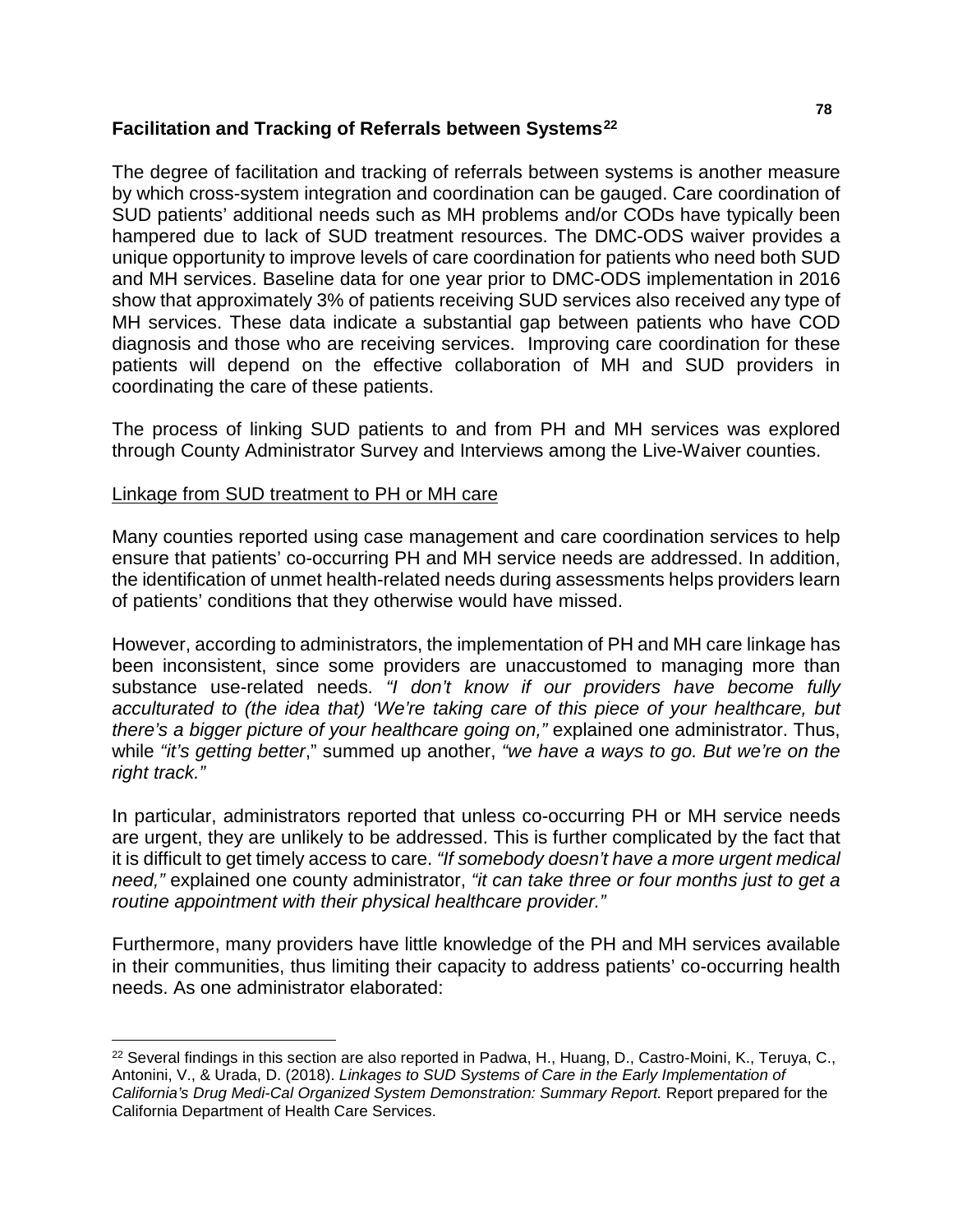### Facilitation and Tracking of Referrals between Systems[22]

The degree of facilitation and tracking of referrals between systems is another measure by which cross-system integration and coordination can be gauged. Care coordination of SUD patients' additional needs such as MH problems and/or CODs have typically been hampered due to lack of SUD treatment resources. The DMC-ODS waiver provides a unique opportunity to improve levels of care coordination for patients who need both SUD and MH services. Baseline data for one year prior to DMC-ODS implementation in 2016 show that approximately 3% of patients receiving SUD services also received any type of MH services. These data indicate a substantial gap between patients who have COD diagnosis and those who are receiving services. Improving care coordination for these patients will depend on the effective collaboration of MH and SUD providers in coordinating the care of these patients.

The process of linking SUD patients to and from PH and MH services was explored through County Administrator Survey and Interviews among the Live-Waiver counties.

<u>Linkage from SUD treatment to PH or MH care</u>

Many counties reported using case management and care coordination services to help ensure that patients' co-occurring PH and MH service needs are addressed. In addition, the identification of unmet health-related needs during assessments helps providers learn of patients' conditions that they otherwise would have missed.

However, according to administrators, the implementation of PH and MH care linkage has been inconsistent, since some providers are unaccustomed to managing more than substance use-related needs. *"I don't know if our providers have become fully acculturated to (the idea that) 'We're taking care of this piece of your healthcare, but there's a bigger picture of your healthcare going on,"* explained one administrator. Thus, while *"it's getting better*," summed up another, *"we have a ways to go. But we're on the right track."*

In particular, administrators reported that unless co-occurring PH or MH service needs are urgent, they are unlikely to be addressed. This is further complicated by the fact that it is difficult to get timely access to care. *"If somebody doesn't have a more urgent medical need,"* explained one county administrator, *"it can take three or four months just to get a routine appointment with their physical healthcare provider."*

Furthermore, many providers have little knowledge of the PH and MH services available in their communities, thus limiting their capacity to address patients' co-occurring health needs. As one administrator elaborated:

---

[22] Several findings in this section are also reported in Padwa, H., Huang, D., Castro-Moini, K., Teruya, C., Antonini, V., & Urada, D. (2018). *Linkages to SUD Systems of Care in the Early Implementation of California's Drug Medi-Cal Organized System Demonstration: Summary Report.* Report prepared for the California Department of Health Care Services.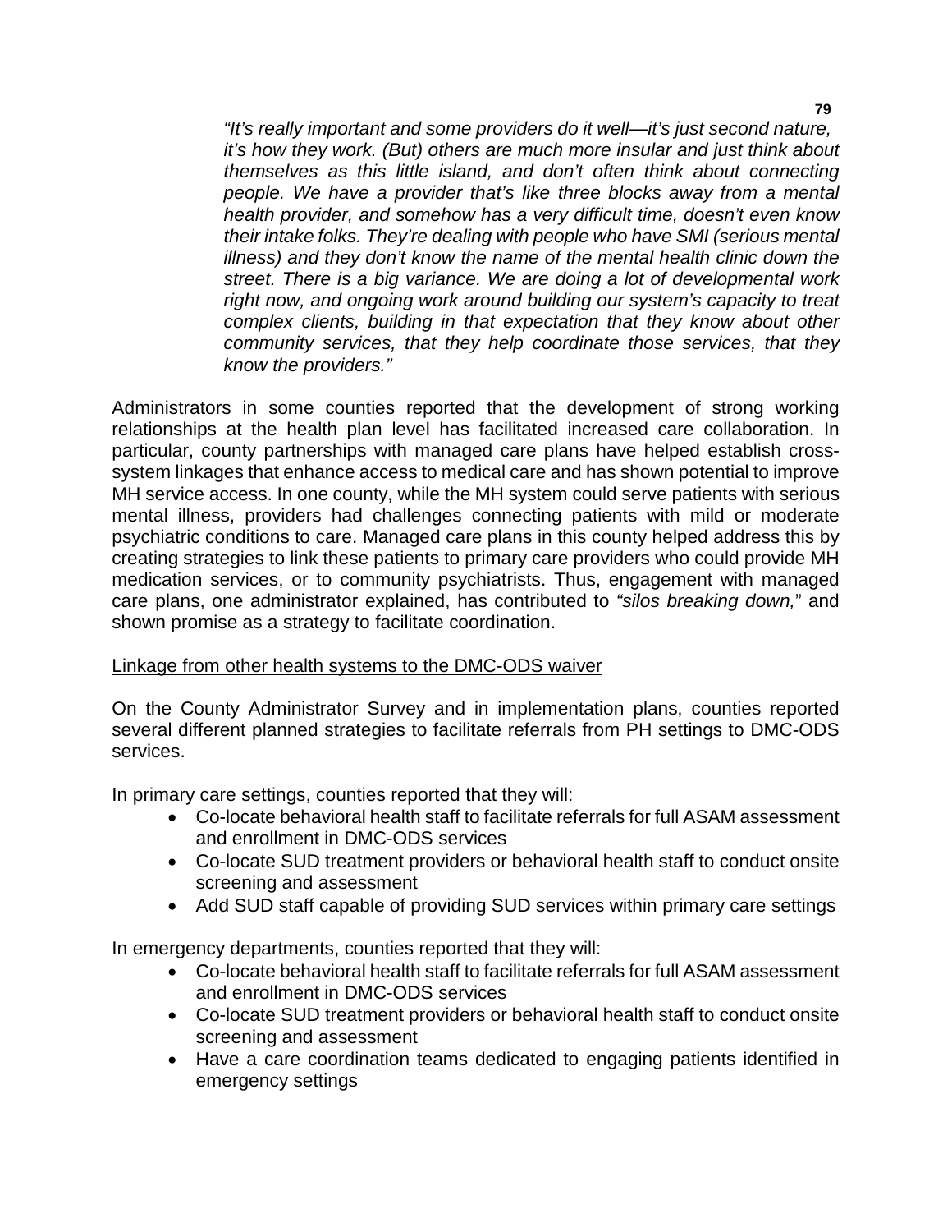*"It's really important and some providers do it well—it's just second nature, it's how they work. (But) others are much more insular and just think about themselves as this little island, and don't often think about connecting people. We have a provider that's like three blocks away from a mental health provider, and somehow has a very difficult time, doesn't even know their intake folks. They're dealing with people who have SMI (serious mental illness) and they don't know the name of the mental health clinic down the street. There is a big variance. We are doing a lot of developmental work right now, and ongoing work around building our system's capacity to treat complex clients, building in that expectation that they know about other community services, that they help coordinate those services, that they know the providers."*

Administrators in some counties reported that the development of strong working relationships at the health plan level has facilitated increased care collaboration. In particular, county partnerships with managed care plans have helped establish cross-system linkages that enhance access to medical care and has shown potential to improve MH service access. In one county, while the MH system could serve patients with serious mental illness, providers had challenges connecting patients with mild or moderate psychiatric conditions to care. Managed care plans in this county helped address this by creating strategies to link these patients to primary care providers who could provide MH medication services, or to community psychiatrists. Thus, engagement with managed care plans, one administrator explained, has contributed to *"silos breaking down,"* and shown promise as a strategy to facilitate coordination.

<u>Linkage from other health systems to the DMC-ODS waiver</u>

On the County Administrator Survey and in implementation plans, counties reported several different planned strategies to facilitate referrals from PH settings to DMC-ODS services.

In primary care settings, counties reported that they will:

- Co-locate behavioral health staff to facilitate referrals for full ASAM assessment and enrollment in DMC-ODS services
- Co-locate SUD treatment providers or behavioral health staff to conduct onsite screening and assessment
- Add SUD staff capable of providing SUD services within primary care settings

In emergency departments, counties reported that they will:

- Co-locate behavioral health staff to facilitate referrals for full ASAM assessment and enrollment in DMC-ODS services
- Co-locate SUD treatment providers or behavioral health staff to conduct onsite screening and assessment
- Have a care coordination teams dedicated to engaging patients identified in emergency settings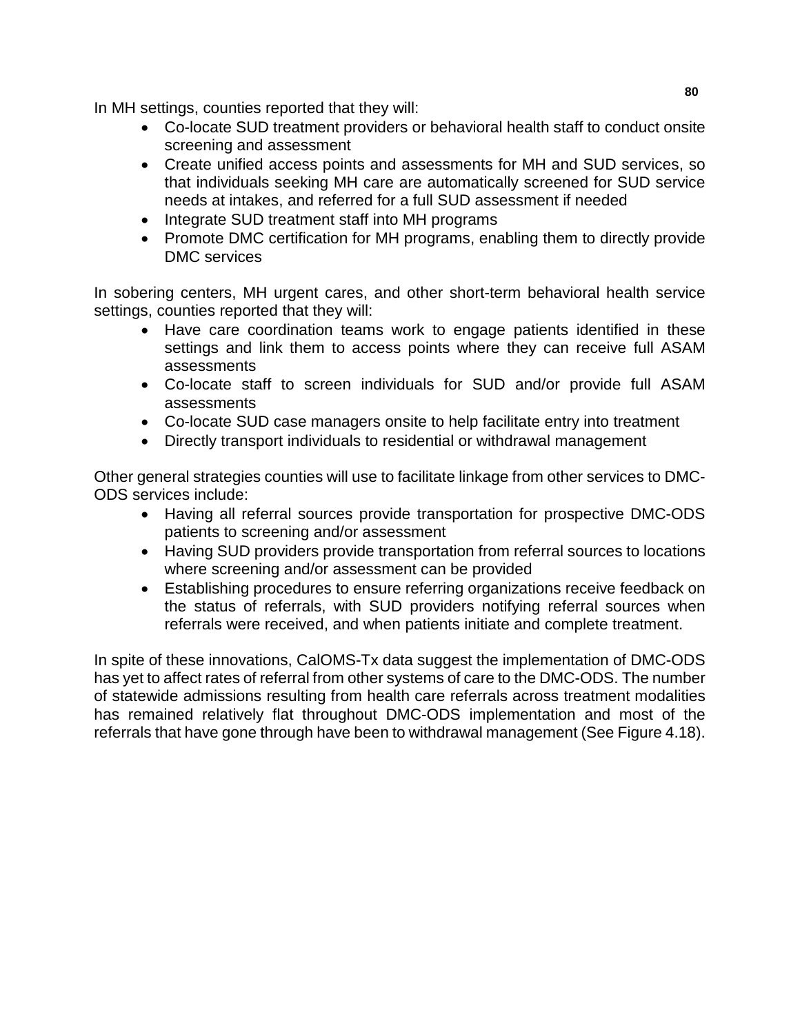In MH settings, counties reported that they will:

- Co-locate SUD treatment providers or behavioral health staff to conduct onsite screening and assessment
- Create unified access points and assessments for MH and SUD services, so that individuals seeking MH care are automatically screened for SUD service needs at intakes, and referred for a full SUD assessment if needed
- Integrate SUD treatment staff into MH programs
- Promote DMC certification for MH programs, enabling them to directly provide DMC services

In sobering centers, MH urgent cares, and other short-term behavioral health service settings, counties reported that they will:

- Have care coordination teams work to engage patients identified in these settings and link them to access points where they can receive full ASAM assessments
- Co-locate staff to screen individuals for SUD and/or provide full ASAM assessments
- Co-locate SUD case managers onsite to help facilitate entry into treatment
- Directly transport individuals to residential or withdrawal management

Other general strategies counties will use to facilitate linkage from other services to DMC-ODS services include:

- Having all referral sources provide transportation for prospective DMC-ODS patients to screening and/or assessment
- Having SUD providers provide transportation from referral sources to locations where screening and/or assessment can be provided
- Establishing procedures to ensure referring organizations receive feedback on the status of referrals, with SUD providers notifying referral sources when referrals were received, and when patients initiate and complete treatment.

In spite of these innovations, CalOMS-Tx data suggest the implementation of DMC-ODS has yet to affect rates of referral from other systems of care to the DMC-ODS. The number of statewide admissions resulting from health care referrals across treatment modalities has remained relatively flat throughout DMC-ODS implementation and most of the referrals that have gone through have been to withdrawal management (See Figure 4.18).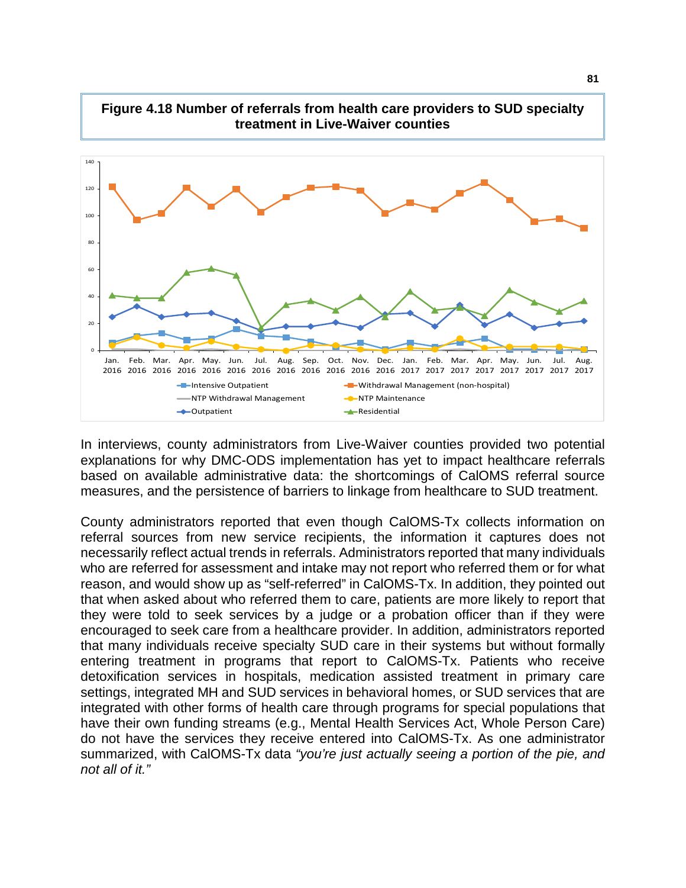**Figure 4.18 Number of referrals from health care providers to SUD specialty treatment in Live-Waiver counties**

In interviews, county administrators from Live-Waiver counties provided two potential explanations for why DMC-ODS implementation has yet to impact healthcare referrals based on available administrative data: the shortcomings of CalOMS referral source measures, and the persistence of barriers to linkage from healthcare to SUD treatment.

County administrators reported that even though CalOMS-Tx collects information on referral sources from new service recipients, the information it captures does not necessarily reflect actual trends in referrals. Administrators reported that many individuals who are referred for assessment and intake may not report who referred them or for what reason, and would show up as "self-referred" in CalOMS-Tx. In addition, they pointed out that when asked about who referred them to care, patients are more likely to report that they were told to seek services by a judge or a probation officer than if they were encouraged to seek care from a healthcare provider. In addition, administrators reported that many individuals receive specialty SUD care in their systems but without formally entering treatment in programs that report to CalOMS-Tx. Patients who receive detoxification services in hospitals, medication assisted treatment in primary care settings, integrated MH and SUD services in behavioral homes, or SUD services that are integrated with other forms of health care through programs for special populations that have their own funding streams (e.g., Mental Health Services Act, Whole Person Care) do not have the services they receive entered into CalOMS-Tx. As one administrator summarized, with CalOMS-Tx data *"you're just actually seeing a portion of the pie, and not all of it."*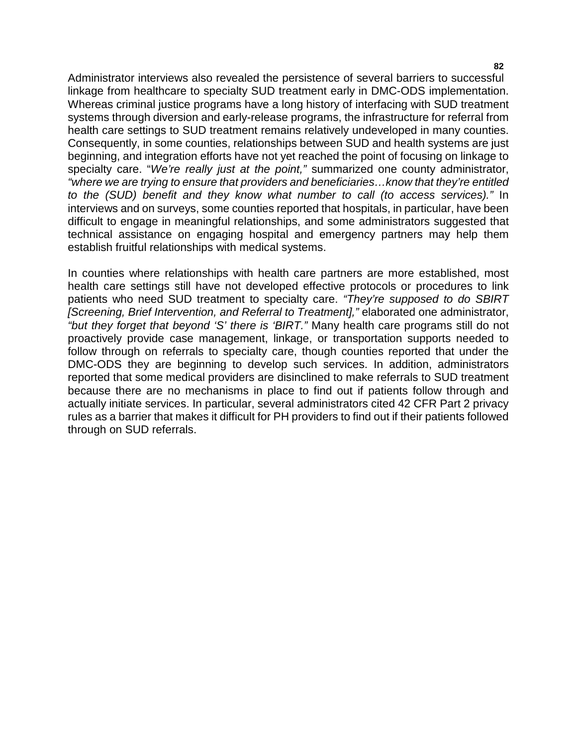Administrator interviews also revealed the persistence of several barriers to successful linkage from healthcare to specialty SUD treatment early in DMC-ODS implementation. Whereas criminal justice programs have a long history of interfacing with SUD treatment systems through diversion and early-release programs, the infrastructure for referral from health care settings to SUD treatment remains relatively undeveloped in many counties. Consequently, in some counties, relationships between SUD and health systems are just beginning, and integration efforts have not yet reached the point of focusing on linkage to specialty care. "*We're really just at the point,"* summarized one county administrator, *"where we are trying to ensure that providers and beneficiaries…know that they're entitled to the (SUD) benefit and they know what number to call (to access services)."* In interviews and on surveys, some counties reported that hospitals, in particular, have been difficult to engage in meaningful relationships, and some administrators suggested that technical assistance on engaging hospital and emergency partners may help them establish fruitful relationships with medical systems.

In counties where relationships with health care partners are more established, most health care settings still have not developed effective protocols or procedures to link patients who need SUD treatment to specialty care. *"They're supposed to do SBIRT [Screening, Brief Intervention, and Referral to Treatment],"* elaborated one administrator, *"but they forget that beyond 'S' there is 'BIRT."* Many health care programs still do not proactively provide case management, linkage, or transportation supports needed to follow through on referrals to specialty care, though counties reported that under the DMC-ODS they are beginning to develop such services. In addition, administrators reported that some medical providers are disinclined to make referrals to SUD treatment because there are no mechanisms in place to find out if patients follow through and actually initiate services. In particular, several administrators cited 42 CFR Part 2 privacy rules as a barrier that makes it difficult for PH providers to find out if their patients followed through on SUD referrals.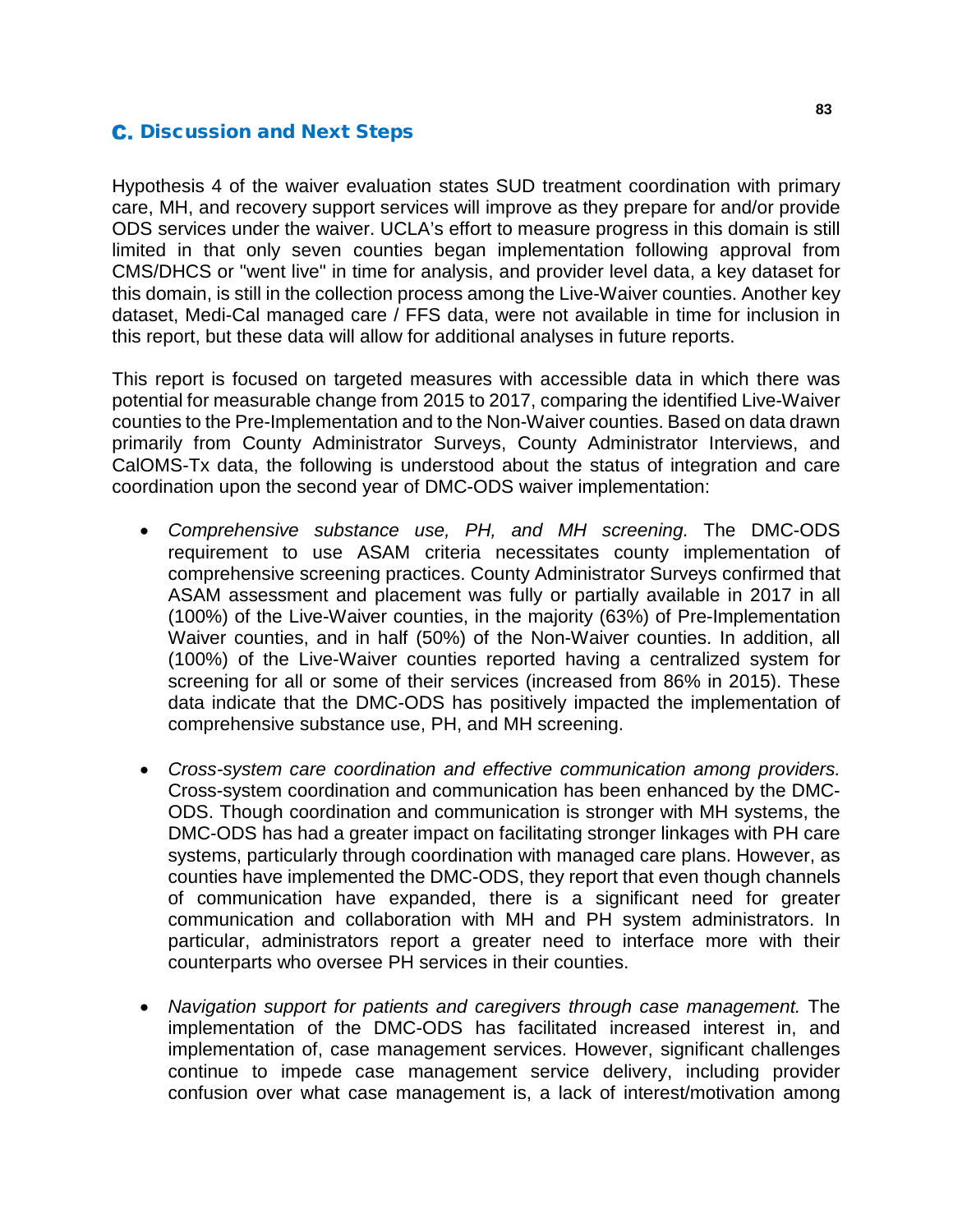## C. Discussion and Next Steps

Hypothesis 4 of the waiver evaluation states SUD treatment coordination with primary care, MH, and recovery support services will improve as they prepare for and/or provide ODS services under the waiver. UCLA's effort to measure progress in this domain is still limited in that only seven counties began implementation following approval from CMS/DHCS or "went live" in time for analysis, and provider level data, a key dataset for this domain, is still in the collection process among the Live-Waiver counties. Another key dataset, Medi-Cal managed care / FFS data, were not available in time for inclusion in this report, but these data will allow for additional analyses in future reports.

This report is focused on targeted measures with accessible data in which there was potential for measurable change from 2015 to 2017, comparing the identified Live-Waiver counties to the Pre-Implementation and to the Non-Waiver counties. Based on data drawn primarily from County Administrator Surveys, County Administrator Interviews, and CalOMS-Tx data, the following is understood about the status of integration and care coordination upon the second year of DMC-ODS waiver implementation:

- *Comprehensive substance use, PH, and MH screening.* The DMC-ODS requirement to use ASAM criteria necessitates county implementation of comprehensive screening practices. County Administrator Surveys confirmed that ASAM assessment and placement was fully or partially available in 2017 in all (100%) of the Live-Waiver counties, in the majority (63%) of Pre-Implementation Waiver counties, and in half (50%) of the Non-Waiver counties. In addition, all (100%) of the Live-Waiver counties reported having a centralized system for screening for all or some of their services (increased from 86% in 2015). These data indicate that the DMC-ODS has positively impacted the implementation of comprehensive substance use, PH, and MH screening.

- *Cross-system care coordination and effective communication among providers.* Cross-system coordination and communication has been enhanced by the DMC-ODS. Though coordination and communication is stronger with MH systems, the DMC-ODS has had a greater impact on facilitating stronger linkages with PH care systems, particularly through coordination with managed care plans. However, as counties have implemented the DMC-ODS, they report that even though channels of communication have expanded, there is a significant need for greater communication and collaboration with MH and PH system administrators. In particular, administrators report a greater need to interface more with their counterparts who oversee PH services in their counties.

- *Navigation support for patients and caregivers through case management.* The implementation of the DMC-ODS has facilitated increased interest in, and implementation of, case management services. However, significant challenges continue to impede case management service delivery, including provider confusion over what case management is, a lack of interest/motivation among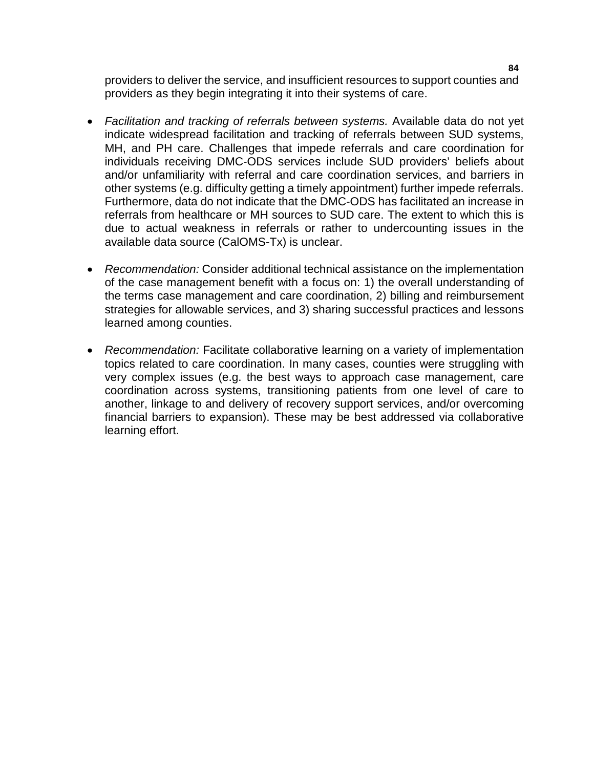providers to deliver the service, and insufficient resources to support counties and providers as they begin integrating it into their systems of care.

- *Facilitation and tracking of referrals between systems.* Available data do not yet indicate widespread facilitation and tracking of referrals between SUD systems, MH, and PH care. Challenges that impede referrals and care coordination for individuals receiving DMC-ODS services include SUD providers' beliefs about and/or unfamiliarity with referral and care coordination services, and barriers in other systems (e.g. difficulty getting a timely appointment) further impede referrals. Furthermore, data do not indicate that the DMC-ODS has facilitated an increase in referrals from healthcare or MH sources to SUD care. The extent to which this is due to actual weakness in referrals or rather to undercounting issues in the available data source (CalOMS-Tx) is unclear.

- *Recommendation:* Consider additional technical assistance on the implementation of the case management benefit with a focus on: 1) the overall understanding of the terms case management and care coordination, 2) billing and reimbursement strategies for allowable services, and 3) sharing successful practices and lessons learned among counties.

- *Recommendation:* Facilitate collaborative learning on a variety of implementation topics related to care coordination. In many cases, counties were struggling with very complex issues (e.g. the best ways to approach case management, care coordination across systems, transitioning patients from one level of care to another, linkage to and delivery of recovery support services, and/or overcoming financial barriers to expansion). These may be best addressed via collaborative learning effort.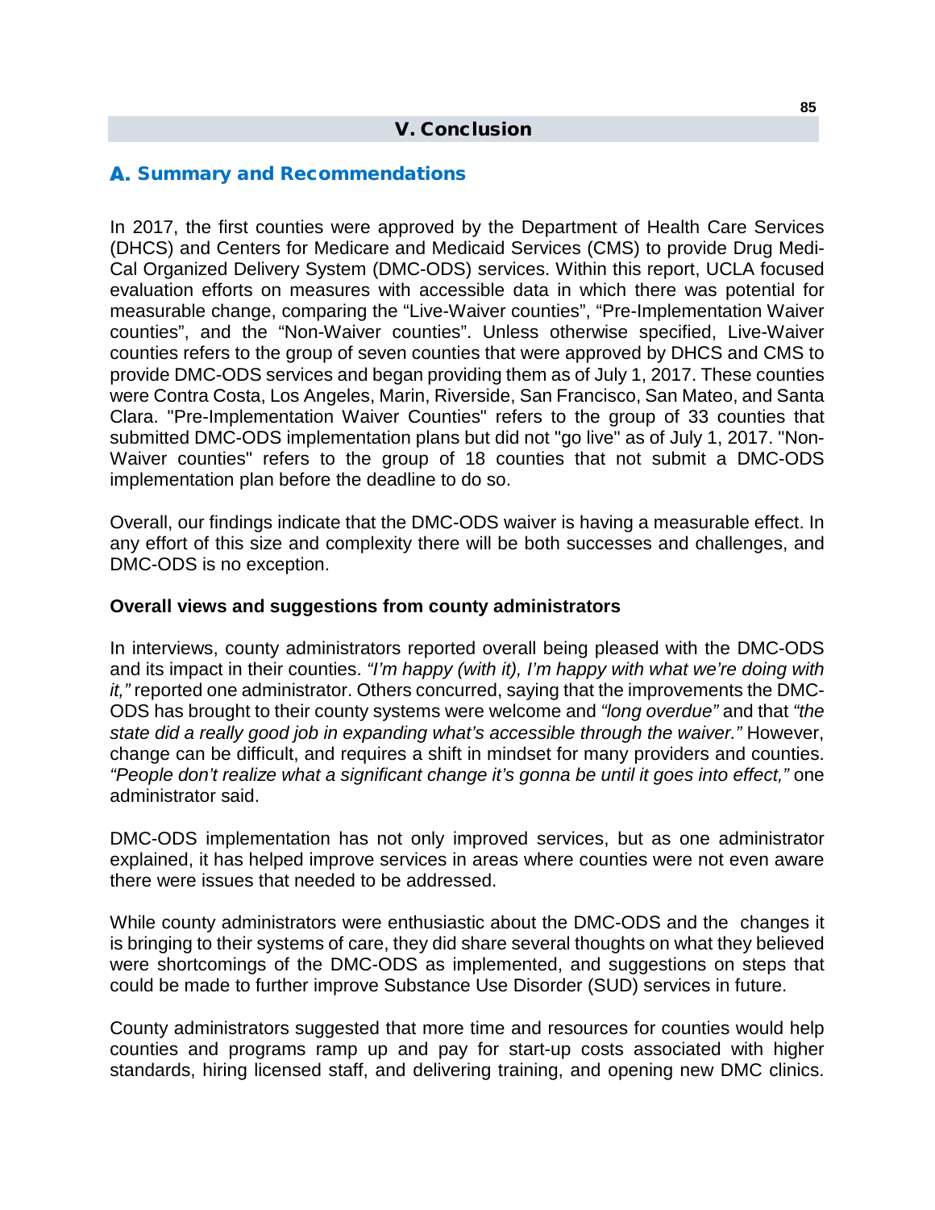# V. Conclusion

## A. Summary and Recommendations

In 2017, the first counties were approved by the Department of Health Care Services (DHCS) and Centers for Medicare and Medicaid Services (CMS) to provide Drug Medi-Cal Organized Delivery System (DMC-ODS) services. Within this report, UCLA focused evaluation efforts on measures with accessible data in which there was potential for measurable change, comparing the "Live-Waiver counties", "Pre-Implementation Waiver counties", and the "Non-Waiver counties". Unless otherwise specified, Live-Waiver counties refers to the group of seven counties that were approved by DHCS and CMS to provide DMC-ODS services and began providing them as of July 1, 2017. These counties were Contra Costa, Los Angeles, Marin, Riverside, San Francisco, San Mateo, and Santa Clara. "Pre-Implementation Waiver Counties" refers to the group of 33 counties that submitted DMC-ODS implementation plans but did not "go live" as of July 1, 2017. "Non-Waiver counties" refers to the group of 18 counties that not submit a DMC-ODS implementation plan before the deadline to do so.

Overall, our findings indicate that the DMC-ODS waiver is having a measurable effect. In any effort of this size and complexity there will be both successes and challenges, and DMC-ODS is no exception.

**Overall views and suggestions from county administrators**

In interviews, county administrators reported overall being pleased with the DMC-ODS and its impact in their counties. *"I'm happy (with it), I'm happy with what we're doing with it,"* reported one administrator. Others concurred, saying that the improvements the DMC-ODS has brought to their county systems were welcome and *"long overdue"* and that *"the state did a really good job in expanding what's accessible through the waiver."* However, change can be difficult, and requires a shift in mindset for many providers and counties. *"People don't realize what a significant change it's gonna be until it goes into effect,"* one administrator said.

DMC-ODS implementation has not only improved services, but as one administrator explained, it has helped improve services in areas where counties were not even aware there were issues that needed to be addressed.

While county administrators were enthusiastic about the DMC-ODS and the changes it is bringing to their systems of care, they did share several thoughts on what they believed were shortcomings of the DMC-ODS as implemented, and suggestions on steps that could be made to further improve Substance Use Disorder (SUD) services in future.

County administrators suggested that more time and resources for counties would help counties and programs ramp up and pay for start-up costs associated with higher standards, hiring licensed staff, and delivering training, and opening new DMC clinics.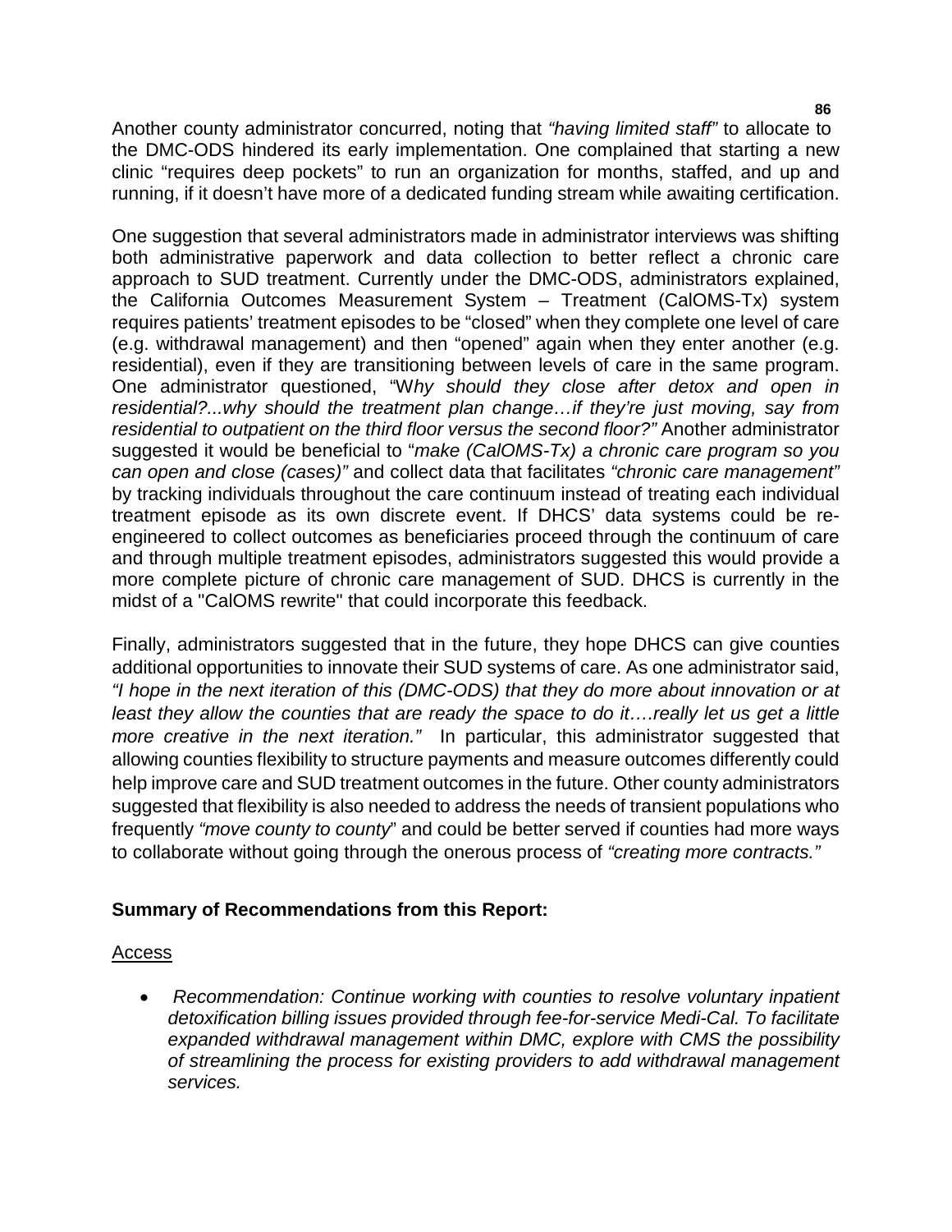Another county administrator concurred, noting that *"having limited staff"* to allocate to the DMC-ODS hindered its early implementation. One complained that starting a new clinic "requires deep pockets" to run an organization for months, staffed, and up and running, if it doesn't have more of a dedicated funding stream while awaiting certification.

One suggestion that several administrators made in administrator interviews was shifting both administrative paperwork and data collection to better reflect a chronic care approach to SUD treatment. Currently under the DMC-ODS, administrators explained, the California Outcomes Measurement System – Treatment (CalOMS-Tx) system requires patients' treatment episodes to be "closed" when they complete one level of care (e.g. withdrawal management) and then "opened" again when they enter another (e.g. residential), even if they are transitioning between levels of care in the same program. One administrator questioned, "W*hy should they close after detox and open in residential?...why should the treatment plan change…if they're just moving, say from residential to outpatient on the third floor versus the second floor?"* Another administrator suggested it would be beneficial to "*make (CalOMS-Tx) a chronic care program so you can open and close (cases)"* and collect data that facilitates *"chronic care management"* by tracking individuals throughout the care continuum instead of treating each individual treatment episode as its own discrete event. If DHCS' data systems could be re-engineered to collect outcomes as beneficiaries proceed through the continuum of care and through multiple treatment episodes, administrators suggested this would provide a more complete picture of chronic care management of SUD. DHCS is currently in the midst of a "CalOMS rewrite" that could incorporate this feedback.

Finally, administrators suggested that in the future, they hope DHCS can give counties additional opportunities to innovate their SUD systems of care. As one administrator said, *"I hope in the next iteration of this (DMC-ODS) that they do more about innovation or at least they allow the counties that are ready the space to do it….really let us get a little more creative in the next iteration."* In particular, this administrator suggested that allowing counties flexibility to structure payments and measure outcomes differently could help improve care and SUD treatment outcomes in the future. Other county administrators suggested that flexibility is also needed to address the needs of transient populations who frequently *"move county to county*" and could be better served if counties had more ways to collaborate without going through the onerous process of *"creating more contracts."*

**Summary of Recommendations from this Report:**

<u>Access</u>

- *Recommendation: Continue working with counties to resolve voluntary inpatient detoxification billing issues provided through fee-for-service Medi-Cal. To facilitate expanded withdrawal management within DMC, explore with CMS the possibility of streamlining the process for existing providers to add withdrawal management services.*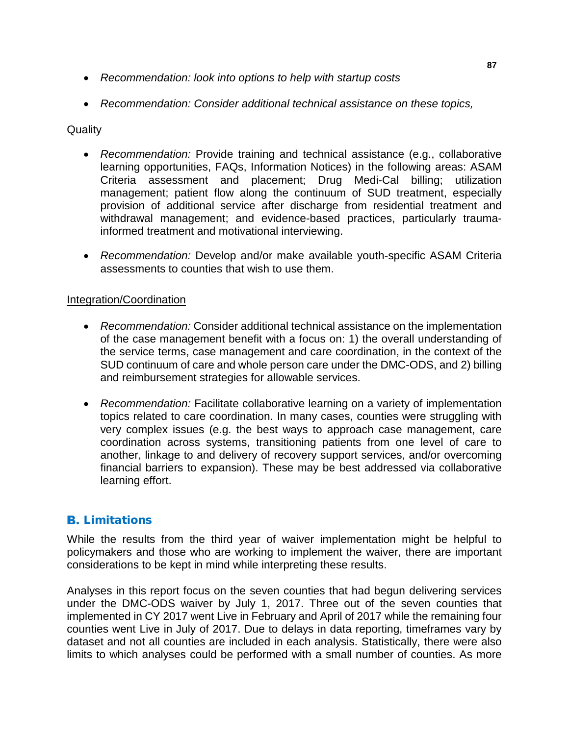- *Recommendation: look into options to help with startup costs*

- *Recommendation: Consider additional technical assistance on these topics,*

Quality

- *Recommendation:* Provide training and technical assistance (e.g., collaborative learning opportunities, FAQs, Information Notices) in the following areas: ASAM Criteria assessment and placement; Drug Medi-Cal billing; utilization management; patient flow along the continuum of SUD treatment, especially provision of additional service after discharge from residential treatment and withdrawal management; and evidence-based practices, particularly trauma-informed treatment and motivational interviewing.

- *Recommendation:* Develop and/or make available youth-specific ASAM Criteria assessments to counties that wish to use them.

Integration/Coordination

- *Recommendation:* Consider additional technical assistance on the implementation of the case management benefit with a focus on: 1) the overall understanding of the service terms, case management and care coordination, in the context of the SUD continuum of care and whole person care under the DMC-ODS, and 2) billing and reimbursement strategies for allowable services.

- *Recommendation:* Facilitate collaborative learning on a variety of implementation topics related to care coordination. In many cases, counties were struggling with very complex issues (e.g. the best ways to approach case management, care coordination across systems, transitioning patients from one level of care to another, linkage to and delivery of recovery support services, and/or overcoming financial barriers to expansion). These may be best addressed via collaborative learning effort.

## B. Limitations

While the results from the third year of waiver implementation might be helpful to policymakers and those who are working to implement the waiver, there are important considerations to be kept in mind while interpreting these results.

Analyses in this report focus on the seven counties that had begun delivering services under the DMC-ODS waiver by July 1, 2017. Three out of the seven counties that implemented in CY 2017 went Live in February and April of 2017 while the remaining four counties went Live in July of 2017. Due to delays in data reporting, timeframes vary by dataset and not all counties are included in each analysis. Statistically, there were also limits to which analyses could be performed with a small number of counties. As more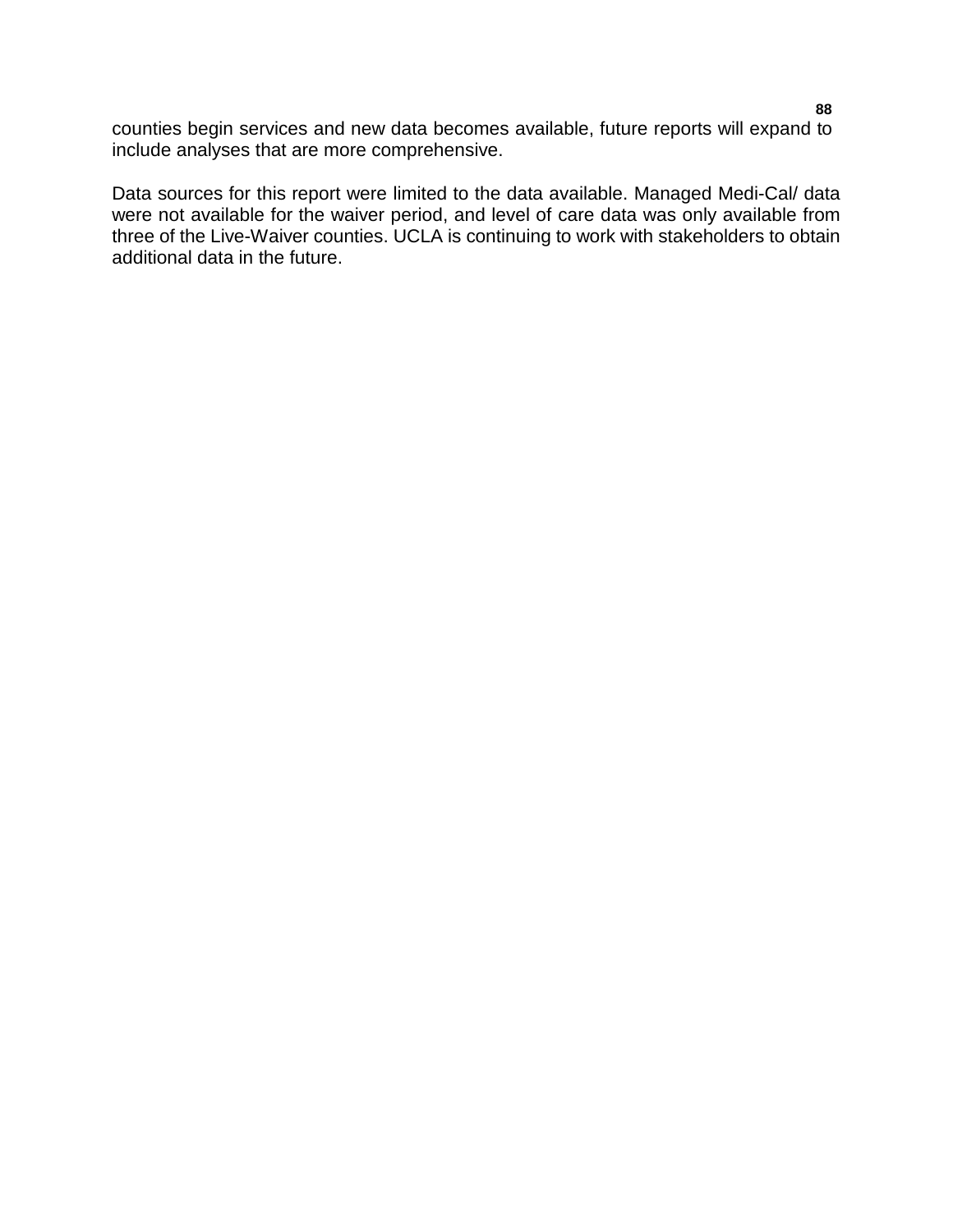counties begin services and new data becomes available, future reports will expand to include analyses that are more comprehensive.

Data sources for this report were limited to the data available. Managed Medi-Cal/ data were not available for the waiver period, and level of care data was only available from three of the Live-Waiver counties. UCLA is continuing to work with stakeholders to obtain additional data in the future.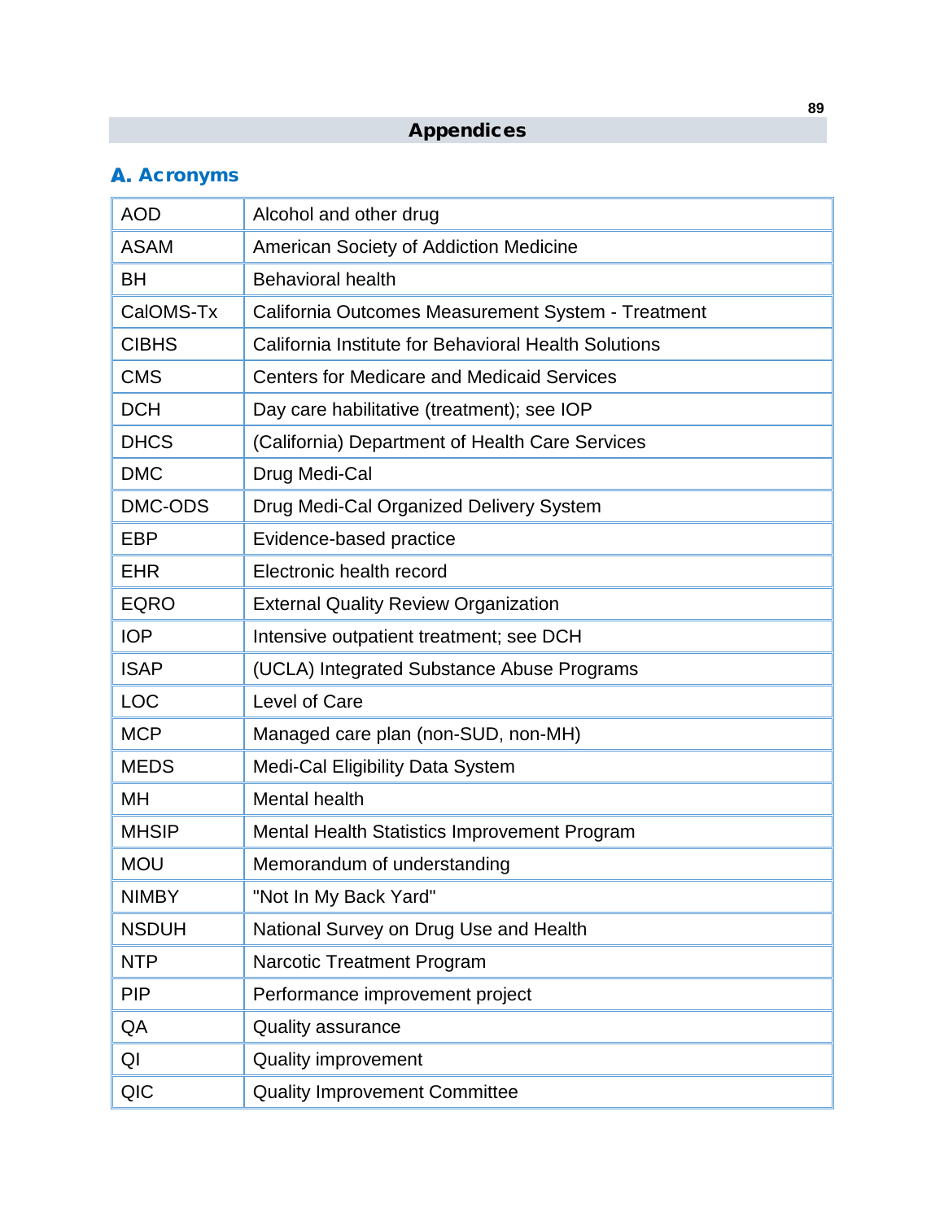# Appendices

## A. Acronyms

| | |
|---|---|
| AOD | Alcohol and other drug |
| ASAM | American Society of Addiction Medicine |
| BH | Behavioral health |
| CalOMS-Tx | California Outcomes Measurement System - Treatment |
| CIBHS | California Institute for Behavioral Health Solutions |
| CMS | Centers for Medicare and Medicaid Services |
| DCH | Day care habilitative (treatment); see IOP |
| DHCS | (California) Department of Health Care Services |
| DMC | Drug Medi-Cal |
| DMC-ODS | Drug Medi-Cal Organized Delivery System |
| EBP | Evidence-based practice |
| EHR | Electronic health record |
| EQRO | External Quality Review Organization |
| IOP | Intensive outpatient treatment; see DCH |
| ISAP | (UCLA) Integrated Substance Abuse Programs |
| LOC | Level of Care |
| MCP | Managed care plan (non-SUD, non-MH) |
| MEDS | Medi-Cal Eligibility Data System |
| MH | Mental health |
| MHSIP | Mental Health Statistics Improvement Program |
| MOU | Memorandum of understanding |
| NIMBY | "Not In My Back Yard" |
| NSDUH | National Survey on Drug Use and Health |
| NTP | Narcotic Treatment Program |
| PIP | Performance improvement project |
| QA | Quality assurance |
| QI | Quality improvement |
| QIC | Quality Improvement Committee |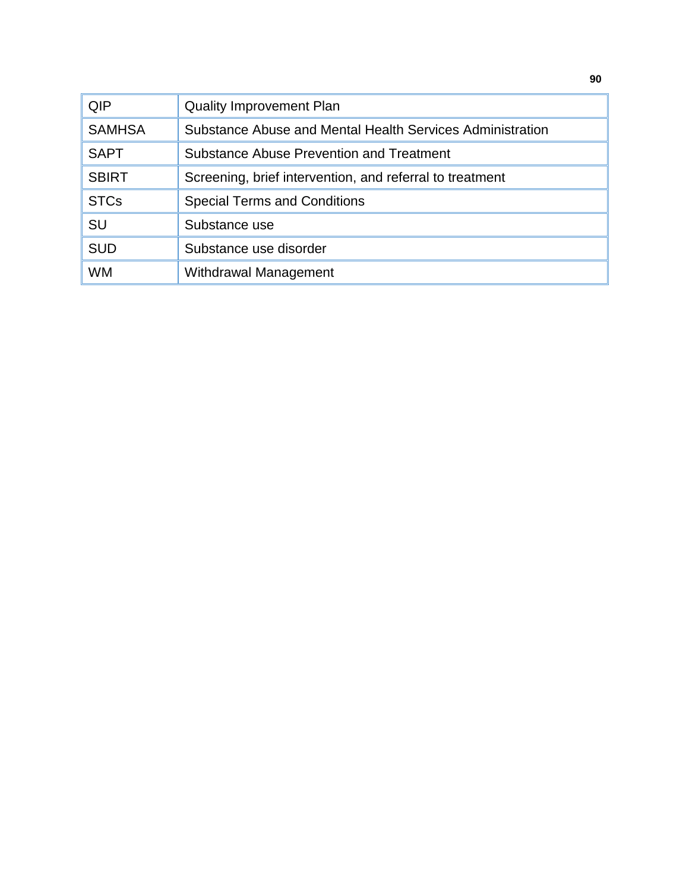| | |
|---|---|
| QIP | Quality Improvement Plan |
| SAMHSA | Substance Abuse and Mental Health Services Administration |
| SAPT | Substance Abuse Prevention and Treatment |
| SBIRT | Screening, brief intervention, and referral to treatment |
| STCs | Special Terms and Conditions |
| SU | Substance use |
| SUD | Substance use disorder |
| WM | Withdrawal Management |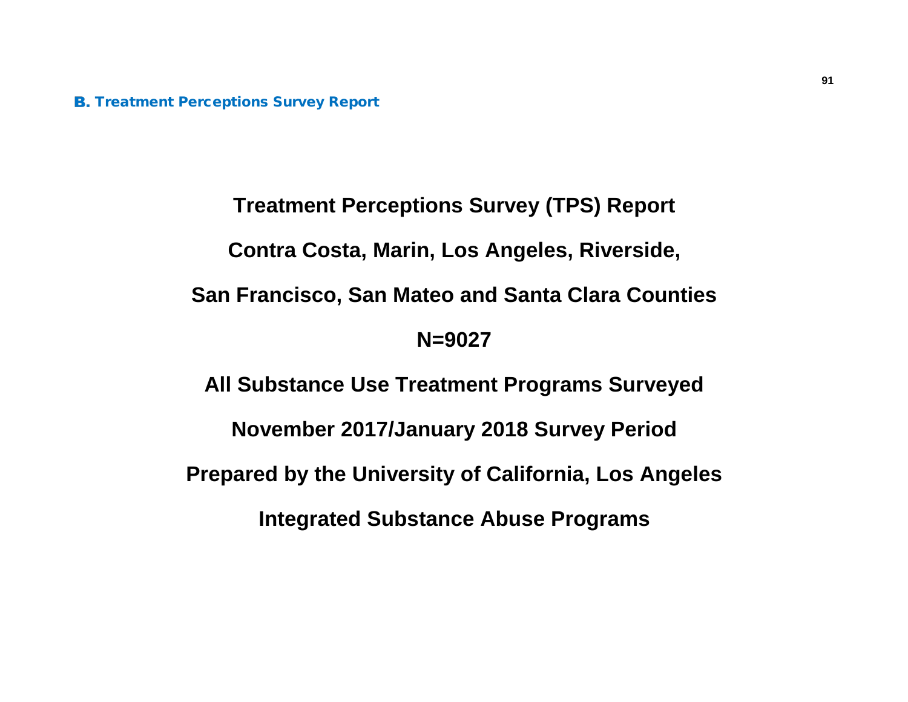## B. Treatment Perceptions Survey Report

**Treatment Perceptions Survey (TPS) Report**

**Contra Costa, Marin, Los Angeles, Riverside,**

**San Francisco, San Mateo and Santa Clara Counties**

**N=9027**

**All Substance Use Treatment Programs Surveyed**

**November 2017/January 2018 Survey Period**

**Prepared by the University of California, Los Angeles**

**Integrated Substance Abuse Programs**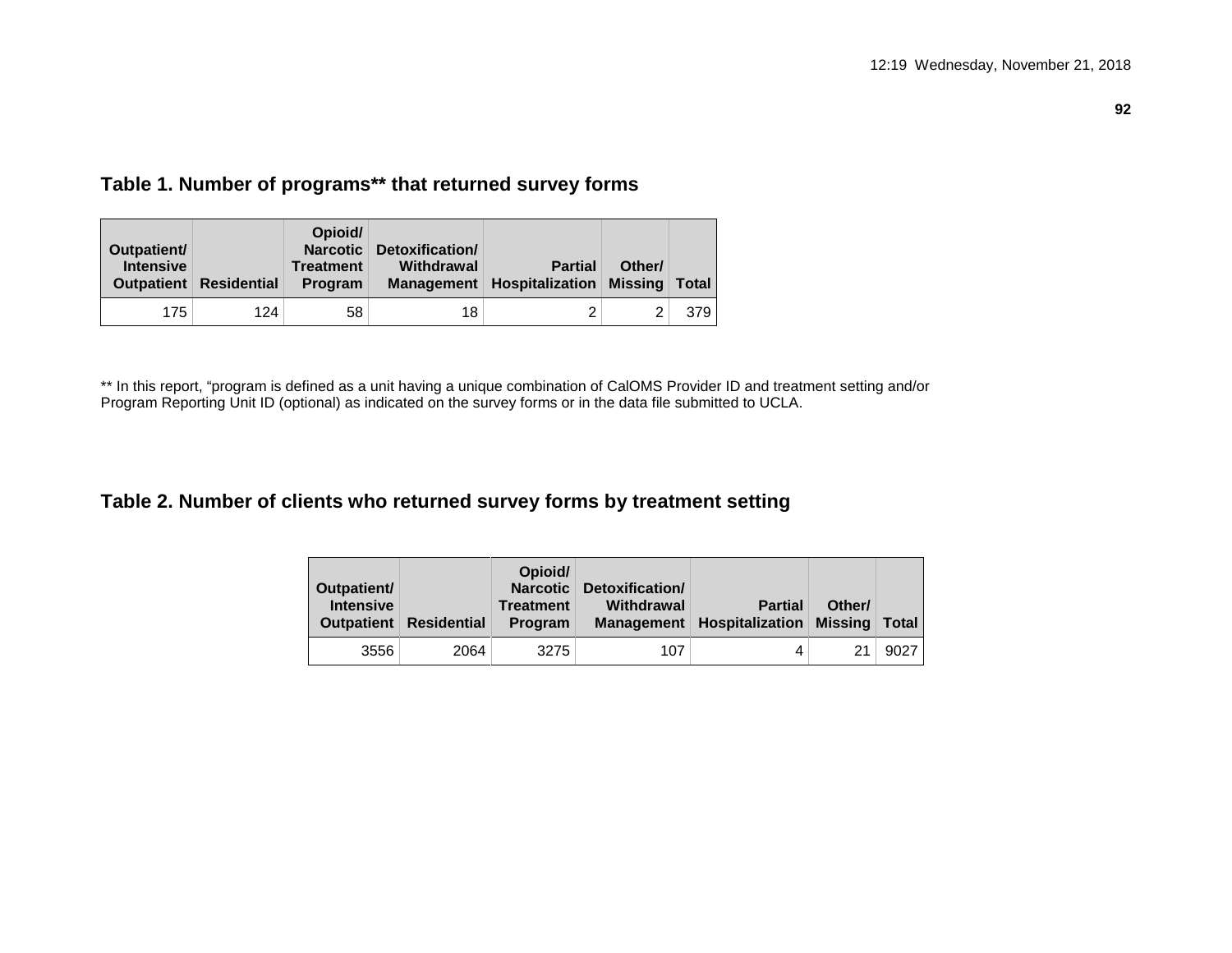## Table 1. Number of programs** that returned survey forms

| Outpatient/ Intensive Outpatient | Residential | Opioid/ Narcotic Treatment Program | Detoxification/ Withdrawal Management | Partial Hospitalization | Other/ Missing | Total |
|---|---|---|---|---|---|---|
| 175 | 124 | 58 | 18 | 2 | 2 | 379 |

** In this report, "program is defined as a unit having a unique combination of CalOMS Provider ID and treatment setting and/or Program Reporting Unit ID (optional) as indicated on the survey forms or in the data file submitted to UCLA.

## Table 2. Number of clients who returned survey forms by treatment setting

| Outpatient/ Intensive Outpatient | Residential | Opioid/ Narcotic Treatment Program | Detoxification/ Withdrawal Management | Partial Hospitalization | Other/ Missing | Total |
|---|---|---|---|---|---|---|
| 3556 | 2064 | 3275 | 107 | 4 | 21 | 9027 |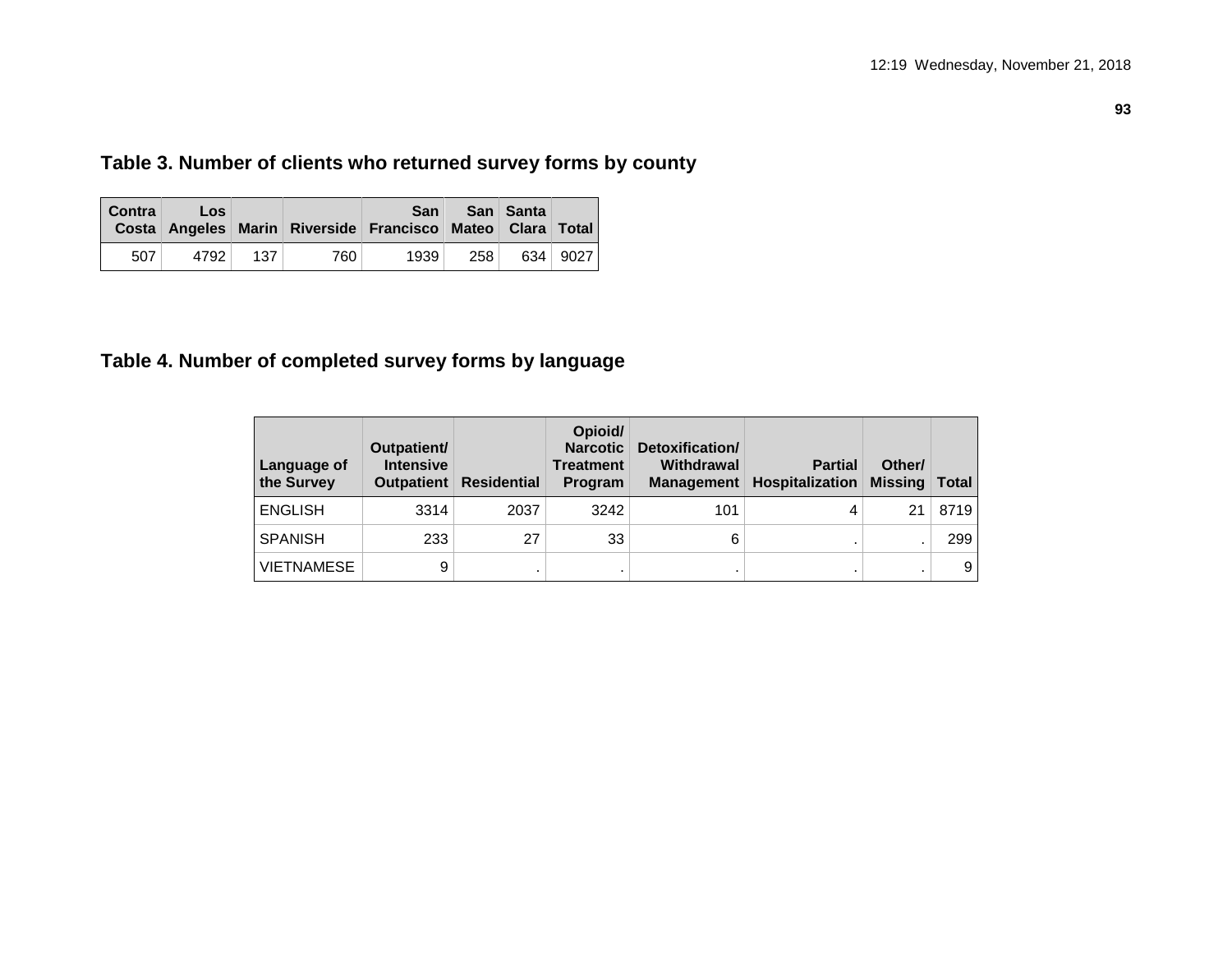## Table 3. Number of clients who returned survey forms by county

| Contra Costa | Los Angeles | Marin | Riverside | San Francisco | San Mateo | Santa Clara | Total |
|---|---|---|---|---|---|---|---|
| 507 | 4792 | 137 | 760 | 1939 | 258 | 634 | 9027 |

## Table 4. Number of completed survey forms by language

| Language of the Survey | Outpatient/ Intensive Outpatient | Residential | Opioid/ Narcotic Treatment Program | Detoxification/ Withdrawal Management | Partial Hospitalization | Other/ Missing | Total |
|---|---|---|---|---|---|---|---|
| ENGLISH | 3314 | 2037 | 3242 | 101 | 4 | 21 | 8719 |
| SPANISH | 233 | 27 | 33 | 6 | . | . | 299 |
| VIETNAMESE | 9 | . | . | . | . | . | 9 |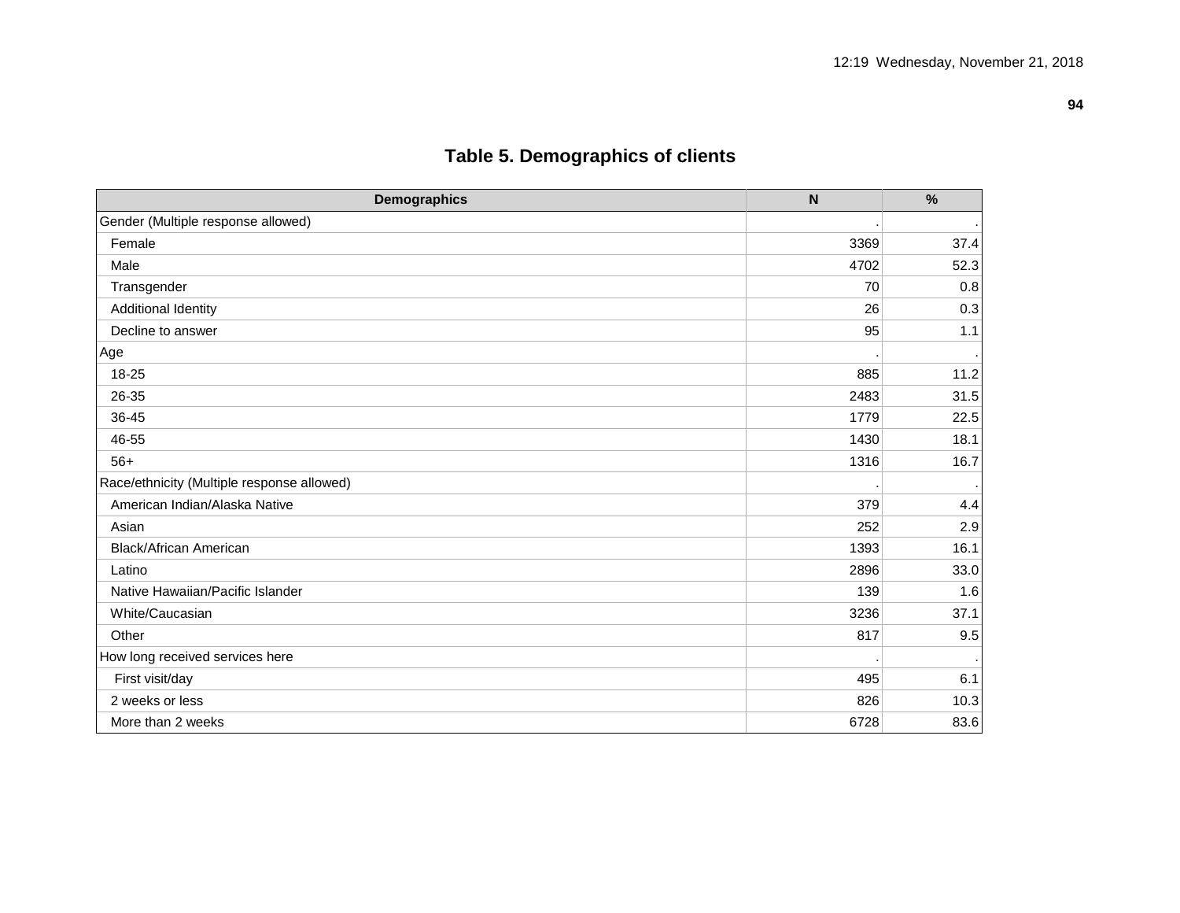## Table 5. Demographics of clients

| Demographics | N | % |
|---|---|---|
| Gender (Multiple response allowed) | . | . |
| Female | 3369 | 37.4 |
| Male | 4702 | 52.3 |
| Transgender | 70 | 0.8 |
| Additional Identity | 26 | 0.3 |
| Decline to answer | 95 | 1.1 |
| Age | . | . |
| 18-25 | 885 | 11.2 |
| 26-35 | 2483 | 31.5 |
| 36-45 | 1779 | 22.5 |
| 46-55 | 1430 | 18.1 |
| 56+ | 1316 | 16.7 |
| Race/ethnicity (Multiple response allowed) | . | . |
| American Indian/Alaska Native | 379 | 4.4 |
| Asian | 252 | 2.9 |
| Black/African American | 1393 | 16.1 |
| Latino | 2896 | 33.0 |
| Native Hawaiian/Pacific Islander | 139 | 1.6 |
| White/Caucasian | 3236 | 37.1 |
| Other | 817 | 9.5 |
| How long received services here | . | . |
| First visit/day | 495 | 6.1 |
| 2 weeks or less | 826 | 10.3 |
| More than 2 weeks | 6728 | 83.6 |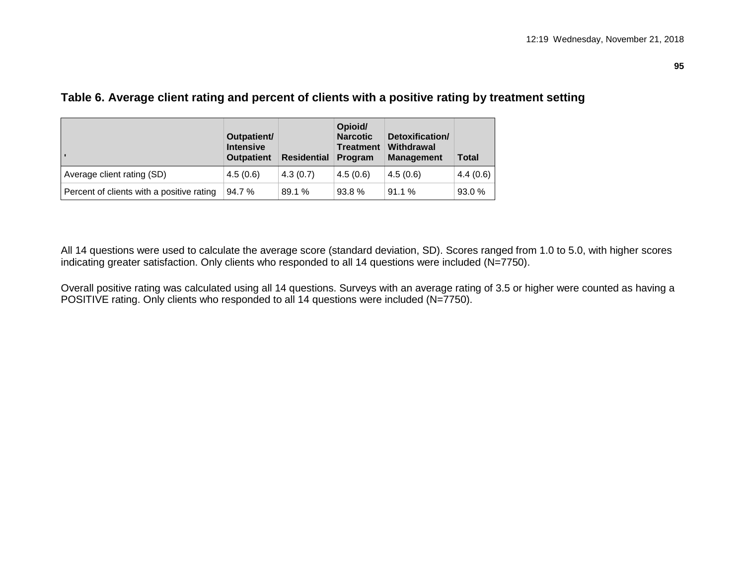## Table 6. Average client rating and percent of clients with a positive rating by treatment setting

| ' | Outpatient/ Intensive Outpatient | Residential | Opioid/ Narcotic Treatment Program | Detoxification/ Withdrawal Management | Total |
|---|---|---|---|---|---|
| Average client rating (SD) | 4.5 (0.6) | 4.3 (0.7) | 4.5 (0.6) | 4.5 (0.6) | 4.4 (0.6) |
| Percent of clients with a positive rating | 94.7 % | 89.1 % | 93.8 % | 91.1 % | 93.0 % |

All 14 questions were used to calculate the average score (standard deviation, SD). Scores ranged from 1.0 to 5.0, with higher scores indicating greater satisfaction. Only clients who responded to all 14 questions were included (N=7750).

Overall positive rating was calculated using all 14 questions. Surveys with an average rating of 3.5 or higher were counted as having a POSITIVE rating. Only clients who responded to all 14 questions were included (N=7750).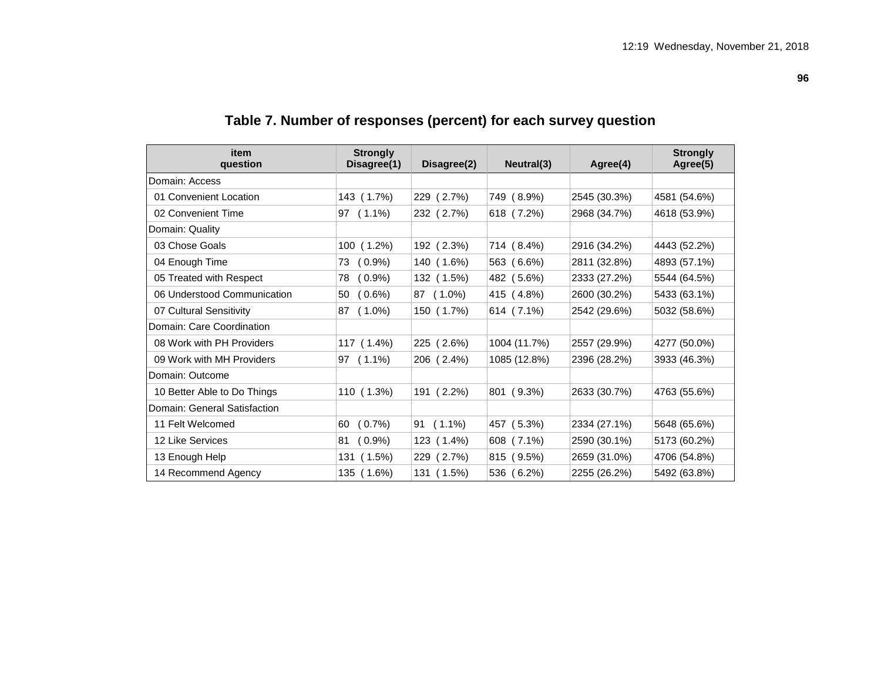# Table 7. Number of responses (percent) for each survey question

| item question | Strongly Disagree(1) | Disagree(2) | Neutral(3) | Agree(4) | Strongly Agree(5) |
|---|---|---|---|---|---|
| Domain: Access | | | | | |
| 01 Convenient Location | 143 ( 1.7%) | 229 ( 2.7%) | 749 ( 8.9%) | 2545 (30.3%) | 4581 (54.6%) |
| 02 Convenient Time | 97 ( 1.1%) | 232 ( 2.7%) | 618 ( 7.2%) | 2968 (34.7%) | 4618 (53.9%) |
| Domain: Quality | | | | | |
| 03 Chose Goals | 100 ( 1.2%) | 192 ( 2.3%) | 714 ( 8.4%) | 2916 (34.2%) | 4443 (52.2%) |
| 04 Enough Time | 73 ( 0.9%) | 140 ( 1.6%) | 563 ( 6.6%) | 2811 (32.8%) | 4893 (57.1%) |
| 05 Treated with Respect | 78 ( 0.9%) | 132 ( 1.5%) | 482 ( 5.6%) | 2333 (27.2%) | 5544 (64.5%) |
| 06 Understood Communication | 50 ( 0.6%) | 87 ( 1.0%) | 415 ( 4.8%) | 2600 (30.2%) | 5433 (63.1%) |
| 07 Cultural Sensitivity | 87 ( 1.0%) | 150 ( 1.7%) | 614 ( 7.1%) | 2542 (29.6%) | 5032 (58.6%) |
| Domain: Care Coordination | | | | | |
| 08 Work with PH Providers | 117 ( 1.4%) | 225 ( 2.6%) | 1004 (11.7%) | 2557 (29.9%) | 4277 (50.0%) |
| 09 Work with MH Providers | 97 ( 1.1%) | 206 ( 2.4%) | 1085 (12.8%) | 2396 (28.2%) | 3933 (46.3%) |
| Domain: Outcome | | | | | |
| 10 Better Able to Do Things | 110 ( 1.3%) | 191 ( 2.2%) | 801 ( 9.3%) | 2633 (30.7%) | 4763 (55.6%) |
| Domain: General Satisfaction | | | | | |
| 11 Felt Welcomed | 60 ( 0.7%) | 91 ( 1.1%) | 457 ( 5.3%) | 2334 (27.1%) | 5648 (65.6%) |
| 12 Like Services | 81 ( 0.9%) | 123 ( 1.4%) | 608 ( 7.1%) | 2590 (30.1%) | 5173 (60.2%) |
| 13 Enough Help | 131 ( 1.5%) | 229 ( 2.7%) | 815 ( 9.5%) | 2659 (31.0%) | 4706 (54.8%) |
| 14 Recommend Agency | 135 ( 1.6%) | 131 ( 1.5%) | 536 ( 6.2%) | 2255 (26.2%) | 5492 (63.8%) |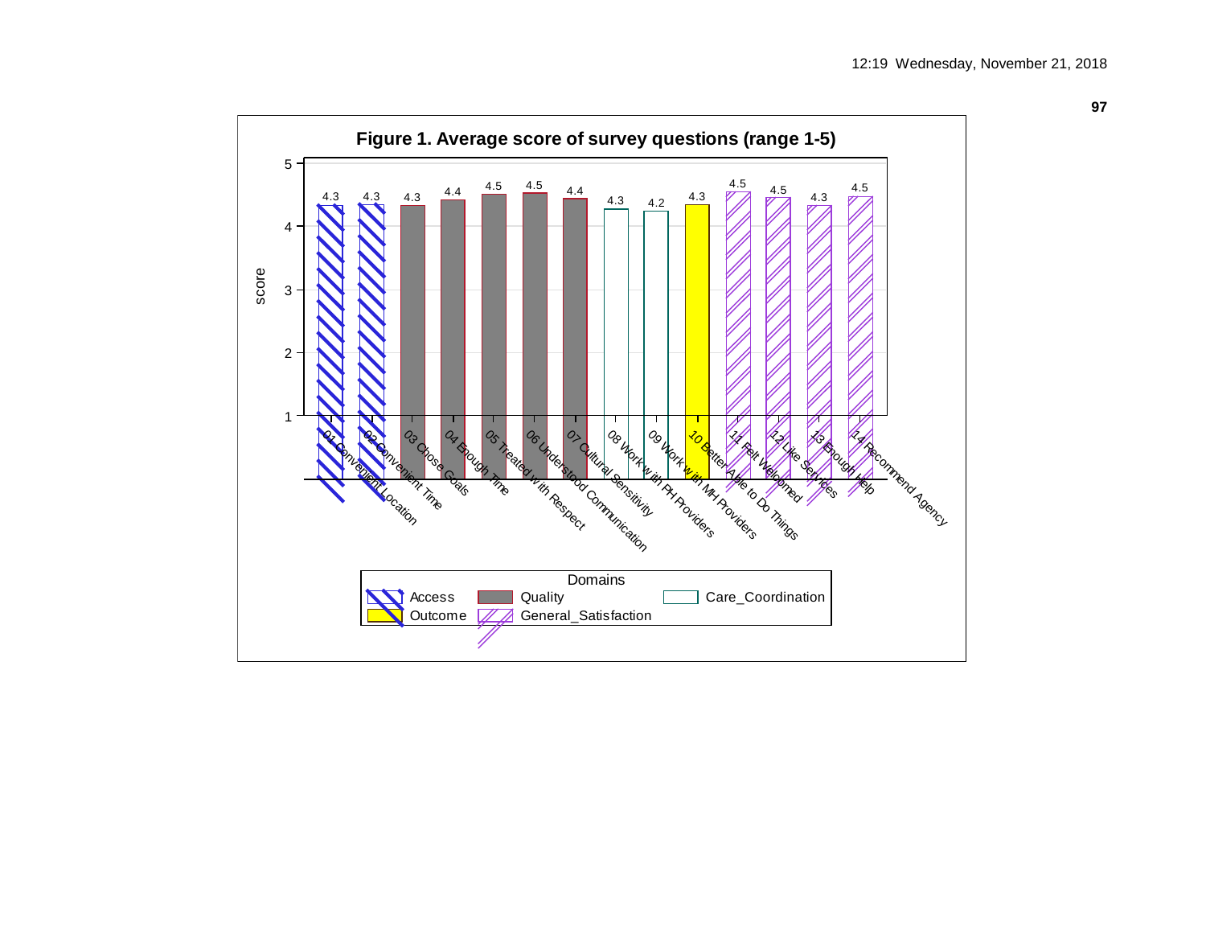**Figure 1. Average score of survey questions (range 1-5)**

| Question | Domain | Score |
|---|---|---|
| 01 Convenient Location | Access | 4.3 |
| 02 Convenient Time | Access | 4.3 |
| 03 Chose Goals | Quality | 4.3 |
| 04 Enough Time | Quality | 4.4 |
| 05 Treated with Respect | Quality | 4.5 |
| 06 Understood Communication | Quality | 4.5 |
| 07 Cultural Sensitivity | Quality | 4.4 |
| 08 Work with PH Providers | Care_Coordination | 4.3 |
| 09 Work with MH Providers | Care_Coordination | 4.2 |
| 10 Better Able to Do Things | Outcome | 4.3 |
| 11 Felt Welcomed | General_Satisfaction | 4.5 |
| 12 Like Services | General_Satisfaction | 4.5 |
| 13 Enough Help | General_Satisfaction | 4.3 |
| 14 Recommend Agency | General_Satisfaction | 4.5 |

Domains: Access, Quality, Care_Coordination, Outcome, General_Satisfaction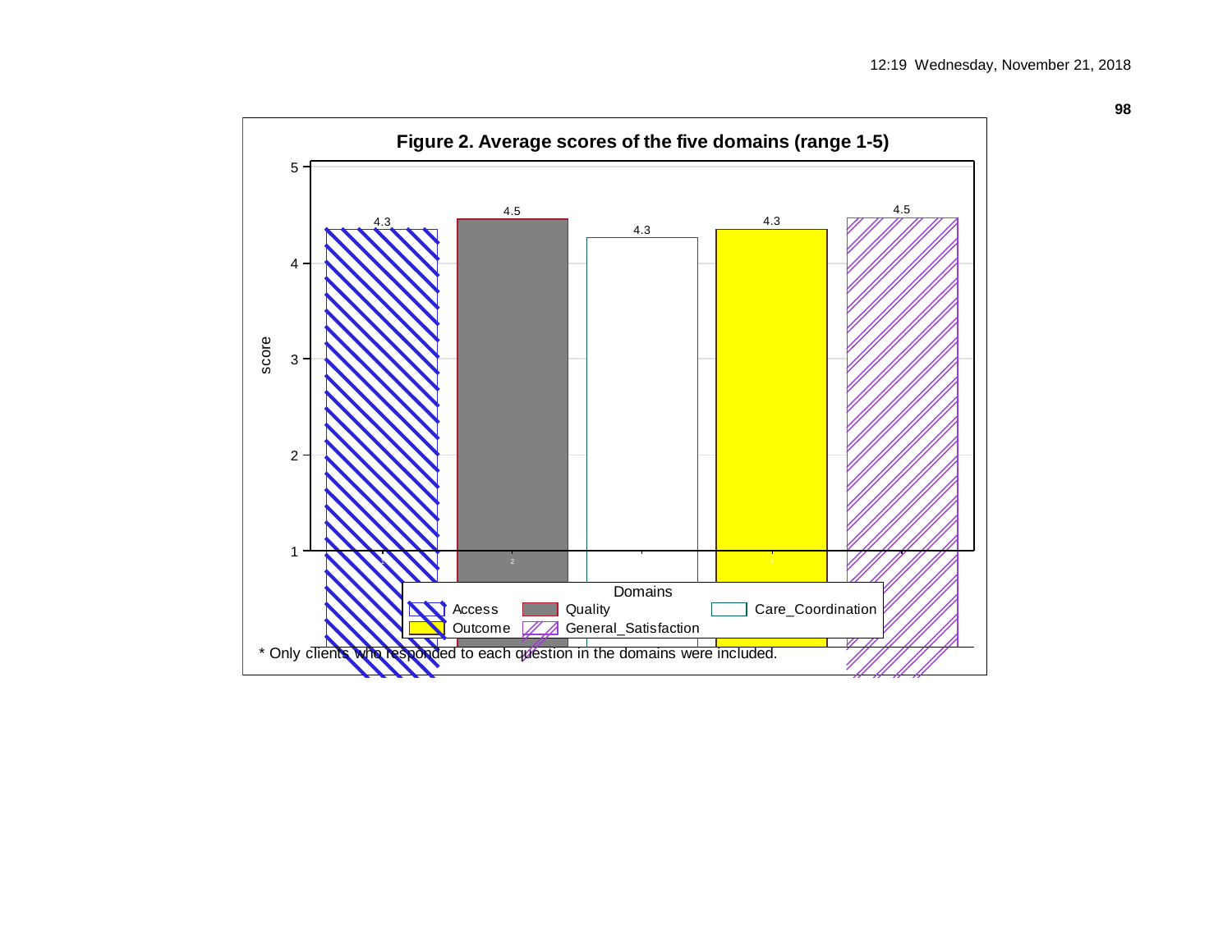**Figure 2. Average scores of the five domains (range 1-5)**

| Domains | score |
|---|---|
| Access | 4.3 |
| Quality | 4.5 |
| Care_Coordination | 4.3 |
| Outcome | 4.3 |
| General_Satisfaction | 4.5 |

\* Only clients who responded to each question in the domains were included.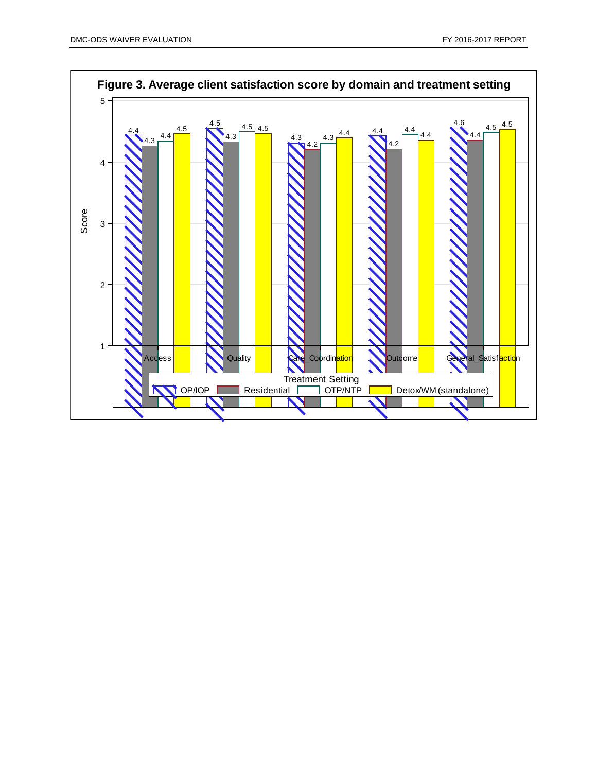**Figure 3. Average client satisfaction score by domain and treatment setting**

Score

5
4
3
2
1

4.4 4.3 4.4 4.5
Access

4.5 4.3 4.5 4.5
Quality

4.3 4.2 4.3 4.4
Care_Coordination

4.4 4.2 4.4 4.4
Outcome

4.6 4.4 4.5 4.5
General_Satisfaction

Treatment Setting
OP/IOP Residential OTP/NTP Detox/WM (standalone)